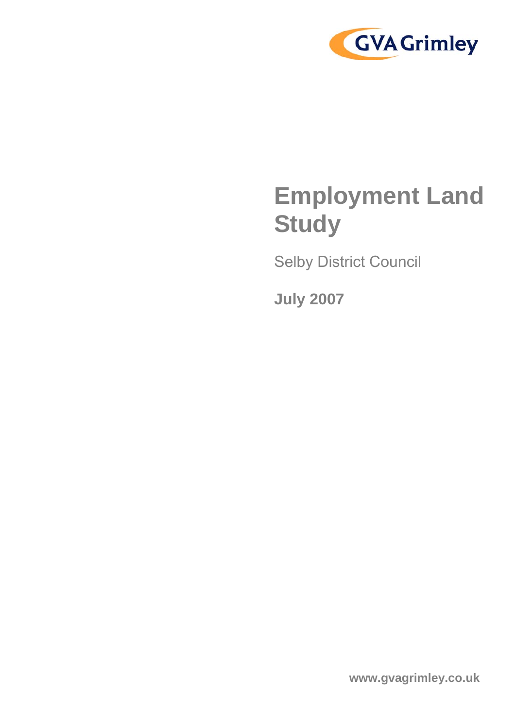GVA Grimley

# Employment Land Study

Selby District Council

**July 2007**

www.gvagrimley.co.uk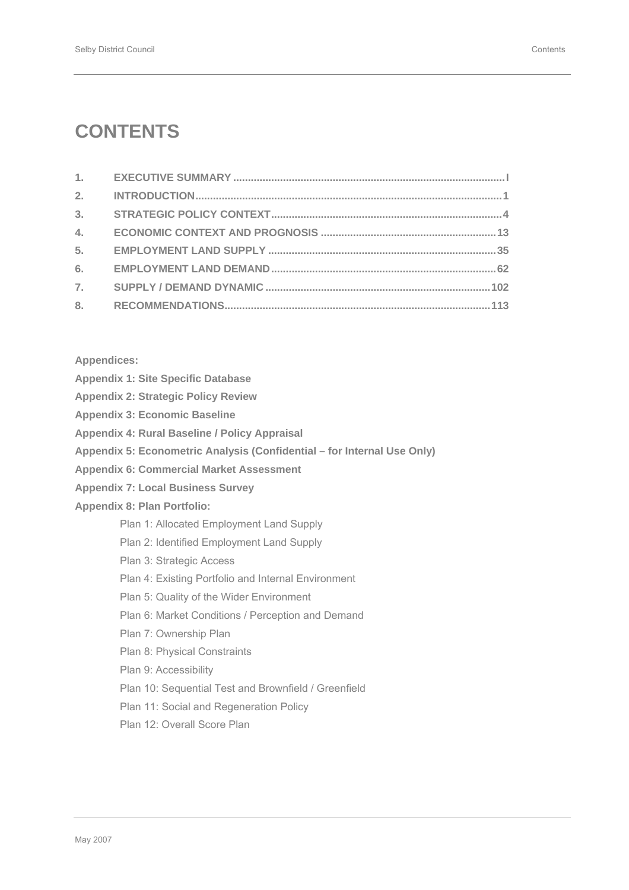# CONTENTS

| | | |
|---|---|---|
| 1. | EXECUTIVE SUMMARY | I |
| 2. | INTRODUCTION | 1 |
| 3. | STRATEGIC POLICY CONTEXT | 4 |
| 4. | ECONOMIC CONTEXT AND PROGNOSIS | 13 |
| 5. | EMPLOYMENT LAND SUPPLY | 35 |
| 6. | EMPLOYMENT LAND DEMAND | 62 |
| 7. | SUPPLY / DEMAND DYNAMIC | 102 |
| 8. | RECOMMENDATIONS | 113 |

**Appendices:**

**Appendix 1: Site Specific Database**

**Appendix 2: Strategic Policy Review**

**Appendix 3: Economic Baseline**

**Appendix 4: Rural Baseline / Policy Appraisal**

**Appendix 5: Econometric Analysis (Confidential – for Internal Use Only)**

**Appendix 6: Commercial Market Assessment**

**Appendix 7: Local Business Survey**

**Appendix 8: Plan Portfolio:**

- Plan 1: Allocated Employment Land Supply
- Plan 2: Identified Employment Land Supply
- Plan 3: Strategic Access
- Plan 4: Existing Portfolio and Internal Environment
- Plan 5: Quality of the Wider Environment
- Plan 6: Market Conditions / Perception and Demand
- Plan 7: Ownership Plan
- Plan 8: Physical Constraints
- Plan 9: Accessibility
- Plan 10: Sequential Test and Brownfield / Greenfield
- Plan 11: Social and Regeneration Policy
- Plan 12: Overall Score Plan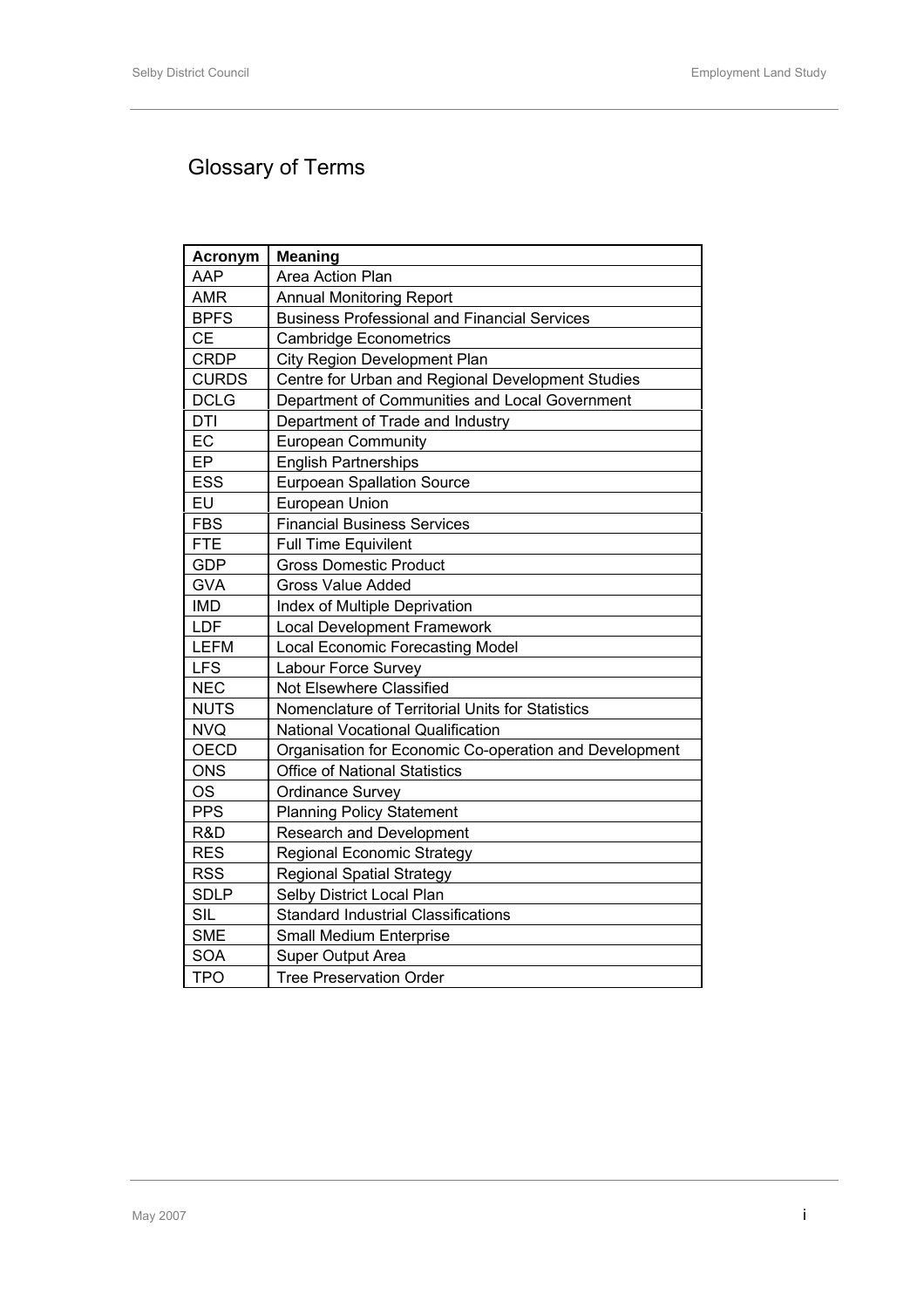# Glossary of Terms

| Acronym | Meaning |
| --- | --- |
| AAP | Area Action Plan |
| AMR | Annual Monitoring Report |
| BPFS | Business Professional and Financial Services |
| CE | Cambridge Econometrics |
| CRDP | City Region Development Plan |
| CURDS | Centre for Urban and Regional Development Studies |
| DCLG | Department of Communities and Local Government |
| DTI | Department of Trade and Industry |
| EC | European Community |
| EP | English Partnerships |
| ESS | Eurpoean Spallation Source |
| EU | European Union |
| FBS | Financial Business Services |
| FTE | Full Time Equivilent |
| GDP | Gross Domestic Product |
| GVA | Gross Value Added |
| IMD | Index of Multiple Deprivation |
| LDF | Local Development Framework |
| LEFM | Local Economic Forecasting Model |
| LFS | Labour Force Survey |
| NEC | Not Elsewhere Classified |
| NUTS | Nomenclature of Territorial Units for Statistics |
| NVQ | National Vocational Qualification |
| OECD | Organisation for Economic Co-operation and Development |
| ONS | Office of National Statistics |
| OS | Ordinance Survey |
| PPS | Planning Policy Statement |
| R&D | Research and Development |
| RES | Regional Economic Strategy |
| RSS | Regional Spatial Strategy |
| SDLP | Selby District Local Plan |
| SIL | Standard Industrial Classifications |
| SME | Small Medium Enterprise |
| SOA | Super Output Area |
| TPO | Tree Preservation Order |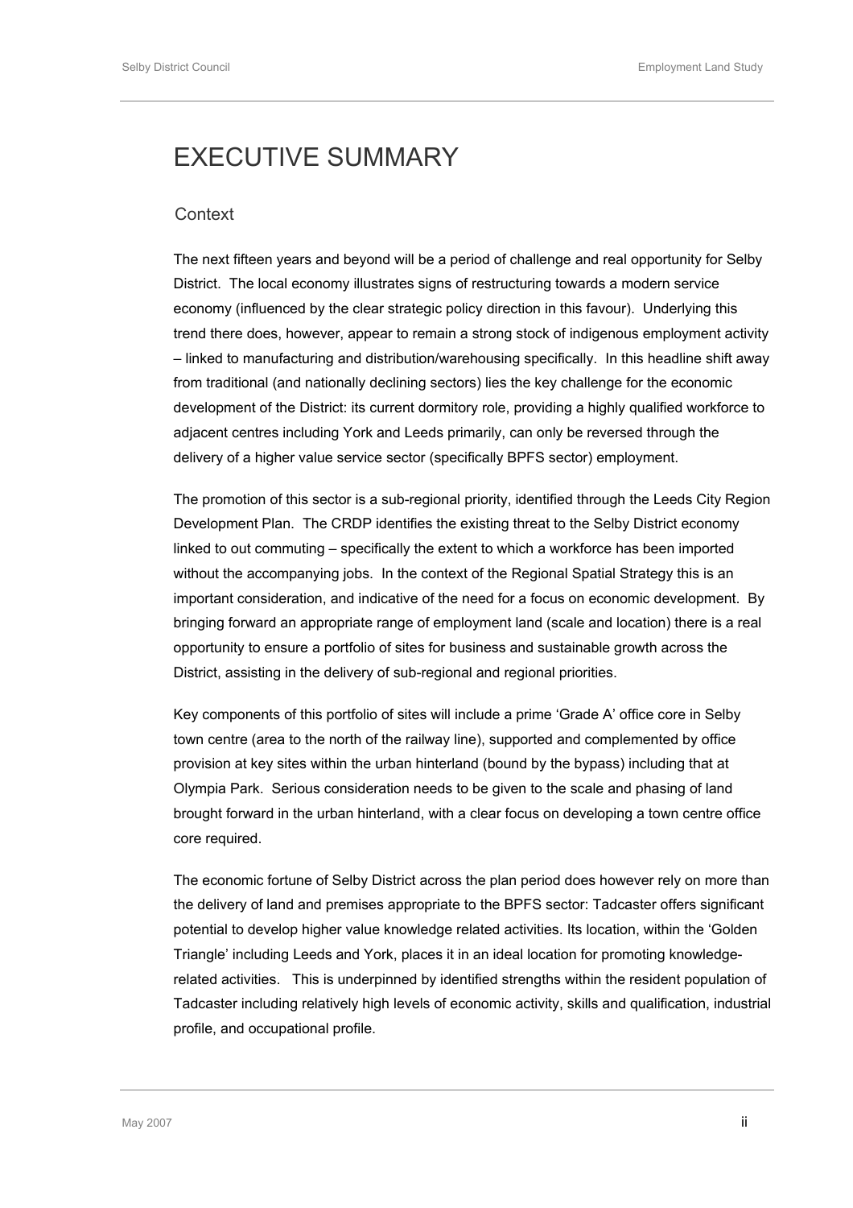# EXECUTIVE SUMMARY

## Context

The next fifteen years and beyond will be a period of challenge and real opportunity for Selby District. The local economy illustrates signs of restructuring towards a modern service economy (influenced by the clear strategic policy direction in this favour). Underlying this trend there does, however, appear to remain a strong stock of indigenous employment activity – linked to manufacturing and distribution/warehousing specifically. In this headline shift away from traditional (and nationally declining sectors) lies the key challenge for the economic development of the District: its current dormitory role, providing a highly qualified workforce to adjacent centres including York and Leeds primarily, can only be reversed through the delivery of a higher value service sector (specifically BPFS sector) employment.

The promotion of this sector is a sub-regional priority, identified through the Leeds City Region Development Plan. The CRDP identifies the existing threat to the Selby District economy linked to out commuting – specifically the extent to which a workforce has been imported without the accompanying jobs. In the context of the Regional Spatial Strategy this is an important consideration, and indicative of the need for a focus on economic development. By bringing forward an appropriate range of employment land (scale and location) there is a real opportunity to ensure a portfolio of sites for business and sustainable growth across the District, assisting in the delivery of sub-regional and regional priorities.

Key components of this portfolio of sites will include a prime 'Grade A' office core in Selby town centre (area to the north of the railway line), supported and complemented by office provision at key sites within the urban hinterland (bound by the bypass) including that at Olympia Park. Serious consideration needs to be given to the scale and phasing of land brought forward in the urban hinterland, with a clear focus on developing a town centre office core required.

The economic fortune of Selby District across the plan period does however rely on more than the delivery of land and premises appropriate to the BPFS sector: Tadcaster offers significant potential to develop higher value knowledge related activities. Its location, within the 'Golden Triangle' including Leeds and York, places it in an ideal location for promoting knowledge-related activities. This is underpinned by identified strengths within the resident population of Tadcaster including relatively high levels of economic activity, skills and qualification, industrial profile, and occupational profile.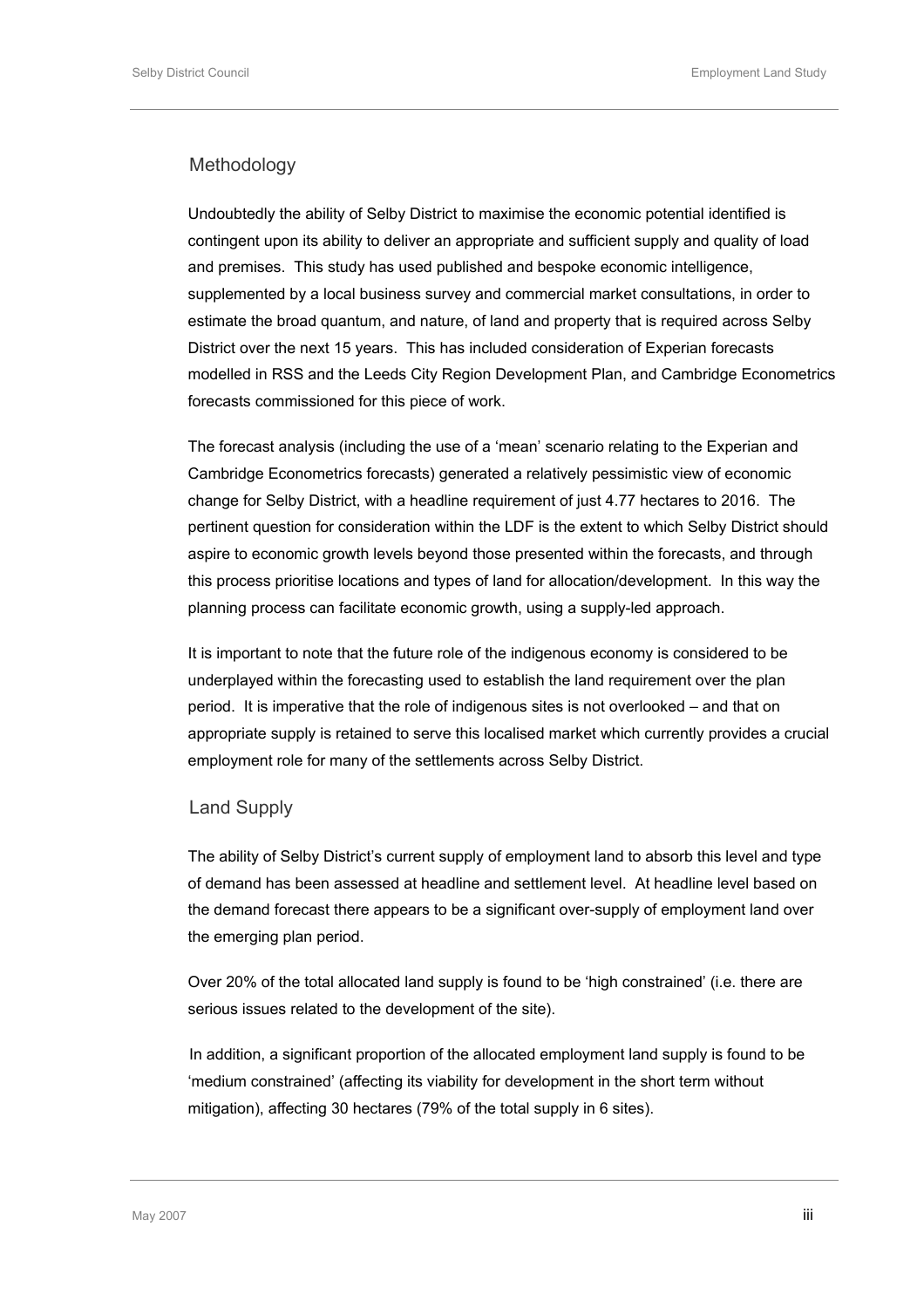## Methodology

Undoubtedly the ability of Selby District to maximise the economic potential identified is contingent upon its ability to deliver an appropriate and sufficient supply and quality of load and premises. This study has used published and bespoke economic intelligence, supplemented by a local business survey and commercial market consultations, in order to estimate the broad quantum, and nature, of land and property that is required across Selby District over the next 15 years. This has included consideration of Experian forecasts modelled in RSS and the Leeds City Region Development Plan, and Cambridge Econometrics forecasts commissioned for this piece of work.

The forecast analysis (including the use of a 'mean' scenario relating to the Experian and Cambridge Econometrics forecasts) generated a relatively pessimistic view of economic change for Selby District, with a headline requirement of just 4.77 hectares to 2016. The pertinent question for consideration within the LDF is the extent to which Selby District should aspire to economic growth levels beyond those presented within the forecasts, and through this process prioritise locations and types of land for allocation/development. In this way the planning process can facilitate economic growth, using a supply-led approach.

It is important to note that the future role of the indigenous economy is considered to be underplayed within the forecasting used to establish the land requirement over the plan period. It is imperative that the role of indigenous sites is not overlooked – and that on appropriate supply is retained to serve this localised market which currently provides a crucial employment role for many of the settlements across Selby District.

## Land Supply

The ability of Selby District's current supply of employment land to absorb this level and type of demand has been assessed at headline and settlement level. At headline level based on the demand forecast there appears to be a significant over-supply of employment land over the emerging plan period.

Over 20% of the total allocated land supply is found to be 'high constrained' (i.e. there are serious issues related to the development of the site).

In addition, a significant proportion of the allocated employment land supply is found to be 'medium constrained' (affecting its viability for development in the short term without mitigation), affecting 30 hectares (79% of the total supply in 6 sites).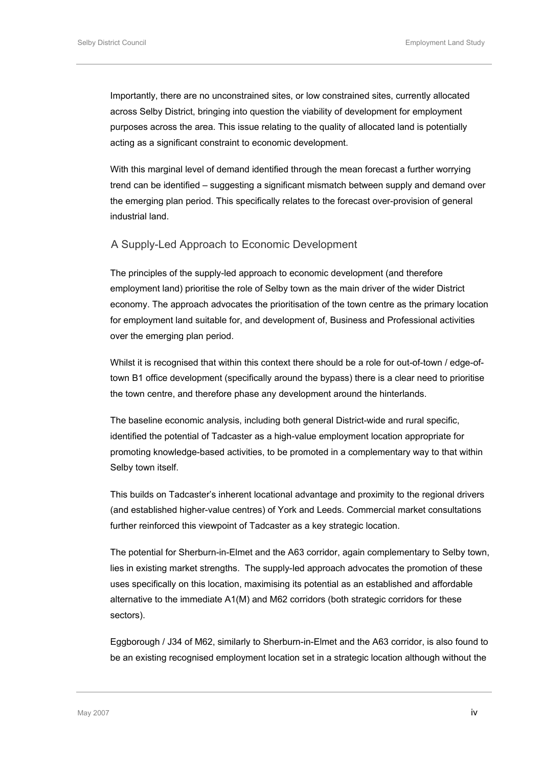Importantly, there are no unconstrained sites, or low constrained sites, currently allocated across Selby District, bringing into question the viability of development for employment purposes across the area. This issue relating to the quality of allocated land is potentially acting as a significant constraint to economic development.

With this marginal level of demand identified through the mean forecast a further worrying trend can be identified – suggesting a significant mismatch between supply and demand over the emerging plan period. This specifically relates to the forecast over-provision of general industrial land.

## A Supply-Led Approach to Economic Development

The principles of the supply-led approach to economic development (and therefore employment land) prioritise the role of Selby town as the main driver of the wider District economy. The approach advocates the prioritisation of the town centre as the primary location for employment land suitable for, and development of, Business and Professional activities over the emerging plan period.

Whilst it is recognised that within this context there should be a role for out-of-town / edge-of-town B1 office development (specifically around the bypass) there is a clear need to prioritise the town centre, and therefore phase any development around the hinterlands.

The baseline economic analysis, including both general District-wide and rural specific, identified the potential of Tadcaster as a high-value employment location appropriate for promoting knowledge-based activities, to be promoted in a complementary way to that within Selby town itself.

This builds on Tadcaster's inherent locational advantage and proximity to the regional drivers (and established higher-value centres) of York and Leeds. Commercial market consultations further reinforced this viewpoint of Tadcaster as a key strategic location.

The potential for Sherburn-in-Elmet and the A63 corridor, again complementary to Selby town, lies in existing market strengths. The supply-led approach advocates the promotion of these uses specifically on this location, maximising its potential as an established and affordable alternative to the immediate A1(M) and M62 corridors (both strategic corridors for these sectors).

Eggborough / J34 of M62, similarly to Sherburn-in-Elmet and the A63 corridor, is also found to be an existing recognised employment location set in a strategic location although without the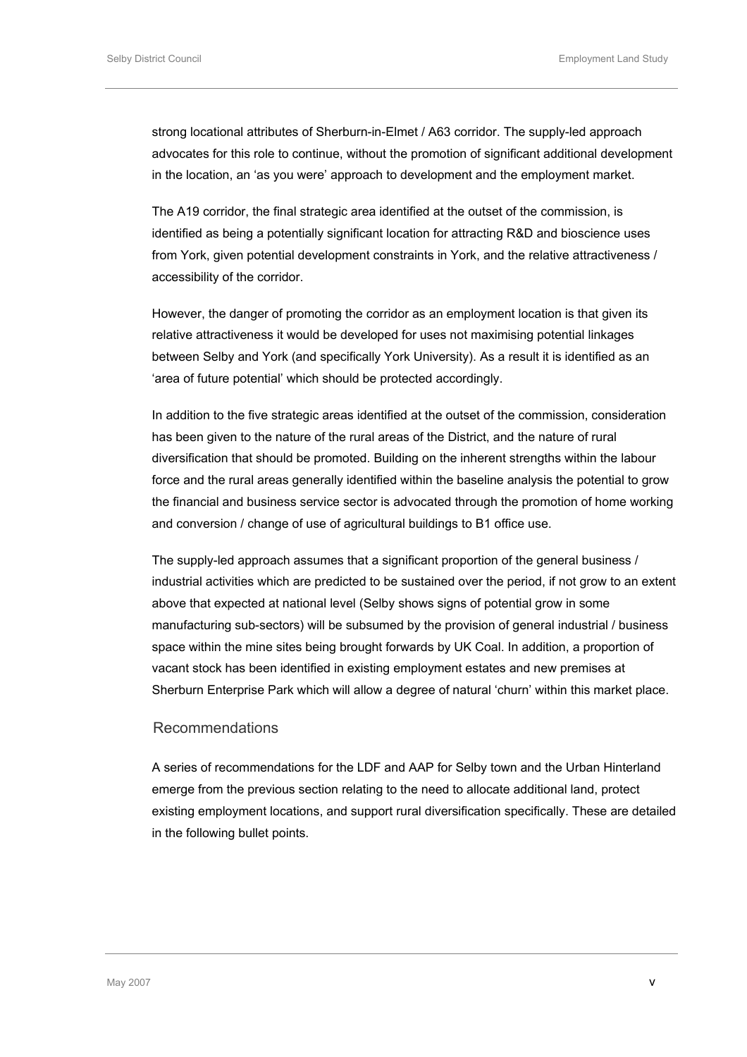strong locational attributes of Sherburn-in-Elmet / A63 corridor. The supply-led approach advocates for this role to continue, without the promotion of significant additional development in the location, an 'as you were' approach to development and the employment market.

The A19 corridor, the final strategic area identified at the outset of the commission, is identified as being a potentially significant location for attracting R&D and bioscience uses from York, given potential development constraints in York, and the relative attractiveness / accessibility of the corridor.

However, the danger of promoting the corridor as an employment location is that given its relative attractiveness it would be developed for uses not maximising potential linkages between Selby and York (and specifically York University). As a result it is identified as an 'area of future potential' which should be protected accordingly.

In addition to the five strategic areas identified at the outset of the commission, consideration has been given to the nature of the rural areas of the District, and the nature of rural diversification that should be promoted. Building on the inherent strengths within the labour force and the rural areas generally identified within the baseline analysis the potential to grow the financial and business service sector is advocated through the promotion of home working and conversion / change of use of agricultural buildings to B1 office use.

The supply-led approach assumes that a significant proportion of the general business / industrial activities which are predicted to be sustained over the period, if not grow to an extent above that expected at national level (Selby shows signs of potential grow in some manufacturing sub-sectors) will be subsumed by the provision of general industrial / business space within the mine sites being brought forwards by UK Coal. In addition, a proportion of vacant stock has been identified in existing employment estates and new premises at Sherburn Enterprise Park which will allow a degree of natural 'churn' within this market place.

## Recommendations

A series of recommendations for the LDF and AAP for Selby town and the Urban Hinterland emerge from the previous section relating to the need to allocate additional land, protect existing employment locations, and support rural diversification specifically. These are detailed in the following bullet points.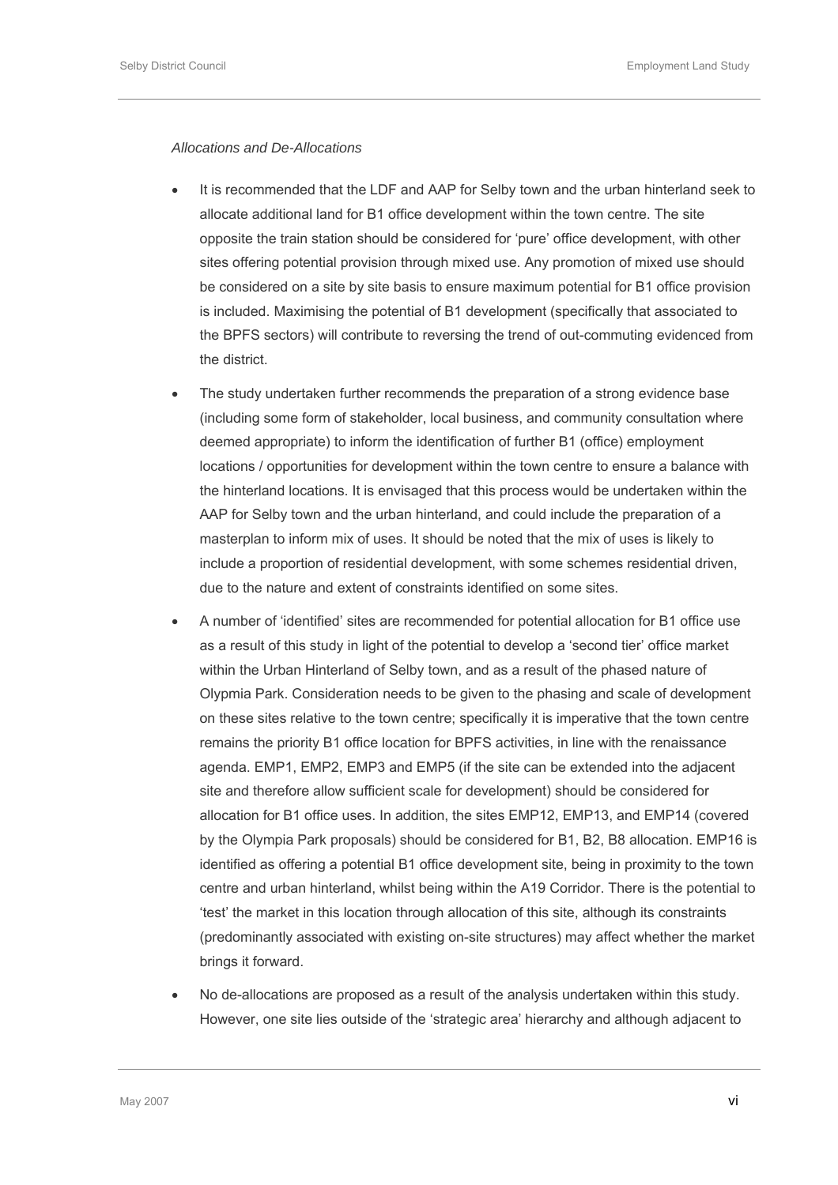*Allocations and De-Allocations*

- It is recommended that the LDF and AAP for Selby town and the urban hinterland seek to allocate additional land for B1 office development within the town centre. The site opposite the train station should be considered for 'pure' office development, with other sites offering potential provision through mixed use. Any promotion of mixed use should be considered on a site by site basis to ensure maximum potential for B1 office provision is included. Maximising the potential of B1 development (specifically that associated to the BPFS sectors) will contribute to reversing the trend of out-commuting evidenced from the district.
- The study undertaken further recommends the preparation of a strong evidence base (including some form of stakeholder, local business, and community consultation where deemed appropriate) to inform the identification of further B1 (office) employment locations / opportunities for development within the town centre to ensure a balance with the hinterland locations. It is envisaged that this process would be undertaken within the AAP for Selby town and the urban hinterland, and could include the preparation of a masterplan to inform mix of uses. It should be noted that the mix of uses is likely to include a proportion of residential development, with some schemes residential driven, due to the nature and extent of constraints identified on some sites.
- A number of 'identified' sites are recommended for potential allocation for B1 office use as a result of this study in light of the potential to develop a 'second tier' office market within the Urban Hinterland of Selby town, and as a result of the phased nature of Olypmia Park. Consideration needs to be given to the phasing and scale of development on these sites relative to the town centre; specifically it is imperative that the town centre remains the priority B1 office location for BPFS activities, in line with the renaissance agenda. EMP1, EMP2, EMP3 and EMP5 (if the site can be extended into the adjacent site and therefore allow sufficient scale for development) should be considered for allocation for B1 office uses. In addition, the sites EMP12, EMP13, and EMP14 (covered by the Olympia Park proposals) should be considered for B1, B2, B8 allocation. EMP16 is identified as offering a potential B1 office development site, being in proximity to the town centre and urban hinterland, whilst being within the A19 Corridor. There is the potential to 'test' the market in this location through allocation of this site, although its constraints (predominantly associated with existing on-site structures) may affect whether the market brings it forward.
- No de-allocations are proposed as a result of the analysis undertaken within this study. However, one site lies outside of the 'strategic area' hierarchy and although adjacent to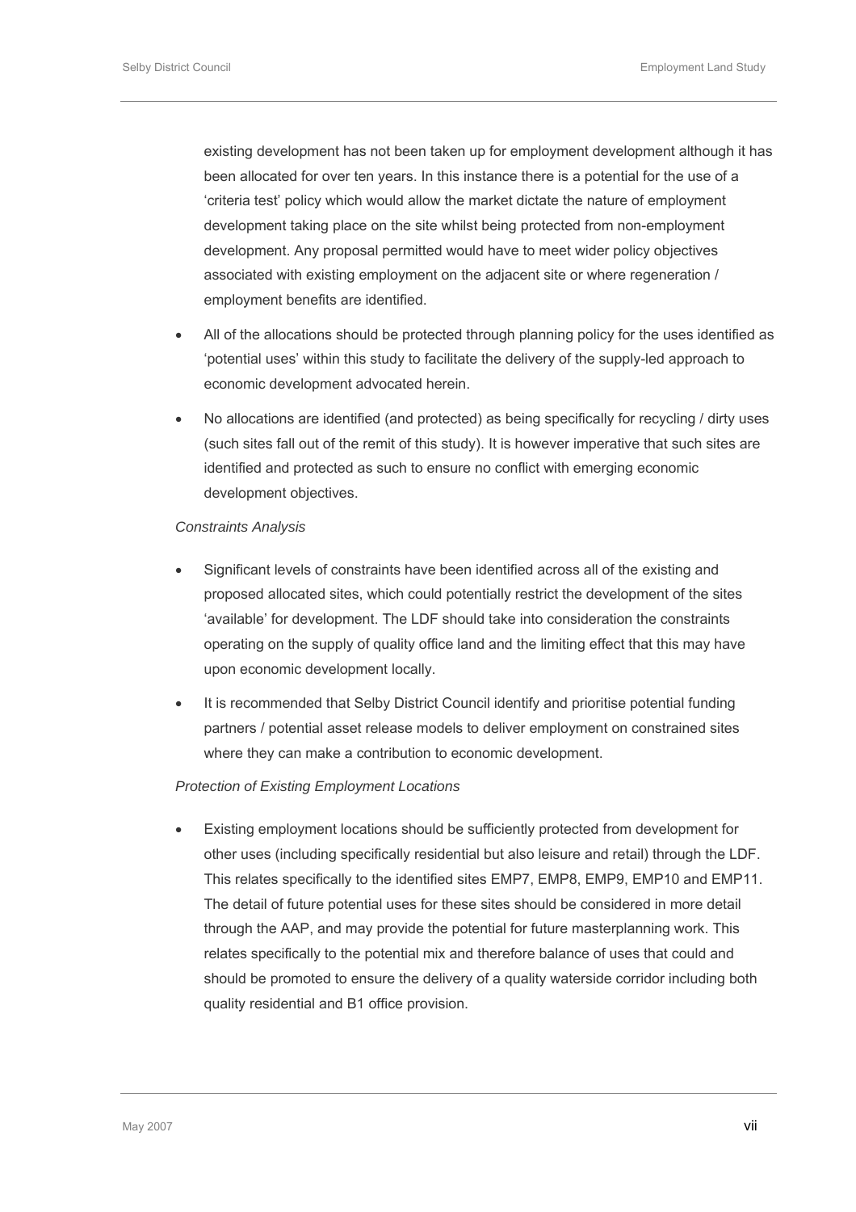existing development has not been taken up for employment development although it has been allocated for over ten years. In this instance there is a potential for the use of a 'criteria test' policy which would allow the market dictate the nature of employment development taking place on the site whilst being protected from non-employment development. Any proposal permitted would have to meet wider policy objectives associated with existing employment on the adjacent site or where regeneration / employment benefits are identified.

- All of the allocations should be protected through planning policy for the uses identified as 'potential uses' within this study to facilitate the delivery of the supply-led approach to economic development advocated herein.
- No allocations are identified (and protected) as being specifically for recycling / dirty uses (such sites fall out of the remit of this study). It is however imperative that such sites are identified and protected as such to ensure no conflict with emerging economic development objectives.

*Constraints Analysis*

- Significant levels of constraints have been identified across all of the existing and proposed allocated sites, which could potentially restrict the development of the sites 'available' for development. The LDF should take into consideration the constraints operating on the supply of quality office land and the limiting effect that this may have upon economic development locally.
- It is recommended that Selby District Council identify and prioritise potential funding partners / potential asset release models to deliver employment on constrained sites where they can make a contribution to economic development.

*Protection of Existing Employment Locations*

- Existing employment locations should be sufficiently protected from development for other uses (including specifically residential but also leisure and retail) through the LDF. This relates specifically to the identified sites EMP7, EMP8, EMP9, EMP10 and EMP11. The detail of future potential uses for these sites should be considered in more detail through the AAP, and may provide the potential for future masterplanning work. This relates specifically to the potential mix and therefore balance of uses that could and should be promoted to ensure the delivery of a quality waterside corridor including both quality residential and B1 office provision.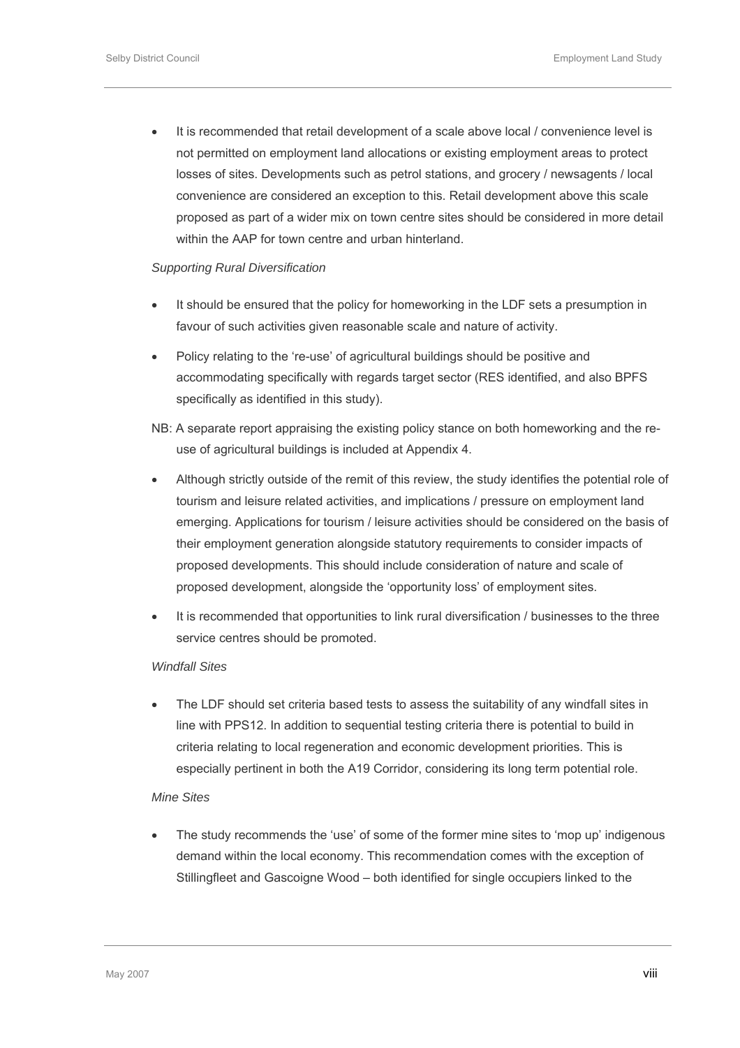- It is recommended that retail development of a scale above local / convenience level is not permitted on employment land allocations or existing employment areas to protect losses of sites. Developments such as petrol stations, and grocery / newsagents / local convenience are considered an exception to this. Retail development above this scale proposed as part of a wider mix on town centre sites should be considered in more detail within the AAP for town centre and urban hinterland.

*Supporting Rural Diversification*

- It should be ensured that the policy for homeworking in the LDF sets a presumption in favour of such activities given reasonable scale and nature of activity.
- Policy relating to the 're-use' of agricultural buildings should be positive and accommodating specifically with regards target sector (RES identified, and also BPFS specifically as identified in this study).

NB: A separate report appraising the existing policy stance on both homeworking and the re-use of agricultural buildings is included at Appendix 4.

- Although strictly outside of the remit of this review, the study identifies the potential role of tourism and leisure related activities, and implications / pressure on employment land emerging. Applications for tourism / leisure activities should be considered on the basis of their employment generation alongside statutory requirements to consider impacts of proposed developments. This should include consideration of nature and scale of proposed development, alongside the 'opportunity loss' of employment sites.
- It is recommended that opportunities to link rural diversification / businesses to the three service centres should be promoted.

*Windfall Sites*

- The LDF should set criteria based tests to assess the suitability of any windfall sites in line with PPS12. In addition to sequential testing criteria there is potential to build in criteria relating to local regeneration and economic development priorities. This is especially pertinent in both the A19 Corridor, considering its long term potential role.

*Mine Sites*

- The study recommends the 'use' of some of the former mine sites to 'mop up' indigenous demand within the local economy. This recommendation comes with the exception of Stillingfleet and Gascoigne Wood – both identified for single occupiers linked to the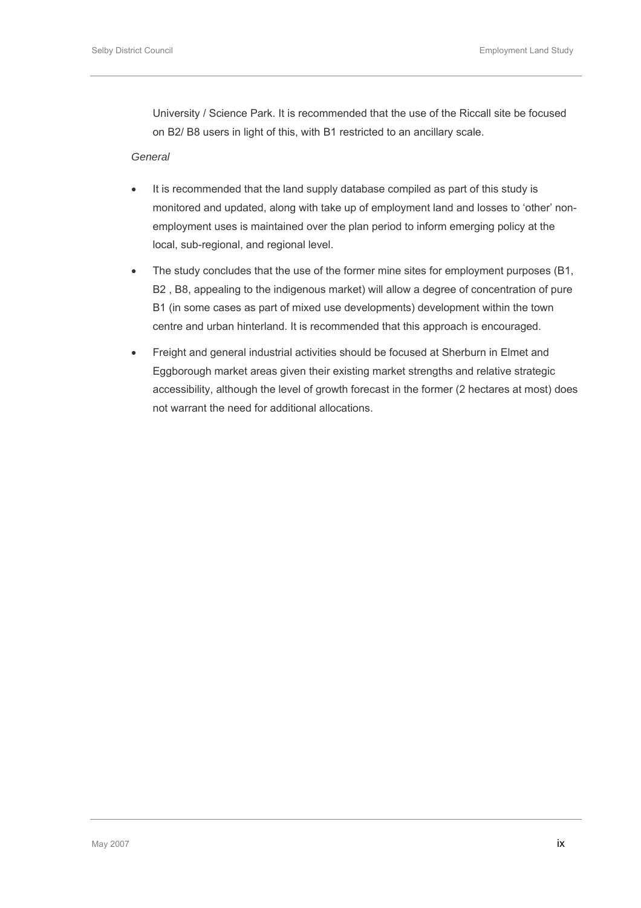University / Science Park. It is recommended that the use of the Riccall site be focused on B2/ B8 users in light of this, with B1 restricted to an ancillary scale.

*General*

- It is recommended that the land supply database compiled as part of this study is monitored and updated, along with take up of employment land and losses to 'other' non-employment uses is maintained over the plan period to inform emerging policy at the local, sub-regional, and regional level.
- The study concludes that the use of the former mine sites for employment purposes (B1, B2 , B8, appealing to the indigenous market) will allow a degree of concentration of pure B1 (in some cases as part of mixed use developments) development within the town centre and urban hinterland. It is recommended that this approach is encouraged.
- Freight and general industrial activities should be focused at Sherburn in Elmet and Eggborough market areas given their existing market strengths and relative strategic accessibility, although the level of growth forecast in the former (2 hectares at most) does not warrant the need for additional allocations.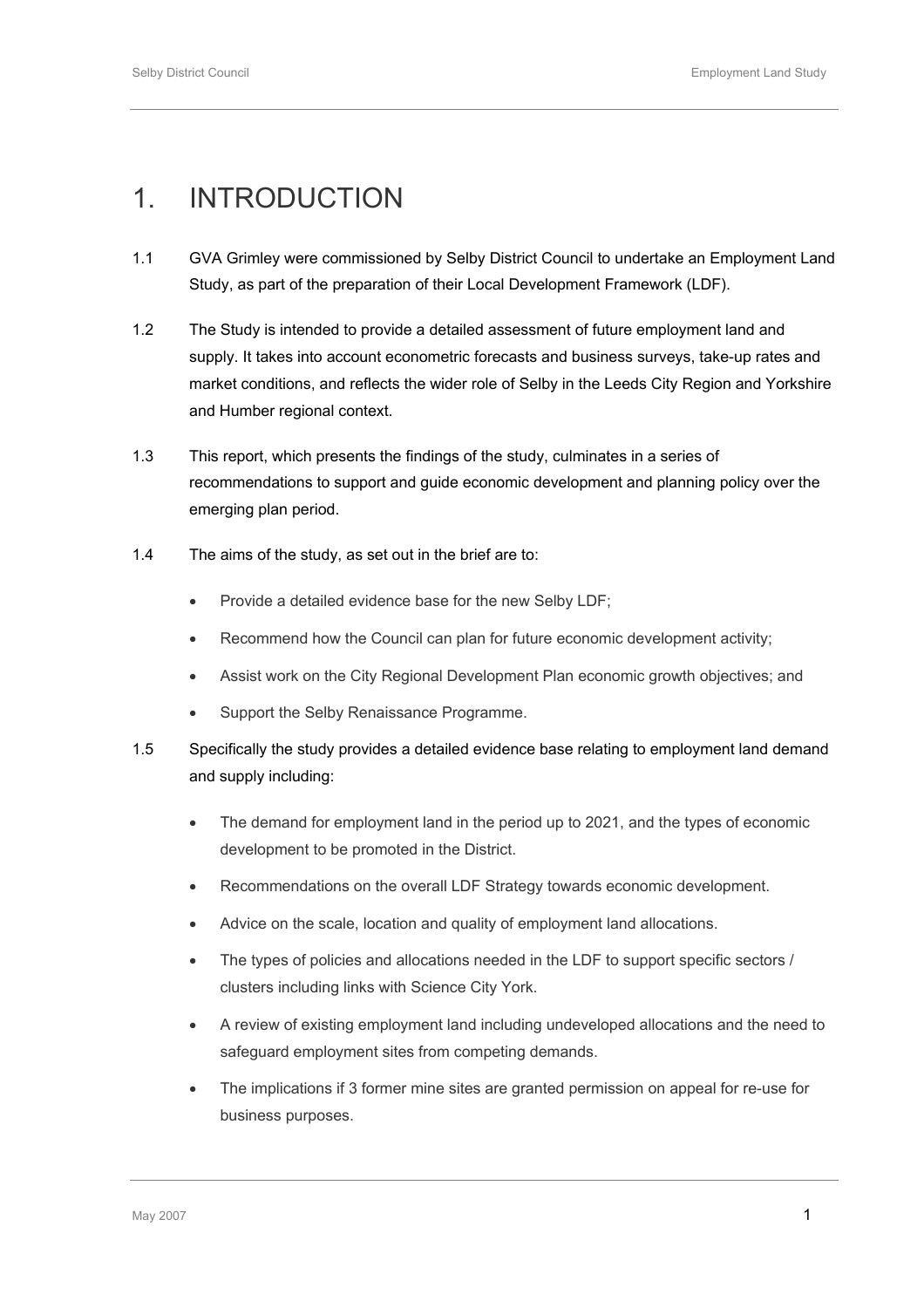# 1. INTRODUCTION

1.1 GVA Grimley were commissioned by Selby District Council to undertake an Employment Land Study, as part of the preparation of their Local Development Framework (LDF).

1.2 The Study is intended to provide a detailed assessment of future employment land and supply. It takes into account econometric forecasts and business surveys, take-up rates and market conditions, and reflects the wider role of Selby in the Leeds City Region and Yorkshire and Humber regional context.

1.3 This report, which presents the findings of the study, culminates in a series of recommendations to support and guide economic development and planning policy over the emerging plan period.

1.4 The aims of the study, as set out in the brief are to:

- Provide a detailed evidence base for the new Selby LDF;
- Recommend how the Council can plan for future economic development activity;
- Assist work on the City Regional Development Plan economic growth objectives; and
- Support the Selby Renaissance Programme.

1.5 Specifically the study provides a detailed evidence base relating to employment land demand and supply including:

- The demand for employment land in the period up to 2021, and the types of economic development to be promoted in the District.
- Recommendations on the overall LDF Strategy towards economic development.
- Advice on the scale, location and quality of employment land allocations.
- The types of policies and allocations needed in the LDF to support specific sectors / clusters including links with Science City York.
- A review of existing employment land including undeveloped allocations and the need to safeguard employment sites from competing demands.
- The implications if 3 former mine sites are granted permission on appeal for re-use for business purposes.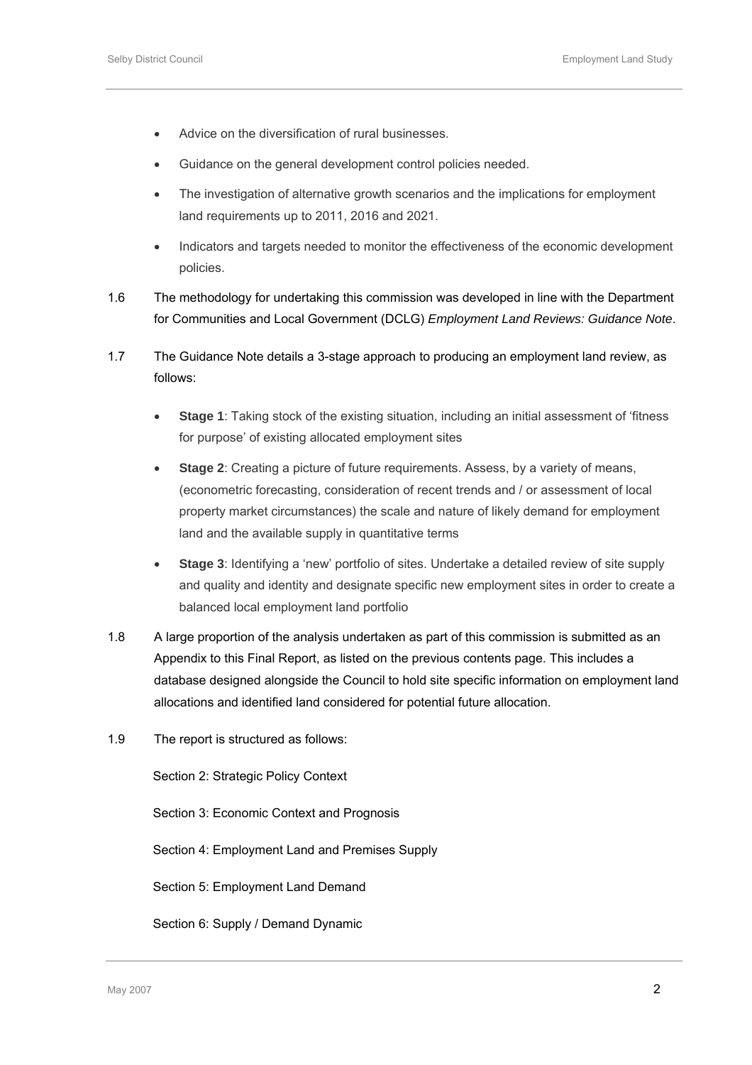- Advice on the diversification of rural businesses.
- Guidance on the general development control policies needed.
- The investigation of alternative growth scenarios and the implications for employment land requirements up to 2011, 2016 and 2021.
- Indicators and targets needed to monitor the effectiveness of the economic development policies.

1.6 The methodology for undertaking this commission was developed in line with the Department for Communities and Local Government (DCLG) *Employment Land Reviews: Guidance Note*.

1.7 The Guidance Note details a 3-stage approach to producing an employment land review, as follows:

- **Stage 1**: Taking stock of the existing situation, including an initial assessment of 'fitness for purpose' of existing allocated employment sites
- **Stage 2**: Creating a picture of future requirements. Assess, by a variety of means, (econometric forecasting, consideration of recent trends and / or assessment of local property market circumstances) the scale and nature of likely demand for employment land and the available supply in quantitative terms
- **Stage 3**: Identifying a 'new' portfolio of sites. Undertake a detailed review of site supply and quality and identity and designate specific new employment sites in order to create a balanced local employment land portfolio

1.8 A large proportion of the analysis undertaken as part of this commission is submitted as an Appendix to this Final Report, as listed on the previous contents page. This includes a database designed alongside the Council to hold site specific information on employment land allocations and identified land considered for potential future allocation.

1.9 The report is structured as follows:

Section 2: Strategic Policy Context

Section 3: Economic Context and Prognosis

Section 4: Employment Land and Premises Supply

Section 5: Employment Land Demand

Section 6: Supply / Demand Dynamic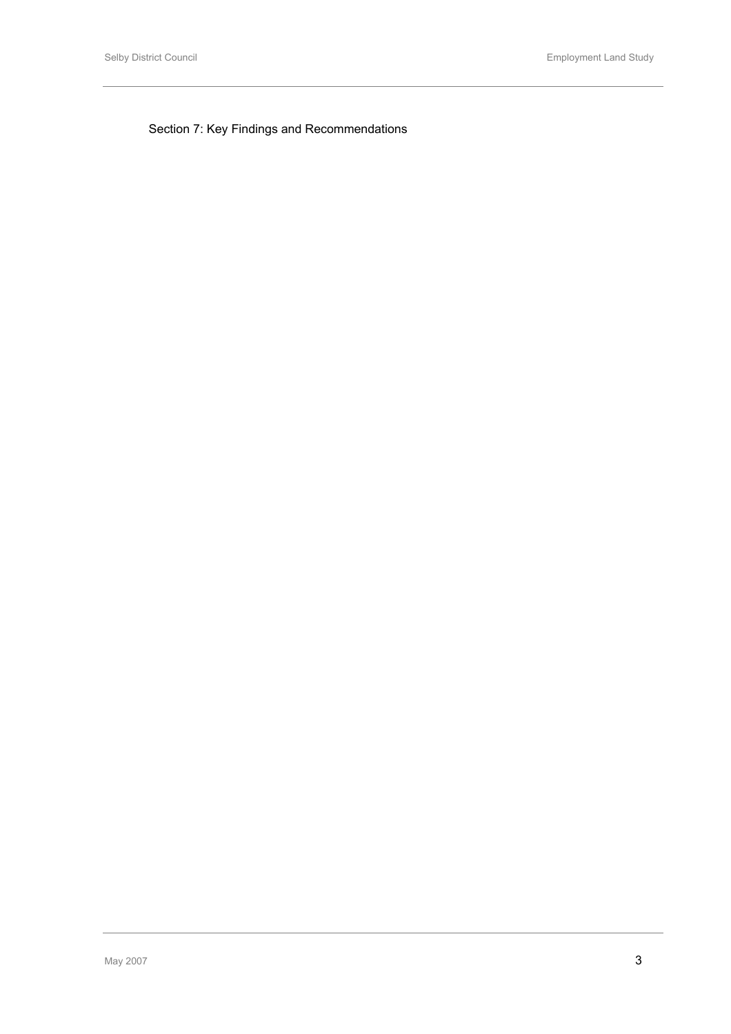Section 7: Key Findings and Recommendations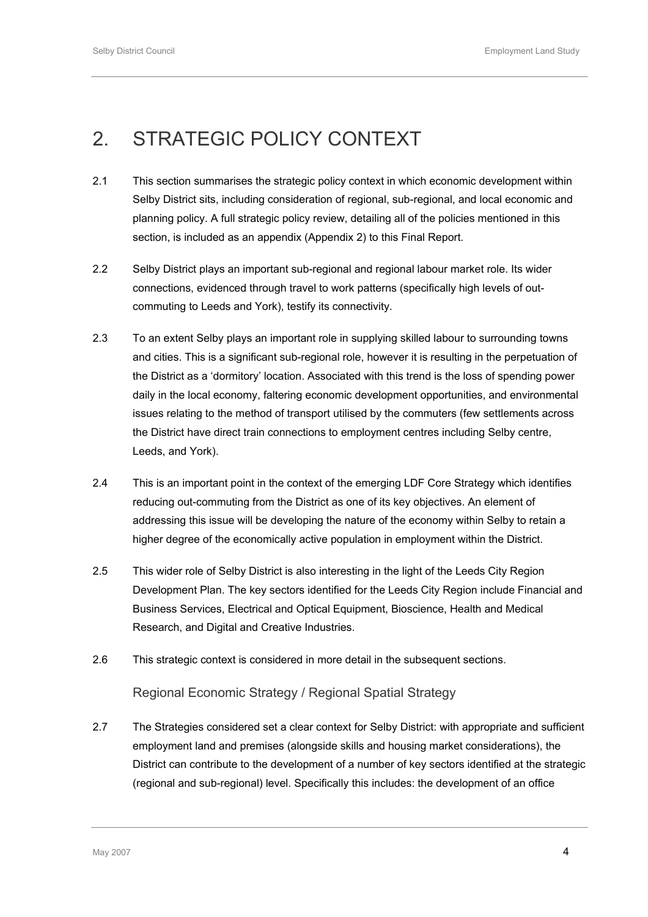# 2. STRATEGIC POLICY CONTEXT

2.1 This section summarises the strategic policy context in which economic development within Selby District sits, including consideration of regional, sub-regional, and local economic and planning policy. A full strategic policy review, detailing all of the policies mentioned in this section, is included as an appendix (Appendix 2) to this Final Report.

2.2 Selby District plays an important sub-regional and regional labour market role. Its wider connections, evidenced through travel to work patterns (specifically high levels of out-commuting to Leeds and York), testify its connectivity.

2.3 To an extent Selby plays an important role in supplying skilled labour to surrounding towns and cities. This is a significant sub-regional role, however it is resulting in the perpetuation of the District as a 'dormitory' location. Associated with this trend is the loss of spending power daily in the local economy, faltering economic development opportunities, and environmental issues relating to the method of transport utilised by the commuters (few settlements across the District have direct train connections to employment centres including Selby centre, Leeds, and York).

2.4 This is an important point in the context of the emerging LDF Core Strategy which identifies reducing out-commuting from the District as one of its key objectives. An element of addressing this issue will be developing the nature of the economy within Selby to retain a higher degree of the economically active population in employment within the District.

2.5 This wider role of Selby District is also interesting in the light of the Leeds City Region Development Plan. The key sectors identified for the Leeds City Region include Financial and Business Services, Electrical and Optical Equipment, Bioscience, Health and Medical Research, and Digital and Creative Industries.

2.6 This strategic context is considered in more detail in the subsequent sections.

### Regional Economic Strategy / Regional Spatial Strategy

2.7 The Strategies considered set a clear context for Selby District: with appropriate and sufficient employment land and premises (alongside skills and housing market considerations), the District can contribute to the development of a number of key sectors identified at the strategic (regional and sub-regional) level. Specifically this includes: the development of an office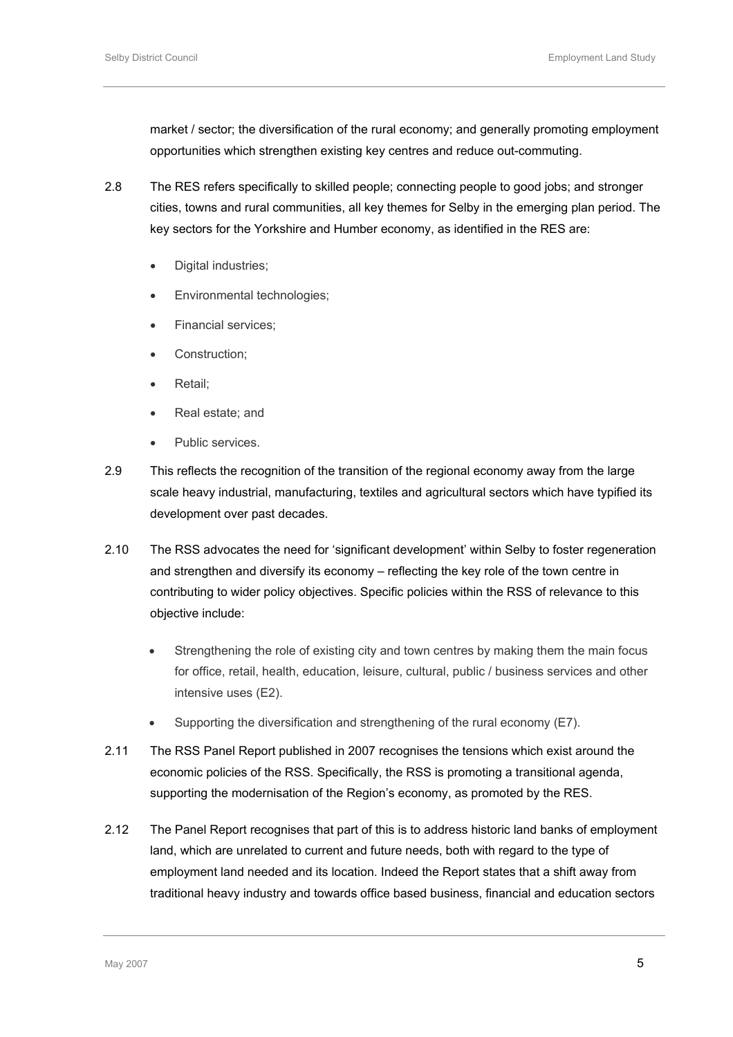market / sector; the diversification of the rural economy; and generally promoting employment opportunities which strengthen existing key centres and reduce out-commuting.

2.8 The RES refers specifically to skilled people; connecting people to good jobs; and stronger cities, towns and rural communities, all key themes for Selby in the emerging plan period. The key sectors for the Yorkshire and Humber economy, as identified in the RES are:

- Digital industries;
- Environmental technologies;
- Financial services;
- Construction;
- Retail;
- Real estate; and
- Public services.

2.9 This reflects the recognition of the transition of the regional economy away from the large scale heavy industrial, manufacturing, textiles and agricultural sectors which have typified its development over past decades.

2.10 The RSS advocates the need for 'significant development' within Selby to foster regeneration and strengthen and diversify its economy – reflecting the key role of the town centre in contributing to wider policy objectives. Specific policies within the RSS of relevance to this objective include:

- Strengthening the role of existing city and town centres by making them the main focus for office, retail, health, education, leisure, cultural, public / business services and other intensive uses (E2).
- Supporting the diversification and strengthening of the rural economy (E7).

2.11 The RSS Panel Report published in 2007 recognises the tensions which exist around the economic policies of the RSS. Specifically, the RSS is promoting a transitional agenda, supporting the modernisation of the Region's economy, as promoted by the RES.

2.12 The Panel Report recognises that part of this is to address historic land banks of employment land, which are unrelated to current and future needs, both with regard to the type of employment land needed and its location. Indeed the Report states that a shift away from traditional heavy industry and towards office based business, financial and education sectors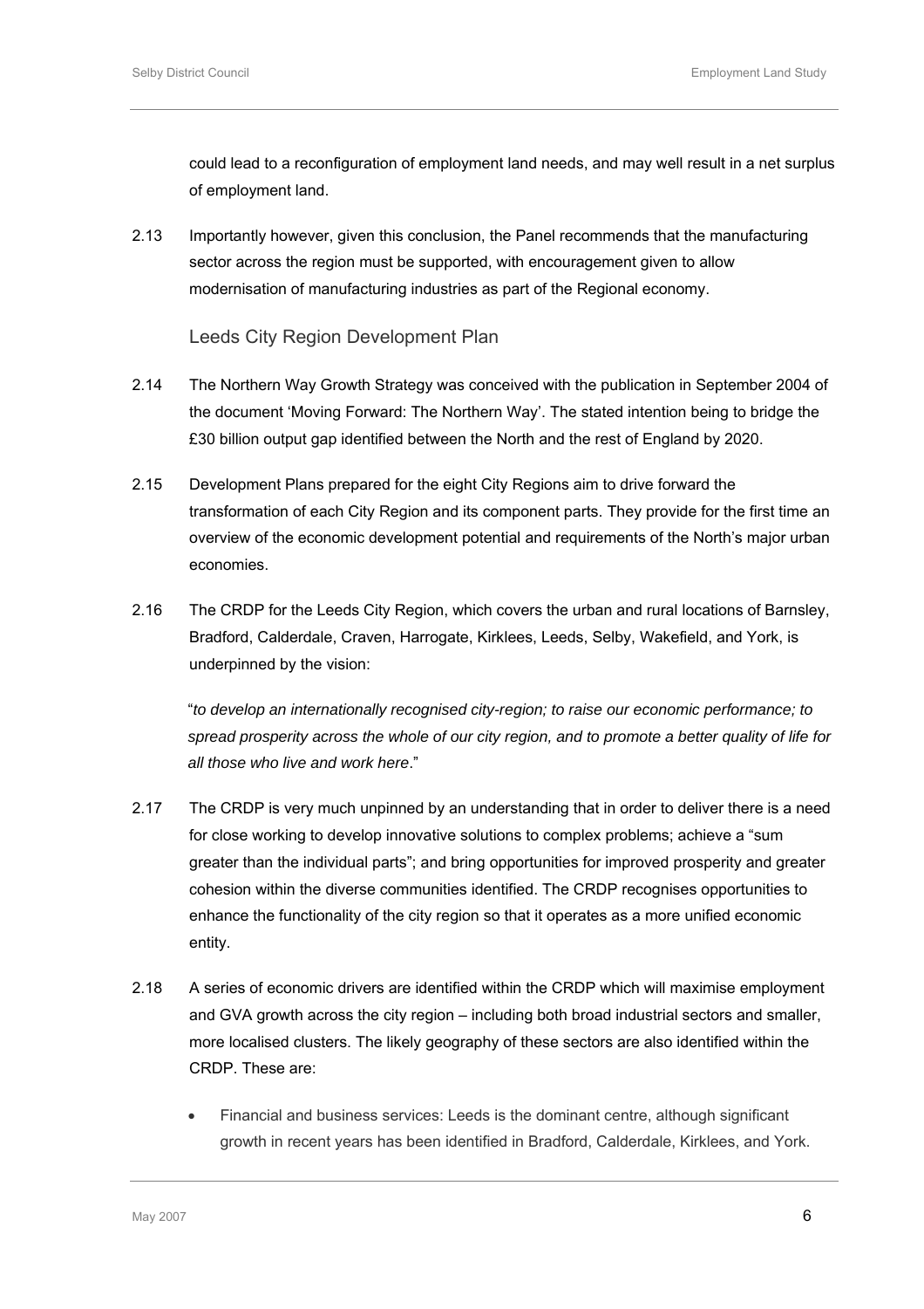could lead to a reconfiguration of employment land needs, and may well result in a net surplus of employment land.

2.13 Importantly however, given this conclusion, the Panel recommends that the manufacturing sector across the region must be supported, with encouragement given to allow modernisation of manufacturing industries as part of the Regional economy.

### Leeds City Region Development Plan

2.14 The Northern Way Growth Strategy was conceived with the publication in September 2004 of the document 'Moving Forward: The Northern Way'. The stated intention being to bridge the £30 billion output gap identified between the North and the rest of England by 2020.

2.15 Development Plans prepared for the eight City Regions aim to drive forward the transformation of each City Region and its component parts. They provide for the first time an overview of the economic development potential and requirements of the North's major urban economies.

2.16 The CRDP for the Leeds City Region, which covers the urban and rural locations of Barnsley, Bradford, Calderdale, Craven, Harrogate, Kirklees, Leeds, Selby, Wakefield, and York, is underpinned by the vision:

"*to develop an internationally recognised city-region; to raise our economic performance; to spread prosperity across the whole of our city region, and to promote a better quality of life for all those who live and work here*."

2.17 The CRDP is very much unpinned by an understanding that in order to deliver there is a need for close working to develop innovative solutions to complex problems; achieve a "sum greater than the individual parts"; and bring opportunities for improved prosperity and greater cohesion within the diverse communities identified. The CRDP recognises opportunities to enhance the functionality of the city region so that it operates as a more unified economic entity.

2.18 A series of economic drivers are identified within the CRDP which will maximise employment and GVA growth across the city region – including both broad industrial sectors and smaller, more localised clusters. The likely geography of these sectors are also identified within the CRDP. These are:

- Financial and business services: Leeds is the dominant centre, although significant growth in recent years has been identified in Bradford, Calderdale, Kirklees, and York.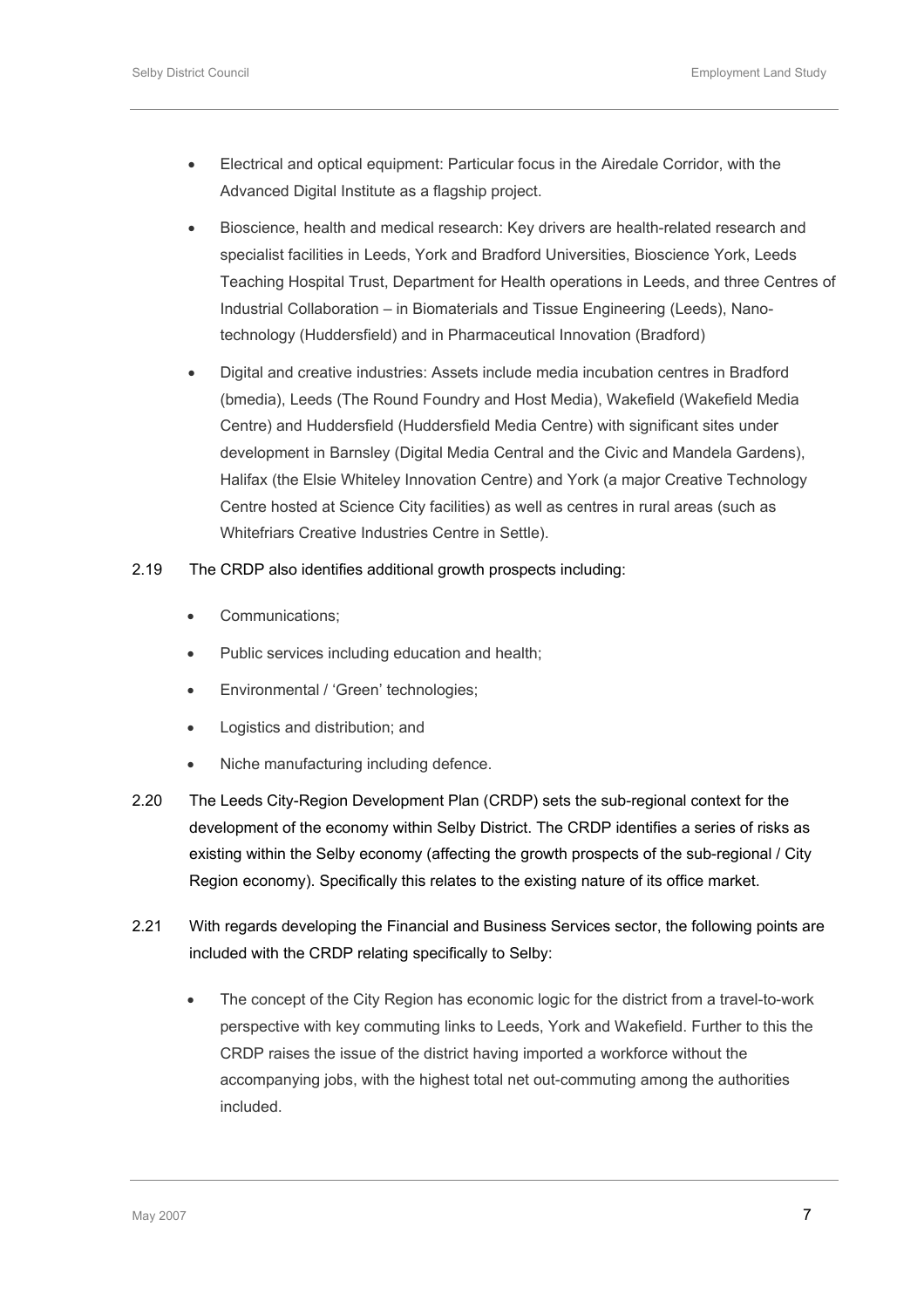- Electrical and optical equipment: Particular focus in the Airedale Corridor, with the Advanced Digital Institute as a flagship project.
- Bioscience, health and medical research: Key drivers are health-related research and specialist facilities in Leeds, York and Bradford Universities, Bioscience York, Leeds Teaching Hospital Trust, Department for Health operations in Leeds, and three Centres of Industrial Collaboration – in Biomaterials and Tissue Engineering (Leeds), Nano-technology (Huddersfield) and in Pharmaceutical Innovation (Bradford)
- Digital and creative industries: Assets include media incubation centres in Bradford (bmedia), Leeds (The Round Foundry and Host Media), Wakefield (Wakefield Media Centre) and Huddersfield (Huddersfield Media Centre) with significant sites under development in Barnsley (Digital Media Central and the Civic and Mandela Gardens), Halifax (the Elsie Whiteley Innovation Centre) and York (a major Creative Technology Centre hosted at Science City facilities) as well as centres in rural areas (such as Whitefriars Creative Industries Centre in Settle).

2.19 The CRDP also identifies additional growth prospects including:

- Communications;
- Public services including education and health;
- Environmental / 'Green' technologies;
- Logistics and distribution; and
- Niche manufacturing including defence.

2.20 The Leeds City-Region Development Plan (CRDP) sets the sub-regional context for the development of the economy within Selby District. The CRDP identifies a series of risks as existing within the Selby economy (affecting the growth prospects of the sub-regional / City Region economy). Specifically this relates to the existing nature of its office market.

2.21 With regards developing the Financial and Business Services sector, the following points are included with the CRDP relating specifically to Selby:

- The concept of the City Region has economic logic for the district from a travel-to-work perspective with key commuting links to Leeds, York and Wakefield. Further to this the CRDP raises the issue of the district having imported a workforce without the accompanying jobs, with the highest total net out-commuting among the authorities included.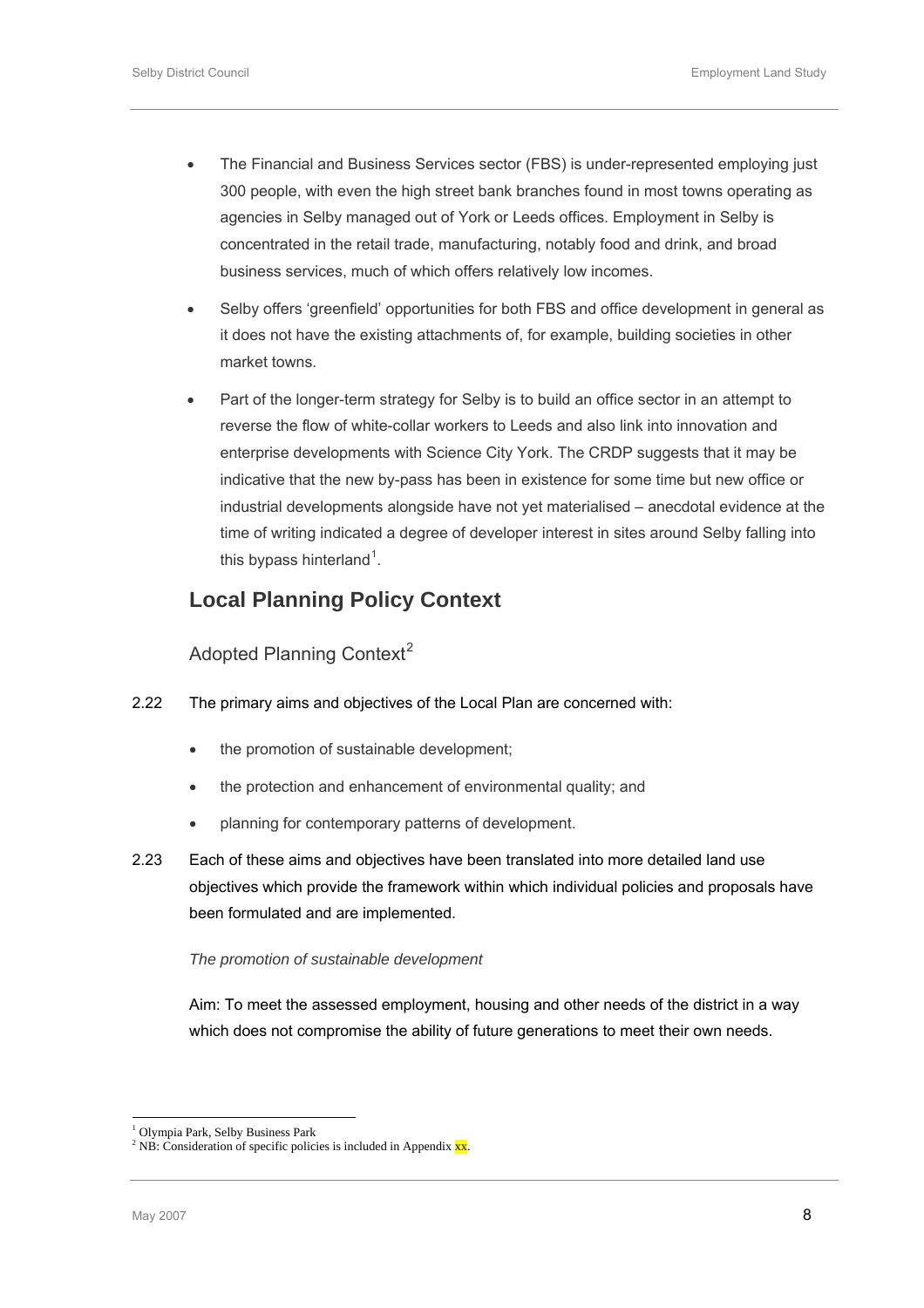- The Financial and Business Services sector (FBS) is under-represented employing just 300 people, with even the high street bank branches found in most towns operating as agencies in Selby managed out of York or Leeds offices. Employment in Selby is concentrated in the retail trade, manufacturing, notably food and drink, and broad business services, much of which offers relatively low incomes.
- Selby offers 'greenfield' opportunities for both FBS and office development in general as it does not have the existing attachments of, for example, building societies in other market towns.
- Part of the longer-term strategy for Selby is to build an office sector in an attempt to reverse the flow of white-collar workers to Leeds and also link into innovation and enterprise developments with Science City York. The CRDP suggests that it may be indicative that the new by-pass has been in existence for some time but new office or industrial developments alongside have not yet materialised – anecdotal evidence at the time of writing indicated a degree of developer interest in sites around Selby falling into this bypass hinterland[1].

## Local Planning Policy Context

### Adopted Planning Context[2]

2.22 The primary aims and objectives of the Local Plan are concerned with:

- the promotion of sustainable development;
- the protection and enhancement of environmental quality; and
- planning for contemporary patterns of development.

2.23 Each of these aims and objectives have been translated into more detailed land use objectives which provide the framework within which individual policies and proposals have been formulated and are implemented.

*The promotion of sustainable development*

Aim: To meet the assessed employment, housing and other needs of the district in a way which does not compromise the ability of future generations to meet their own needs.

[1] Olympia Park, Selby Business Park

[2] NB: Consideration of specific policies is included in Appendix xx.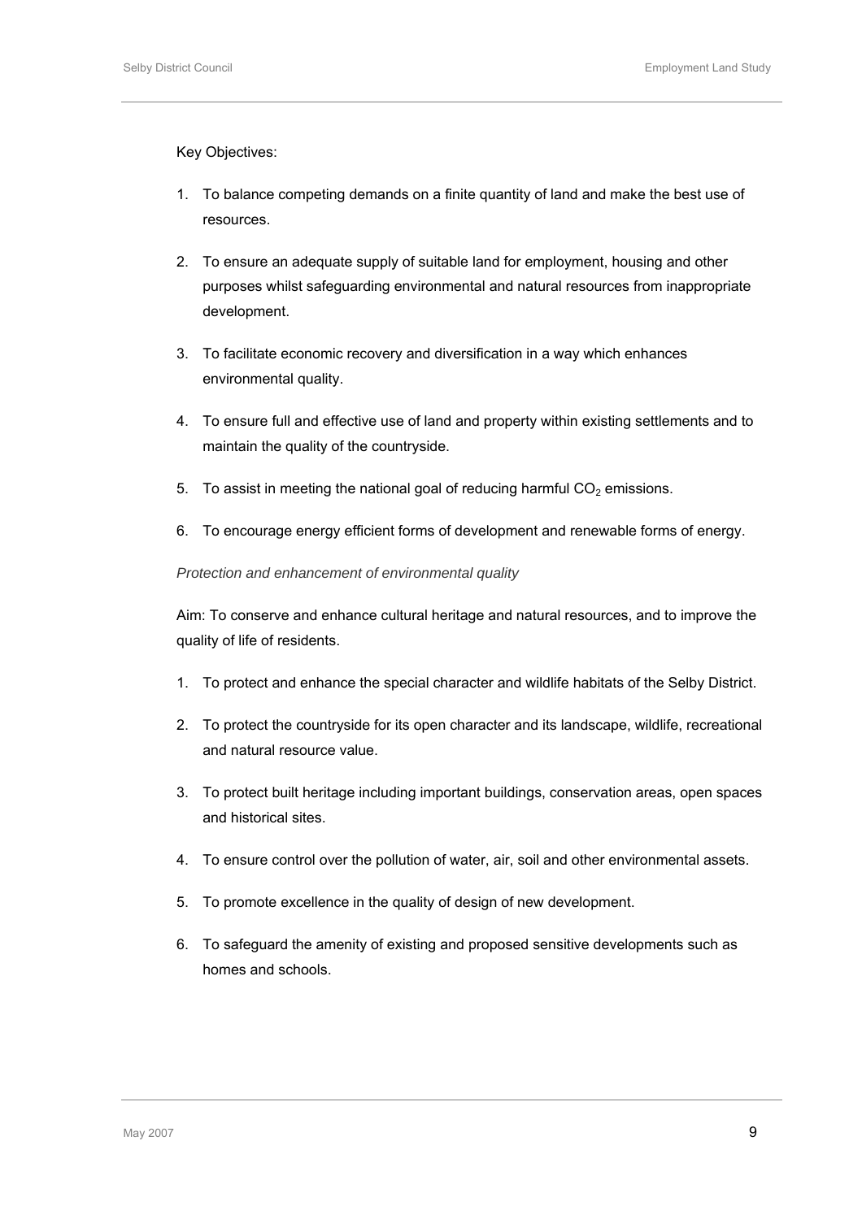Key Objectives:

1. To balance competing demands on a finite quantity of land and make the best use of resources.

2. To ensure an adequate supply of suitable land for employment, housing and other purposes whilst safeguarding environmental and natural resources from inappropriate development.

3. To facilitate economic recovery and diversification in a way which enhances environmental quality.

4. To ensure full and effective use of land and property within existing settlements and to maintain the quality of the countryside.

5. To assist in meeting the national goal of reducing harmful $CO_2$ emissions.

6. To encourage energy efficient forms of development and renewable forms of energy.

*Protection and enhancement of environmental quality*

Aim: To conserve and enhance cultural heritage and natural resources, and to improve the quality of life of residents.

1. To protect and enhance the special character and wildlife habitats of the Selby District.

2. To protect the countryside for its open character and its landscape, wildlife, recreational and natural resource value.

3. To protect built heritage including important buildings, conservation areas, open spaces and historical sites.

4. To ensure control over the pollution of water, air, soil and other environmental assets.

5. To promote excellence in the quality of design of new development.

6. To safeguard the amenity of existing and proposed sensitive developments such as homes and schools.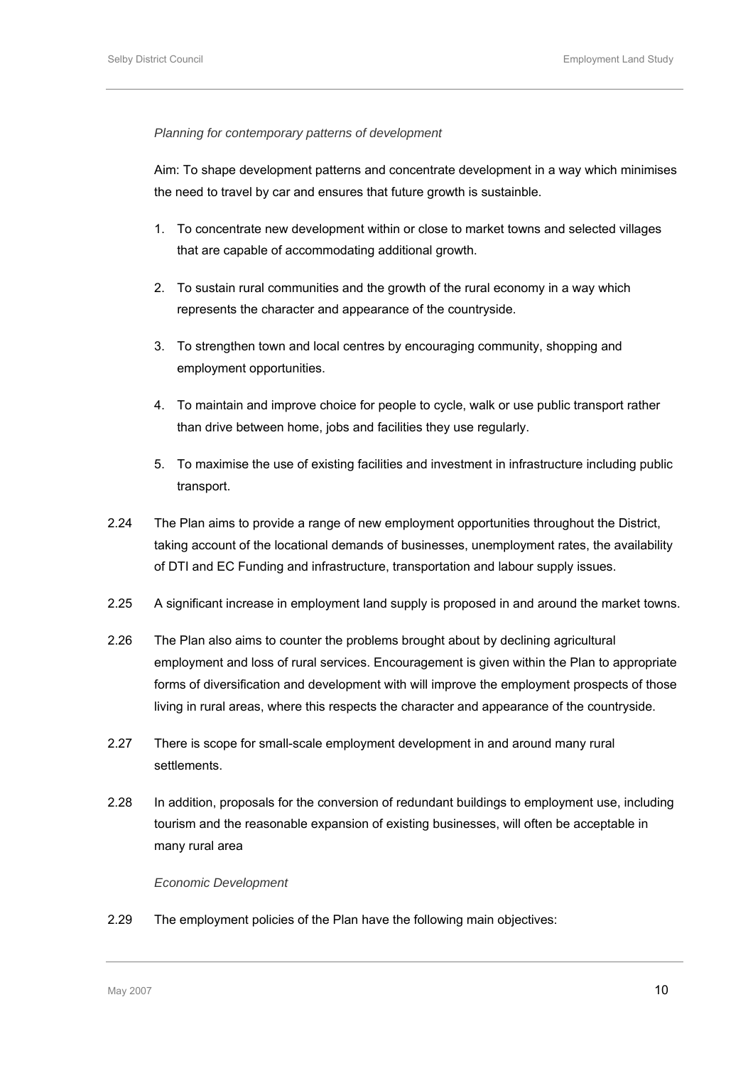*Planning for contemporary patterns of development*

Aim: To shape development patterns and concentrate development in a way which minimises the need to travel by car and ensures that future growth is sustainble.

1. To concentrate new development within or close to market towns and selected villages that are capable of accommodating additional growth.

2. To sustain rural communities and the growth of the rural economy in a way which represents the character and appearance of the countryside.

3. To strengthen town and local centres by encouraging community, shopping and employment opportunities.

4. To maintain and improve choice for people to cycle, walk or use public transport rather than drive between home, jobs and facilities they use regularly.

5. To maximise the use of existing facilities and investment in infrastructure including public transport.

2.24 The Plan aims to provide a range of new employment opportunities throughout the District, taking account of the locational demands of businesses, unemployment rates, the availability of DTI and EC Funding and infrastructure, transportation and labour supply issues.

2.25 A significant increase in employment land supply is proposed in and around the market towns.

2.26 The Plan also aims to counter the problems brought about by declining agricultural employment and loss of rural services. Encouragement is given within the Plan to appropriate forms of diversification and development with will improve the employment prospects of those living in rural areas, where this respects the character and appearance of the countryside.

2.27 There is scope for small-scale employment development in and around many rural settlements.

2.28 In addition, proposals for the conversion of redundant buildings to employment use, including tourism and the reasonable expansion of existing businesses, will often be acceptable in many rural area

*Economic Development*

2.29 The employment policies of the Plan have the following main objectives: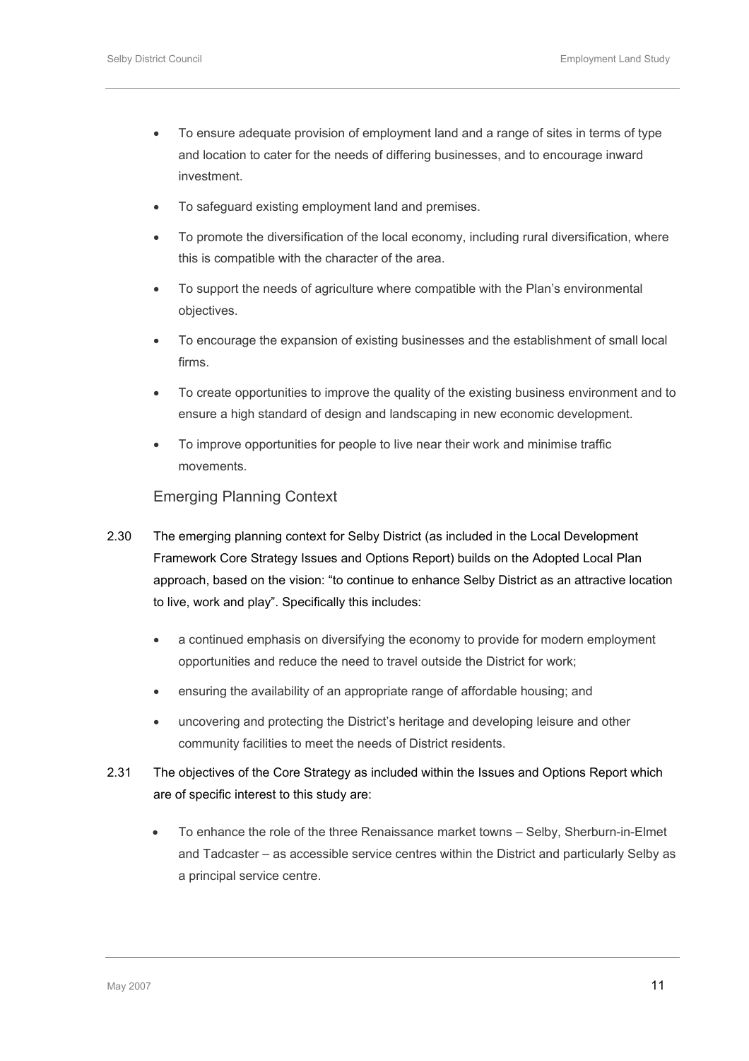- To ensure adequate provision of employment land and a range of sites in terms of type and location to cater for the needs of differing businesses, and to encourage inward investment.
- To safeguard existing employment land and premises.
- To promote the diversification of the local economy, including rural diversification, where this is compatible with the character of the area.
- To support the needs of agriculture where compatible with the Plan's environmental objectives.
- To encourage the expansion of existing businesses and the establishment of small local firms.
- To create opportunities to improve the quality of the existing business environment and to ensure a high standard of design and landscaping in new economic development.
- To improve opportunities for people to live near their work and minimise traffic movements.

### Emerging Planning Context

2.30 The emerging planning context for Selby District (as included in the Local Development Framework Core Strategy Issues and Options Report) builds on the Adopted Local Plan approach, based on the vision: "to continue to enhance Selby District as an attractive location to live, work and play". Specifically this includes:

- a continued emphasis on diversifying the economy to provide for modern employment opportunities and reduce the need to travel outside the District for work;
- ensuring the availability of an appropriate range of affordable housing; and
- uncovering and protecting the District's heritage and developing leisure and other community facilities to meet the needs of District residents.

2.31 The objectives of the Core Strategy as included within the Issues and Options Report which are of specific interest to this study are:

- To enhance the role of the three Renaissance market towns – Selby, Sherburn-in-Elmet and Tadcaster – as accessible service centres within the District and particularly Selby as a principal service centre.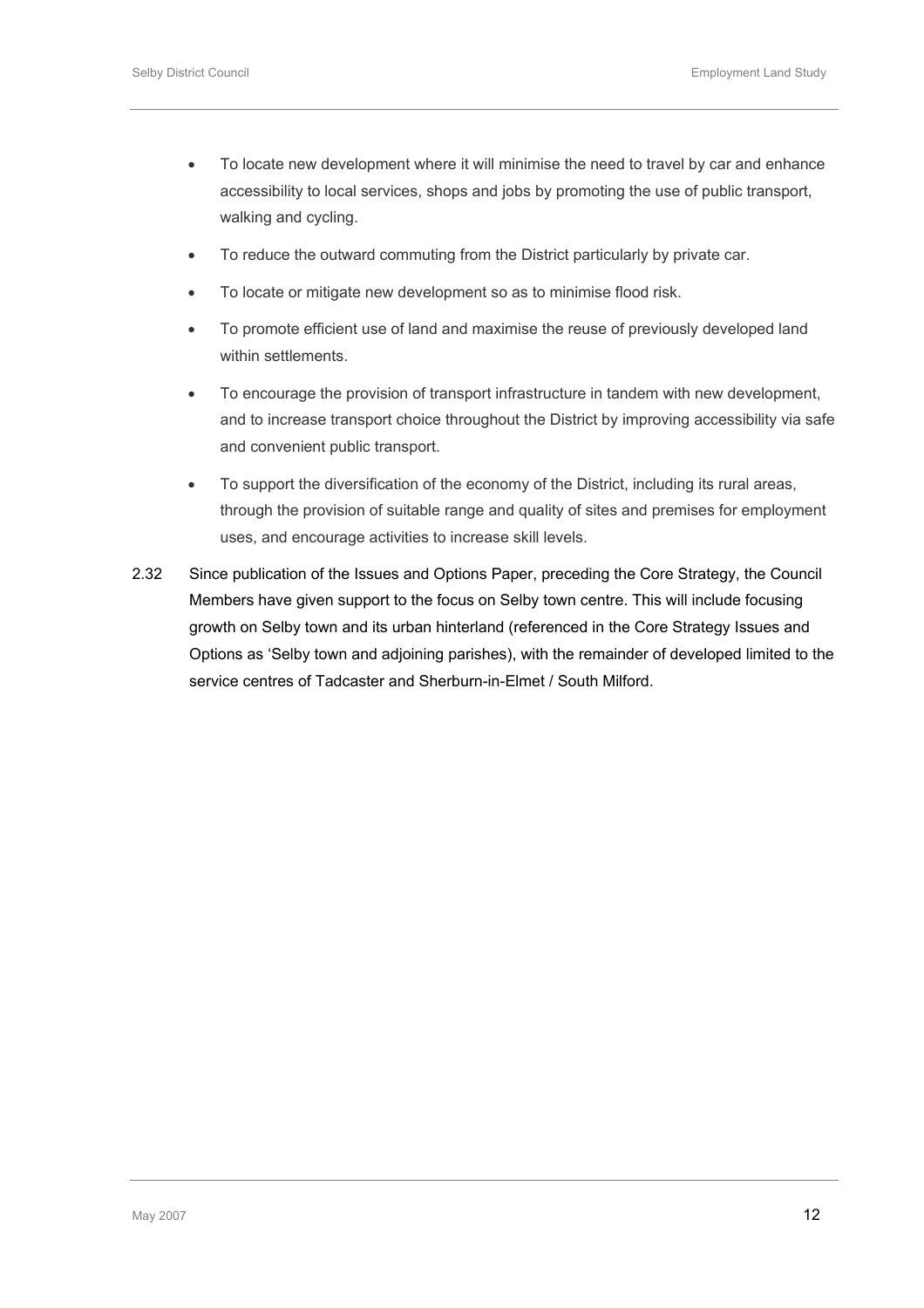- To locate new development where it will minimise the need to travel by car and enhance accessibility to local services, shops and jobs by promoting the use of public transport, walking and cycling.
- To reduce the outward commuting from the District particularly by private car.
- To locate or mitigate new development so as to minimise flood risk.
- To promote efficient use of land and maximise the reuse of previously developed land within settlements.
- To encourage the provision of transport infrastructure in tandem with new development, and to increase transport choice throughout the District by improving accessibility via safe and convenient public transport.
- To support the diversification of the economy of the District, including its rural areas, through the provision of suitable range and quality of sites and premises for employment uses, and encourage activities to increase skill levels.

2.32 Since publication of the Issues and Options Paper, preceding the Core Strategy, the Council Members have given support to the focus on Selby town centre. This will include focusing growth on Selby town and its urban hinterland (referenced in the Core Strategy Issues and Options as 'Selby town and adjoining parishes), with the remainder of developed limited to the service centres of Tadcaster and Sherburn-in-Elmet / South Milford.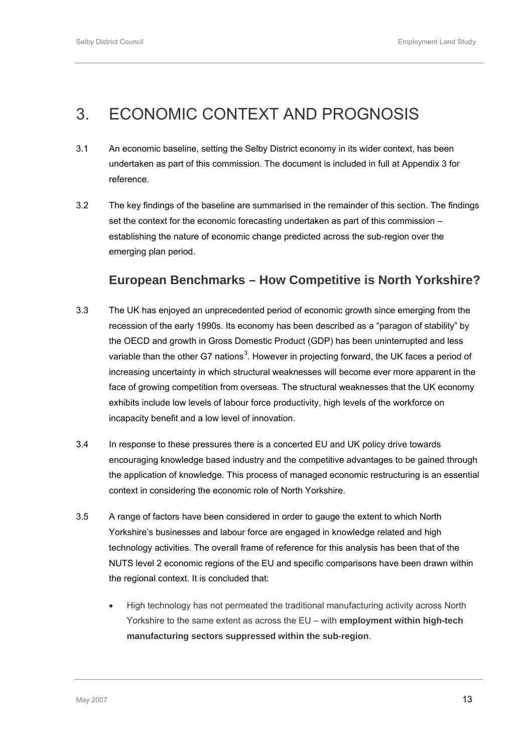# 3. ECONOMIC CONTEXT AND PROGNOSIS

3.1 An economic baseline, setting the Selby District economy in its wider context, has been undertaken as part of this commission. The document is included in full at Appendix 3 for reference.

3.2 The key findings of the baseline are summarised in the remainder of this section. The findings set the context for the economic forecasting undertaken as part of this commission – establishing the nature of economic change predicted across the sub-region over the emerging plan period.

## European Benchmarks – How Competitive is North Yorkshire?

3.3 The UK has enjoyed an unprecedented period of economic growth since emerging from the recession of the early 1990s. Its economy has been described as a "paragon of stability" by the OECD and growth in Gross Domestic Product (GDP) has been uninterrupted and less variable than the other G7 nations[3]. However in projecting forward, the UK faces a period of increasing uncertainty in which structural weaknesses will become ever more apparent in the face of growing competition from overseas. The structural weaknesses that the UK economy exhibits include low levels of labour force productivity, high levels of the workforce on incapacity benefit and a low level of innovation.

3.4 In response to these pressures there is a concerted EU and UK policy drive towards encouraging knowledge based industry and the competitive advantages to be gained through the application of knowledge. This process of managed economic restructuring is an essential context in considering the economic role of North Yorkshire.

3.5 A range of factors have been considered in order to gauge the extent to which North Yorkshire's businesses and labour force are engaged in knowledge related and high technology activities. The overall frame of reference for this analysis has been that of the NUTS level 2 economic regions of the EU and specific comparisons have been drawn within the regional context. It is concluded that:

- High technology has not permeated the traditional manufacturing activity across North Yorkshire to the same extent as across the EU – with **employment within high-tech manufacturing sectors suppressed within the sub-region**.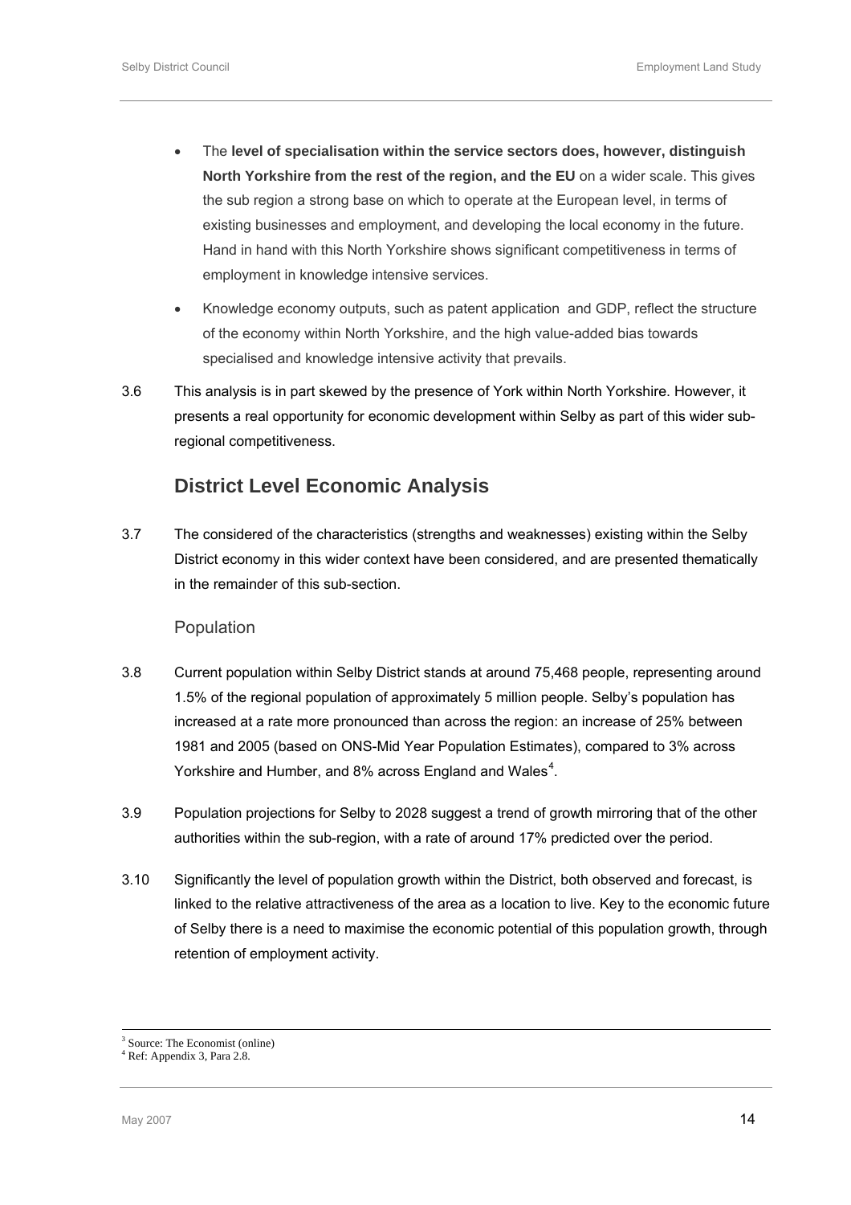- The **level of specialisation within the service sectors does, however, distinguish North Yorkshire from the rest of the region, and the EU** on a wider scale. This gives the sub region a strong base on which to operate at the European level, in terms of existing businesses and employment, and developing the local economy in the future. Hand in hand with this North Yorkshire shows significant competitiveness in terms of employment in knowledge intensive services.
- Knowledge economy outputs, such as patent application and GDP, reflect the structure of the economy within North Yorkshire, and the high value-added bias towards specialised and knowledge intensive activity that prevails.

3.6 This analysis is in part skewed by the presence of York within North Yorkshire. However, it presents a real opportunity for economic development within Selby as part of this wider sub-regional competitiveness.

## District Level Economic Analysis

3.7 The considered of the characteristics (strengths and weaknesses) existing within the Selby District economy in this wider context have been considered, and are presented thematically in the remainder of this sub-section.

### Population

3.8 Current population within Selby District stands at around 75,468 people, representing around 1.5% of the regional population of approximately 5 million people. Selby's population has increased at a rate more pronounced than across the region: an increase of 25% between 1981 and 2005 (based on ONS-Mid Year Population Estimates), compared to 3% across Yorkshire and Humber, and 8% across England and Wales[4].

3.9 Population projections for Selby to 2028 suggest a trend of growth mirroring that of the other authorities within the sub-region, with a rate of around 17% predicted over the period.

3.10 Significantly the level of population growth within the District, both observed and forecast, is linked to the relative attractiveness of the area as a location to live. Key to the economic future of Selby there is a need to maximise the economic potential of this population growth, through retention of employment activity.

---

[3] Source: The Economist (online)
[4] Ref: Appendix 3, Para 2.8.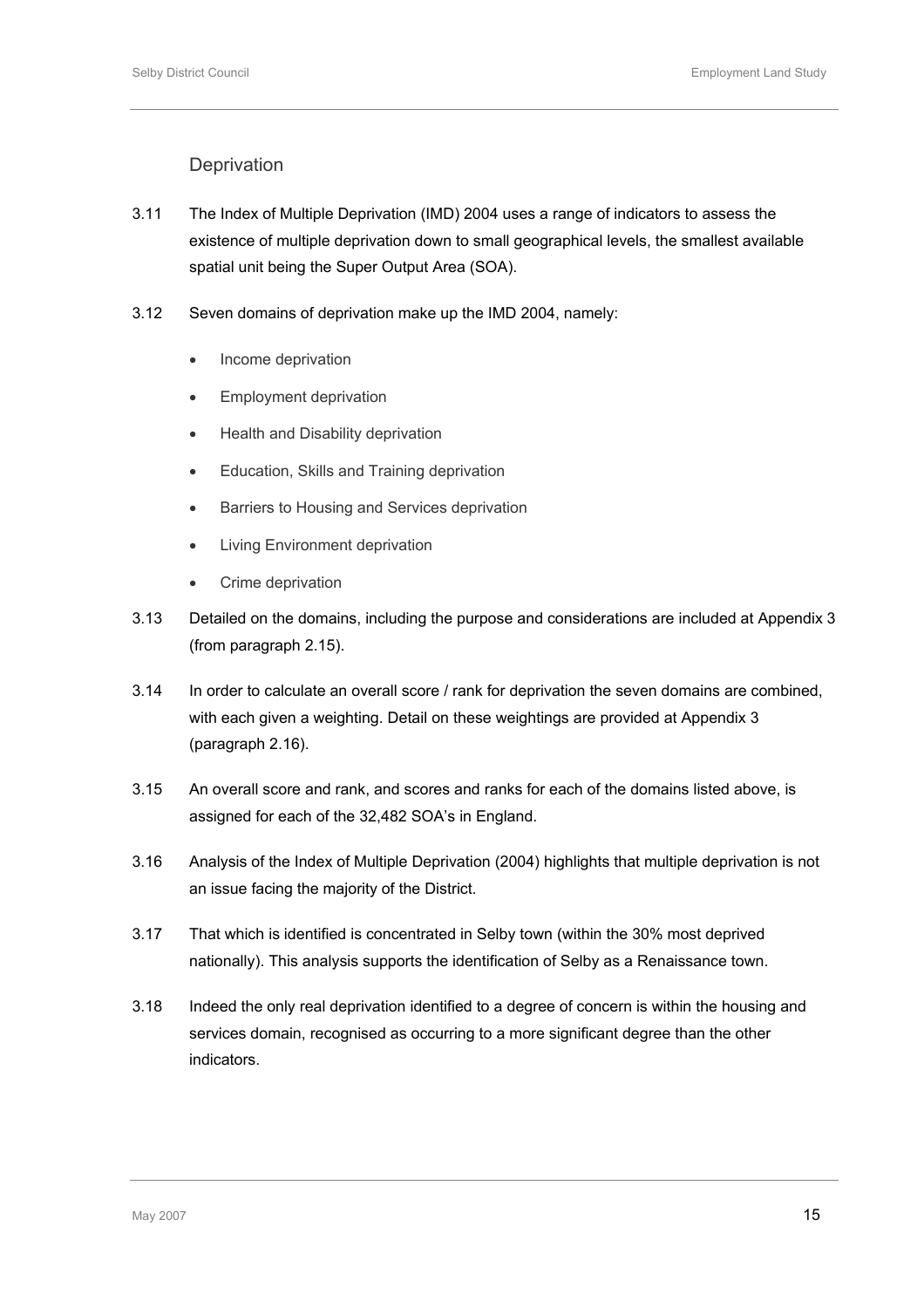## Deprivation

3.11 The Index of Multiple Deprivation (IMD) 2004 uses a range of indicators to assess the existence of multiple deprivation down to small geographical levels, the smallest available spatial unit being the Super Output Area (SOA).

3.12 Seven domains of deprivation make up the IMD 2004, namely:

- Income deprivation
- Employment deprivation
- Health and Disability deprivation
- Education, Skills and Training deprivation
- Barriers to Housing and Services deprivation
- Living Environment deprivation
- Crime deprivation

3.13 Detailed on the domains, including the purpose and considerations are included at Appendix 3 (from paragraph 2.15).

3.14 In order to calculate an overall score / rank for deprivation the seven domains are combined, with each given a weighting. Detail on these weightings are provided at Appendix 3 (paragraph 2.16).

3.15 An overall score and rank, and scores and ranks for each of the domains listed above, is assigned for each of the 32,482 SOA's in England.

3.16 Analysis of the Index of Multiple Deprivation (2004) highlights that multiple deprivation is not an issue facing the majority of the District.

3.17 That which is identified is concentrated in Selby town (within the 30% most deprived nationally). This analysis supports the identification of Selby as a Renaissance town.

3.18 Indeed the only real deprivation identified to a degree of concern is within the housing and services domain, recognised as occurring to a more significant degree than the other indicators.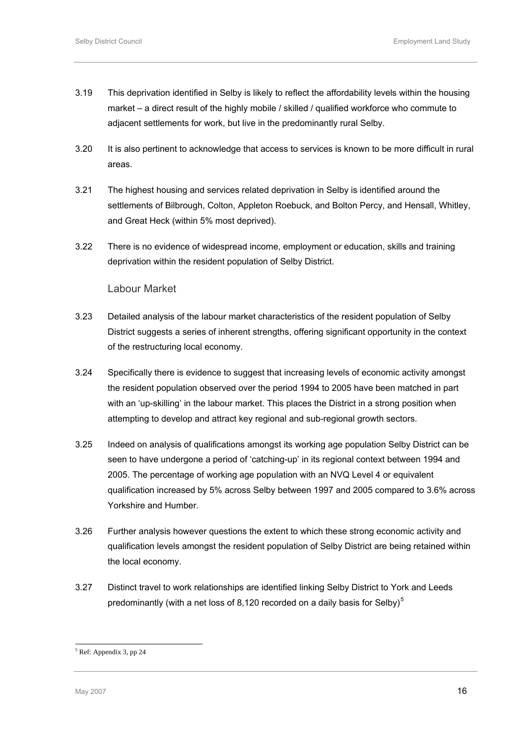3.19 This deprivation identified in Selby is likely to reflect the affordability levels within the housing market – a direct result of the highly mobile / skilled / qualified workforce who commute to adjacent settlements for work, but live in the predominantly rural Selby.

3.20 It is also pertinent to acknowledge that access to services is known to be more difficult in rural areas.

3.21 The highest housing and services related deprivation in Selby is identified around the settlements of Bilbrough, Colton, Appleton Roebuck, and Bolton Percy, and Hensall, Whitley, and Great Heck (within 5% most deprived).

3.22 There is no evidence of widespread income, employment or education, skills and training deprivation within the resident population of Selby District.

## Labour Market

3.23 Detailed analysis of the labour market characteristics of the resident population of Selby District suggests a series of inherent strengths, offering significant opportunity in the context of the restructuring local economy.

3.24 Specifically there is evidence to suggest that increasing levels of economic activity amongst the resident population observed over the period 1994 to 2005 have been matched in part with an 'up-skilling' in the labour market. This places the District in a strong position when attempting to develop and attract key regional and sub-regional growth sectors.

3.25 Indeed on analysis of qualifications amongst its working age population Selby District can be seen to have undergone a period of 'catching-up' in its regional context between 1994 and 2005. The percentage of working age population with an NVQ Level 4 or equivalent qualification increased by 5% across Selby between 1997 and 2005 compared to 3.6% across Yorkshire and Humber.

3.26 Further analysis however questions the extent to which these strong economic activity and qualification levels amongst the resident population of Selby District are being retained within the local economy.

3.27 Distinct travel to work relationships are identified linking Selby District to York and Leeds predominantly (with a net loss of 8,120 recorded on a daily basis for Selby)[5]

[5] Ref: Appendix 3, pp 24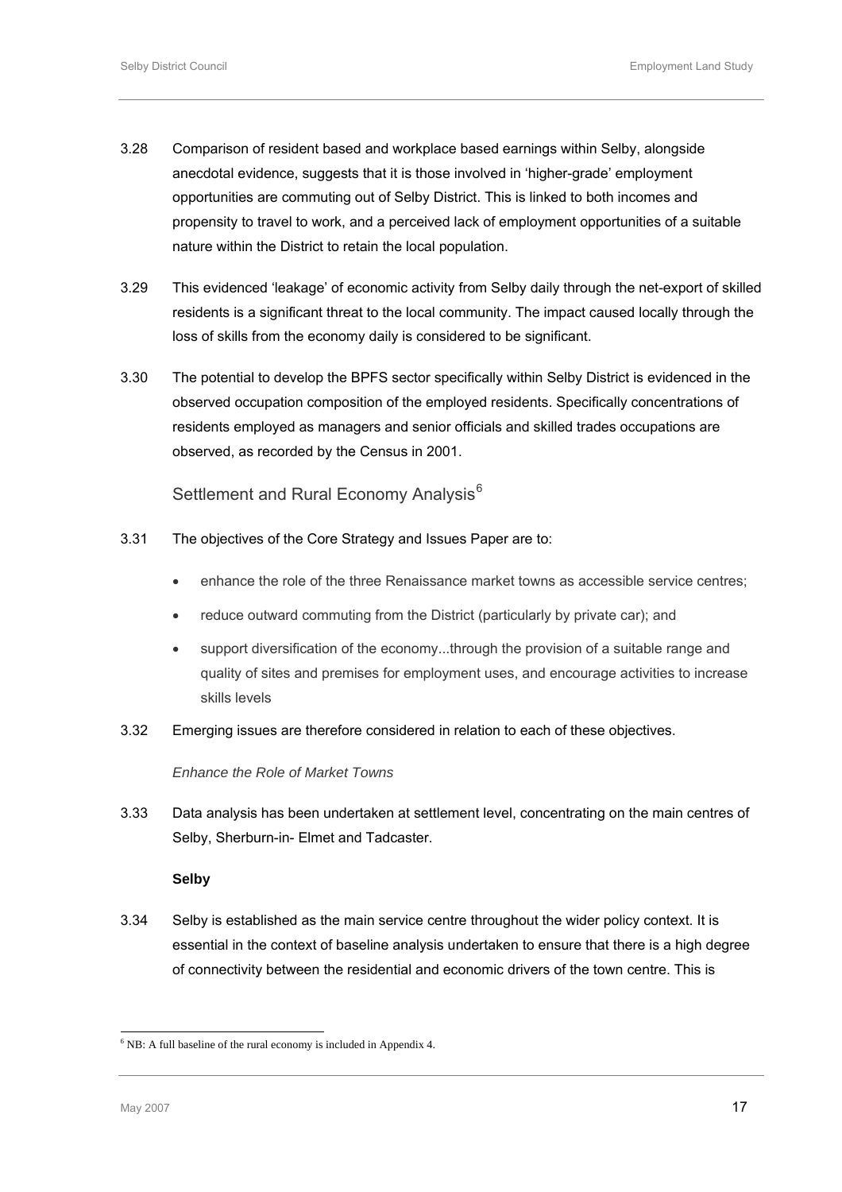3.28 Comparison of resident based and workplace based earnings within Selby, alongside anecdotal evidence, suggests that it is those involved in 'higher-grade' employment opportunities are commuting out of Selby District. This is linked to both incomes and propensity to travel to work, and a perceived lack of employment opportunities of a suitable nature within the District to retain the local population.

3.29 This evidenced 'leakage' of economic activity from Selby daily through the net-export of skilled residents is a significant threat to the local community. The impact caused locally through the loss of skills from the economy daily is considered to be significant.

3.30 The potential to develop the BPFS sector specifically within Selby District is evidenced in the observed occupation composition of the employed residents. Specifically concentrations of residents employed as managers and senior officials and skilled trades occupations are observed, as recorded by the Census in 2001.

## Settlement and Rural Economy Analysis[6]

3.31 The objectives of the Core Strategy and Issues Paper are to:

- enhance the role of the three Renaissance market towns as accessible service centres;
- reduce outward commuting from the District (particularly by private car); and
- support diversification of the economy...through the provision of a suitable range and quality of sites and premises for employment uses, and encourage activities to increase skills levels

3.32 Emerging issues are therefore considered in relation to each of these objectives.

*Enhance the Role of Market Towns*

3.33 Data analysis has been undertaken at settlement level, concentrating on the main centres of Selby, Sherburn-in- Elmet and Tadcaster.

**Selby**

3.34 Selby is established as the main service centre throughout the wider policy context. It is essential in the context of baseline analysis undertaken to ensure that there is a high degree of connectivity between the residential and economic drivers of the town centre. This is

[6] NB: A full baseline of the rural economy is included in Appendix 4.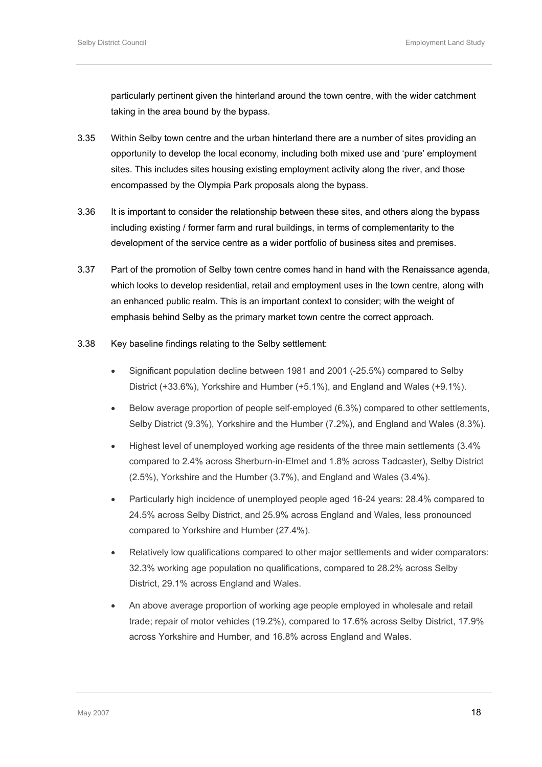particularly pertinent given the hinterland around the town centre, with the wider catchment taking in the area bound by the bypass.

3.35 Within Selby town centre and the urban hinterland there are a number of sites providing an opportunity to develop the local economy, including both mixed use and 'pure' employment sites. This includes sites housing existing employment activity along the river, and those encompassed by the Olympia Park proposals along the bypass.

3.36 It is important to consider the relationship between these sites, and others along the bypass including existing / former farm and rural buildings, in terms of complementarity to the development of the service centre as a wider portfolio of business sites and premises.

3.37 Part of the promotion of Selby town centre comes hand in hand with the Renaissance agenda, which looks to develop residential, retail and employment uses in the town centre, along with an enhanced public realm. This is an important context to consider; with the weight of emphasis behind Selby as the primary market town centre the correct approach.

3.38 Key baseline findings relating to the Selby settlement:

- Significant population decline between 1981 and 2001 (-25.5%) compared to Selby District (+33.6%), Yorkshire and Humber (+5.1%), and England and Wales (+9.1%).
- Below average proportion of people self-employed (6.3%) compared to other settlements, Selby District (9.3%), Yorkshire and the Humber (7.2%), and England and Wales (8.3%).
- Highest level of unemployed working age residents of the three main settlements (3.4% compared to 2.4% across Sherburn-in-Elmet and 1.8% across Tadcaster), Selby District (2.5%), Yorkshire and the Humber (3.7%), and England and Wales (3.4%).
- Particularly high incidence of unemployed people aged 16-24 years: 28.4% compared to 24.5% across Selby District, and 25.9% across England and Wales, less pronounced compared to Yorkshire and Humber (27.4%).
- Relatively low qualifications compared to other major settlements and wider comparators: 32.3% working age population no qualifications, compared to 28.2% across Selby District, 29.1% across England and Wales.
- An above average proportion of working age people employed in wholesale and retail trade; repair of motor vehicles (19.2%), compared to 17.6% across Selby District, 17.9% across Yorkshire and Humber, and 16.8% across England and Wales.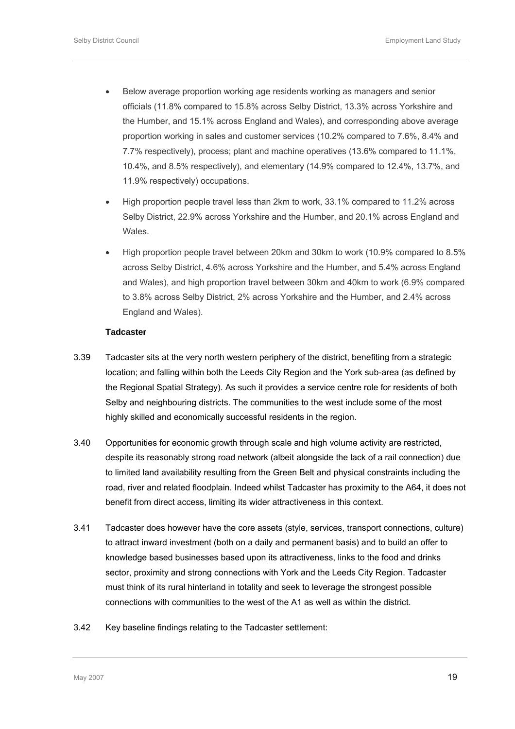- Below average proportion working age residents working as managers and senior officials (11.8% compared to 15.8% across Selby District, 13.3% across Yorkshire and the Humber, and 15.1% across England and Wales), and corresponding above average proportion working in sales and customer services (10.2% compared to 7.6%, 8.4% and 7.7% respectively), process; plant and machine operatives (13.6% compared to 11.1%, 10.4%, and 8.5% respectively), and elementary (14.9% compared to 12.4%, 13.7%, and 11.9% respectively) occupations.
- High proportion people travel less than 2km to work, 33.1% compared to 11.2% across Selby District, 22.9% across Yorkshire and the Humber, and 20.1% across England and Wales.
- High proportion people travel between 20km and 30km to work (10.9% compared to 8.5% across Selby District, 4.6% across Yorkshire and the Humber, and 5.4% across England and Wales), and high proportion travel between 30km and 40km to work (6.9% compared to 3.8% across Selby District, 2% across Yorkshire and the Humber, and 2.4% across England and Wales).

**Tadcaster**

3.39 Tadcaster sits at the very north western periphery of the district, benefiting from a strategic location; and falling within both the Leeds City Region and the York sub-area (as defined by the Regional Spatial Strategy). As such it provides a service centre role for residents of both Selby and neighbouring districts. The communities to the west include some of the most highly skilled and economically successful residents in the region.

3.40 Opportunities for economic growth through scale and high volume activity are restricted, despite its reasonably strong road network (albeit alongside the lack of a rail connection) due to limited land availability resulting from the Green Belt and physical constraints including the road, river and related floodplain. Indeed whilst Tadcaster has proximity to the A64, it does not benefit from direct access, limiting its wider attractiveness in this context.

3.41 Tadcaster does however have the core assets (style, services, transport connections, culture) to attract inward investment (both on a daily and permanent basis) and to build an offer to knowledge based businesses based upon its attractiveness, links to the food and drinks sector, proximity and strong connections with York and the Leeds City Region. Tadcaster must think of its rural hinterland in totality and seek to leverage the strongest possible connections with communities to the west of the A1 as well as within the district.

3.42 Key baseline findings relating to the Tadcaster settlement: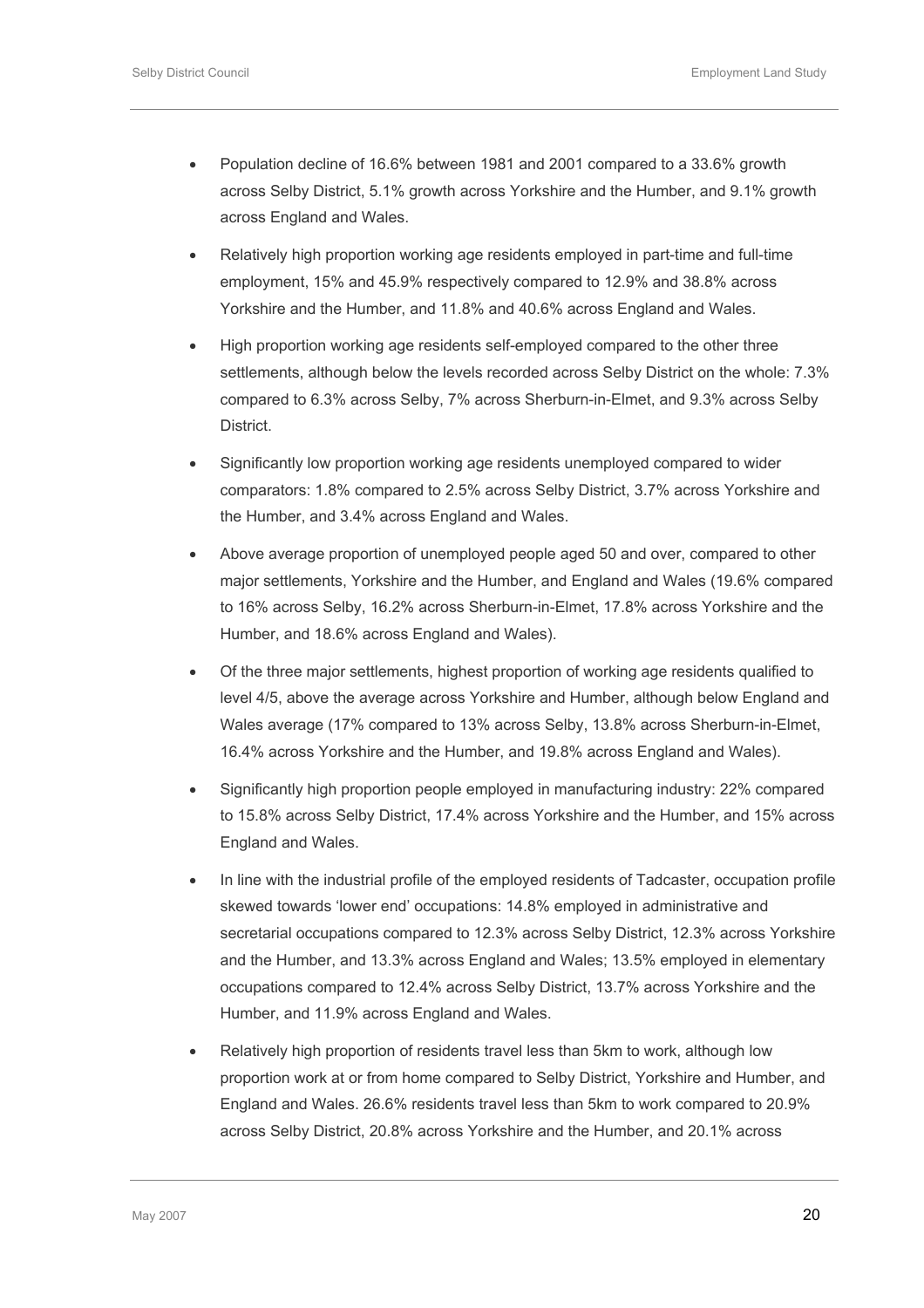- Population decline of 16.6% between 1981 and 2001 compared to a 33.6% growth across Selby District, 5.1% growth across Yorkshire and the Humber, and 9.1% growth across England and Wales.

- Relatively high proportion working age residents employed in part-time and full-time employment, 15% and 45.9% respectively compared to 12.9% and 38.8% across Yorkshire and the Humber, and 11.8% and 40.6% across England and Wales.

- High proportion working age residents self-employed compared to the other three settlements, although below the levels recorded across Selby District on the whole: 7.3% compared to 6.3% across Selby, 7% across Sherburn-in-Elmet, and 9.3% across Selby District.

- Significantly low proportion working age residents unemployed compared to wider comparators: 1.8% compared to 2.5% across Selby District, 3.7% across Yorkshire and the Humber, and 3.4% across England and Wales.

- Above average proportion of unemployed people aged 50 and over, compared to other major settlements, Yorkshire and the Humber, and England and Wales (19.6% compared to 16% across Selby, 16.2% across Sherburn-in-Elmet, 17.8% across Yorkshire and the Humber, and 18.6% across England and Wales).

- Of the three major settlements, highest proportion of working age residents qualified to level 4/5, above the average across Yorkshire and Humber, although below England and Wales average (17% compared to 13% across Selby, 13.8% across Sherburn-in-Elmet, 16.4% across Yorkshire and the Humber, and 19.8% across England and Wales).

- Significantly high proportion people employed in manufacturing industry: 22% compared to 15.8% across Selby District, 17.4% across Yorkshire and the Humber, and 15% across England and Wales.

- In line with the industrial profile of the employed residents of Tadcaster, occupation profile skewed towards 'lower end' occupations: 14.8% employed in administrative and secretarial occupations compared to 12.3% across Selby District, 12.3% across Yorkshire and the Humber, and 13.3% across England and Wales; 13.5% employed in elementary occupations compared to 12.4% across Selby District, 13.7% across Yorkshire and the Humber, and 11.9% across England and Wales.

- Relatively high proportion of residents travel less than 5km to work, although low proportion work at or from home compared to Selby District, Yorkshire and Humber, and England and Wales. 26.6% residents travel less than 5km to work compared to 20.9% across Selby District, 20.8% across Yorkshire and the Humber, and 20.1% across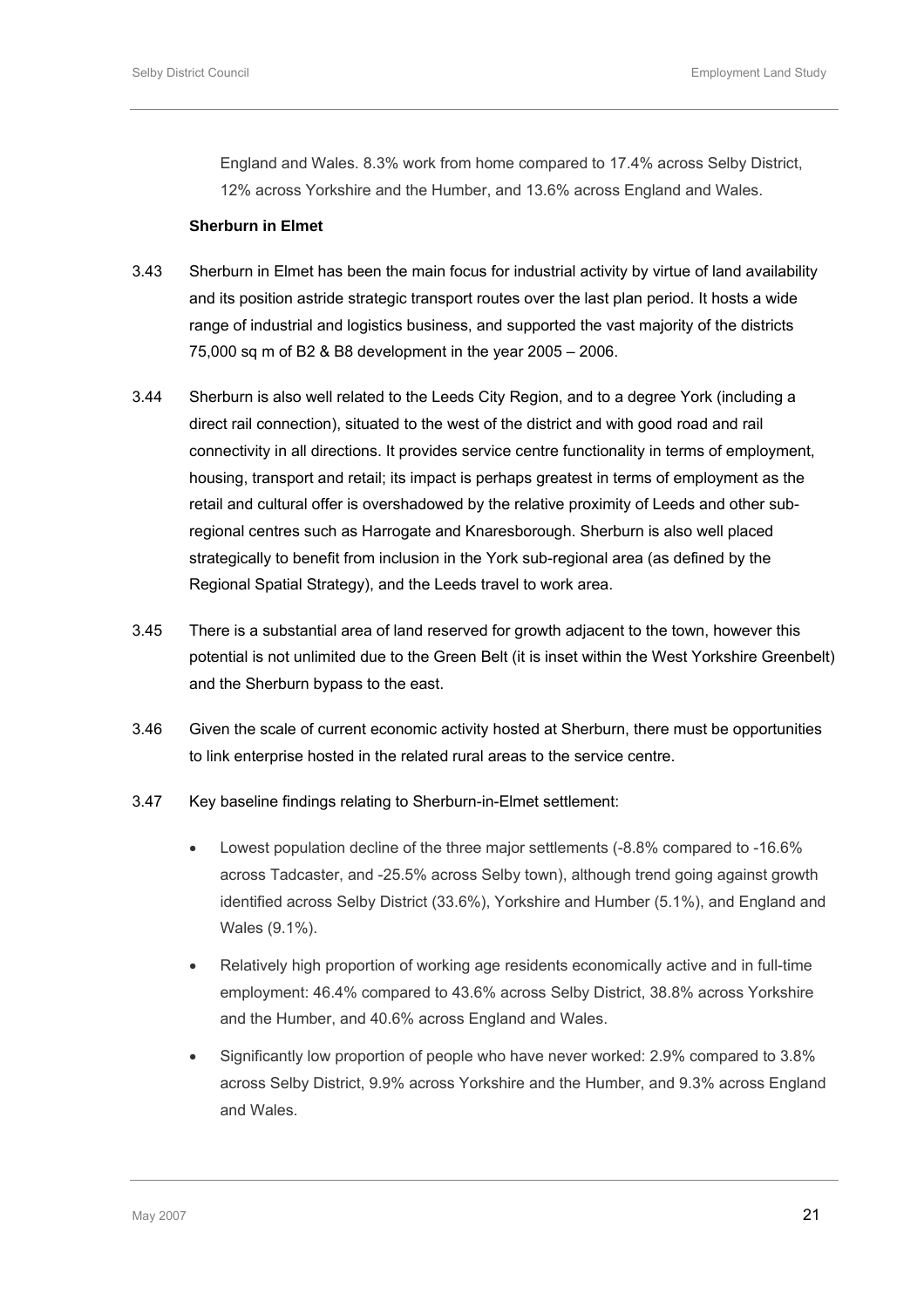England and Wales. 8.3% work from home compared to 17.4% across Selby District, 12% across Yorkshire and the Humber, and 13.6% across England and Wales.

**Sherburn in Elmet**

3.43 Sherburn in Elmet has been the main focus for industrial activity by virtue of land availability and its position astride strategic transport routes over the last plan period. It hosts a wide range of industrial and logistics business, and supported the vast majority of the districts 75,000 sq m of B2 & B8 development in the year 2005 – 2006.

3.44 Sherburn is also well related to the Leeds City Region, and to a degree York (including a direct rail connection), situated to the west of the district and with good road and rail connectivity in all directions. It provides service centre functionality in terms of employment, housing, transport and retail; its impact is perhaps greatest in terms of employment as the retail and cultural offer is overshadowed by the relative proximity of Leeds and other sub-regional centres such as Harrogate and Knaresborough. Sherburn is also well placed strategically to benefit from inclusion in the York sub-regional area (as defined by the Regional Spatial Strategy), and the Leeds travel to work area.

3.45 There is a substantial area of land reserved for growth adjacent to the town, however this potential is not unlimited due to the Green Belt (it is inset within the West Yorkshire Greenbelt) and the Sherburn bypass to the east.

3.46 Given the scale of current economic activity hosted at Sherburn, there must be opportunities to link enterprise hosted in the related rural areas to the service centre.

3.47 Key baseline findings relating to Sherburn-in-Elmet settlement:

- Lowest population decline of the three major settlements (-8.8% compared to -16.6% across Tadcaster, and -25.5% across Selby town), although trend going against growth identified across Selby District (33.6%), Yorkshire and Humber (5.1%), and England and Wales (9.1%).
- Relatively high proportion of working age residents economically active and in full-time employment: 46.4% compared to 43.6% across Selby District, 38.8% across Yorkshire and the Humber, and 40.6% across England and Wales.
- Significantly low proportion of people who have never worked: 2.9% compared to 3.8% across Selby District, 9.9% across Yorkshire and the Humber, and 9.3% across England and Wales.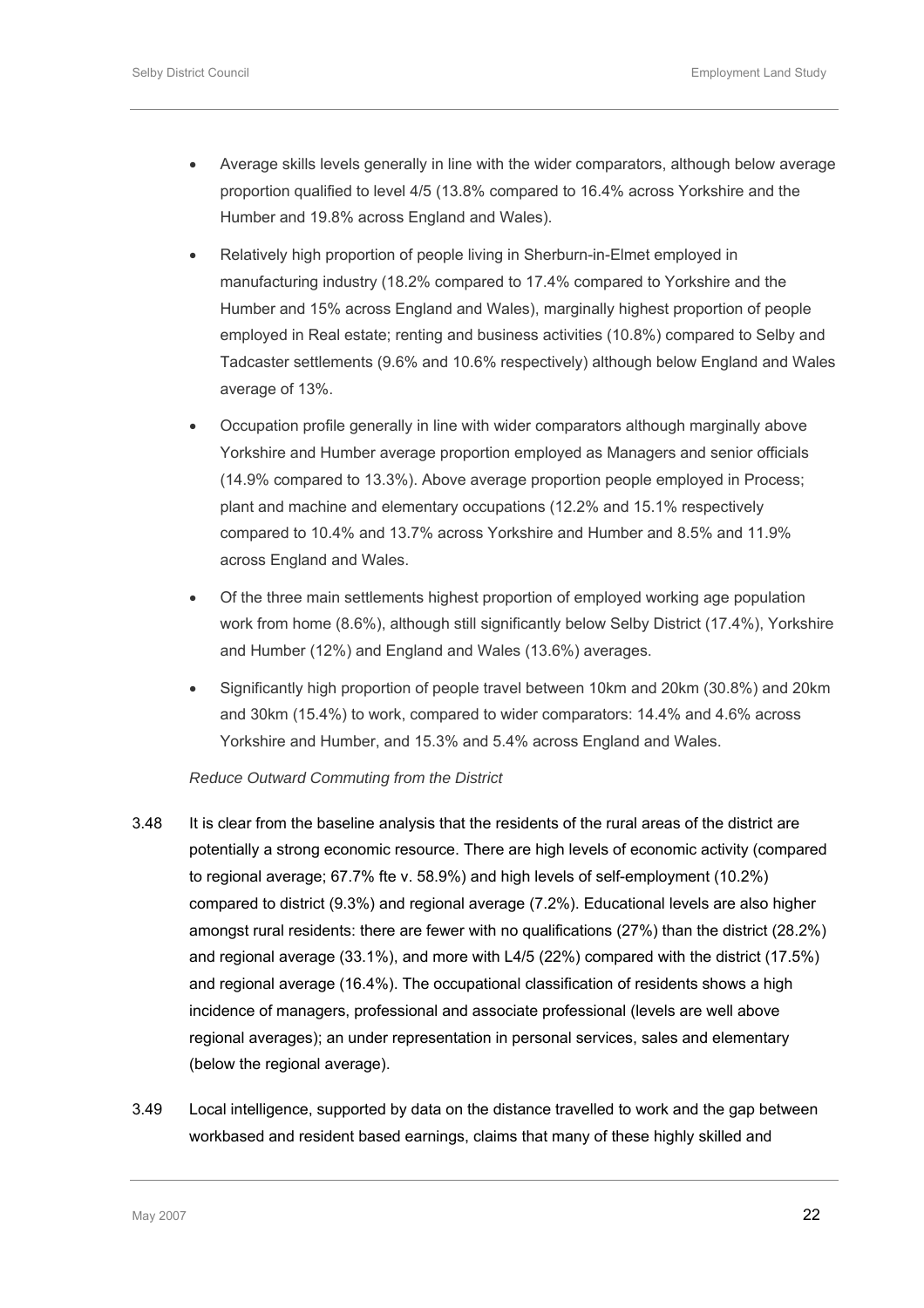- Average skills levels generally in line with the wider comparators, although below average proportion qualified to level 4/5 (13.8% compared to 16.4% across Yorkshire and the Humber and 19.8% across England and Wales).

- Relatively high proportion of people living in Sherburn-in-Elmet employed in manufacturing industry (18.2% compared to 17.4% compared to Yorkshire and the Humber and 15% across England and Wales), marginally highest proportion of people employed in Real estate; renting and business activities (10.8%) compared to Selby and Tadcaster settlements (9.6% and 10.6% respectively) although below England and Wales average of 13%.

- Occupation profile generally in line with wider comparators although marginally above Yorkshire and Humber average proportion employed as Managers and senior officials (14.9% compared to 13.3%). Above average proportion people employed in Process; plant and machine and elementary occupations (12.2% and 15.1% respectively compared to 10.4% and 13.7% across Yorkshire and Humber and 8.5% and 11.9% across England and Wales.

- Of the three main settlements highest proportion of employed working age population work from home (8.6%), although still significantly below Selby District (17.4%), Yorkshire and Humber (12%) and England and Wales (13.6%) averages.

- Significantly high proportion of people travel between 10km and 20km (30.8%) and 20km and 30km (15.4%) to work, compared to wider comparators: 14.4% and 4.6% across Yorkshire and Humber, and 15.3% and 5.4% across England and Wales.

*Reduce Outward Commuting from the District*

3.48 It is clear from the baseline analysis that the residents of the rural areas of the district are potentially a strong economic resource. There are high levels of economic activity (compared to regional average; 67.7% fte v. 58.9%) and high levels of self-employment (10.2%) compared to district (9.3%) and regional average (7.2%). Educational levels are also higher amongst rural residents: there are fewer with no qualifications (27%) than the district (28.2%) and regional average (33.1%), and more with L4/5 (22%) compared with the district (17.5%) and regional average (16.4%). The occupational classification of residents shows a high incidence of managers, professional and associate professional (levels are well above regional averages); an under representation in personal services, sales and elementary (below the regional average).

3.49 Local intelligence, supported by data on the distance travelled to work and the gap between workbased and resident based earnings, claims that many of these highly skilled and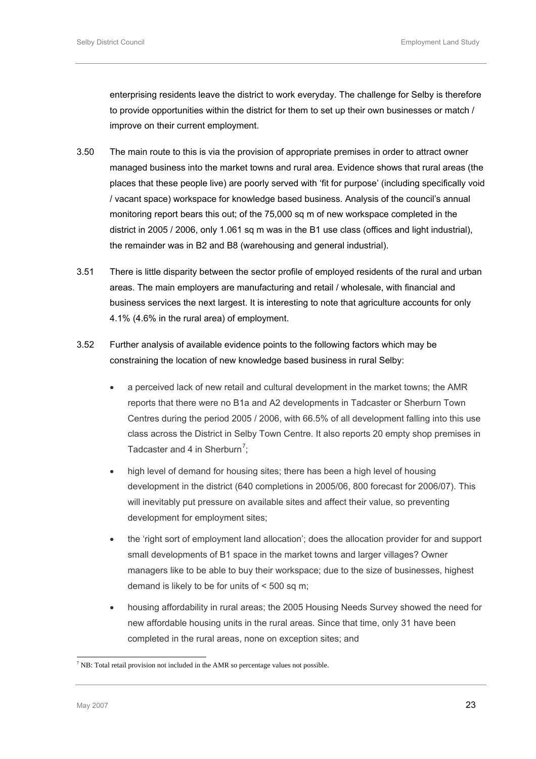enterprising residents leave the district to work everyday. The challenge for Selby is therefore to provide opportunities within the district for them to set up their own businesses or match / improve on their current employment.

3.50 The main route to this is via the provision of appropriate premises in order to attract owner managed business into the market towns and rural area. Evidence shows that rural areas (the places that these people live) are poorly served with 'fit for purpose' (including specifically void / vacant space) workspace for knowledge based business. Analysis of the council's annual monitoring report bears this out; of the 75,000 sq m of new workspace completed in the district in 2005 / 2006, only 1.061 sq m was in the B1 use class (offices and light industrial), the remainder was in B2 and B8 (warehousing and general industrial).

3.51 There is little disparity between the sector profile of employed residents of the rural and urban areas. The main employers are manufacturing and retail / wholesale, with financial and business services the next largest. It is interesting to note that agriculture accounts for only 4.1% (4.6% in the rural area) of employment.

3.52 Further analysis of available evidence points to the following factors which may be constraining the location of new knowledge based business in rural Selby:

- a perceived lack of new retail and cultural development in the market towns; the AMR reports that there were no B1a and A2 developments in Tadcaster or Sherburn Town Centres during the period 2005 / 2006, with 66.5% of all development falling into this use class across the District in Selby Town Centre. It also reports 20 empty shop premises in Tadcaster and 4 in Sherburn[7];
- high level of demand for housing sites; there has been a high level of housing development in the district (640 completions in 2005/06, 800 forecast for 2006/07). This will inevitably put pressure on available sites and affect their value, so preventing development for employment sites;
- the 'right sort of employment land allocation'; does the allocation provider for and support small developments of B1 space in the market towns and larger villages? Owner managers like to be able to buy their workspace; due to the size of businesses, highest demand is likely to be for units of < 500 sq m;
- housing affordability in rural areas; the 2005 Housing Needs Survey showed the need for new affordable housing units in the rural areas. Since that time, only 31 have been completed in the rural areas, none on exception sites; and

[7] NB: Total retail provision not included in the AMR so percentage values not possible.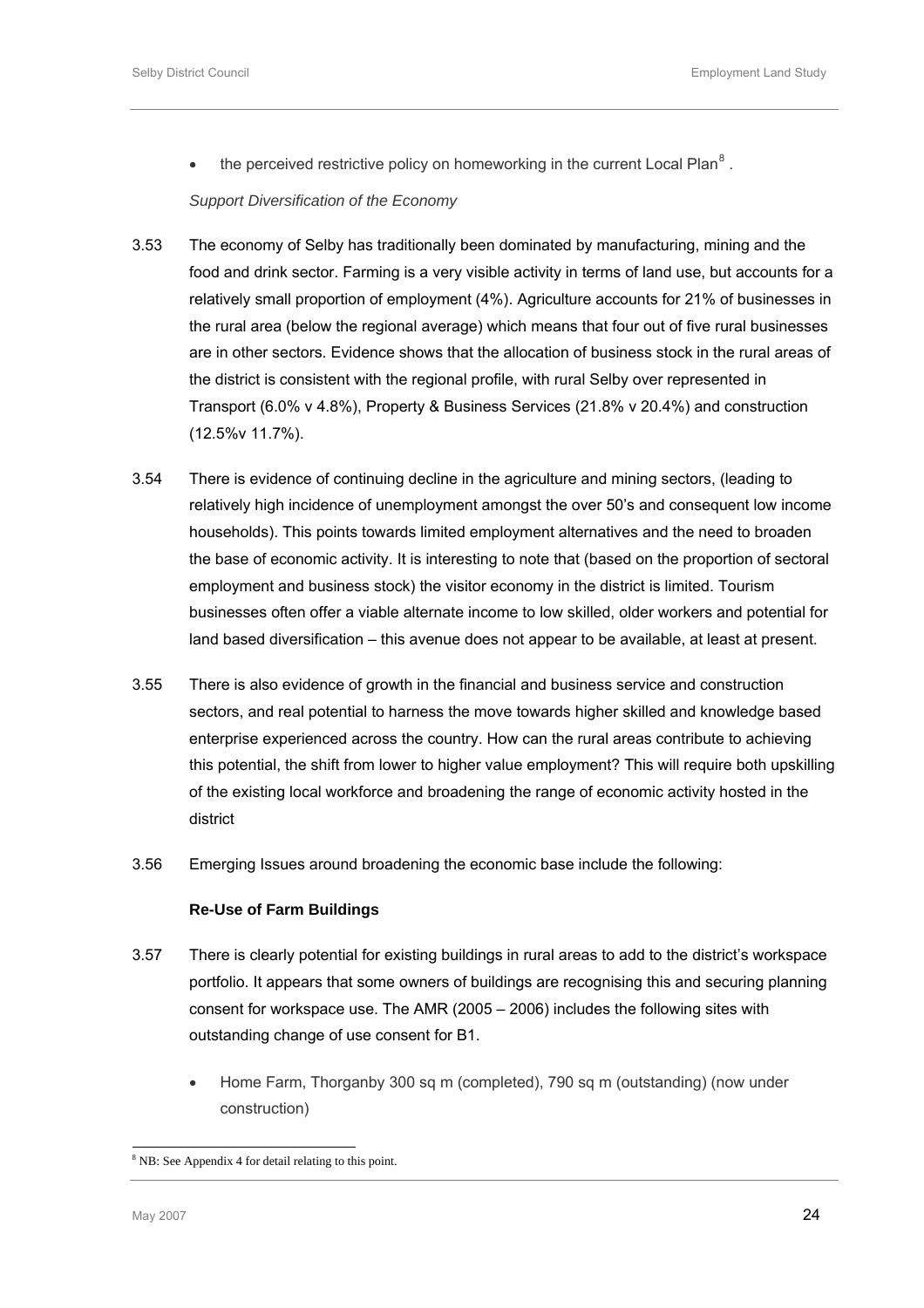- the perceived restrictive policy on homeworking in the current Local Plan[8] .

*Support Diversification of the Economy*

3.53 The economy of Selby has traditionally been dominated by manufacturing, mining and the food and drink sector. Farming is a very visible activity in terms of land use, but accounts for a relatively small proportion of employment (4%). Agriculture accounts for 21% of businesses in the rural area (below the regional average) which means that four out of five rural businesses are in other sectors. Evidence shows that the allocation of business stock in the rural areas of the district is consistent with the regional profile, with rural Selby over represented in Transport (6.0% v 4.8%), Property & Business Services (21.8% v 20.4%) and construction (12.5%v 11.7%).

3.54 There is evidence of continuing decline in the agriculture and mining sectors, (leading to relatively high incidence of unemployment amongst the over 50's and consequent low income households). This points towards limited employment alternatives and the need to broaden the base of economic activity. It is interesting to note that (based on the proportion of sectoral employment and business stock) the visitor economy in the district is limited. Tourism businesses often offer a viable alternate income to low skilled, older workers and potential for land based diversification – this avenue does not appear to be available, at least at present.

3.55 There is also evidence of growth in the financial and business service and construction sectors, and real potential to harness the move towards higher skilled and knowledge based enterprise experienced across the country. How can the rural areas contribute to achieving this potential, the shift from lower to higher value employment? This will require both upskilling of the existing local workforce and broadening the range of economic activity hosted in the district

3.56 Emerging Issues around broadening the economic base include the following:

**Re-Use of Farm Buildings**

3.57 There is clearly potential for existing buildings in rural areas to add to the district's workspace portfolio. It appears that some owners of buildings are recognising this and securing planning consent for workspace use. The AMR (2005 – 2006) includes the following sites with outstanding change of use consent for B1.

- Home Farm, Thorganby 300 sq m (completed), 790 sq m (outstanding) (now under construction)

[8] NB: See Appendix 4 for detail relating to this point.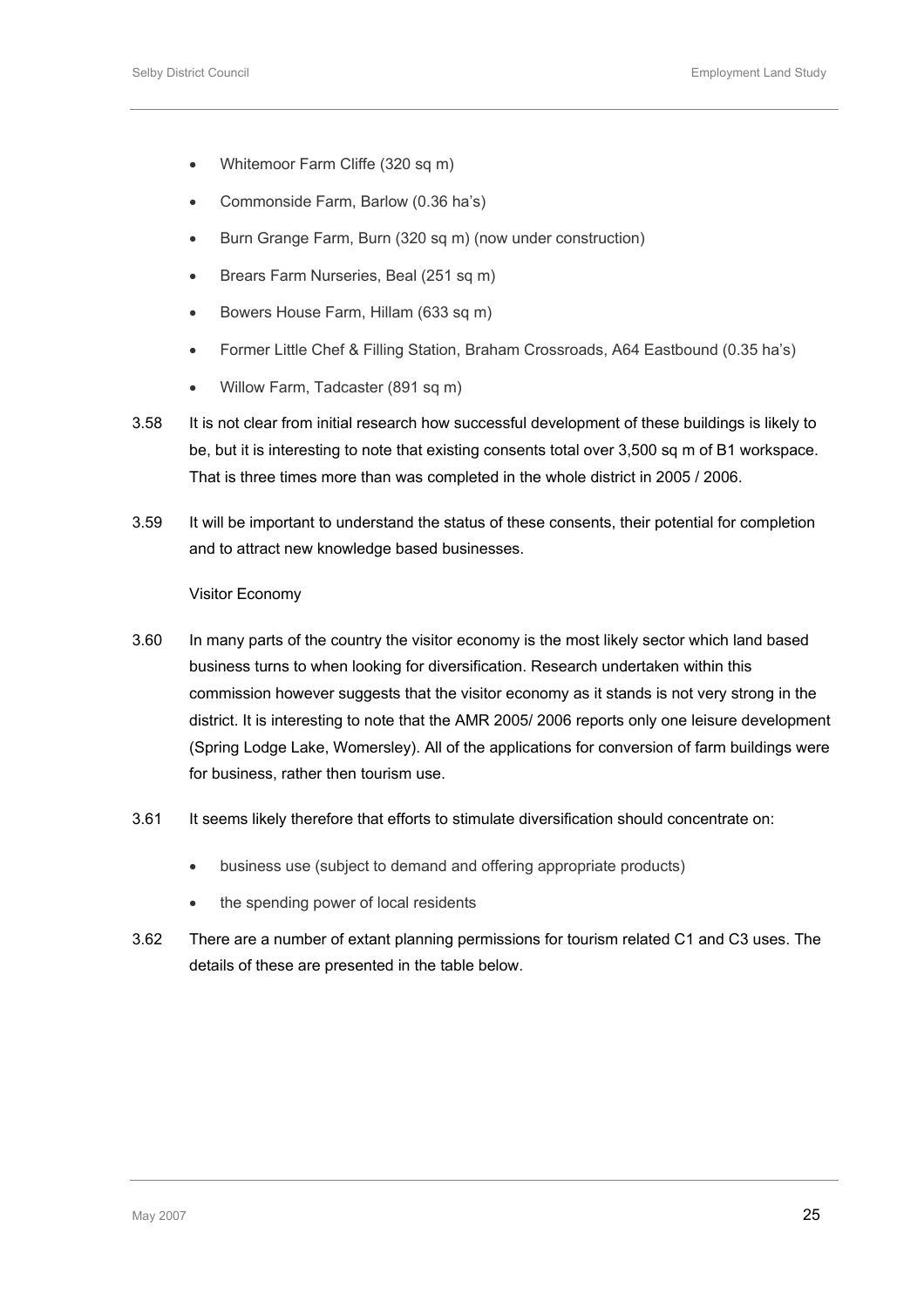- Whitemoor Farm Cliffe (320 sq m)
- Commonside Farm, Barlow (0.36 ha's)
- Burn Grange Farm, Burn (320 sq m) (now under construction)
- Brears Farm Nurseries, Beal (251 sq m)
- Bowers House Farm, Hillam (633 sq m)
- Former Little Chef & Filling Station, Braham Crossroads, A64 Eastbound (0.35 ha's)
- Willow Farm, Tadcaster (891 sq m)

3.58 It is not clear from initial research how successful development of these buildings is likely to be, but it is interesting to note that existing consents total over 3,500 sq m of B1 workspace. That is three times more than was completed in the whole district in 2005 / 2006.

3.59 It will be important to understand the status of these consents, their potential for completion and to attract new knowledge based businesses.

Visitor Economy

3.60 In many parts of the country the visitor economy is the most likely sector which land based business turns to when looking for diversification. Research undertaken within this commission however suggests that the visitor economy as it stands is not very strong in the district. It is interesting to note that the AMR 2005/ 2006 reports only one leisure development (Spring Lodge Lake, Womersley). All of the applications for conversion of farm buildings were for business, rather then tourism use.

3.61 It seems likely therefore that efforts to stimulate diversification should concentrate on:

- business use (subject to demand and offering appropriate products)
- the spending power of local residents

3.62 There are a number of extant planning permissions for tourism related C1 and C3 uses. The details of these are presented in the table below.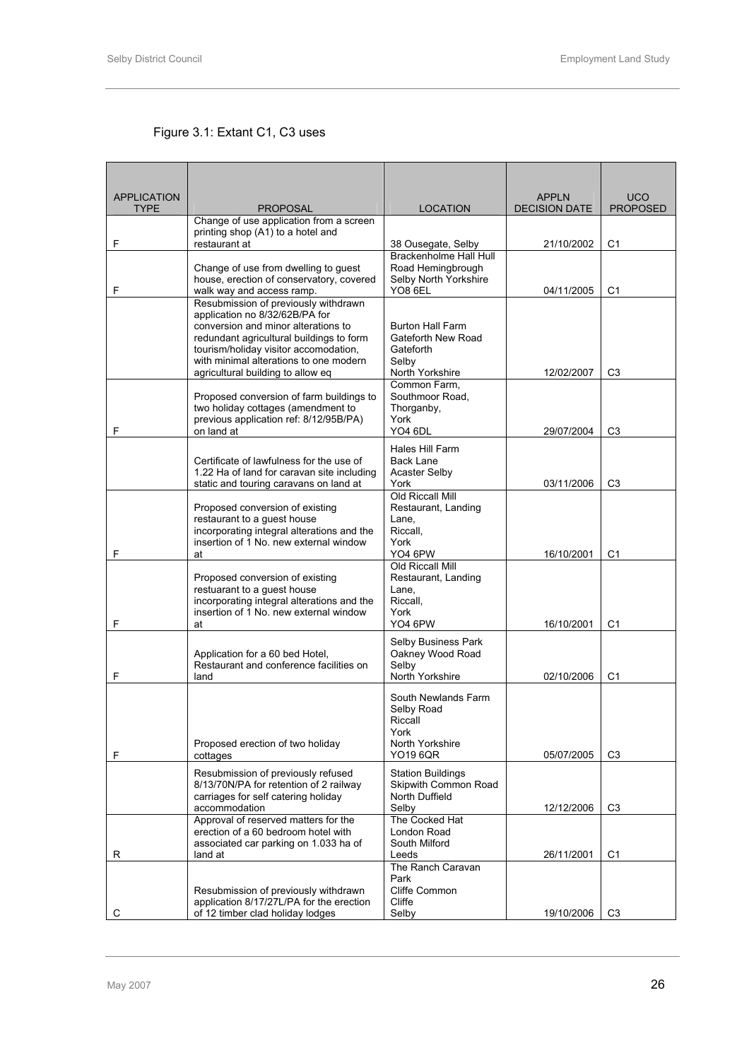Figure 3.1: Extant C1, C3 uses

| APPLICATION TYPE | PROPOSAL | LOCATION | APPLN DECISION DATE | UCO PROPOSED |
|---|---|---|---|---|
| F | Change of use application from a screen printing shop (A1) to a hotel and restaurant at | 38 Ousegate, Selby | 21/10/2002 | C1 |
| F | Change of use from dwelling to guest house, erection of conservatory, covered walk way and access ramp. | Brackenholme Hall Hull Road Hemingbrough Selby North Yorkshire YO8 6EL | 04/11/2005 | C1 |
| | Resubmission of previously withdrawn application no 8/32/62B/PA for conversion and minor alterations to redundant agricultural buildings to form tourism/holiday visitor accomodation, with minimal alterations to one modern agricultural building to allow eq | Burton Hall Farm Gateforth New Road Gateforth Selby North Yorkshire | 12/02/2007 | C3 |
| F | Proposed conversion of farm buildings to two holiday cottages (amendment to previous application ref: 8/12/95B/PA) on land at | Common Farm, Southmoor Road, Thorganby, York YO4 6DL | 29/07/2004 | C3 |
| | Certificate of lawfulness for the use of 1.22 Ha of land for caravan site including static and touring caravans on land at | Hales Hill Farm Back Lane Acaster Selby York | 03/11/2006 | C3 |
| F | Proposed conversion of existing restaurant to a guest house incorporating integral alterations and the insertion of 1 No. new external window at | Old Riccall Mill Restaurant, Landing Lane, Riccall, York YO4 6PW | 16/10/2001 | C1 |
| F | Proposed conversion of existing restuarant to a guest house incorporating integral alterations and the insertion of 1 No. new external window at | Old Riccall Mill Restaurant, Landing Lane, Riccall, York YO4 6PW | 16/10/2001 | C1 |
| F | Application for a 60 bed Hotel, Restaurant and conference facilities on land | Selby Business Park Oakney Wood Road Selby North Yorkshire | 02/10/2006 | C1 |
| F | Proposed erection of two holiday cottages | South Newlands Farm Selby Road Riccall York North Yorkshire YO19 6QR | 05/07/2005 | C3 |
| | Resubmission of previously refused 8/13/70N/PA for retention of 2 railway carriages for self catering holiday accommodation | Station Buildings Skipwith Common Road North Duffield Selby | 12/12/2006 | C3 |
| R | Approval of reserved matters for the erection of a 60 bedroom hotel with associated car parking on 1.033 ha of land at | The Cocked Hat London Road South Milford Leeds | 26/11/2001 | C1 |
| C | Resubmission of previously withdrawn application 8/17/27L/PA for the erection of 12 timber clad holiday lodges | The Ranch Caravan Park Cliffe Common Cliffe Selby | 19/10/2006 | C3 |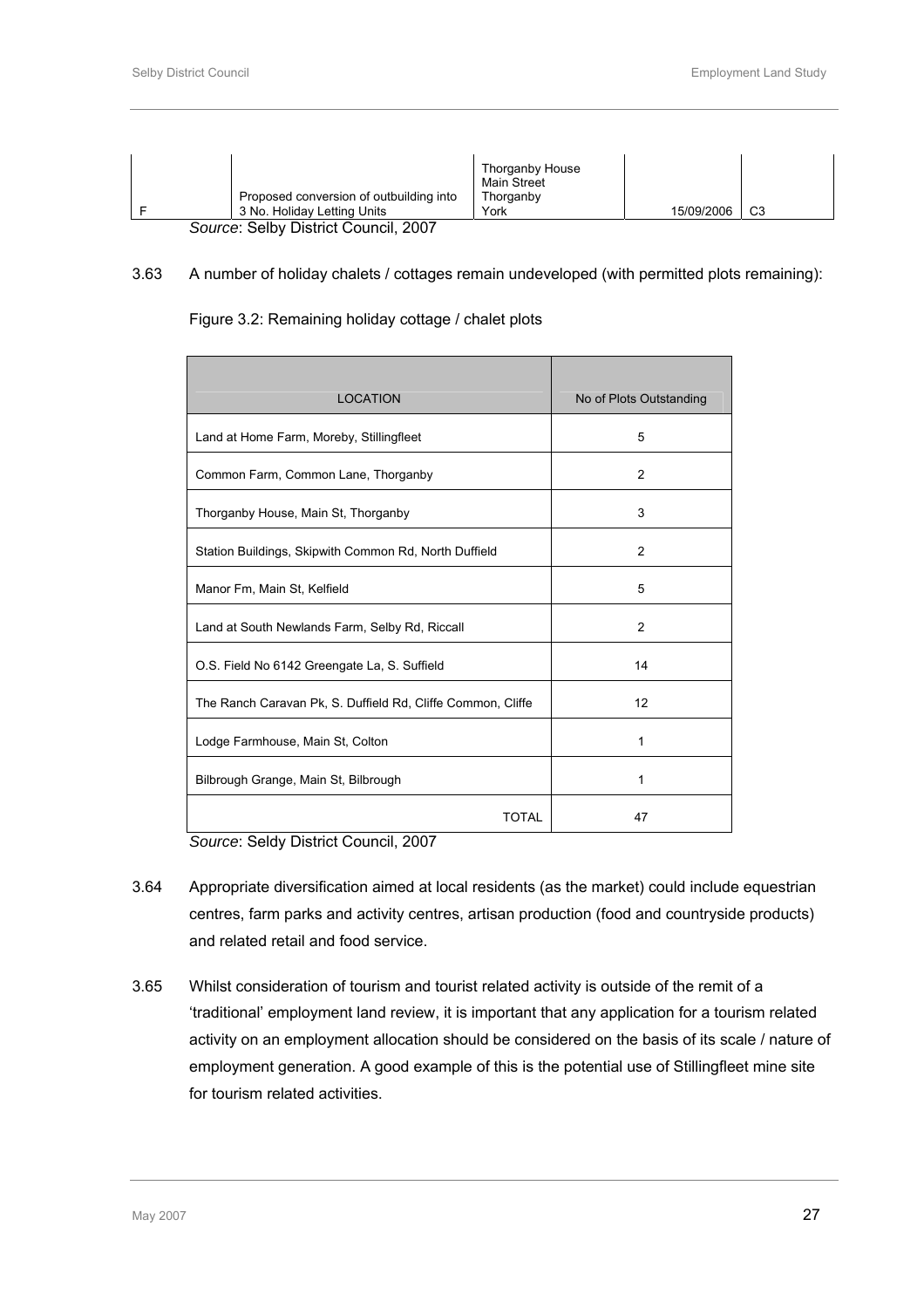| F | Proposed conversion of outbuilding into 3 No. Holiday Letting Units | Thorganby House Main Street Thorganby York | 15/09/2006 | C3 |
|---|---|---|---|---|

*Source*: Selby District Council, 2007

3.63 A number of holiday chalets / cottages remain undeveloped (with permitted plots remaining):

Figure 3.2: Remaining holiday cottage / chalet plots

| LOCATION | No of Plots Outstanding |
|---|---|
| Land at Home Farm, Moreby, Stillingfleet | 5 |
| Common Farm, Common Lane, Thorganby | 2 |
| Thorganby House, Main St, Thorganby | 3 |
| Station Buildings, Skipwith Common Rd, North Duffield | 2 |
| Manor Fm, Main St, Kelfield | 5 |
| Land at South Newlands Farm, Selby Rd, Riccall | 2 |
| O.S. Field No 6142 Greengate La, S. Suffield | 14 |
| The Ranch Caravan Pk, S. Duffield Rd, Cliffe Common, Cliffe | 12 |
| Lodge Farmhouse, Main St, Colton | 1 |
| Bilbrough Grange, Main St, Bilbrough | 1 |
| TOTAL | 47 |

*Source*: Seldy District Council, 2007

3.64 Appropriate diversification aimed at local residents (as the market) could include equestrian centres, farm parks and activity centres, artisan production (food and countryside products) and related retail and food service.

3.65 Whilst consideration of tourism and tourist related activity is outside of the remit of a 'traditional' employment land review, it is important that any application for a tourism related activity on an employment allocation should be considered on the basis of its scale / nature of employment generation. A good example of this is the potential use of Stillingfleet mine site for tourism related activities.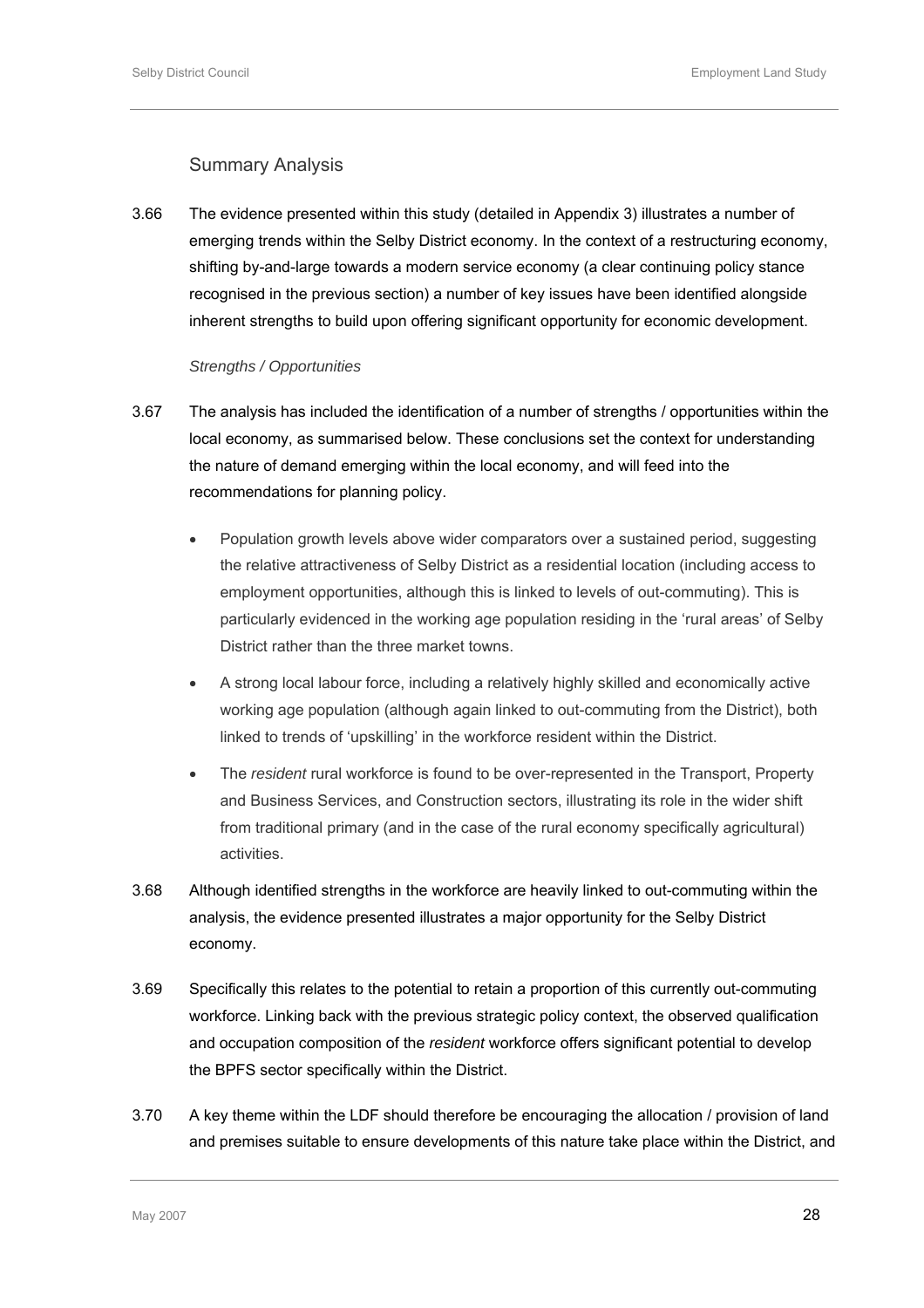## Summary Analysis

3.66 The evidence presented within this study (detailed in Appendix 3) illustrates a number of emerging trends within the Selby District economy. In the context of a restructuring economy, shifting by-and-large towards a modern service economy (a clear continuing policy stance recognised in the previous section) a number of key issues have been identified alongside inherent strengths to build upon offering significant opportunity for economic development.

*Strengths / Opportunities*

3.67 The analysis has included the identification of a number of strengths / opportunities within the local economy, as summarised below. These conclusions set the context for understanding the nature of demand emerging within the local economy, and will feed into the recommendations for planning policy.

- Population growth levels above wider comparators over a sustained period, suggesting the relative attractiveness of Selby District as a residential location (including access to employment opportunities, although this is linked to levels of out-commuting). This is particularly evidenced in the working age population residing in the 'rural areas' of Selby District rather than the three market towns.
- A strong local labour force, including a relatively highly skilled and economically active working age population (although again linked to out-commuting from the District), both linked to trends of 'upskilling' in the workforce resident within the District.
- The *resident* rural workforce is found to be over-represented in the Transport, Property and Business Services, and Construction sectors, illustrating its role in the wider shift from traditional primary (and in the case of the rural economy specifically agricultural) activities.

3.68 Although identified strengths in the workforce are heavily linked to out-commuting within the analysis, the evidence presented illustrates a major opportunity for the Selby District economy.

3.69 Specifically this relates to the potential to retain a proportion of this currently out-commuting workforce. Linking back with the previous strategic policy context, the observed qualification and occupation composition of the *resident* workforce offers significant potential to develop the BPFS sector specifically within the District.

3.70 A key theme within the LDF should therefore be encouraging the allocation / provision of land and premises suitable to ensure developments of this nature take place within the District, and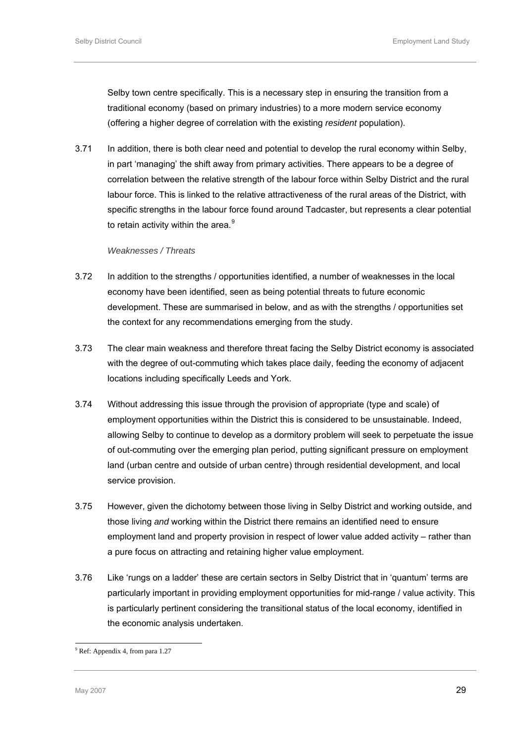Selby town centre specifically. This is a necessary step in ensuring the transition from a traditional economy (based on primary industries) to a more modern service economy (offering a higher degree of correlation with the existing *resident* population).

3.71 In addition, there is both clear need and potential to develop the rural economy within Selby, in part 'managing' the shift away from primary activities. There appears to be a degree of correlation between the relative strength of the labour force within Selby District and the rural labour force. This is linked to the relative attractiveness of the rural areas of the District, with specific strengths in the labour force found around Tadcaster, but represents a clear potential to retain activity within the area.[9]

*Weaknesses / Threats*

3.72 In addition to the strengths / opportunities identified, a number of weaknesses in the local economy have been identified, seen as being potential threats to future economic development. These are summarised in below, and as with the strengths / opportunities set the context for any recommendations emerging from the study.

3.73 The clear main weakness and therefore threat facing the Selby District economy is associated with the degree of out-commuting which takes place daily, feeding the economy of adjacent locations including specifically Leeds and York.

3.74 Without addressing this issue through the provision of appropriate (type and scale) of employment opportunities within the District this is considered to be unsustainable. Indeed, allowing Selby to continue to develop as a dormitory problem will seek to perpetuate the issue of out-commuting over the emerging plan period, putting significant pressure on employment land (urban centre and outside of urban centre) through residential development, and local service provision.

3.75 However, given the dichotomy between those living in Selby District and working outside, and those living *and* working within the District there remains an identified need to ensure employment land and property provision in respect of lower value added activity – rather than a pure focus on attracting and retaining higher value employment.

3.76 Like 'rungs on a ladder' these are certain sectors in Selby District that in 'quantum' terms are particularly important in providing employment opportunities for mid-range / value activity. This is particularly pertinent considering the transitional status of the local economy, identified in the economic analysis undertaken.

---

[9] Ref: Appendix 4, from para 1.27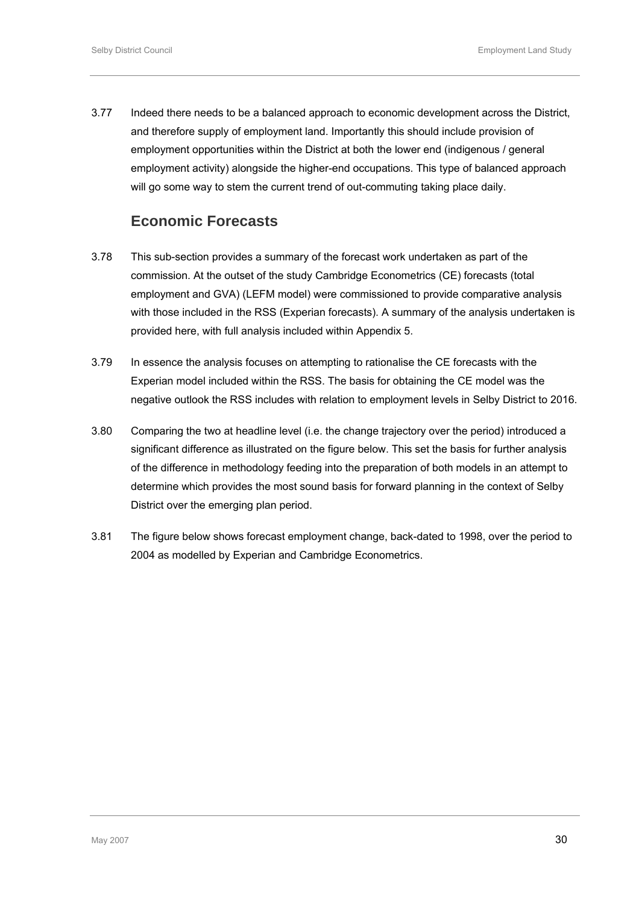3.77 Indeed there needs to be a balanced approach to economic development across the District, and therefore supply of employment land. Importantly this should include provision of employment opportunities within the District at both the lower end (indigenous / general employment activity) alongside the higher-end occupations. This type of balanced approach will go some way to stem the current trend of out-commuting taking place daily.

## Economic Forecasts

3.78 This sub-section provides a summary of the forecast work undertaken as part of the commission. At the outset of the study Cambridge Econometrics (CE) forecasts (total employment and GVA) (LEFM model) were commissioned to provide comparative analysis with those included in the RSS (Experian forecasts). A summary of the analysis undertaken is provided here, with full analysis included within Appendix 5.

3.79 In essence the analysis focuses on attempting to rationalise the CE forecasts with the Experian model included within the RSS. The basis for obtaining the CE model was the negative outlook the RSS includes with relation to employment levels in Selby District to 2016.

3.80 Comparing the two at headline level (i.e. the change trajectory over the period) introduced a significant difference as illustrated on the figure below. This set the basis for further analysis of the difference in methodology feeding into the preparation of both models in an attempt to determine which provides the most sound basis for forward planning in the context of Selby District over the emerging plan period.

3.81 The figure below shows forecast employment change, back-dated to 1998, over the period to 2004 as modelled by Experian and Cambridge Econometrics.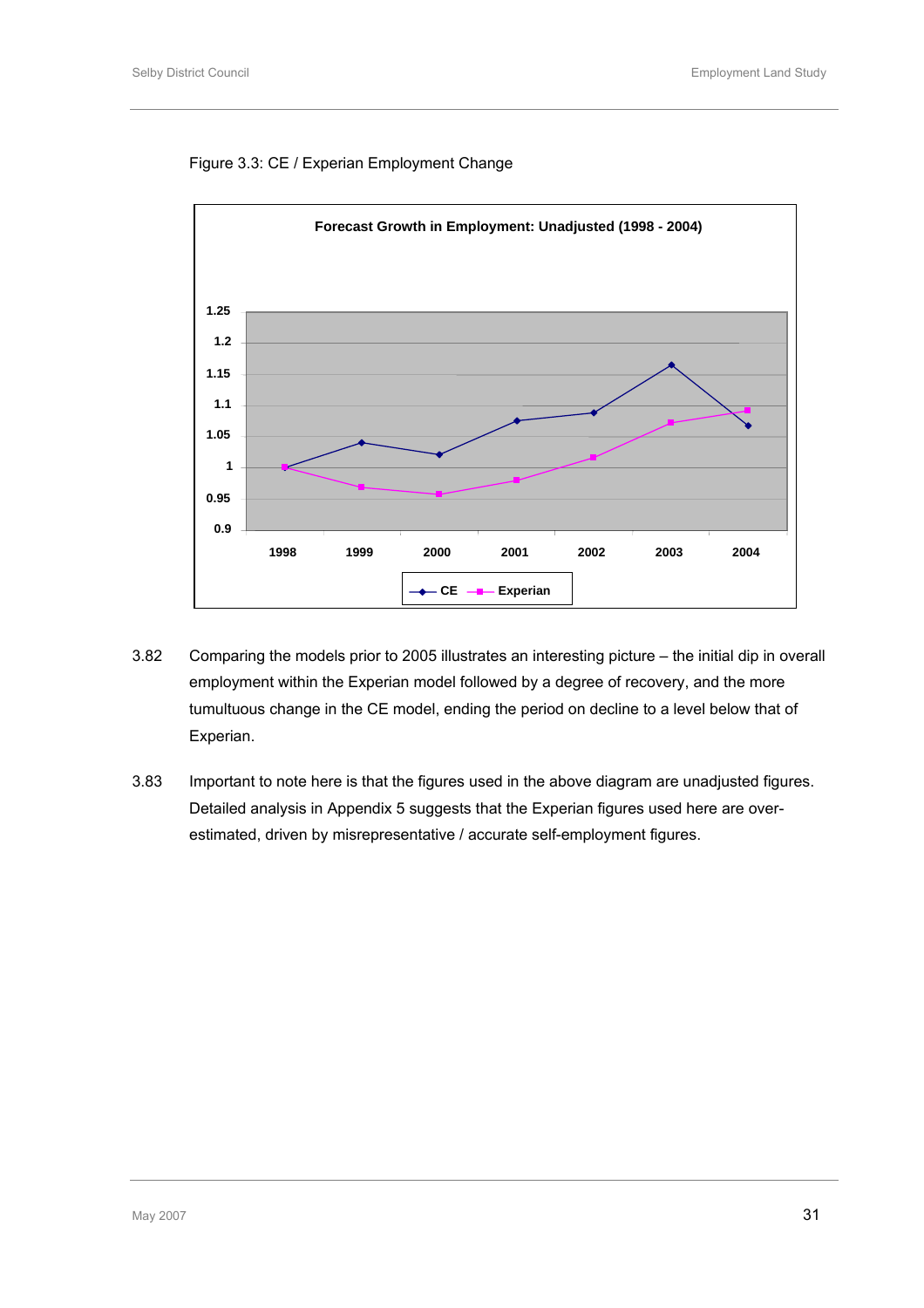Figure 3.3: CE / Experian Employment Change

**Forecast Growth in Employment: Unadjusted (1998 - 2004)**

3.82 Comparing the models prior to 2005 illustrates an interesting picture – the initial dip in overall employment within the Experian model followed by a degree of recovery, and the more tumultuous change in the CE model, ending the period on decline to a level below that of Experian.

3.83 Important to note here is that the figures used in the above diagram are unadjusted figures. Detailed analysis in Appendix 5 suggests that the Experian figures used here are over-estimated, driven by misrepresentative / accurate self-employment figures.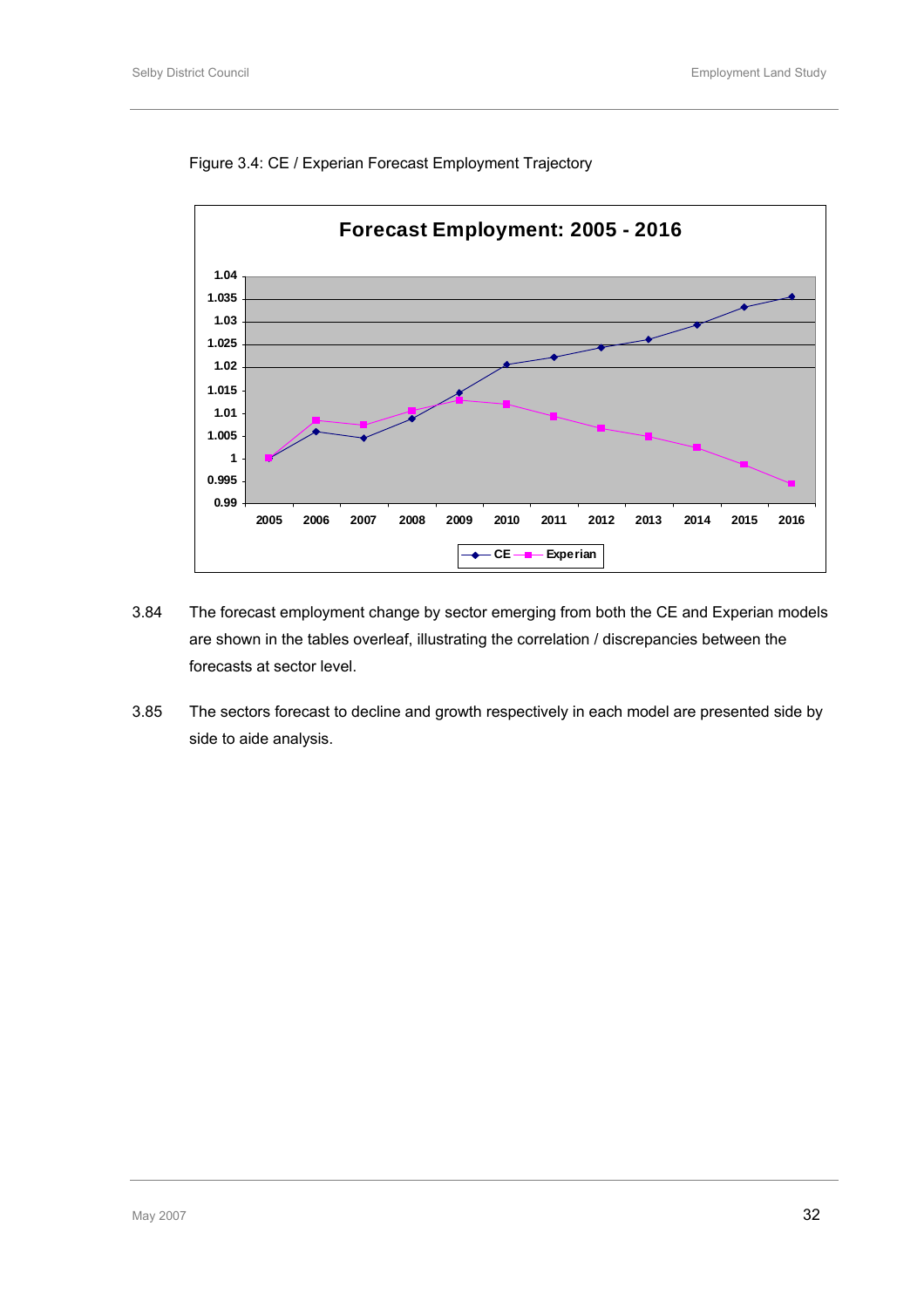Figure 3.4: CE / Experian Forecast Employment Trajectory

3.84 The forecast employment change by sector emerging from both the CE and Experian models are shown in the tables overleaf, illustrating the correlation / discrepancies between the forecasts at sector level.

3.85 The sectors forecast to decline and growth respectively in each model are presented side by side to aide analysis.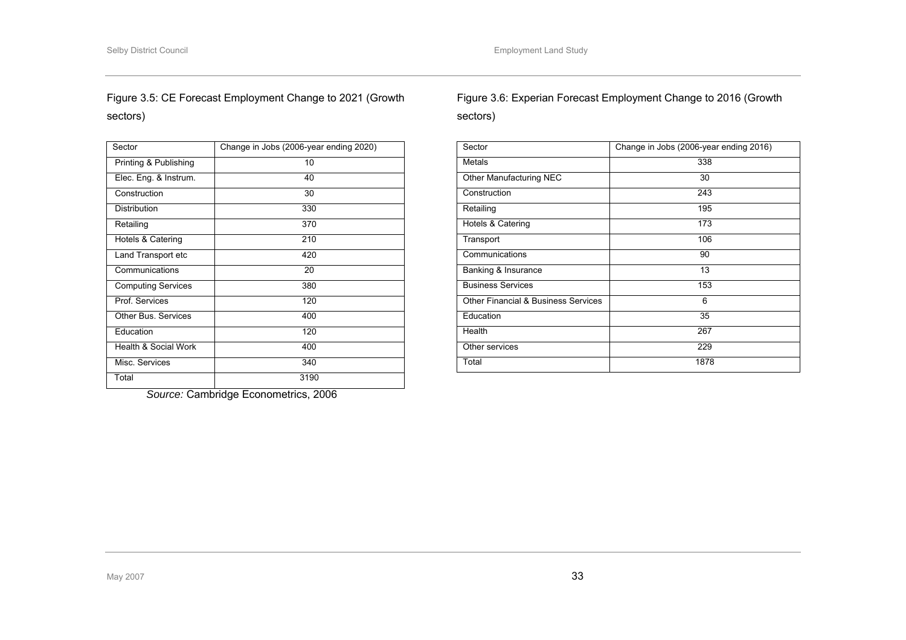Figure 3.5: CE Forecast Employment Change to 2021 (Growth sectors)

| Sector | Change in Jobs (2006-year ending 2020) |
| --- | --- |
| Printing & Publishing | 10 |
| Elec. Eng. & Instrum. | 40 |
| Construction | 30 |
| Distribution | 330 |
| Retailing | 370 |
| Hotels & Catering | 210 |
| Land Transport etc | 420 |
| Communications | 20 |
| Computing Services | 380 |
| Prof. Services | 120 |
| Other Bus. Services | 400 |
| Education | 120 |
| Health & Social Work | 400 |
| Misc. Services | 340 |
| Total | 3190 |

*Source:* Cambridge Econometrics, 2006

Figure 3.6: Experian Forecast Employment Change to 2016 (Growth sectors)

| Sector | Change in Jobs (2006-year ending 2016) |
| --- | --- |
| Metals | 338 |
| Other Manufacturing NEC | 30 |
| Construction | 243 |
| Retailing | 195 |
| Hotels & Catering | 173 |
| Transport | 106 |
| Communications | 90 |
| Banking & Insurance | 13 |
| Business Services | 153 |
| Other Financial & Business Services | 6 |
| Education | 35 |
| Health | 267 |
| Other services | 229 |
| Total | 1878 |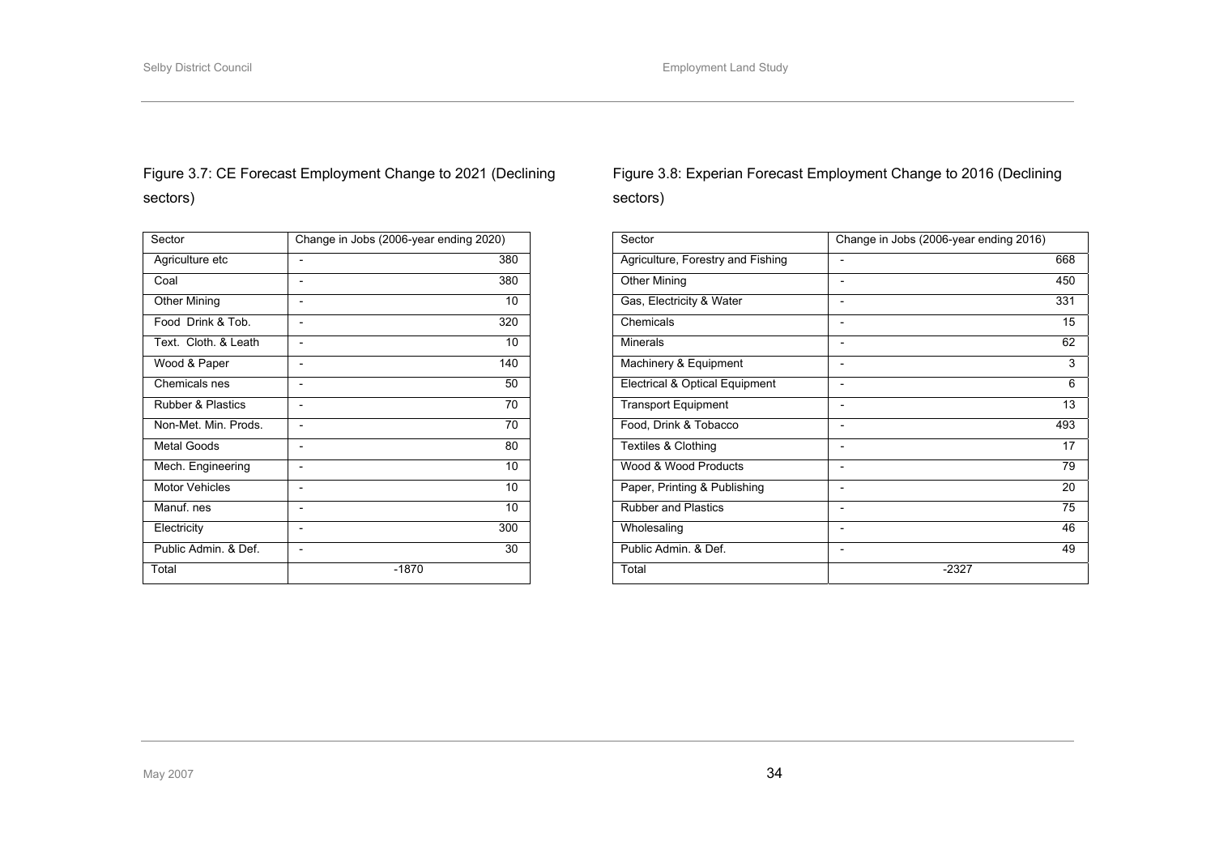Figure 3.7: CE Forecast Employment Change to 2021 (Declining sectors)

| Sector | Change in Jobs (2006-year ending 2020) | |
|---|---|---|
| Agriculture etc | - | 380 |
| Coal | - | 380 |
| Other Mining | - | 10 |
| Food Drink & Tob. | - | 320 |
| Text. Cloth. & Leath | - | 10 |
| Wood & Paper | - | 140 |
| Chemicals nes | - | 50 |
| Rubber & Plastics | - | 70 |
| Non-Met. Min. Prods. | - | 70 |
| Metal Goods | - | 80 |
| Mech. Engineering | - | 10 |
| Motor Vehicles | - | 10 |
| Manuf. nes | - | 10 |
| Electricity | - | 300 |
| Public Admin. & Def. | - | 30 |
| Total | -1870 | |

Figure 3.8: Experian Forecast Employment Change to 2016 (Declining sectors)

| Sector | Change in Jobs (2006-year ending 2016) | |
|---|---|---|
| Agriculture, Forestry and Fishing | - | 668 |
| Other Mining | - | 450 |
| Gas, Electricity & Water | - | 331 |
| Chemicals | - | 15 |
| Minerals | - | 62 |
| Machinery & Equipment | - | 3 |
| Electrical & Optical Equipment | - | 6 |
| Transport Equipment | - | 13 |
| Food, Drink & Tobacco | - | 493 |
| Textiles & Clothing | - | 17 |
| Wood & Wood Products | - | 79 |
| Paper, Printing & Publishing | - | 20 |
| Rubber and Plastics | - | 75 |
| Wholesaling | - | 46 |
| Public Admin. & Def. | - | 49 |
| Total | -2327 | |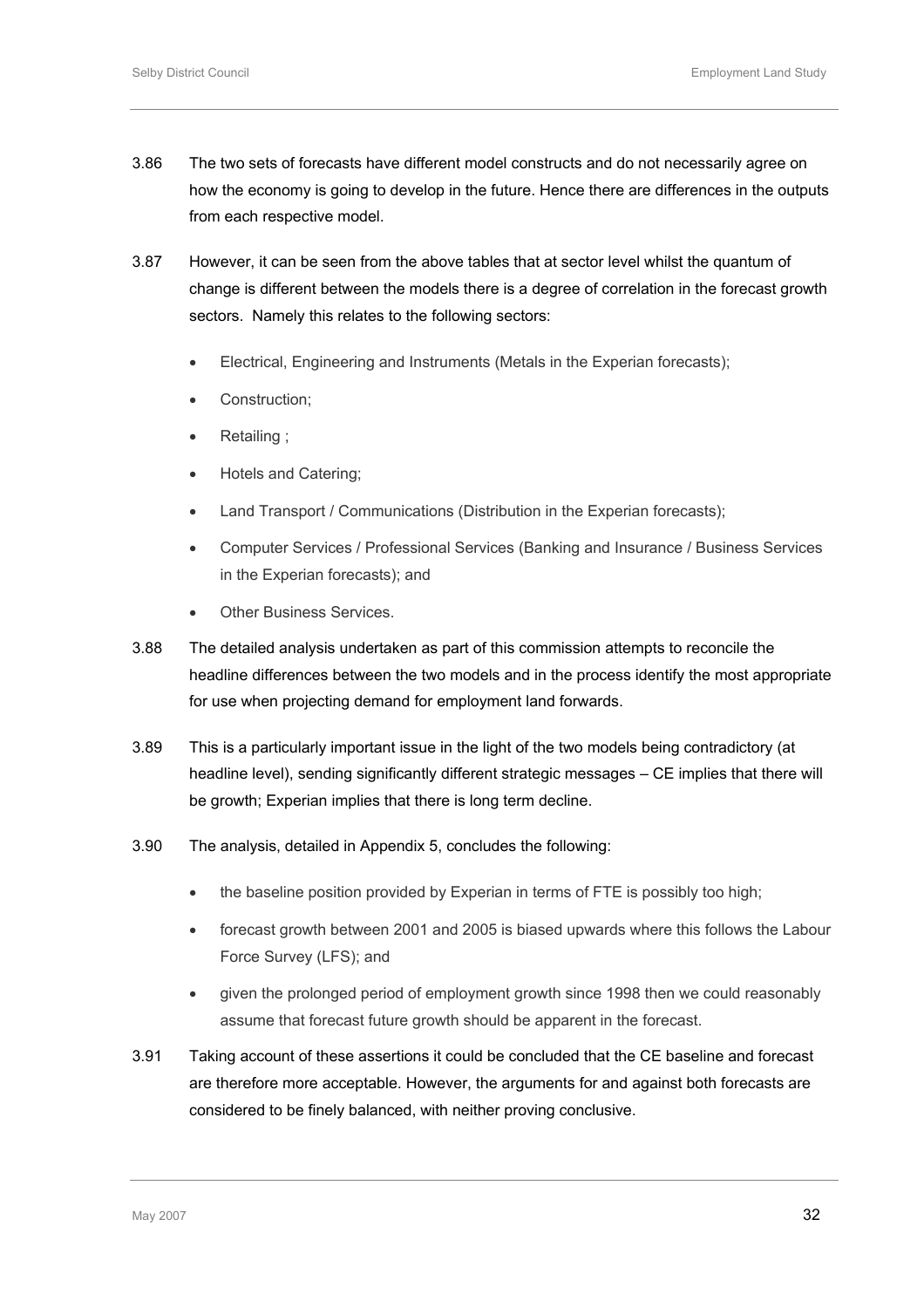3.86 The two sets of forecasts have different model constructs and do not necessarily agree on how the economy is going to develop in the future. Hence there are differences in the outputs from each respective model.

3.87 However, it can be seen from the above tables that at sector level whilst the quantum of change is different between the models there is a degree of correlation in the forecast growth sectors. Namely this relates to the following sectors:

- Electrical, Engineering and Instruments (Metals in the Experian forecasts);
- Construction;
- Retailing ;
- Hotels and Catering;
- Land Transport / Communications (Distribution in the Experian forecasts);
- Computer Services / Professional Services (Banking and Insurance / Business Services in the Experian forecasts); and
- Other Business Services.

3.88 The detailed analysis undertaken as part of this commission attempts to reconcile the headline differences between the two models and in the process identify the most appropriate for use when projecting demand for employment land forwards.

3.89 This is a particularly important issue in the light of the two models being contradictory (at headline level), sending significantly different strategic messages – CE implies that there will be growth; Experian implies that there is long term decline.

3.90 The analysis, detailed in Appendix 5, concludes the following:

- the baseline position provided by Experian in terms of FTE is possibly too high;
- forecast growth between 2001 and 2005 is biased upwards where this follows the Labour Force Survey (LFS); and
- given the prolonged period of employment growth since 1998 then we could reasonably assume that forecast future growth should be apparent in the forecast.

3.91 Taking account of these assertions it could be concluded that the CE baseline and forecast are therefore more acceptable. However, the arguments for and against both forecasts are considered to be finely balanced, with neither proving conclusive.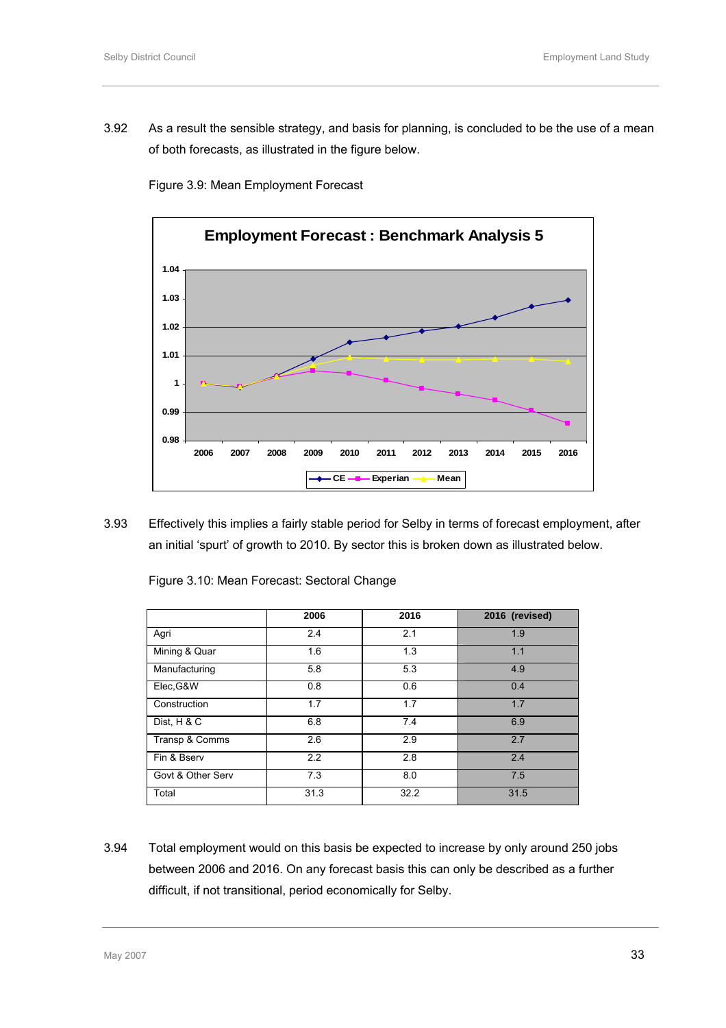3.92 As a result the sensible strategy, and basis for planning, is concluded to be the use of a mean of both forecasts, as illustrated in the figure below.

Figure 3.9: Mean Employment Forecast

3.93 Effectively this implies a fairly stable period for Selby in terms of forecast employment, after an initial 'spurt' of growth to 2010. By sector this is broken down as illustrated below.

Figure 3.10: Mean Forecast: Sectoral Change

| | 2006 | 2016 | 2016 (revised) |
|---|---|---|---|
| Agri | 2.4 | 2.1 | 1.9 |
| Mining & Quar | 1.6 | 1.3 | 1.1 |
| Manufacturing | 5.8 | 5.3 | 4.9 |
| Elec,G&W | 0.8 | 0.6 | 0.4 |
| Construction | 1.7 | 1.7 | 1.7 |
| Dist, H & C | 6.8 | 7.4 | 6.9 |
| Transp & Comms | 2.6 | 2.9 | 2.7 |
| Fin & Bserv | 2.2 | 2.8 | 2.4 |
| Govt & Other Serv | 7.3 | 8.0 | 7.5 |
| Total | 31.3 | 32.2 | 31.5 |

3.94 Total employment would on this basis be expected to increase by only around 250 jobs between 2006 and 2016. On any forecast basis this can only be described as a further difficult, if not transitional, period economically for Selby.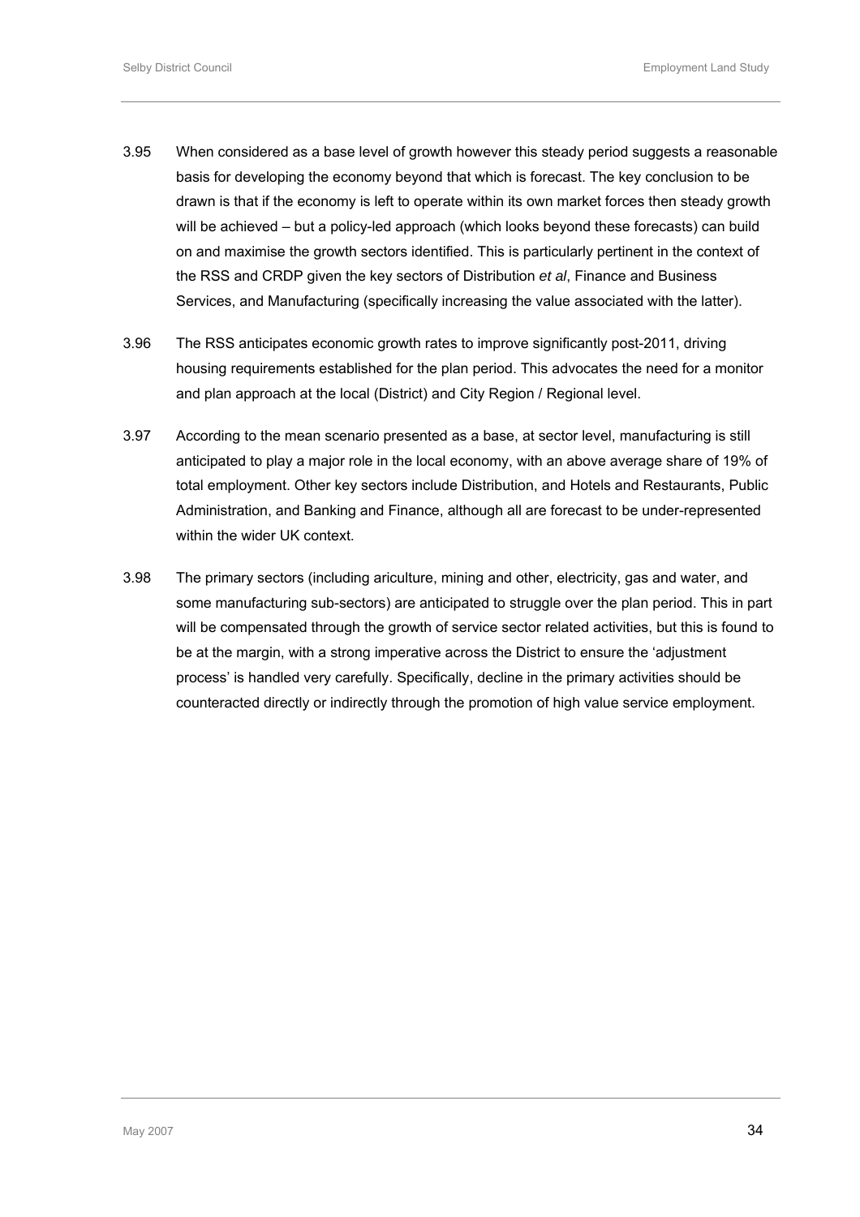3.95 When considered as a base level of growth however this steady period suggests a reasonable basis for developing the economy beyond that which is forecast. The key conclusion to be drawn is that if the economy is left to operate within its own market forces then steady growth will be achieved – but a policy-led approach (which looks beyond these forecasts) can build on and maximise the growth sectors identified. This is particularly pertinent in the context of the RSS and CRDP given the key sectors of Distribution *et al*, Finance and Business Services, and Manufacturing (specifically increasing the value associated with the latter).

3.96 The RSS anticipates economic growth rates to improve significantly post-2011, driving housing requirements established for the plan period. This advocates the need for a monitor and plan approach at the local (District) and City Region / Regional level.

3.97 According to the mean scenario presented as a base, at sector level, manufacturing is still anticipated to play a major role in the local economy, with an above average share of 19% of total employment. Other key sectors include Distribution, and Hotels and Restaurants, Public Administration, and Banking and Finance, although all are forecast to be under-represented within the wider UK context.

3.98 The primary sectors (including ariculture, mining and other, electricity, gas and water, and some manufacturing sub-sectors) are anticipated to struggle over the plan period. This in part will be compensated through the growth of service sector related activities, but this is found to be at the margin, with a strong imperative across the District to ensure the 'adjustment process' is handled very carefully. Specifically, decline in the primary activities should be counteracted directly or indirectly through the promotion of high value service employment.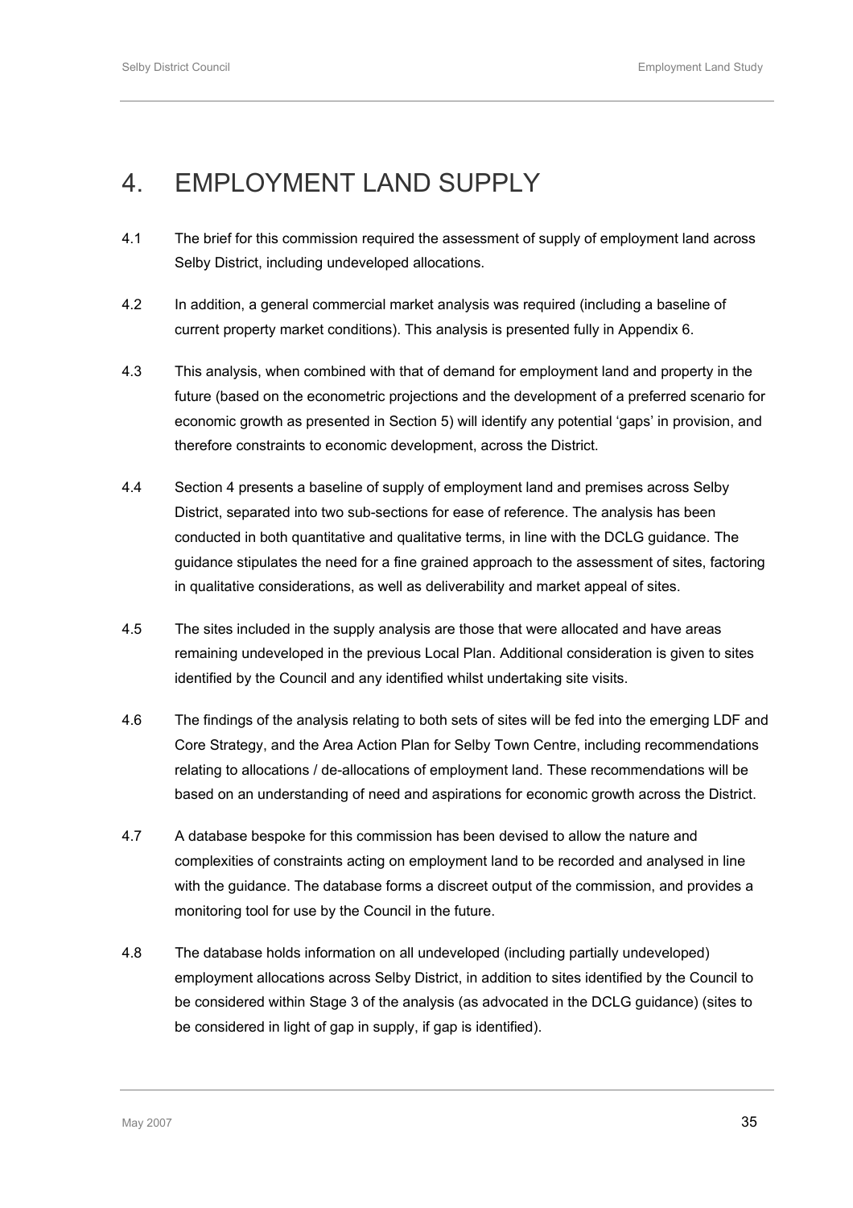# 4. EMPLOYMENT LAND SUPPLY

4.1 The brief for this commission required the assessment of supply of employment land across Selby District, including undeveloped allocations.

4.2 In addition, a general commercial market analysis was required (including a baseline of current property market conditions). This analysis is presented fully in Appendix 6.

4.3 This analysis, when combined with that of demand for employment land and property in the future (based on the econometric projections and the development of a preferred scenario for economic growth as presented in Section 5) will identify any potential 'gaps' in provision, and therefore constraints to economic development, across the District.

4.4 Section 4 presents a baseline of supply of employment land and premises across Selby District, separated into two sub-sections for ease of reference. The analysis has been conducted in both quantitative and qualitative terms, in line with the DCLG guidance. The guidance stipulates the need for a fine grained approach to the assessment of sites, factoring in qualitative considerations, as well as deliverability and market appeal of sites.

4.5 The sites included in the supply analysis are those that were allocated and have areas remaining undeveloped in the previous Local Plan. Additional consideration is given to sites identified by the Council and any identified whilst undertaking site visits.

4.6 The findings of the analysis relating to both sets of sites will be fed into the emerging LDF and Core Strategy, and the Area Action Plan for Selby Town Centre, including recommendations relating to allocations / de-allocations of employment land. These recommendations will be based on an understanding of need and aspirations for economic growth across the District.

4.7 A database bespoke for this commission has been devised to allow the nature and complexities of constraints acting on employment land to be recorded and analysed in line with the guidance. The database forms a discreet output of the commission, and provides a monitoring tool for use by the Council in the future.

4.8 The database holds information on all undeveloped (including partially undeveloped) employment allocations across Selby District, in addition to sites identified by the Council to be considered within Stage 3 of the analysis (as advocated in the DCLG guidance) (sites to be considered in light of gap in supply, if gap is identified).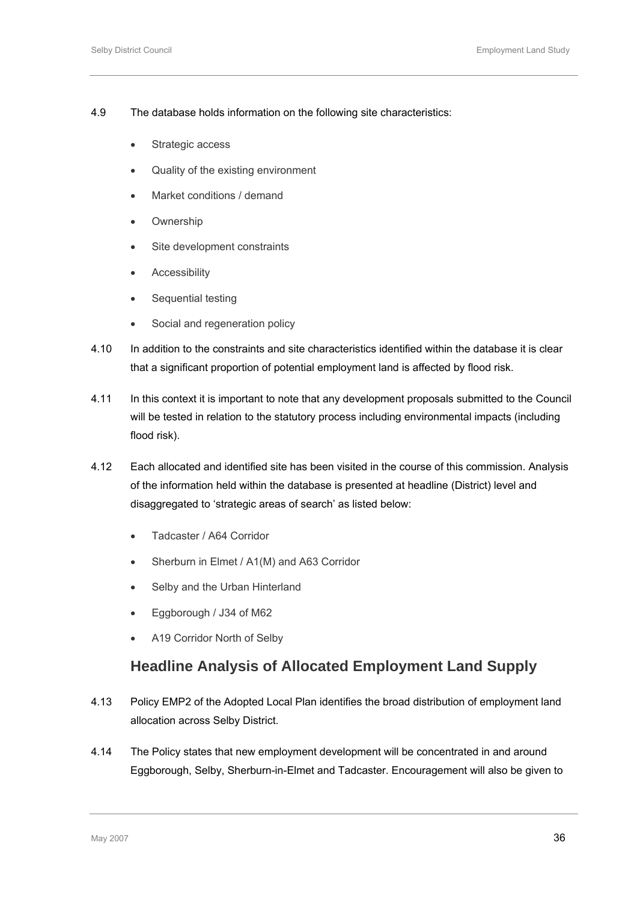4.9 The database holds information on the following site characteristics:

- Strategic access
- Quality of the existing environment
- Market conditions / demand
- Ownership
- Site development constraints
- Accessibility
- Sequential testing
- Social and regeneration policy

4.10 In addition to the constraints and site characteristics identified within the database it is clear that a significant proportion of potential employment land is affected by flood risk.

4.11 In this context it is important to note that any development proposals submitted to the Council will be tested in relation to the statutory process including environmental impacts (including flood risk).

4.12 Each allocated and identified site has been visited in the course of this commission. Analysis of the information held within the database is presented at headline (District) level and disaggregated to 'strategic areas of search' as listed below:

- Tadcaster / A64 Corridor
- Sherburn in Elmet / A1(M) and A63 Corridor
- Selby and the Urban Hinterland
- Eggborough / J34 of M62
- A19 Corridor North of Selby

## Headline Analysis of Allocated Employment Land Supply

4.13 Policy EMP2 of the Adopted Local Plan identifies the broad distribution of employment land allocation across Selby District.

4.14 The Policy states that new employment development will be concentrated in and around Eggborough, Selby, Sherburn-in-Elmet and Tadcaster. Encouragement will also be given to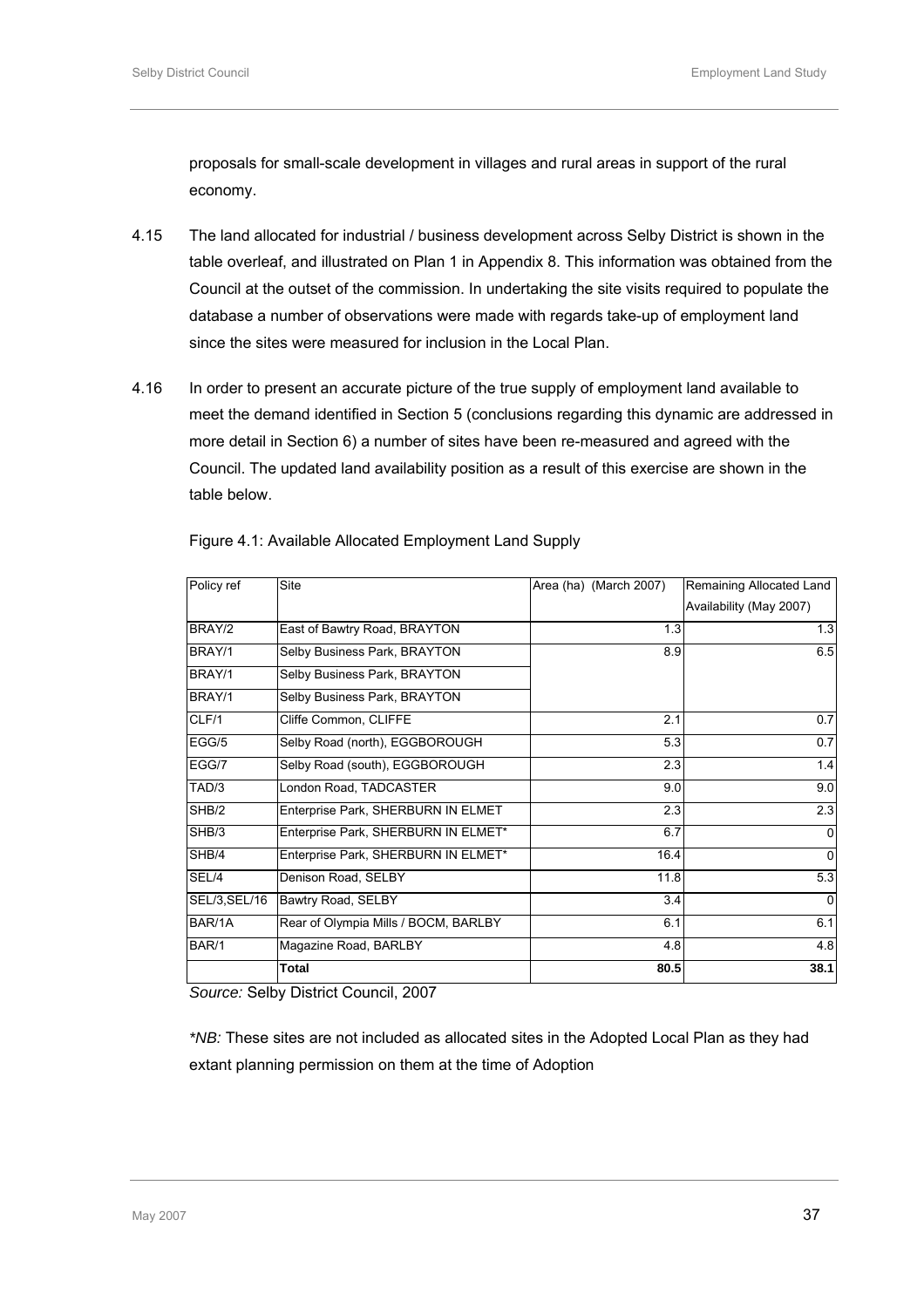proposals for small-scale development in villages and rural areas in support of the rural economy.

4.15 The land allocated for industrial / business development across Selby District is shown in the table overleaf, and illustrated on Plan 1 in Appendix 8. This information was obtained from the Council at the outset of the commission. In undertaking the site visits required to populate the database a number of observations were made with regards take-up of employment land since the sites were measured for inclusion in the Local Plan.

4.16 In order to present an accurate picture of the true supply of employment land available to meet the demand identified in Section 5 (conclusions regarding this dynamic are addressed in more detail in Section 6) a number of sites have been re-measured and agreed with the Council. The updated land availability position as a result of this exercise are shown in the table below.

Figure 4.1: Available Allocated Employment Land Supply

| Policy ref | Site | Area (ha) (March 2007) | Remaining Allocated Land Availability (May 2007) |
|---|---|---|---|
| BRAY/2 | East of Bawtry Road, BRAYTON | 1.3 | 1.3 |
| BRAY/1 | Selby Business Park, BRAYTON | 8.9 | 6.5 |
| BRAY/1 | Selby Business Park, BRAYTON | | |
| BRAY/1 | Selby Business Park, BRAYTON | | |
| CLF/1 | Cliffe Common, CLIFFE | 2.1 | 0.7 |
| EGG/5 | Selby Road (north), EGGBOROUGH | 5.3 | 0.7 |
| EGG/7 | Selby Road (south), EGGBOROUGH | 2.3 | 1.4 |
| TAD/3 | London Road, TADCASTER | 9.0 | 9.0 |
| SHB/2 | Enterprise Park, SHERBURN IN ELMET | 2.3 | 2.3 |
| SHB/3 | Enterprise Park, SHERBURN IN ELMET* | 6.7 | 0 |
| SHB/4 | Enterprise Park, SHERBURN IN ELMET* | 16.4 | 0 |
| SEL/4 | Denison Road, SELBY | 11.8 | 5.3 |
| SEL/3,SEL/16 | Bawtry Road, SELBY | 3.4 | 0 |
| BAR/1A | Rear of Olympia Mills / BOCM, BARLBY | 6.1 | 6.1 |
| BAR/1 | Magazine Road, BARLBY | 4.8 | 4.8 |
| | **Total** | **80.5** | **38.1** |

*Source:* Selby District Council, 2007

*\*NB:* These sites are not included as allocated sites in the Adopted Local Plan as they had extant planning permission on them at the time of Adoption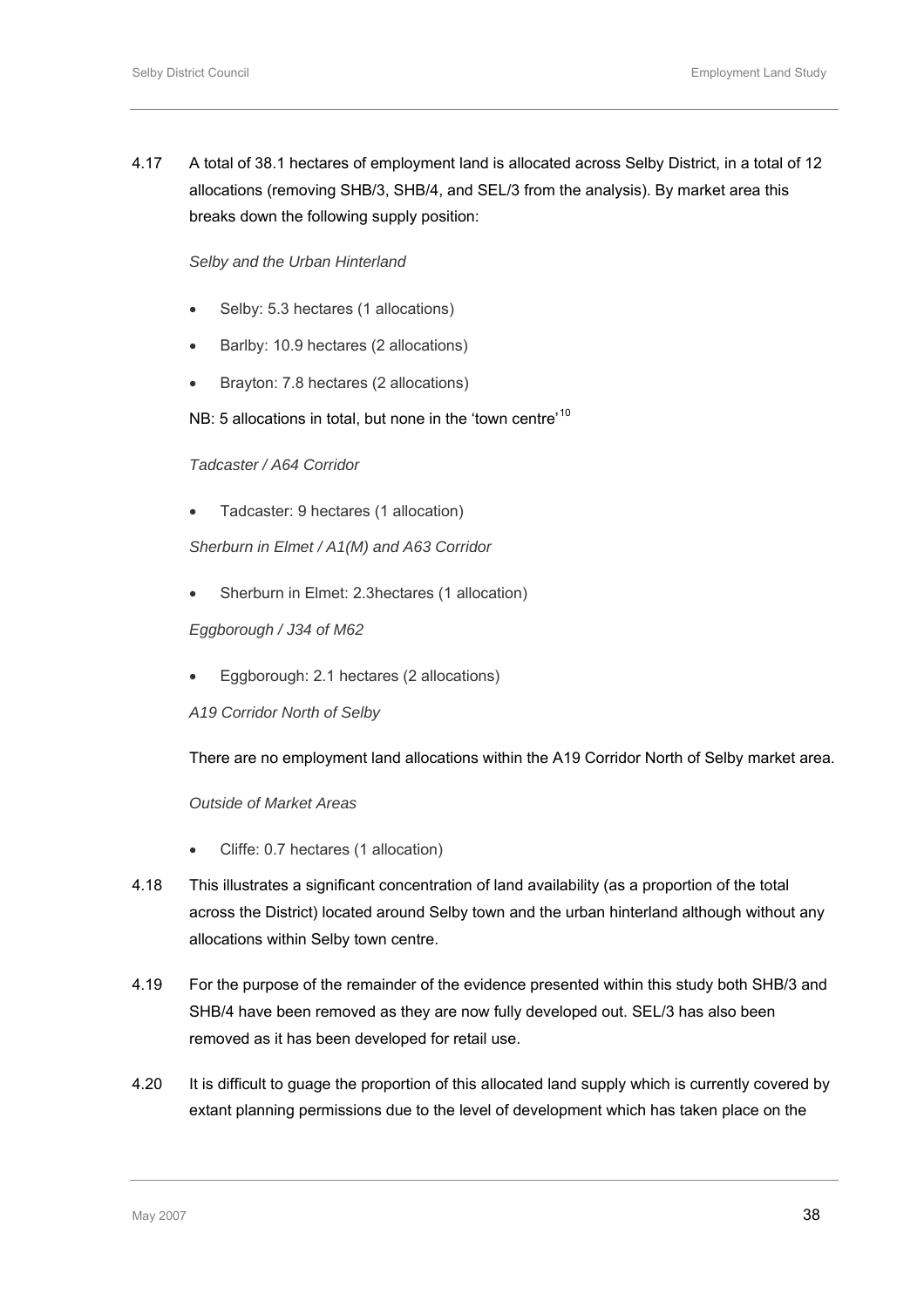4.17 A total of 38.1 hectares of employment land is allocated across Selby District, in a total of 12 allocations (removing SHB/3, SHB/4, and SEL/3 from the analysis). By market area this breaks down the following supply position:

*Selby and the Urban Hinterland*

- Selby: 5.3 hectares (1 allocations)
- Barlby: 10.9 hectares (2 allocations)
- Brayton: 7.8 hectares (2 allocations)

NB: 5 allocations in total, but none in the 'town centre'[10]

*Tadcaster / A64 Corridor*

- Tadcaster: 9 hectares (1 allocation)

*Sherburn in Elmet / A1(M) and A63 Corridor*

- Sherburn in Elmet: 2.3hectares (1 allocation)

*Eggborough / J34 of M62*

- Eggborough: 2.1 hectares (2 allocations)

*A19 Corridor North of Selby*

There are no employment land allocations within the A19 Corridor North of Selby market area.

*Outside of Market Areas*

- Cliffe: 0.7 hectares (1 allocation)

4.18 This illustrates a significant concentration of land availability (as a proportion of the total across the District) located around Selby town and the urban hinterland although without any allocations within Selby town centre.

4.19 For the purpose of the remainder of the evidence presented within this study both SHB/3 and SHB/4 have been removed as they are now fully developed out. SEL/3 has also been removed as it has been developed for retail use.

4.20 It is difficult to guage the proportion of this allocated land supply which is currently covered by extant planning permissions due to the level of development which has taken place on the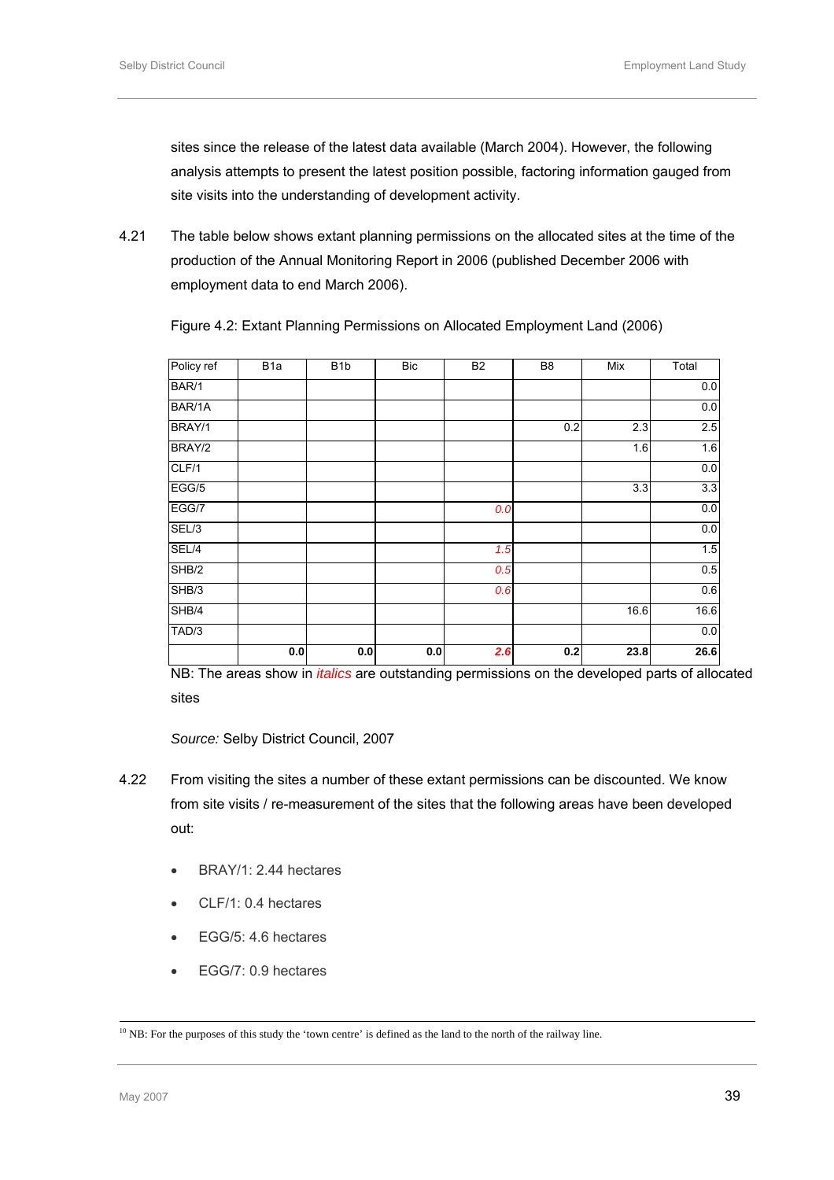sites since the release of the latest data available (March 2004). However, the following analysis attempts to present the latest position possible, factoring information gauged from site visits into the understanding of development activity.

4.21 The table below shows extant planning permissions on the allocated sites at the time of the production of the Annual Monitoring Report in 2006 (published December 2006 with employment data to end March 2006).

Figure 4.2: Extant Planning Permissions on Allocated Employment Land (2006)

| Policy ref | B1a | B1b | Bic | B2 | B8 | Mix | Total |
|---|---|---|---|---|---|---|---|
| BAR/1 | | | | | | | 0.0 |
| BAR/1A | | | | | | | 0.0 |
| BRAY/1 | | | | | 0.2 | 2.3 | 2.5 |
| BRAY/2 | | | | | | 1.6 | 1.6 |
| CLF/1 | | | | | | | 0.0 |
| EGG/5 | | | | | | 3.3 | 3.3 |
| EGG/7 | | | | *0.0* | | | 0.0 |
| SEL/3 | | | | | | | 0.0 |
| SEL/4 | | | | *1.5* | | | 1.5 |
| SHB/2 | | | | *0.5* | | | 0.5 |
| SHB/3 | | | | *0.6* | | | 0.6 |
| SHB/4 | | | | | | 16.6 | 16.6 |
| TAD/3 | | | | | | | 0.0 |
| | **0.0** | **0.0** | **0.0** | ***2.6*** | **0.2** | **23.8** | **26.6** |

NB: The areas show in *italics* are outstanding permissions on the developed parts of allocated sites

*Source:* Selby District Council, 2007

4.22 From visiting the sites a number of these extant permissions can be discounted. We know from site visits / re-measurement of the sites that the following areas have been developed out:

- BRAY/1: 2.44 hectares
- CLF/1: 0.4 hectares
- EGG/5: 4.6 hectares
- EGG/7: 0.9 hectares

[10] NB: For the purposes of this study the 'town centre' is defined as the land to the north of the railway line.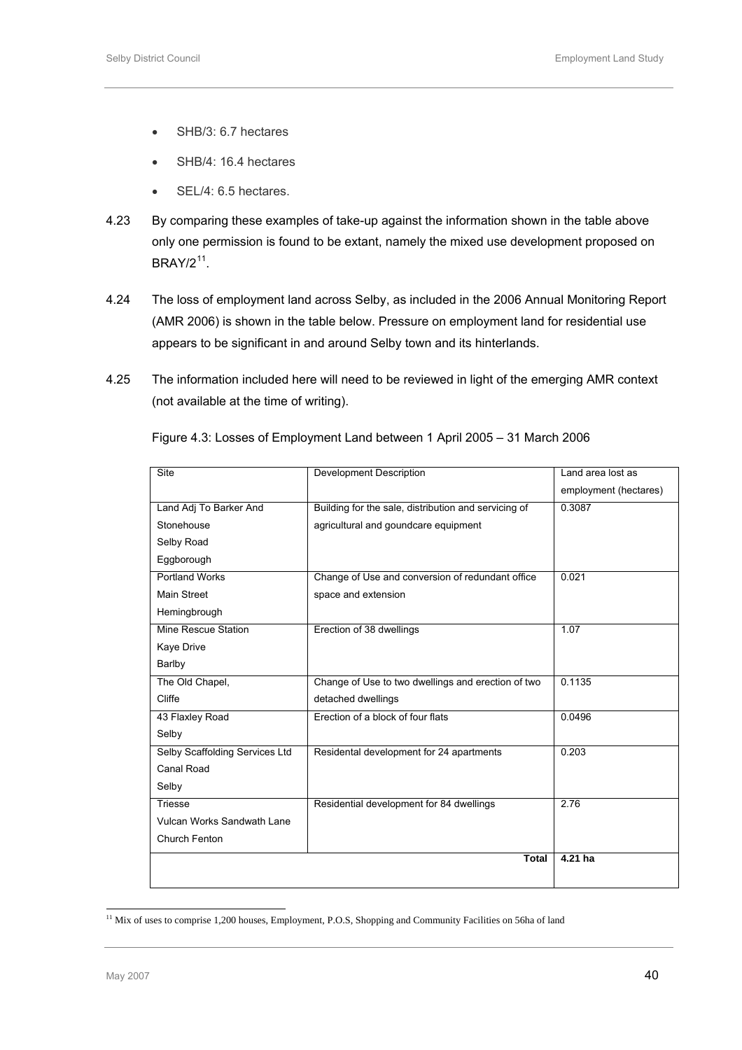- SHB/3: 6.7 hectares
- SHB/4: 16.4 hectares
- SEL/4: 6.5 hectares.

4.23 By comparing these examples of take-up against the information shown in the table above only one permission is found to be extant, namely the mixed use development proposed on BRAY/2[11].

4.24 The loss of employment land across Selby, as included in the 2006 Annual Monitoring Report (AMR 2006) is shown in the table below. Pressure on employment land for residential use appears to be significant in and around Selby town and its hinterlands.

4.25 The information included here will need to be reviewed in light of the emerging AMR context (not available at the time of writing).

Figure 4.3: Losses of Employment Land between 1 April 2005 – 31 March 2006

| Site | Development Description | Land area lost as employment (hectares) |
|---|---|---|
| Land Adj To Barker And Stonehouse Selby Road Eggborough | Building for the sale, distribution and servicing of agricultural and goundcare equipment | 0.3087 |
| Portland Works Main Street Hemingbrough | Change of Use and conversion of redundant office space and extension | 0.021 |
| Mine Rescue Station Kaye Drive Barlby | Erection of 38 dwellings | 1.07 |
| The Old Chapel, Cliffe | Change of Use to two dwellings and erection of two detached dwellings | 0.1135 |
| 43 Flaxley Road Selby | Erection of a block of four flats | 0.0496 |
| Selby Scaffolding Services Ltd Canal Road Selby | Residental development for 24 apartments | 0.203 |
| Triesse Vulcan Works Sandwath Lane Church Fenton | Residential development for 84 dwellings | 2.76 |
| | **Total** | **4.21 ha** |

[11] Mix of uses to comprise 1,200 houses, Employment, P.O.S, Shopping and Community Facilities on 56ha of land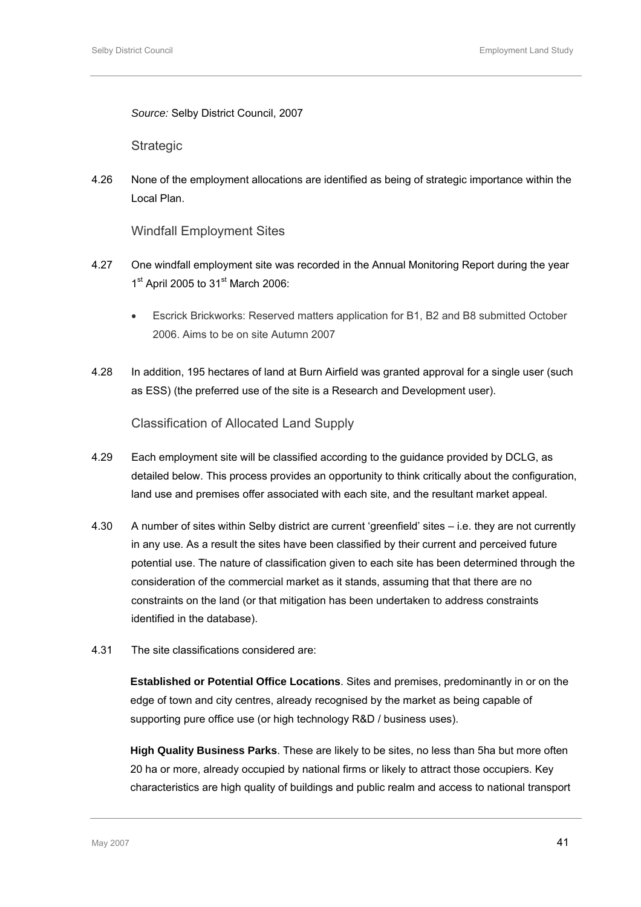*Source:* Selby District Council, 2007

### Strategic

4.26 None of the employment allocations are identified as being of strategic importance within the Local Plan.

### Windfall Employment Sites

4.27 One windfall employment site was recorded in the Annual Monitoring Report during the year 1st April 2005 to 31st March 2006:

- Escrick Brickworks: Reserved matters application for B1, B2 and B8 submitted October 2006. Aims to be on site Autumn 2007

4.28 In addition, 195 hectares of land at Burn Airfield was granted approval for a single user (such as ESS) (the preferred use of the site is a Research and Development user).

### Classification of Allocated Land Supply

4.29 Each employment site will be classified according to the guidance provided by DCLG, as detailed below. This process provides an opportunity to think critically about the configuration, land use and premises offer associated with each site, and the resultant market appeal.

4.30 A number of sites within Selby district are current 'greenfield' sites – i.e. they are not currently in any use. As a result the sites have been classified by their current and perceived future potential use. The nature of classification given to each site has been determined through the consideration of the commercial market as it stands, assuming that that there are no constraints on the land (or that mitigation has been undertaken to address constraints identified in the database).

4.31 The site classifications considered are:

**Established or Potential Office Locations**. Sites and premises, predominantly in or on the edge of town and city centres, already recognised by the market as being capable of supporting pure office use (or high technology R&D / business uses).

**High Quality Business Parks**. These are likely to be sites, no less than 5ha but more often 20 ha or more, already occupied by national firms or likely to attract those occupiers. Key characteristics are high quality of buildings and public realm and access to national transport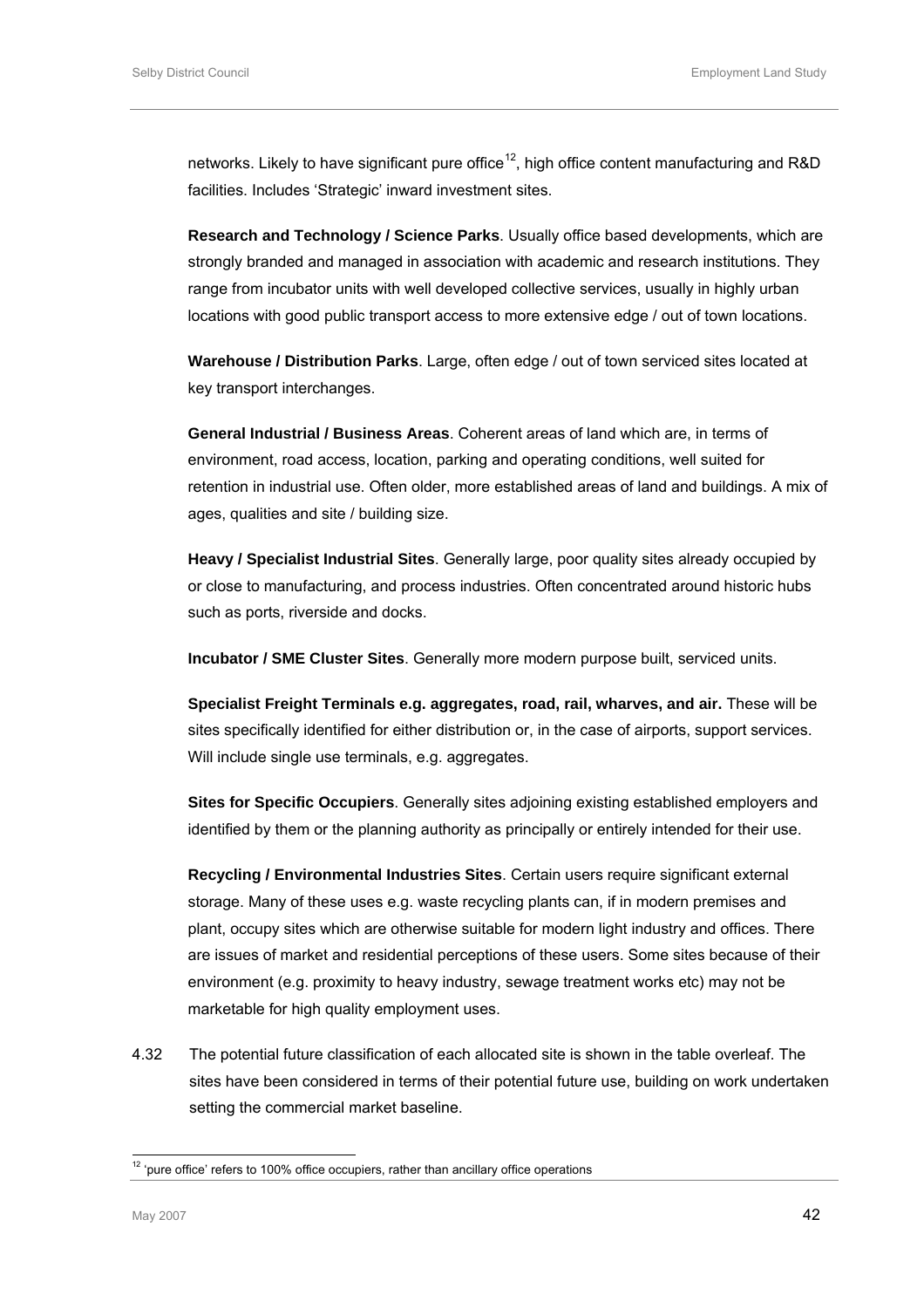networks. Likely to have significant pure office[12], high office content manufacturing and R&D facilities. Includes 'Strategic' inward investment sites.

**Research and Technology / Science Parks**. Usually office based developments, which are strongly branded and managed in association with academic and research institutions. They range from incubator units with well developed collective services, usually in highly urban locations with good public transport access to more extensive edge / out of town locations.

**Warehouse / Distribution Parks**. Large, often edge / out of town serviced sites located at key transport interchanges.

**General Industrial / Business Areas**. Coherent areas of land which are, in terms of environment, road access, location, parking and operating conditions, well suited for retention in industrial use. Often older, more established areas of land and buildings. A mix of ages, qualities and site / building size.

**Heavy / Specialist Industrial Sites**. Generally large, poor quality sites already occupied by or close to manufacturing, and process industries. Often concentrated around historic hubs such as ports, riverside and docks.

**Incubator / SME Cluster Sites**. Generally more modern purpose built, serviced units.

**Specialist Freight Terminals e.g. aggregates, road, rail, wharves, and air.** These will be sites specifically identified for either distribution or, in the case of airports, support services. Will include single use terminals, e.g. aggregates.

**Sites for Specific Occupiers**. Generally sites adjoining existing established employers and identified by them or the planning authority as principally or entirely intended for their use.

**Recycling / Environmental Industries Sites**. Certain users require significant external storage. Many of these uses e.g. waste recycling plants can, if in modern premises and plant, occupy sites which are otherwise suitable for modern light industry and offices. There are issues of market and residential perceptions of these users. Some sites because of their environment (e.g. proximity to heavy industry, sewage treatment works etc) may not be marketable for high quality employment uses.

4.32 The potential future classification of each allocated site is shown in the table overleaf. The sites have been considered in terms of their potential future use, building on work undertaken setting the commercial market baseline.

[12] 'pure office' refers to 100% office occupiers, rather than ancillary office operations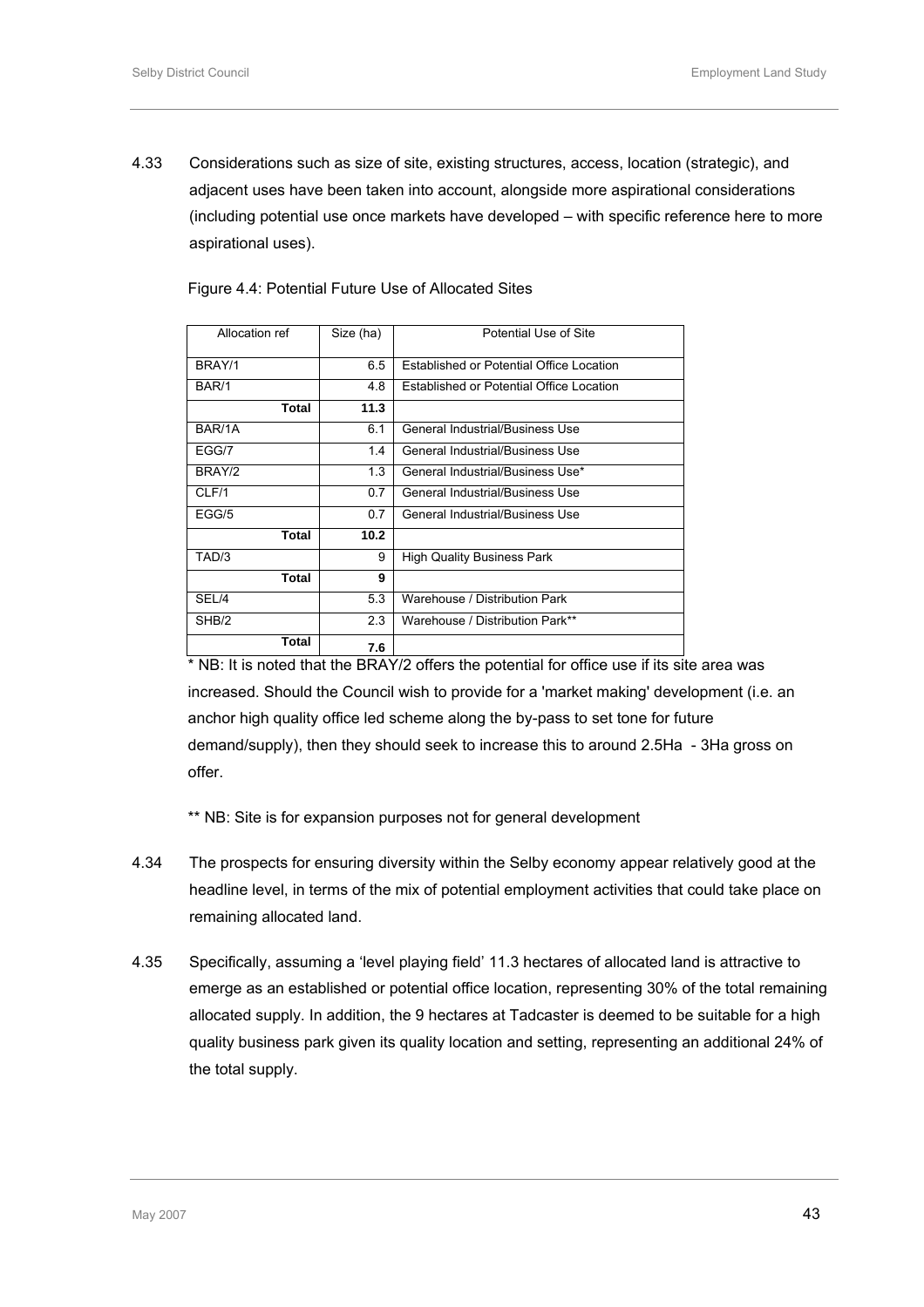4.33 Considerations such as size of site, existing structures, access, location (strategic), and adjacent uses have been taken into account, alongside more aspirational considerations (including potential use once markets have developed – with specific reference here to more aspirational uses).

Figure 4.4: Potential Future Use of Allocated Sites

| Allocation ref | Size (ha) | Potential Use of Site |
|---|---|---|
| BRAY/1 | 6.5 | Established or Potential Office Location |
| BAR/1 | 4.8 | Established or Potential Office Location |
| **Total** | **11.3** | |
| BAR/1A | 6.1 | General Industrial/Business Use |
| EGG/7 | 1.4 | General Industrial/Business Use |
| BRAY/2 | 1.3 | General Industrial/Business Use* |
| CLF/1 | 0.7 | General Industrial/Business Use |
| EGG/5 | 0.7 | General Industrial/Business Use |
| **Total** | **10.2** | |
| TAD/3 | 9 | High Quality Business Park |
| **Total** | **9** | |
| SEL/4 | 5.3 | Warehouse / Distribution Park |
| SHB/2 | 2.3 | Warehouse / Distribution Park** |
| **Total** | **7.6** | |

* NB: It is noted that the BRAY/2 offers the potential for office use if its site area was increased. Should the Council wish to provide for a 'market making' development (i.e. an anchor high quality office led scheme along the by-pass to set tone for future demand/supply), then they should seek to increase this to around 2.5Ha - 3Ha gross on offer.

** NB: Site is for expansion purposes not for general development

4.34 The prospects for ensuring diversity within the Selby economy appear relatively good at the headline level, in terms of the mix of potential employment activities that could take place on remaining allocated land.

4.35 Specifically, assuming a 'level playing field' 11.3 hectares of allocated land is attractive to emerge as an established or potential office location, representing 30% of the total remaining allocated supply. In addition, the 9 hectares at Tadcaster is deemed to be suitable for a high quality business park given its quality location and setting, representing an additional 24% of the total supply.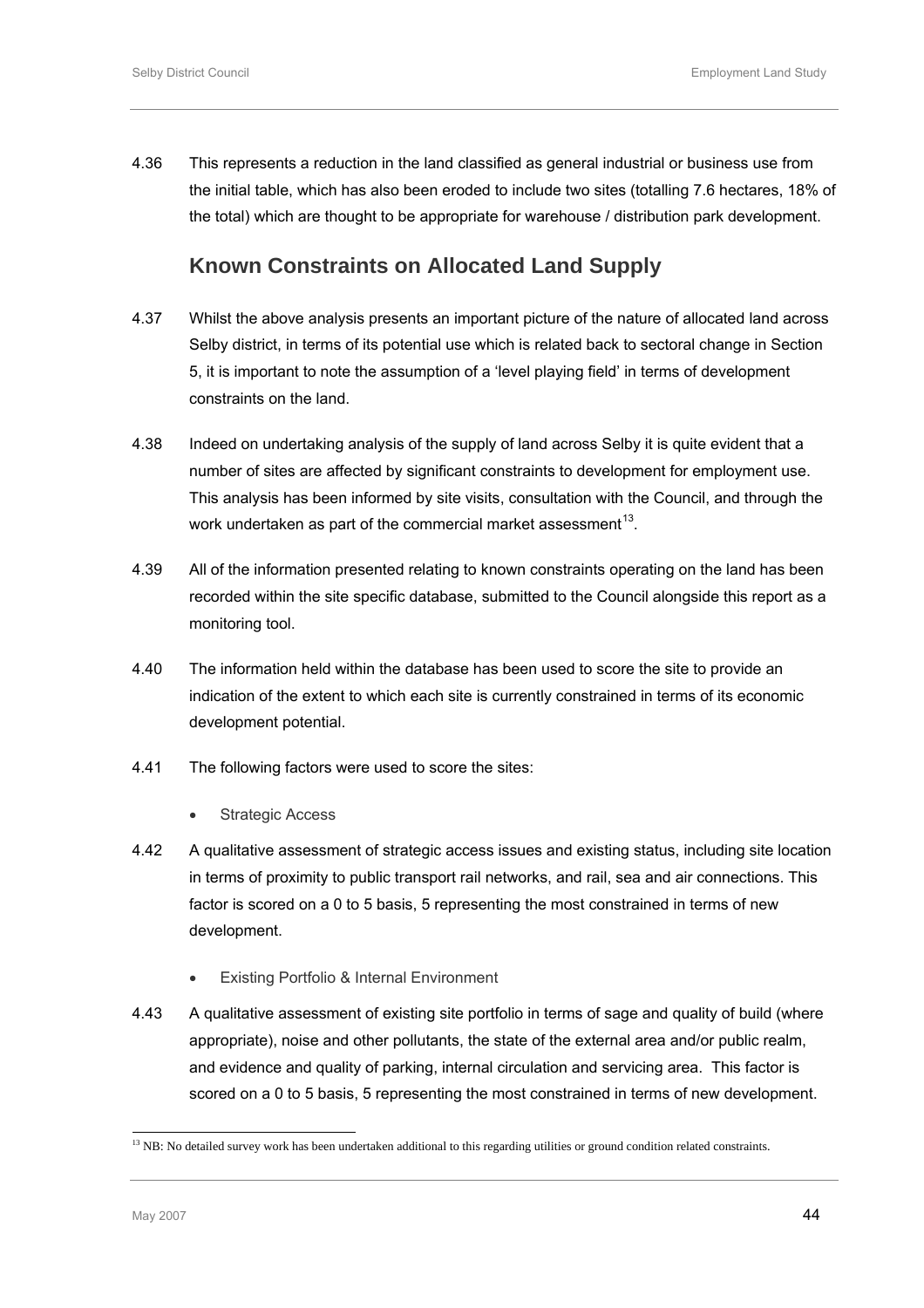4.36 This represents a reduction in the land classified as general industrial or business use from the initial table, which has also been eroded to include two sites (totalling 7.6 hectares, 18% of the total) which are thought to be appropriate for warehouse / distribution park development.

## Known Constraints on Allocated Land Supply

4.37 Whilst the above analysis presents an important picture of the nature of allocated land across Selby district, in terms of its potential use which is related back to sectoral change in Section 5, it is important to note the assumption of a 'level playing field' in terms of development constraints on the land.

4.38 Indeed on undertaking analysis of the supply of land across Selby it is quite evident that a number of sites are affected by significant constraints to development for employment use. This analysis has been informed by site visits, consultation with the Council, and through the work undertaken as part of the commercial market assessment[13].

4.39 All of the information presented relating to known constraints operating on the land has been recorded within the site specific database, submitted to the Council alongside this report as a monitoring tool.

4.40 The information held within the database has been used to score the site to provide an indication of the extent to which each site is currently constrained in terms of its economic development potential.

4.41 The following factors were used to score the sites:

- Strategic Access

4.42 A qualitative assessment of strategic access issues and existing status, including site location in terms of proximity to public transport rail networks, and rail, sea and air connections. This factor is scored on a 0 to 5 basis, 5 representing the most constrained in terms of new development.

- Existing Portfolio & Internal Environment

4.43 A qualitative assessment of existing site portfolio in terms of sage and quality of build (where appropriate), noise and other pollutants, the state of the external area and/or public realm, and evidence and quality of parking, internal circulation and servicing area. This factor is scored on a 0 to 5 basis, 5 representing the most constrained in terms of new development.

[13] NB: No detailed survey work has been undertaken additional to this regarding utilities or ground condition related constraints.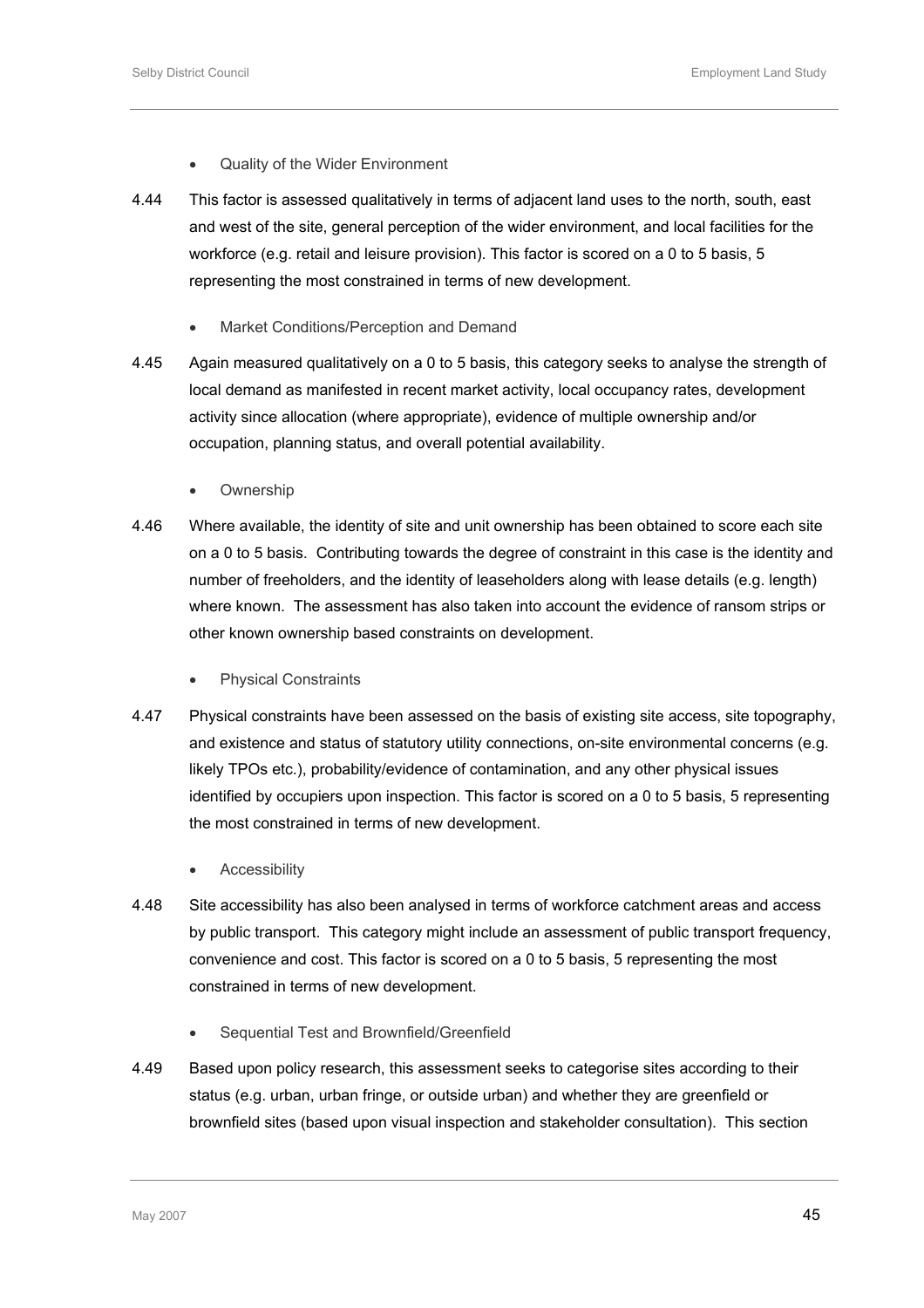- Quality of the Wider Environment

4.44 This factor is assessed qualitatively in terms of adjacent land uses to the north, south, east and west of the site, general perception of the wider environment, and local facilities for the workforce (e.g. retail and leisure provision). This factor is scored on a 0 to 5 basis, 5 representing the most constrained in terms of new development.

- Market Conditions/Perception and Demand

4.45 Again measured qualitatively on a 0 to 5 basis, this category seeks to analyse the strength of local demand as manifested in recent market activity, local occupancy rates, development activity since allocation (where appropriate), evidence of multiple ownership and/or occupation, planning status, and overall potential availability.

- Ownership

4.46 Where available, the identity of site and unit ownership has been obtained to score each site on a 0 to 5 basis. Contributing towards the degree of constraint in this case is the identity and number of freeholders, and the identity of leaseholders along with lease details (e.g. length) where known. The assessment has also taken into account the evidence of ransom strips or other known ownership based constraints on development.

- Physical Constraints

4.47 Physical constraints have been assessed on the basis of existing site access, site topography, and existence and status of statutory utility connections, on-site environmental concerns (e.g. likely TPOs etc.), probability/evidence of contamination, and any other physical issues identified by occupiers upon inspection. This factor is scored on a 0 to 5 basis, 5 representing the most constrained in terms of new development.

- Accessibility

4.48 Site accessibility has also been analysed in terms of workforce catchment areas and access by public transport. This category might include an assessment of public transport frequency, convenience and cost. This factor is scored on a 0 to 5 basis, 5 representing the most constrained in terms of new development.

- Sequential Test and Brownfield/Greenfield

4.49 Based upon policy research, this assessment seeks to categorise sites according to their status (e.g. urban, urban fringe, or outside urban) and whether they are greenfield or brownfield sites (based upon visual inspection and stakeholder consultation). This section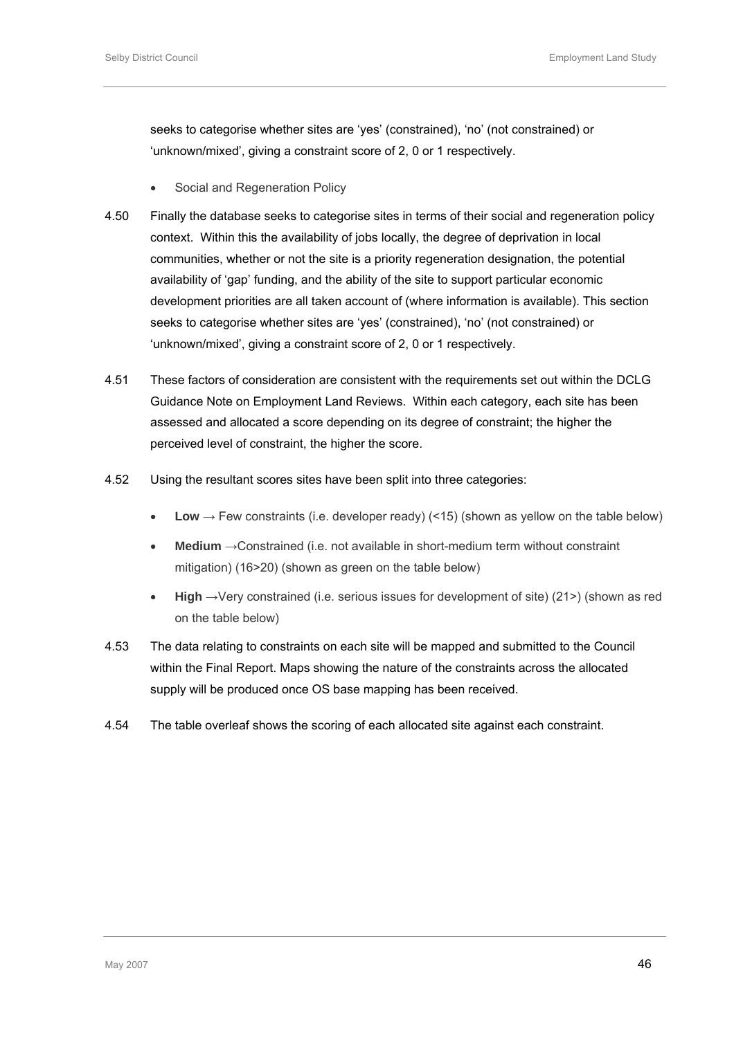seeks to categorise whether sites are 'yes' (constrained), 'no' (not constrained) or 'unknown/mixed', giving a constraint score of 2, 0 or 1 respectively.

- Social and Regeneration Policy

4.50 Finally the database seeks to categorise sites in terms of their social and regeneration policy context. Within this the availability of jobs locally, the degree of deprivation in local communities, whether or not the site is a priority regeneration designation, the potential availability of 'gap' funding, and the ability of the site to support particular economic development priorities are all taken account of (where information is available). This section seeks to categorise whether sites are 'yes' (constrained), 'no' (not constrained) or 'unknown/mixed', giving a constraint score of 2, 0 or 1 respectively.

4.51 These factors of consideration are consistent with the requirements set out within the DCLG Guidance Note on Employment Land Reviews. Within each category, each site has been assessed and allocated a score depending on its degree of constraint; the higher the perceived level of constraint, the higher the score.

4.52 Using the resultant scores sites have been split into three categories:

- **Low** → Few constraints (i.e. developer ready) (<15) (shown as yellow on the table below)
- **Medium** →Constrained (i.e. not available in short-medium term without constraint mitigation) (16>20) (shown as green on the table below)
- **High** →Very constrained (i.e. serious issues for development of site) (21>) (shown as red on the table below)

4.53 The data relating to constraints on each site will be mapped and submitted to the Council within the Final Report. Maps showing the nature of the constraints across the allocated supply will be produced once OS base mapping has been received.

4.54 The table overleaf shows the scoring of each allocated site against each constraint.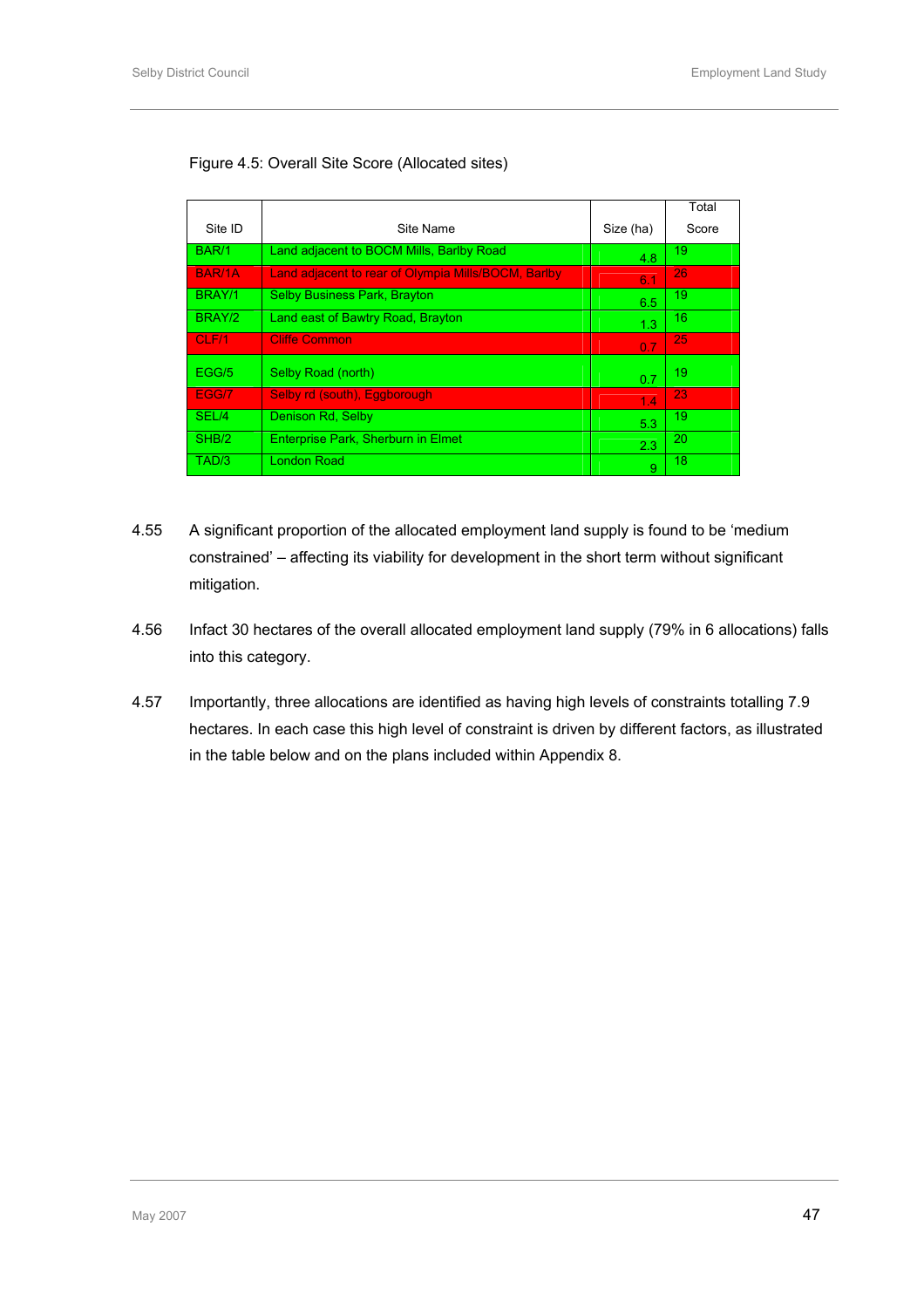Figure 4.5: Overall Site Score (Allocated sites)

| Site ID | Site Name | Size (ha) | Total Score |
|---|---|---|---|
| BAR/1 | Land adjacent to BOCM Mills, Barlby Road | 4.8 | 19 |
| BAR/1A | Land adjacent to rear of Olympia Mills/BOCM, Barlby | 6.1 | 26 |
| BRAY/1 | Selby Business Park, Brayton | 6.5 | 19 |
| BRAY/2 | Land east of Bawtry Road, Brayton | 1.3 | 16 |
| CLF/1 | Cliffe Common | 0.7 | 25 |
| EGG/5 | Selby Road (north) | 0.7 | 19 |
| EGG/7 | Selby rd (south), Eggborough | 1.4 | 23 |
| SEL/4 | Denison Rd, Selby | 5.3 | 19 |
| SHB/2 | Enterprise Park, Sherburn in Elmet | 2.3 | 20 |
| TAD/3 | London Road | 9 | 18 |

4.55 A significant proportion of the allocated employment land supply is found to be 'medium constrained' – affecting its viability for development in the short term without significant mitigation.

4.56 Infact 30 hectares of the overall allocated employment land supply (79% in 6 allocations) falls into this category.

4.57 Importantly, three allocations are identified as having high levels of constraints totalling 7.9 hectares. In each case this high level of constraint is driven by different factors, as illustrated in the table below and on the plans included within Appendix 8.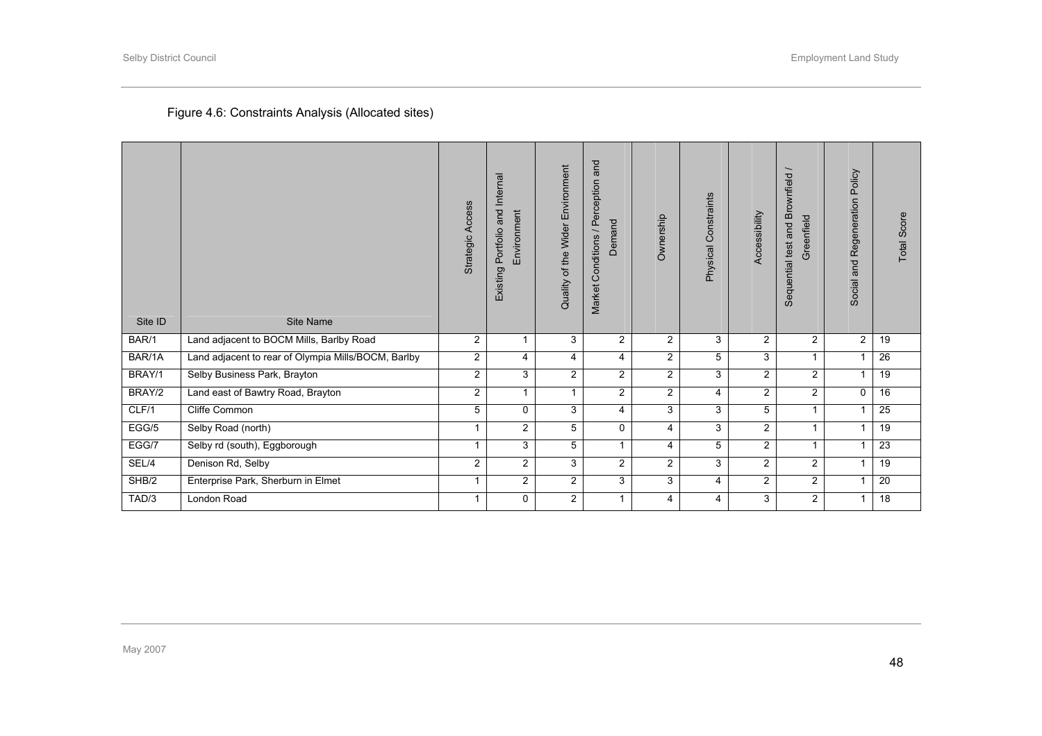Figure 4.6: Constraints Analysis (Allocated sites)

| Site ID | Site Name | Strategic Access | Existing Portfolio and Internal Environment | Quality of the Wider Environment | Market Conditions / Perception and Demand | Ownership | Physical Constraints | Accessibility | Sequential test and Brownfield / Greenfield | Social and Regeneration Policy | Total Score |
|---|---|---|---|---|---|---|---|---|---|---|---|
| BAR/1 | Land adjacent to BOCM Mills, Barlby Road | 2 | 1 | 3 | 2 | 2 | 3 | 2 | 2 | 2 | 19 |
| BAR/1A | Land adjacent to rear of Olympia Mills/BOCM, Barlby | 2 | 4 | 4 | 4 | 2 | 5 | 3 | 1 | 1 | 26 |
| BRAY/1 | Selby Business Park, Brayton | 2 | 3 | 2 | 2 | 2 | 3 | 2 | 2 | 1 | 19 |
| BRAY/2 | Land east of Bawtry Road, Brayton | 2 | 1 | 1 | 2 | 2 | 4 | 2 | 2 | 0 | 16 |
| CLF/1 | Cliffe Common | 5 | 0 | 3 | 4 | 3 | 3 | 5 | 1 | 1 | 25 |
| EGG/5 | Selby Road (north) | 1 | 2 | 5 | 0 | 4 | 3 | 2 | 1 | 1 | 19 |
| EGG/7 | Selby rd (south), Eggborough | 1 | 3 | 5 | 1 | 4 | 5 | 2 | 1 | 1 | 23 |
| SEL/4 | Denison Rd, Selby | 2 | 2 | 3 | 2 | 2 | 3 | 2 | 2 | 1 | 19 |
| SHB/2 | Enterprise Park, Sherburn in Elmet | 1 | 2 | 2 | 3 | 3 | 4 | 2 | 2 | 1 | 20 |
| TAD/3 | London Road | 1 | 0 | 2 | 1 | 4 | 4 | 3 | 2 | 1 | 18 |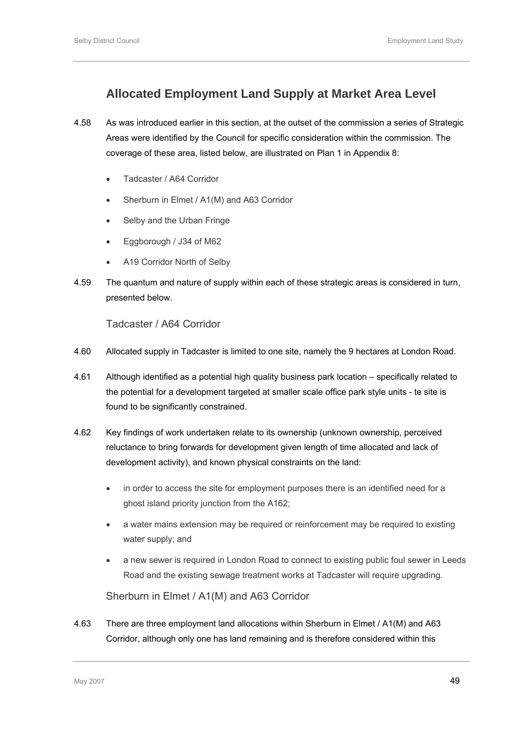## Allocated Employment Land Supply at Market Area Level

4.58 As was introduced earlier in this section, at the outset of the commission a series of Strategic Areas were identified by the Council for specific consideration within the commission. The coverage of these area, listed below, are illustrated on Plan 1 in Appendix 8:

- Tadcaster / A64 Corridor
- Sherburn in Elmet / A1(M) and A63 Corridor
- Selby and the Urban Fringe
- Eggborough / J34 of M62
- A19 Corridor North of Selby

4.59 The quantum and nature of supply within each of these strategic areas is considered in turn, presented below.

### Tadcaster / A64 Corridor

4.60 Allocated supply in Tadcaster is limited to one site, namely the 9 hectares at London Road.

4.61 Although identified as a potential high quality business park location – specifically related to the potential for a development targeted at smaller scale office park style units - te site is found to be significantly constrained.

4.62 Key findings of work undertaken relate to its ownership (unknown ownership, perceived reluctance to bring forwards for development given length of time allocated and lack of development activity), and known physical constraints on the land:

- in order to access the site for employment purposes there is an identified need for a ghost island priority junction from the A162;
- a water mains extension may be required or reinforcement may be required to existing water supply; and
- a new sewer is required in London Road to connect to existing public foul sewer in Leeds Road and the existing sewage treatment works at Tadcaster will require upgrading.

### Sherburn in Elmet / A1(M) and A63 Corridor

4.63 There are three employment land allocations within Sherburn in Elmet / A1(M) and A63 Corridor, although only one has land remaining and is therefore considered within this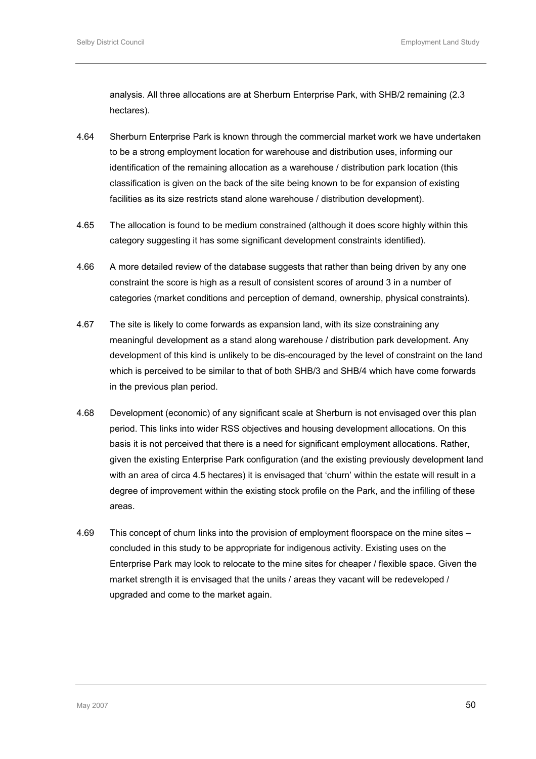analysis. All three allocations are at Sherburn Enterprise Park, with SHB/2 remaining (2.3 hectares).

4.64 Sherburn Enterprise Park is known through the commercial market work we have undertaken to be a strong employment location for warehouse and distribution uses, informing our identification of the remaining allocation as a warehouse / distribution park location (this classification is given on the back of the site being known to be for expansion of existing facilities as its size restricts stand alone warehouse / distribution development).

4.65 The allocation is found to be medium constrained (although it does score highly within this category suggesting it has some significant development constraints identified).

4.66 A more detailed review of the database suggests that rather than being driven by any one constraint the score is high as a result of consistent scores of around 3 in a number of categories (market conditions and perception of demand, ownership, physical constraints).

4.67 The site is likely to come forwards as expansion land, with its size constraining any meaningful development as a stand along warehouse / distribution park development. Any development of this kind is unlikely to be dis-encouraged by the level of constraint on the land which is perceived to be similar to that of both SHB/3 and SHB/4 which have come forwards in the previous plan period.

4.68 Development (economic) of any significant scale at Sherburn is not envisaged over this plan period. This links into wider RSS objectives and housing development allocations. On this basis it is not perceived that there is a need for significant employment allocations. Rather, given the existing Enterprise Park configuration (and the existing previously development land with an area of circa 4.5 hectares) it is envisaged that 'churn' within the estate will result in a degree of improvement within the existing stock profile on the Park, and the infilling of these areas.

4.69 This concept of churn links into the provision of employment floorspace on the mine sites – concluded in this study to be appropriate for indigenous activity. Existing uses on the Enterprise Park may look to relocate to the mine sites for cheaper / flexible space. Given the market strength it is envisaged that the units / areas they vacant will be redeveloped / upgraded and come to the market again.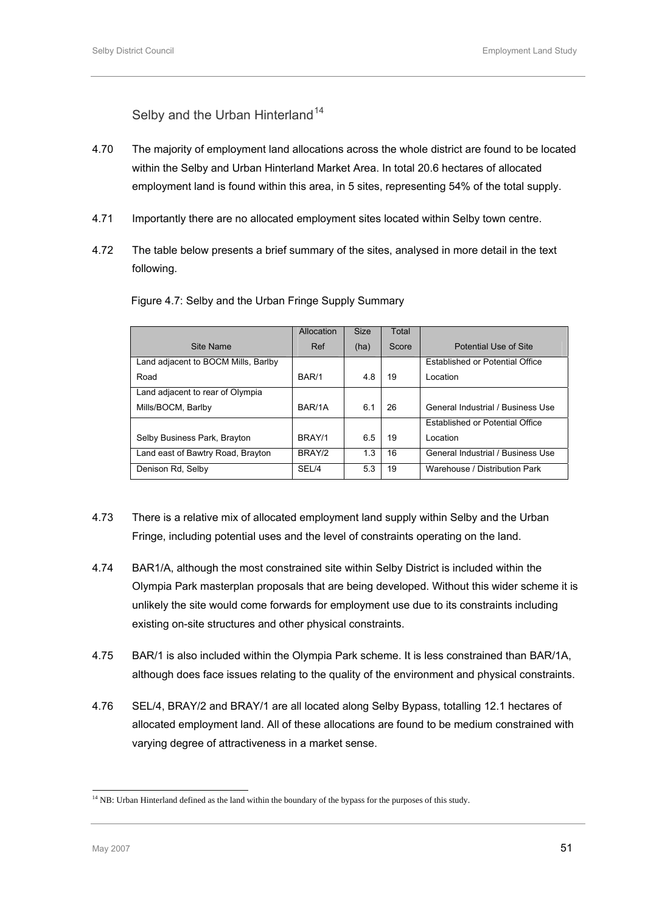## Selby and the Urban Hinterland[14]

4.70 The majority of employment land allocations across the whole district are found to be located within the Selby and Urban Hinterland Market Area. In total 20.6 hectares of allocated employment land is found within this area, in 5 sites, representing 54% of the total supply.

4.71 Importantly there are no allocated employment sites located within Selby town centre.

4.72 The table below presents a brief summary of the sites, analysed in more detail in the text following.

Figure 4.7: Selby and the Urban Fringe Supply Summary

| Site Name | Allocation Ref | Size (ha) | Total Score | Potential Use of Site |
|---|---|---|---|---|
| Land adjacent to BOCM Mills, Barlby Road | BAR/1 | 4.8 | 19 | Established or Potential Office Location |
| Land adjacent to rear of Olympia Mills/BOCM, Barlby | BAR/1A | 6.1 | 26 | General Industrial / Business Use |
| Selby Business Park, Brayton | BRAY/1 | 6.5 | 19 | Established or Potential Office Location |
| Land east of Bawtry Road, Brayton | BRAY/2 | 1.3 | 16 | General Industrial / Business Use |
| Denison Rd, Selby | SEL/4 | 5.3 | 19 | Warehouse / Distribution Park |

4.73 There is a relative mix of allocated employment land supply within Selby and the Urban Fringe, including potential uses and the level of constraints operating on the land.

4.74 BAR1/A, although the most constrained site within Selby District is included within the Olympia Park masterplan proposals that are being developed. Without this wider scheme it is unlikely the site would come forwards for employment use due to its constraints including existing on-site structures and other physical constraints.

4.75 BAR/1 is also included within the Olympia Park scheme. It is less constrained than BAR/1A, although does face issues relating to the quality of the environment and physical constraints.

4.76 SEL/4, BRAY/2 and BRAY/1 are all located along Selby Bypass, totalling 12.1 hectares of allocated employment land. All of these allocations are found to be medium constrained with varying degree of attractiveness in a market sense.

[14] NB: Urban Hinterland defined as the land within the boundary of the bypass for the purposes of this study.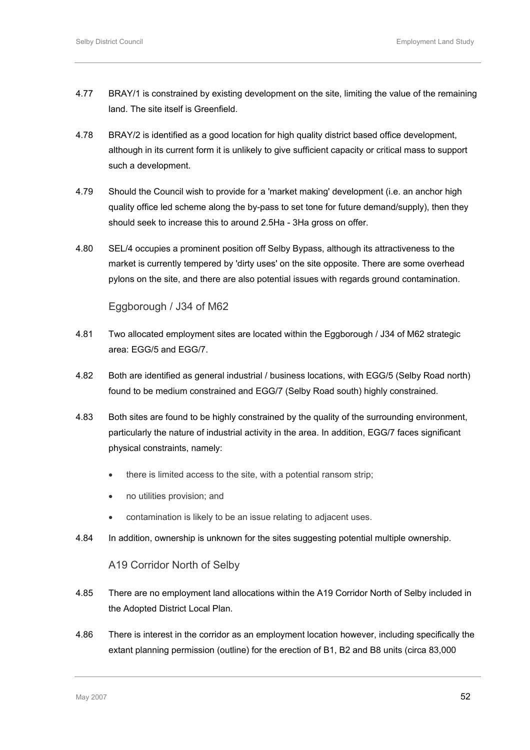4.77 BRAY/1 is constrained by existing development on the site, limiting the value of the remaining land. The site itself is Greenfield.

4.78 BRAY/2 is identified as a good location for high quality district based office development, although in its current form it is unlikely to give sufficient capacity or critical mass to support such a development.

4.79 Should the Council wish to provide for a 'market making' development (i.e. an anchor high quality office led scheme along the by-pass to set tone for future demand/supply), then they should seek to increase this to around 2.5Ha - 3Ha gross on offer.

4.80 SEL/4 occupies a prominent position off Selby Bypass, although its attractiveness to the market is currently tempered by 'dirty uses' on the site opposite. There are some overhead pylons on the site, and there are also potential issues with regards ground contamination.

### Eggborough / J34 of M62

4.81 Two allocated employment sites are located within the Eggborough / J34 of M62 strategic area: EGG/5 and EGG/7.

4.82 Both are identified as general industrial / business locations, with EGG/5 (Selby Road north) found to be medium constrained and EGG/7 (Selby Road south) highly constrained.

4.83 Both sites are found to be highly constrained by the quality of the surrounding environment, particularly the nature of industrial activity in the area. In addition, EGG/7 faces significant physical constraints, namely:

- there is limited access to the site, with a potential ransom strip;
- no utilities provision; and
- contamination is likely to be an issue relating to adjacent uses.

4.84 In addition, ownership is unknown for the sites suggesting potential multiple ownership.

### A19 Corridor North of Selby

4.85 There are no employment land allocations within the A19 Corridor North of Selby included in the Adopted District Local Plan.

4.86 There is interest in the corridor as an employment location however, including specifically the extant planning permission (outline) for the erection of B1, B2 and B8 units (circa 83,000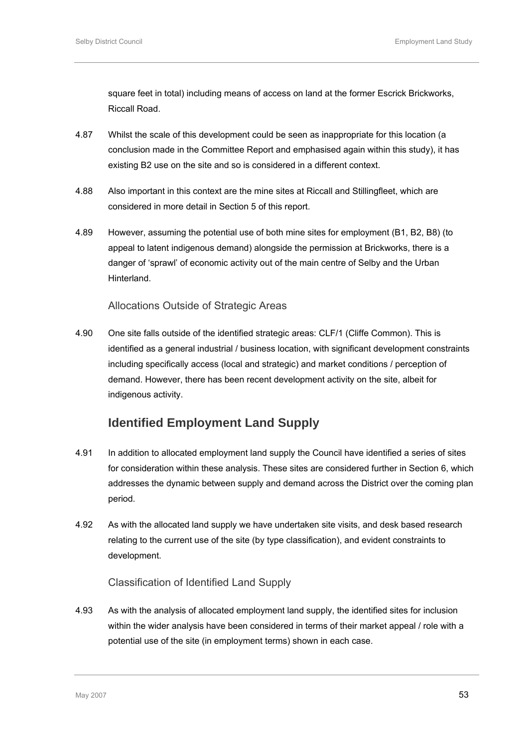square feet in total) including means of access on land at the former Escrick Brickworks, Riccall Road.

4.87 Whilst the scale of this development could be seen as inappropriate for this location (a conclusion made in the Committee Report and emphasised again within this study), it has existing B2 use on the site and so is considered in a different context.

4.88 Also important in this context are the mine sites at Riccall and Stillingfleet, which are considered in more detail in Section 5 of this report.

4.89 However, assuming the potential use of both mine sites for employment (B1, B2, B8) (to appeal to latent indigenous demand) alongside the permission at Brickworks, there is a danger of 'sprawl' of economic activity out of the main centre of Selby and the Urban Hinterland.

### Allocations Outside of Strategic Areas

4.90 One site falls outside of the identified strategic areas: CLF/1 (Cliffe Common). This is identified as a general industrial / business location, with significant development constraints including specifically access (local and strategic) and market conditions / perception of demand. However, there has been recent development activity on the site, albeit for indigenous activity.

## Identified Employment Land Supply

4.91 In addition to allocated employment land supply the Council have identified a series of sites for consideration within these analysis. These sites are considered further in Section 6, which addresses the dynamic between supply and demand across the District over the coming plan period.

4.92 As with the allocated land supply we have undertaken site visits, and desk based research relating to the current use of the site (by type classification), and evident constraints to development.

### Classification of Identified Land Supply

4.93 As with the analysis of allocated employment land supply, the identified sites for inclusion within the wider analysis have been considered in terms of their market appeal / role with a potential use of the site (in employment terms) shown in each case.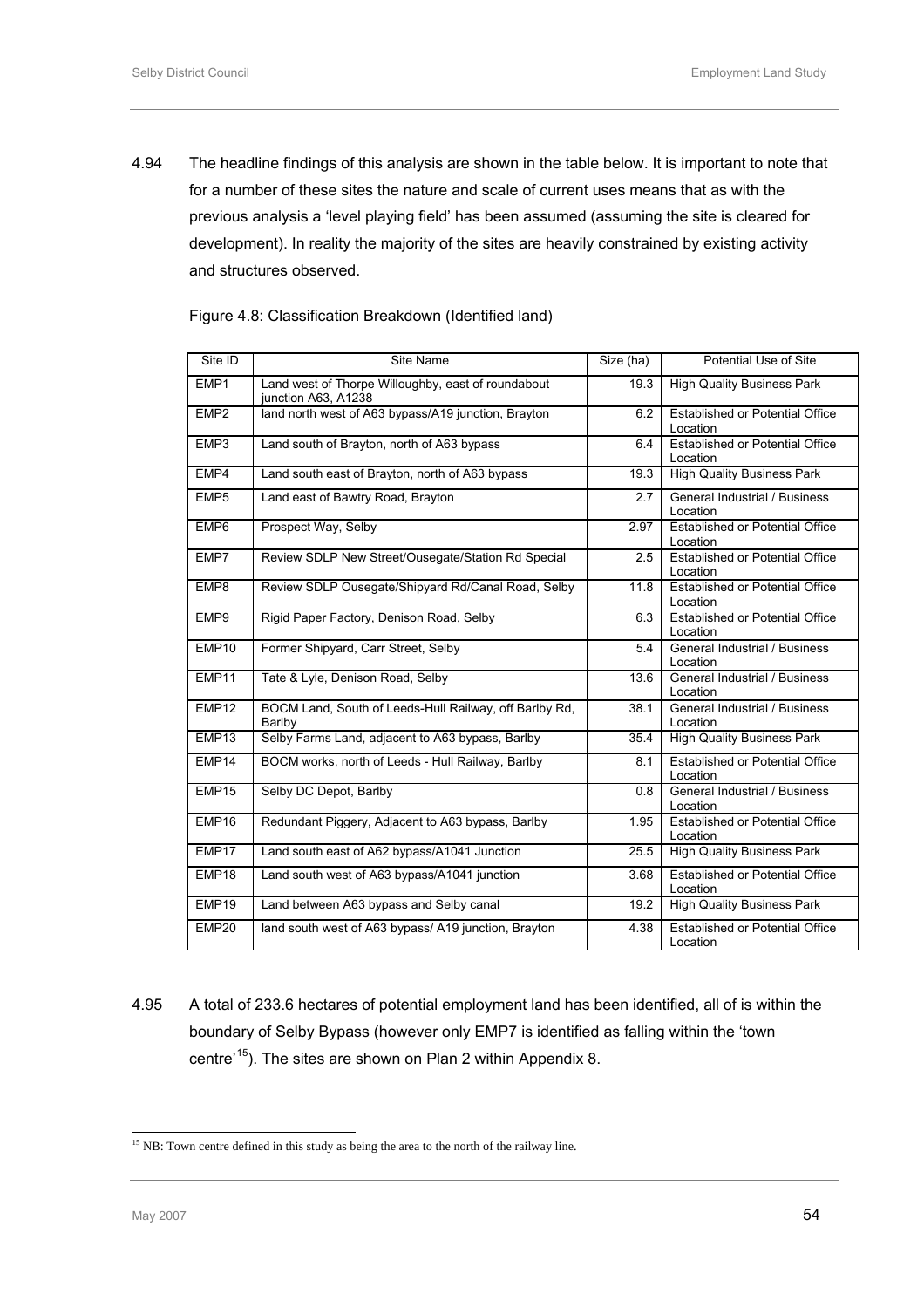4.94 The headline findings of this analysis are shown in the table below. It is important to note that for a number of these sites the nature and scale of current uses means that as with the previous analysis a 'level playing field' has been assumed (assuming the site is cleared for development). In reality the majority of the sites are heavily constrained by existing activity and structures observed.

Figure 4.8: Classification Breakdown (Identified land)

| Site ID | Site Name | Size (ha) | Potential Use of Site |
|---|---|---|---|
| EMP1 | Land west of Thorpe Willoughby, east of roundabout junction A63, A1238 | 19.3 | High Quality Business Park |
| EMP2 | land north west of A63 bypass/A19 junction, Brayton | 6.2 | Established or Potential Office Location |
| EMP3 | Land south of Brayton, north of A63 bypass | 6.4 | Established or Potential Office Location |
| EMP4 | Land south east of Brayton, north of A63 bypass | 19.3 | High Quality Business Park |
| EMP5 | Land east of Bawtry Road, Brayton | 2.7 | General Industrial / Business Location |
| EMP6 | Prospect Way, Selby | 2.97 | Established or Potential Office Location |
| EMP7 | Review SDLP New Street/Ousegate/Station Rd Special | 2.5 | Established or Potential Office Location |
| EMP8 | Review SDLP Ousegate/Shipyard Rd/Canal Road, Selby | 11.8 | Established or Potential Office Location |
| EMP9 | Rigid Paper Factory, Denison Road, Selby | 6.3 | Established or Potential Office Location |
| EMP10 | Former Shipyard, Carr Street, Selby | 5.4 | General Industrial / Business Location |
| EMP11 | Tate & Lyle, Denison Road, Selby | 13.6 | General Industrial / Business Location |
| EMP12 | BOCM Land, South of Leeds-Hull Railway, off Barlby Rd, Barlby | 38.1 | General Industrial / Business Location |
| EMP13 | Selby Farms Land, adjacent to A63 bypass, Barlby | 35.4 | High Quality Business Park |
| EMP14 | BOCM works, north of Leeds - Hull Railway, Barlby | 8.1 | Established or Potential Office Location |
| EMP15 | Selby DC Depot, Barlby | 0.8 | General Industrial / Business Location |
| EMP16 | Redundant Piggery, Adjacent to A63 bypass, Barlby | 1.95 | Established or Potential Office Location |
| EMP17 | Land south east of A62 bypass/A1041 Junction | 25.5 | High Quality Business Park |
| EMP18 | Land south west of A63 bypass/A1041 junction | 3.68 | Established or Potential Office Location |
| EMP19 | Land between A63 bypass and Selby canal | 19.2 | High Quality Business Park |
| EMP20 | land south west of A63 bypass/ A19 junction, Brayton | 4.38 | Established or Potential Office Location |

4.95 A total of 233.6 hectares of potential employment land has been identified, all of is within the boundary of Selby Bypass (however only EMP7 is identified as falling within the 'town centre'[15]). The sites are shown on Plan 2 within Appendix 8.

[15] NB: Town centre defined in this study as being the area to the north of the railway line.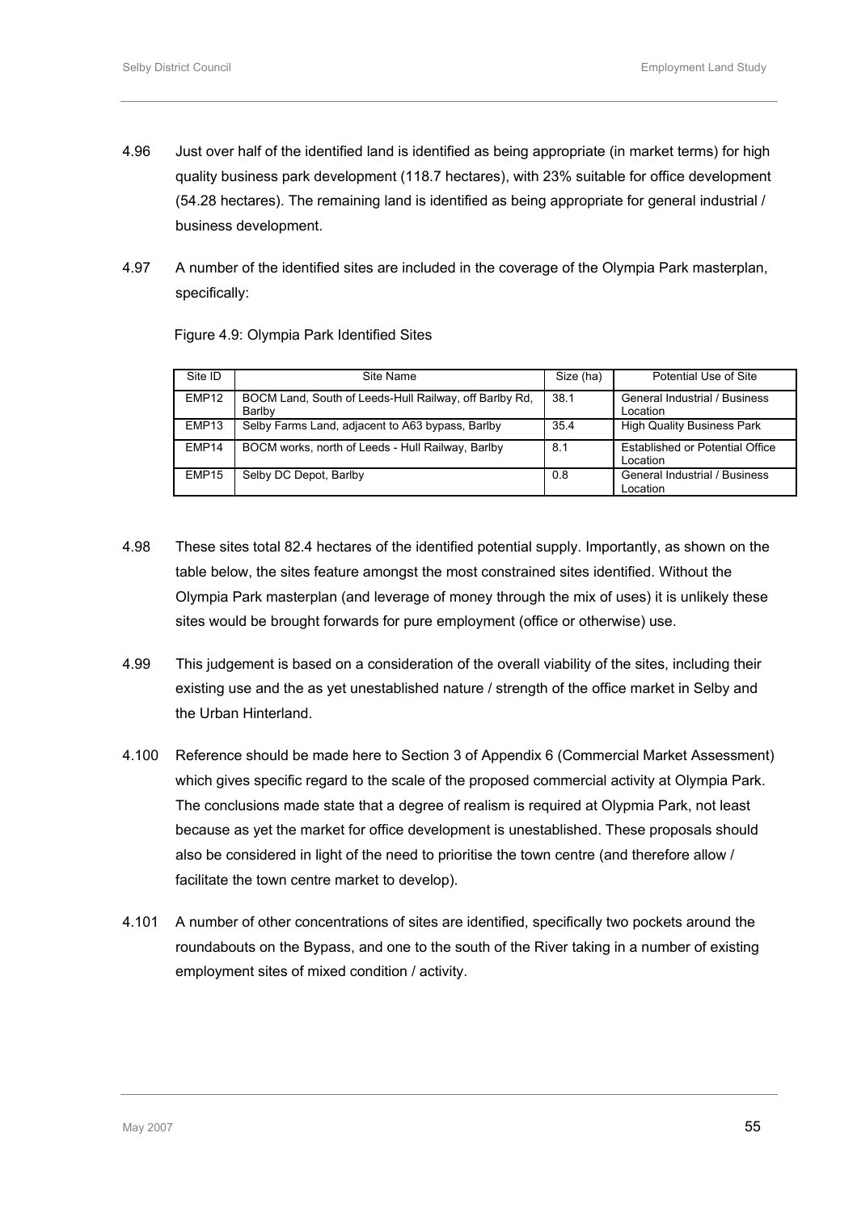4.96 Just over half of the identified land is identified as being appropriate (in market terms) for high quality business park development (118.7 hectares), with 23% suitable for office development (54.28 hectares). The remaining land is identified as being appropriate for general industrial / business development.

4.97 A number of the identified sites are included in the coverage of the Olympia Park masterplan, specifically:

Figure 4.9: Olympia Park Identified Sites

| Site ID | Site Name | Size (ha) | Potential Use of Site |
|---|---|---|---|
| EMP12 | BOCM Land, South of Leeds-Hull Railway, off Barlby Rd, Barlby | 38.1 | General Industrial / Business Location |
| EMP13 | Selby Farms Land, adjacent to A63 bypass, Barlby | 35.4 | High Quality Business Park |
| EMP14 | BOCM works, north of Leeds - Hull Railway, Barlby | 8.1 | Established or Potential Office Location |
| EMP15 | Selby DC Depot, Barlby | 0.8 | General Industrial / Business Location |

4.98 These sites total 82.4 hectares of the identified potential supply. Importantly, as shown on the table below, the sites feature amongst the most constrained sites identified. Without the Olympia Park masterplan (and leverage of money through the mix of uses) it is unlikely these sites would be brought forwards for pure employment (office or otherwise) use.

4.99 This judgement is based on a consideration of the overall viability of the sites, including their existing use and the as yet unestablished nature / strength of the office market in Selby and the Urban Hinterland.

4.100 Reference should be made here to Section 3 of Appendix 6 (Commercial Market Assessment) which gives specific regard to the scale of the proposed commercial activity at Olympia Park. The conclusions made state that a degree of realism is required at Olypmia Park, not least because as yet the market for office development is unestablished. These proposals should also be considered in light of the need to prioritise the town centre (and therefore allow / facilitate the town centre market to develop).

4.101 A number of other concentrations of sites are identified, specifically two pockets around the roundabouts on the Bypass, and one to the south of the River taking in a number of existing employment sites of mixed condition / activity.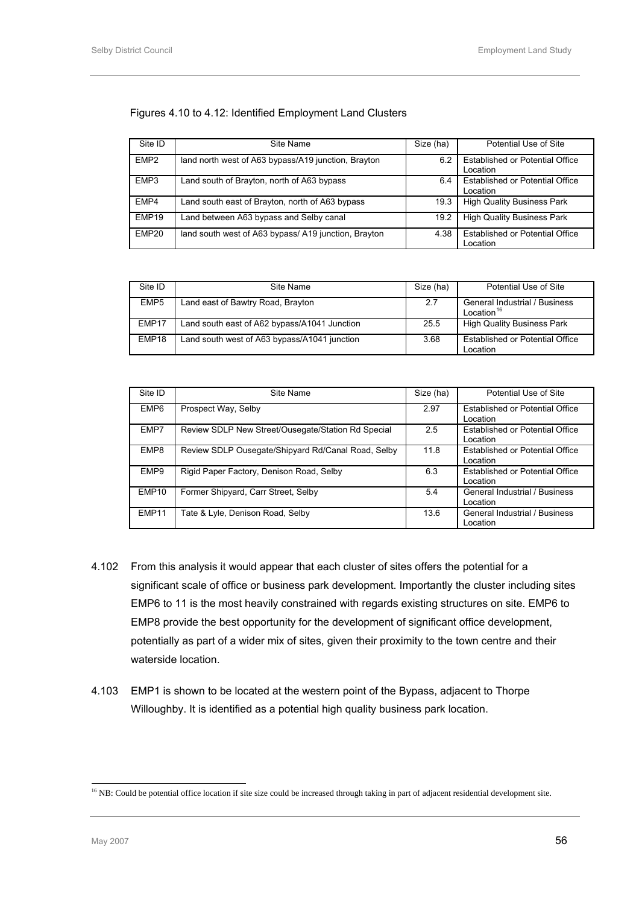Figures 4.10 to 4.12: Identified Employment Land Clusters

| Site ID | Site Name | Size (ha) | Potential Use of Site |
|---|---|---|---|
| EMP2 | land north west of A63 bypass/A19 junction, Brayton | 6.2 | Established or Potential Office Location |
| EMP3 | Land south of Brayton, north of A63 bypass | 6.4 | Established or Potential Office Location |
| EMP4 | Land south east of Brayton, north of A63 bypass | 19.3 | High Quality Business Park |
| EMP19 | Land between A63 bypass and Selby canal | 19.2 | High Quality Business Park |
| EMP20 | land south west of A63 bypass/ A19 junction, Brayton | 4.38 | Established or Potential Office Location |

| Site ID | Site Name | Size (ha) | Potential Use of Site |
|---|---|---|---|
| EMP5 | Land east of Bawtry Road, Brayton | 2.7 | General Industrial / Business Location[16] |
| EMP17 | Land south east of A62 bypass/A1041 Junction | 25.5 | High Quality Business Park |
| EMP18 | Land south west of A63 bypass/A1041 junction | 3.68 | Established or Potential Office Location |

| Site ID | Site Name | Size (ha) | Potential Use of Site |
|---|---|---|---|
| EMP6 | Prospect Way, Selby | 2.97 | Established or Potential Office Location |
| EMP7 | Review SDLP New Street/Ousegate/Station Rd Special | 2.5 | Established or Potential Office Location |
| EMP8 | Review SDLP Ousegate/Shipyard Rd/Canal Road, Selby | 11.8 | Established or Potential Office Location |
| EMP9 | Rigid Paper Factory, Denison Road, Selby | 6.3 | Established or Potential Office Location |
| EMP10 | Former Shipyard, Carr Street, Selby | 5.4 | General Industrial / Business Location |
| EMP11 | Tate & Lyle, Denison Road, Selby | 13.6 | General Industrial / Business Location |

4.102 From this analysis it would appear that each cluster of sites offers the potential for a significant scale of office or business park development. Importantly the cluster including sites EMP6 to 11 is the most heavily constrained with regards existing structures on site. EMP6 to EMP8 provide the best opportunity for the development of significant office development, potentially as part of a wider mix of sites, given their proximity to the town centre and their waterside location.

4.103 EMP1 is shown to be located at the western point of the Bypass, adjacent to Thorpe Willoughby. It is identified as a potential high quality business park location.

[16] NB: Could be potential office location if site size could be increased through taking in part of adjacent residential development site.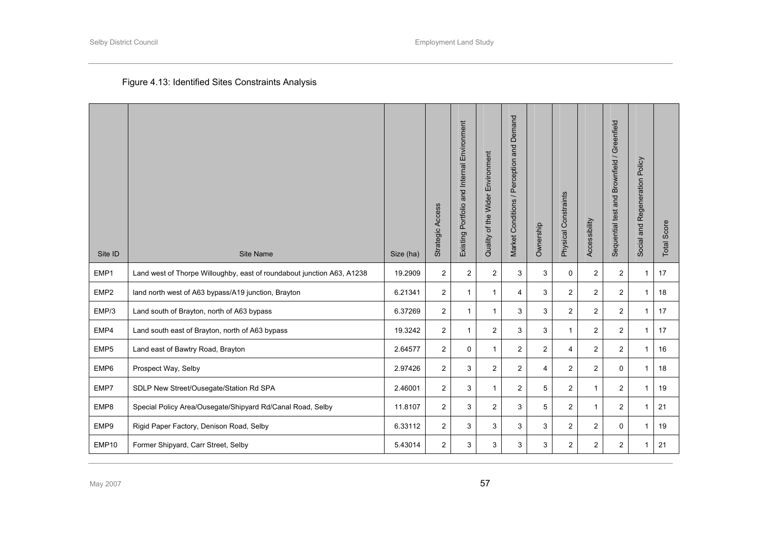Figure 4.13: Identified Sites Constraints Analysis

| Site ID | Site Name | Size (ha) | Strategic Access | Existing Portfolio and Internal Environment | Quality of the Wider Environment | Market Conditions / Perception and Demand | Ownership | Physical Constraints | Accessibility | Sequential test and Brownfield / Greenfield | Social and Regeneration Policy | Total Score |
|---|---|---|---|---|---|---|---|---|---|---|---|---|
| EMP1 | Land west of Thorpe Willoughby, east of roundabout junction A63, A1238 | 19.2909 | 2 | 2 | 2 | 3 | 3 | 0 | 2 | 2 | 1 | 17 |
| EMP2 | land north west of A63 bypass/A19 junction, Brayton | 6.21341 | 2 | 1 | 1 | 4 | 3 | 2 | 2 | 2 | 1 | 18 |
| EMP/3 | Land south of Brayton, north of A63 bypass | 6.37269 | 2 | 1 | 1 | 3 | 3 | 2 | 2 | 2 | 1 | 17 |
| EMP4 | Land south east of Brayton, north of A63 bypass | 19.3242 | 2 | 1 | 2 | 3 | 3 | 1 | 2 | 2 | 1 | 17 |
| EMP5 | Land east of Bawtry Road, Brayton | 2.64577 | 2 | 0 | 1 | 2 | 2 | 4 | 2 | 2 | 1 | 16 |
| EMP6 | Prospect Way, Selby | 2.97426 | 2 | 3 | 2 | 2 | 4 | 2 | 2 | 0 | 1 | 18 |
| EMP7 | SDLP New Street/Ousegate/Station Rd SPA | 2.46001 | 2 | 3 | 1 | 2 | 5 | 2 | 1 | 2 | 1 | 19 |
| EMP8 | Special Policy Area/Ousegate/Shipyard Rd/Canal Road, Selby | 11.8107 | 2 | 3 | 2 | 3 | 5 | 2 | 1 | 2 | 1 | 21 |
| EMP9 | Rigid Paper Factory, Denison Road, Selby | 6.33112 | 2 | 3 | 3 | 3 | 3 | 2 | 2 | 0 | 1 | 19 |
| EMP10 | Former Shipyard, Carr Street, Selby | 5.43014 | 2 | 3 | 3 | 3 | 3 | 2 | 2 | 2 | 1 | 21 |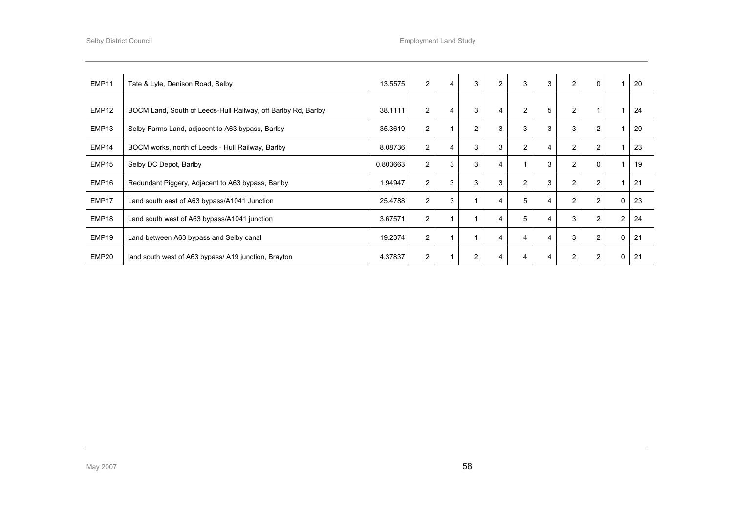| | | | | | | | | | | | | |
|---|---|---|---|---|---|---|---|---|---|---|---|---|
| EMP11 | Tate & Lyle, Denison Road, Selby | 13.5575 | 2 | 4 | 3 | 2 | 3 | 3 | 2 | 0 | 1 | 20 |
| EMP12 | BOCM Land, South of Leeds-Hull Railway, off Barlby Rd, Barlby | 38.1111 | 2 | 4 | 3 | 4 | 2 | 5 | 2 | 1 | 1 | 24 |
| EMP13 | Selby Farms Land, adjacent to A63 bypass, Barlby | 35.3619 | 2 | 1 | 2 | 3 | 3 | 3 | 3 | 2 | 1 | 20 |
| EMP14 | BOCM works, north of Leeds - Hull Railway, Barlby | 8.08736 | 2 | 4 | 3 | 3 | 2 | 4 | 2 | 2 | 1 | 23 |
| EMP15 | Selby DC Depot, Barlby | 0.803663 | 2 | 3 | 3 | 4 | 1 | 3 | 2 | 0 | 1 | 19 |
| EMP16 | Redundant Piggery, Adjacent to A63 bypass, Barlby | 1.94947 | 2 | 3 | 3 | 3 | 2 | 3 | 2 | 2 | 1 | 21 |
| EMP17 | Land south east of A63 bypass/A1041 Junction | 25.4788 | 2 | 3 | 1 | 4 | 5 | 4 | 2 | 2 | 0 | 23 |
| EMP18 | Land south west of A63 bypass/A1041 junction | 3.67571 | 2 | 1 | 1 | 4 | 5 | 4 | 3 | 2 | 2 | 24 |
| EMP19 | Land between A63 bypass and Selby canal | 19.2374 | 2 | 1 | 1 | 4 | 4 | 4 | 3 | 2 | 0 | 21 |
| EMP20 | land south west of A63 bypass/ A19 junction, Brayton | 4.37837 | 2 | 1 | 2 | 4 | 4 | 4 | 2 | 2 | 0 | 21 |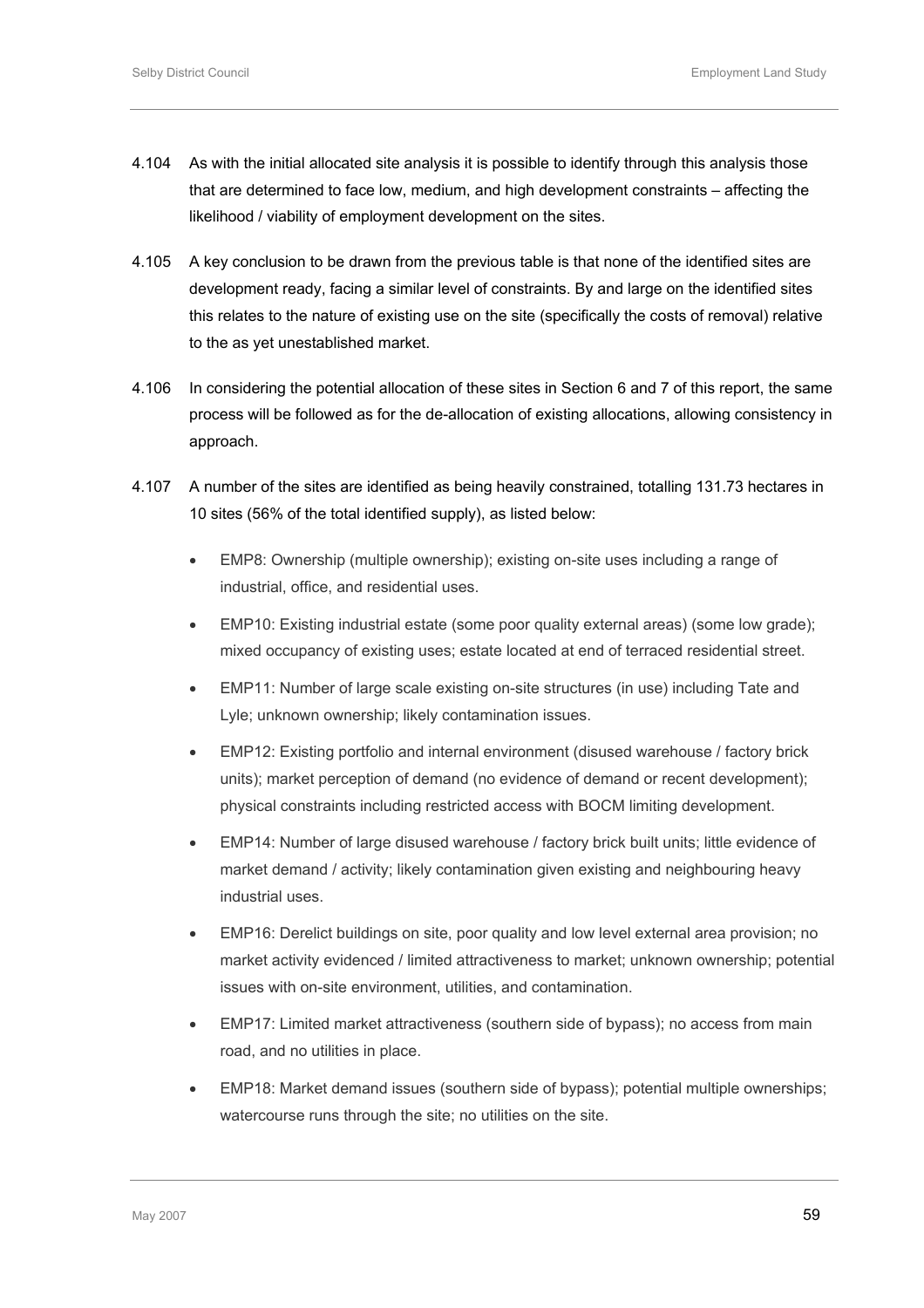4.104 As with the initial allocated site analysis it is possible to identify through this analysis those that are determined to face low, medium, and high development constraints – affecting the likelihood / viability of employment development on the sites.

4.105 A key conclusion to be drawn from the previous table is that none of the identified sites are development ready, facing a similar level of constraints. By and large on the identified sites this relates to the nature of existing use on the site (specifically the costs of removal) relative to the as yet unestablished market.

4.106 In considering the potential allocation of these sites in Section 6 and 7 of this report, the same process will be followed as for the de-allocation of existing allocations, allowing consistency in approach.

4.107 A number of the sites are identified as being heavily constrained, totalling 131.73 hectares in 10 sites (56% of the total identified supply), as listed below:

- EMP8: Ownership (multiple ownership); existing on-site uses including a range of industrial, office, and residential uses.
- EMP10: Existing industrial estate (some poor quality external areas) (some low grade); mixed occupancy of existing uses; estate located at end of terraced residential street.
- EMP11: Number of large scale existing on-site structures (in use) including Tate and Lyle; unknown ownership; likely contamination issues.
- EMP12: Existing portfolio and internal environment (disused warehouse / factory brick units); market perception of demand (no evidence of demand or recent development); physical constraints including restricted access with BOCM limiting development.
- EMP14: Number of large disused warehouse / factory brick built units; little evidence of market demand / activity; likely contamination given existing and neighbouring heavy industrial uses.
- EMP16: Derelict buildings on site, poor quality and low level external area provision; no market activity evidenced / limited attractiveness to market; unknown ownership; potential issues with on-site environment, utilities, and contamination.
- EMP17: Limited market attractiveness (southern side of bypass); no access from main road, and no utilities in place.
- EMP18: Market demand issues (southern side of bypass); potential multiple ownerships; watercourse runs through the site; no utilities on the site.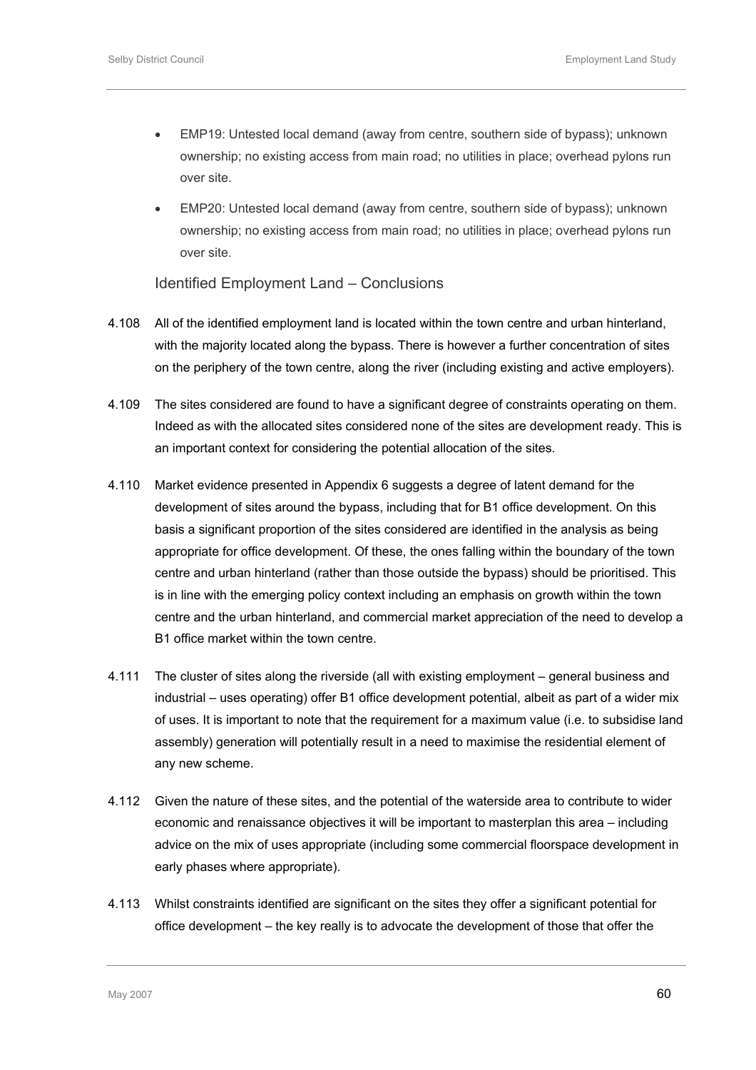- EMP19: Untested local demand (away from centre, southern side of bypass); unknown ownership; no existing access from main road; no utilities in place; overhead pylons run over site.
- EMP20: Untested local demand (away from centre, southern side of bypass); unknown ownership; no existing access from main road; no utilities in place; overhead pylons run over site.

### Identified Employment Land – Conclusions

4.108 All of the identified employment land is located within the town centre and urban hinterland, with the majority located along the bypass. There is however a further concentration of sites on the periphery of the town centre, along the river (including existing and active employers).

4.109 The sites considered are found to have a significant degree of constraints operating on them. Indeed as with the allocated sites considered none of the sites are development ready. This is an important context for considering the potential allocation of the sites.

4.110 Market evidence presented in Appendix 6 suggests a degree of latent demand for the development of sites around the bypass, including that for B1 office development. On this basis a significant proportion of the sites considered are identified in the analysis as being appropriate for office development. Of these, the ones falling within the boundary of the town centre and urban hinterland (rather than those outside the bypass) should be prioritised. This is in line with the emerging policy context including an emphasis on growth within the town centre and the urban hinterland, and commercial market appreciation of the need to develop a B1 office market within the town centre.

4.111 The cluster of sites along the riverside (all with existing employment – general business and industrial – uses operating) offer B1 office development potential, albeit as part of a wider mix of uses. It is important to note that the requirement for a maximum value (i.e. to subsidise land assembly) generation will potentially result in a need to maximise the residential element of any new scheme.

4.112 Given the nature of these sites, and the potential of the waterside area to contribute to wider economic and renaissance objectives it will be important to masterplan this area – including advice on the mix of uses appropriate (including some commercial floorspace development in early phases where appropriate).

4.113 Whilst constraints identified are significant on the sites they offer a significant potential for office development – the key really is to advocate the development of those that offer the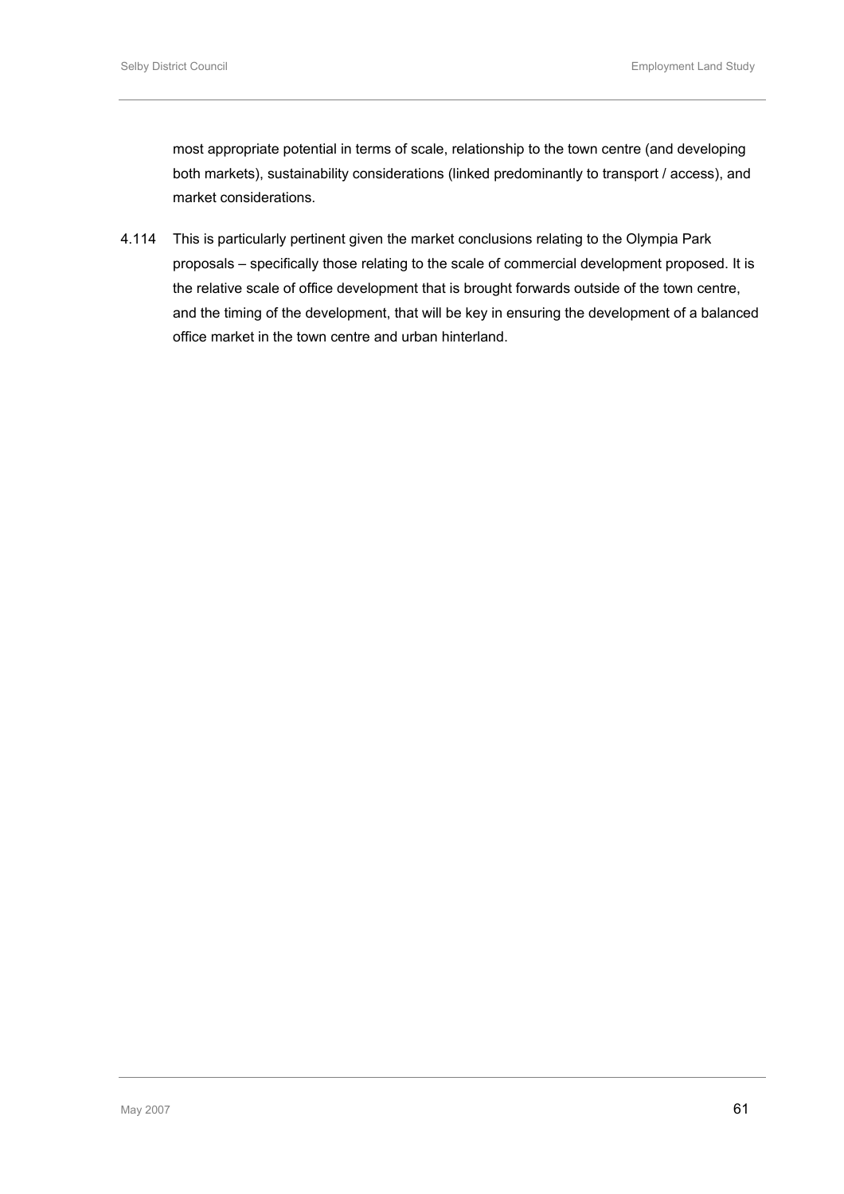most appropriate potential in terms of scale, relationship to the town centre (and developing both markets), sustainability considerations (linked predominantly to transport / access), and market considerations.

4.114 This is particularly pertinent given the market conclusions relating to the Olympia Park proposals – specifically those relating to the scale of commercial development proposed. It is the relative scale of office development that is brought forwards outside of the town centre, and the timing of the development, that will be key in ensuring the development of a balanced office market in the town centre and urban hinterland.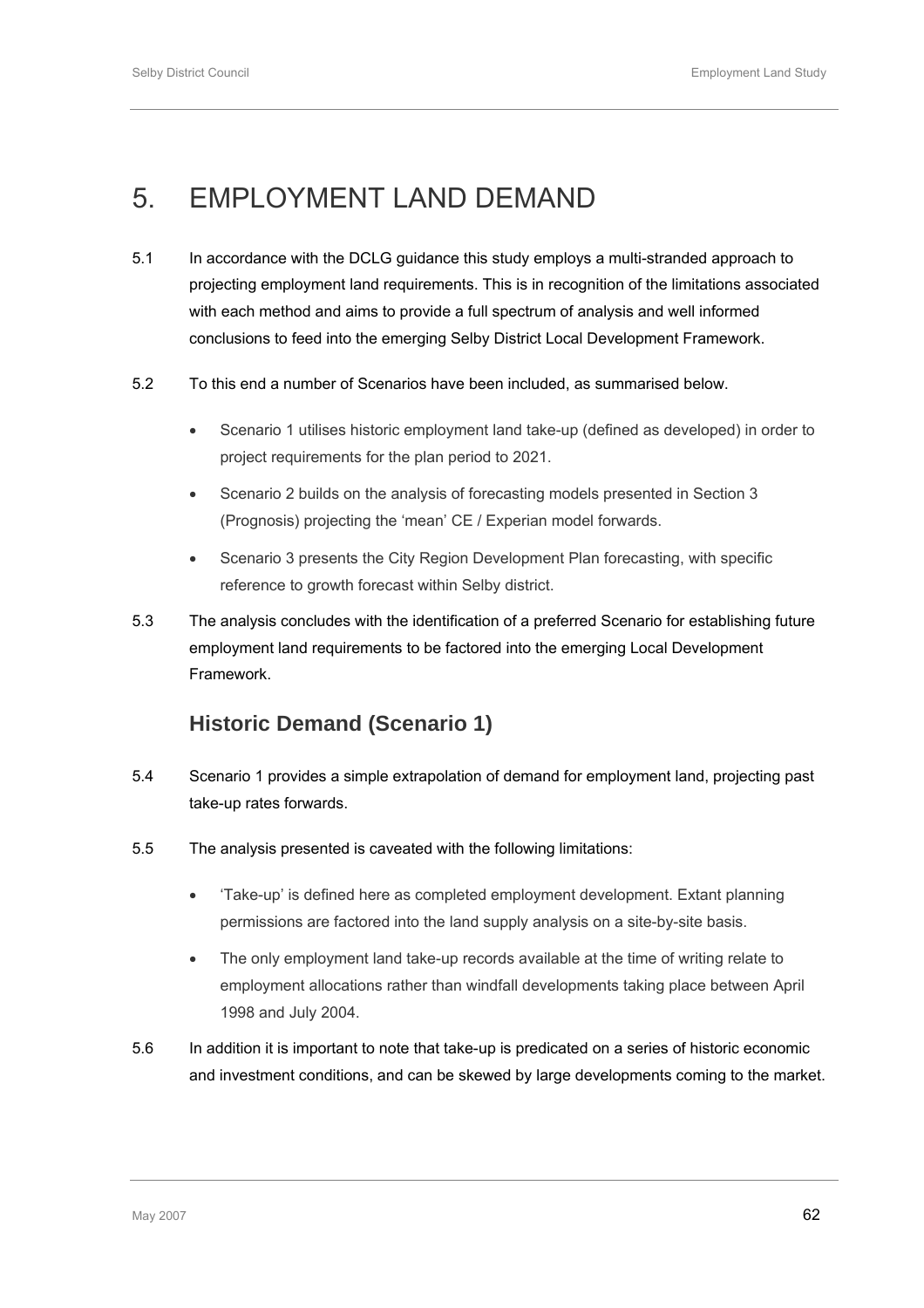# 5. EMPLOYMENT LAND DEMAND

5.1 In accordance with the DCLG guidance this study employs a multi-stranded approach to projecting employment land requirements. This is in recognition of the limitations associated with each method and aims to provide a full spectrum of analysis and well informed conclusions to feed into the emerging Selby District Local Development Framework.

5.2 To this end a number of Scenarios have been included, as summarised below.

- Scenario 1 utilises historic employment land take-up (defined as developed) in order to project requirements for the plan period to 2021.
- Scenario 2 builds on the analysis of forecasting models presented in Section 3 (Prognosis) projecting the 'mean' CE / Experian model forwards.
- Scenario 3 presents the City Region Development Plan forecasting, with specific reference to growth forecast within Selby district.

5.3 The analysis concludes with the identification of a preferred Scenario for establishing future employment land requirements to be factored into the emerging Local Development Framework.

## Historic Demand (Scenario 1)

5.4 Scenario 1 provides a simple extrapolation of demand for employment land, projecting past take-up rates forwards.

5.5 The analysis presented is caveated with the following limitations:

- 'Take-up' is defined here as completed employment development. Extant planning permissions are factored into the land supply analysis on a site-by-site basis.
- The only employment land take-up records available at the time of writing relate to employment allocations rather than windfall developments taking place between April 1998 and July 2004.

5.6 In addition it is important to note that take-up is predicated on a series of historic economic and investment conditions, and can be skewed by large developments coming to the market.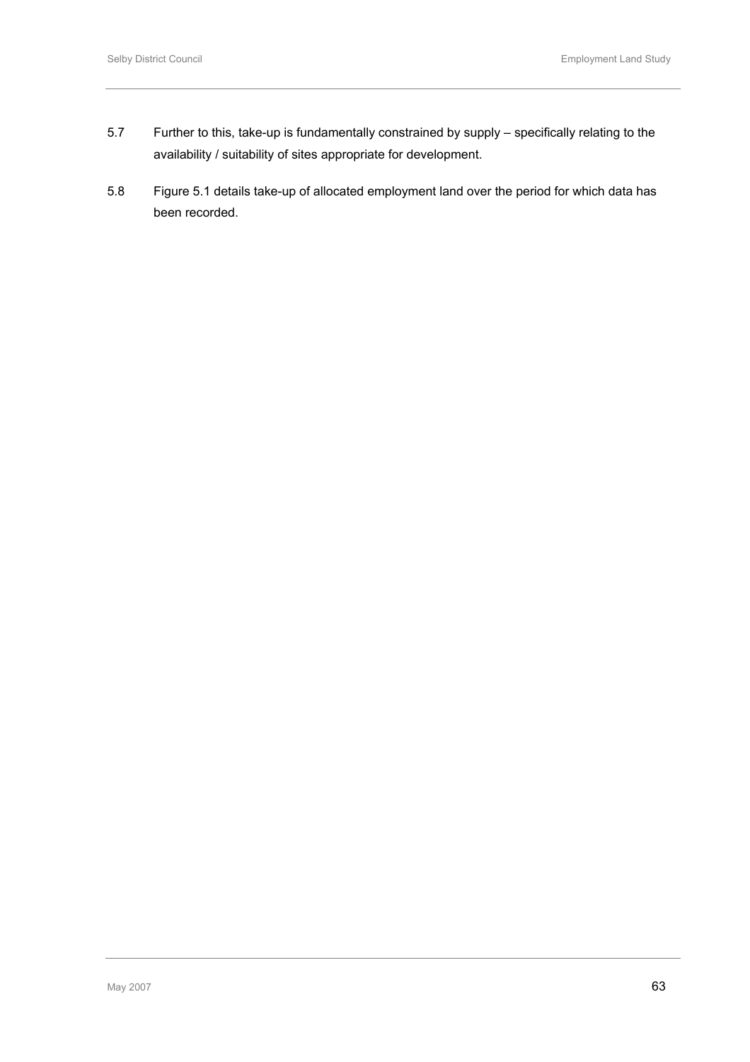5.7 Further to this, take-up is fundamentally constrained by supply – specifically relating to the availability / suitability of sites appropriate for development.

5.8 Figure 5.1 details take-up of allocated employment land over the period for which data has been recorded.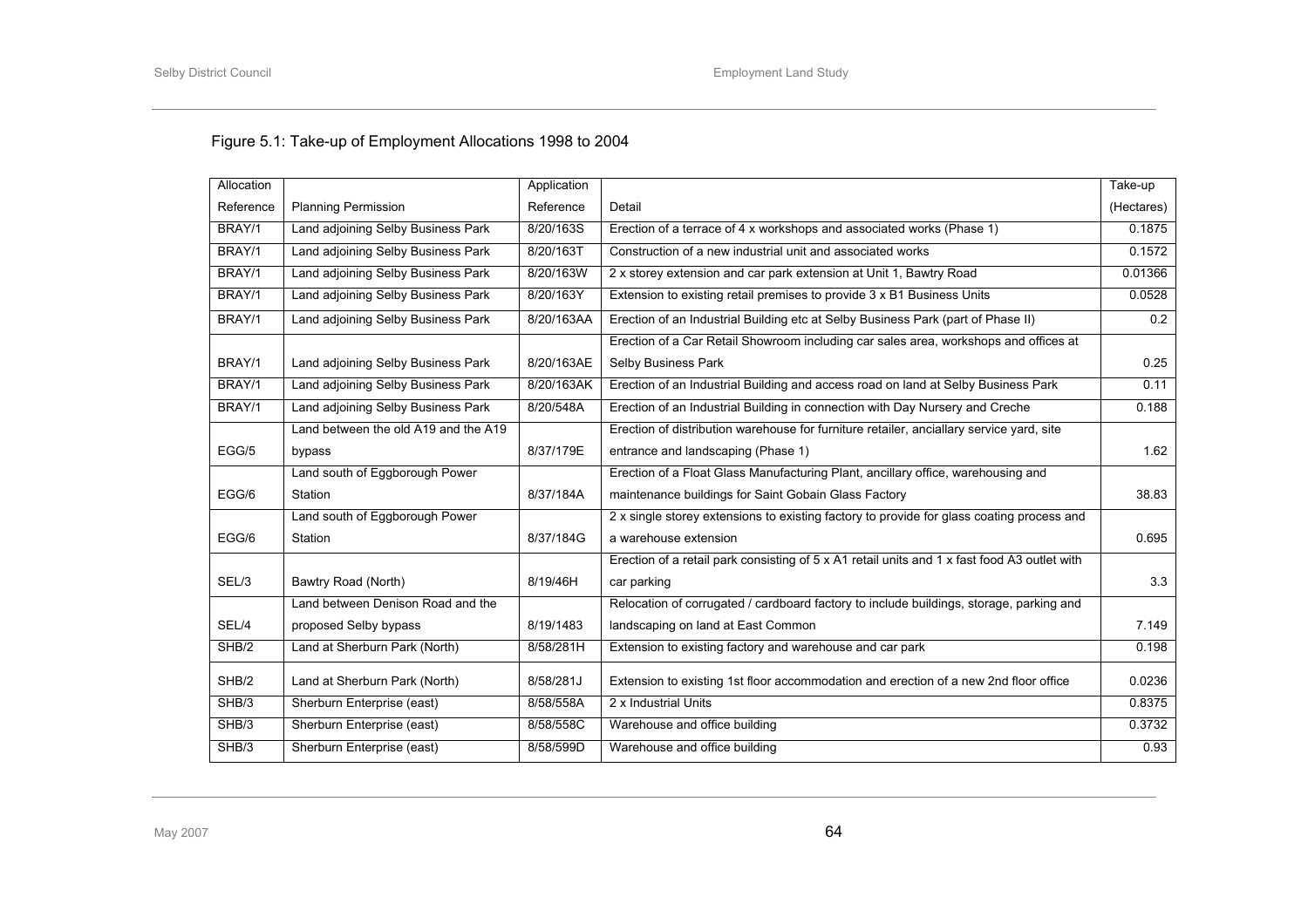Figure 5.1: Take-up of Employment Allocations 1998 to 2004

| Allocation Reference | Planning Permission | Application Reference | Detail | Take-up (Hectares) |
|---|---|---|---|---|
| BRAY/1 | Land adjoining Selby Business Park | 8/20/163S | Erection of a terrace of 4 x workshops and associated works (Phase 1) | 0.1875 |
| BRAY/1 | Land adjoining Selby Business Park | 8/20/163T | Construction of a new industrial unit and associated works | 0.1572 |
| BRAY/1 | Land adjoining Selby Business Park | 8/20/163W | 2 x storey extension and car park extension at Unit 1, Bawtry Road | 0.01366 |
| BRAY/1 | Land adjoining Selby Business Park | 8/20/163Y | Extension to existing retail premises to provide 3 x B1 Business Units | 0.0528 |
| BRAY/1 | Land adjoining Selby Business Park | 8/20/163AA | Erection of an Industrial Building etc at Selby Business Park (part of Phase II) | 0.2 |
| BRAY/1 | Land adjoining Selby Business Park | 8/20/163AE | Erection of a Car Retail Showroom including car sales area, workshops and offices at Selby Business Park | 0.25 |
| BRAY/1 | Land adjoining Selby Business Park | 8/20/163AK | Erection of an Industrial Building and access road on land at Selby Business Park | 0.11 |
| BRAY/1 | Land adjoining Selby Business Park | 8/20/548A | Erection of an Industrial Building in connection with Day Nursery and Creche | 0.188 |
| EGG/5 | Land between the old A19 and the A19 bypass | 8/37/179E | Erection of distribution warehouse for furniture retailer, anciallary service yard, site entrance and landscaping (Phase 1) | 1.62 |
| EGG/6 | Land south of Eggborough Power Station | 8/37/184A | Erection of a Float Glass Manufacturing Plant, ancillary office, warehousing and maintenance buildings for Saint Gobain Glass Factory | 38.83 |
| EGG/6 | Land south of Eggborough Power Station | 8/37/184G | 2 x single storey extensions to existing factory to provide for glass coating process and a warehouse extension | 0.695 |
| SEL/3 | Bawtry Road (North) | 8/19/46H | Erection of a retail park consisting of 5 x A1 retail units and 1 x fast food A3 outlet with car parking | 3.3 |
| SEL/4 | Land between Denison Road and the proposed Selby bypass | 8/19/1483 | Relocation of corrugated / cardboard factory to include buildings, storage, parking and landscaping on land at East Common | 7.149 |
| SHB/2 | Land at Sherburn Park (North) | 8/58/281H | Extension to existing factory and warehouse and car park | 0.198 |
| SHB/2 | Land at Sherburn Park (North) | 8/58/281J | Extension to existing 1st floor accommodation and erection of a new 2nd floor office | 0.0236 |
| SHB/3 | Sherburn Enterprise (east) | 8/58/558A | 2 x Industrial Units | 0.8375 |
| SHB/3 | Sherburn Enterprise (east) | 8/58/558C | Warehouse and office building | 0.3732 |
| SHB/3 | Sherburn Enterprise (east) | 8/58/599D | Warehouse and office building | 0.93 |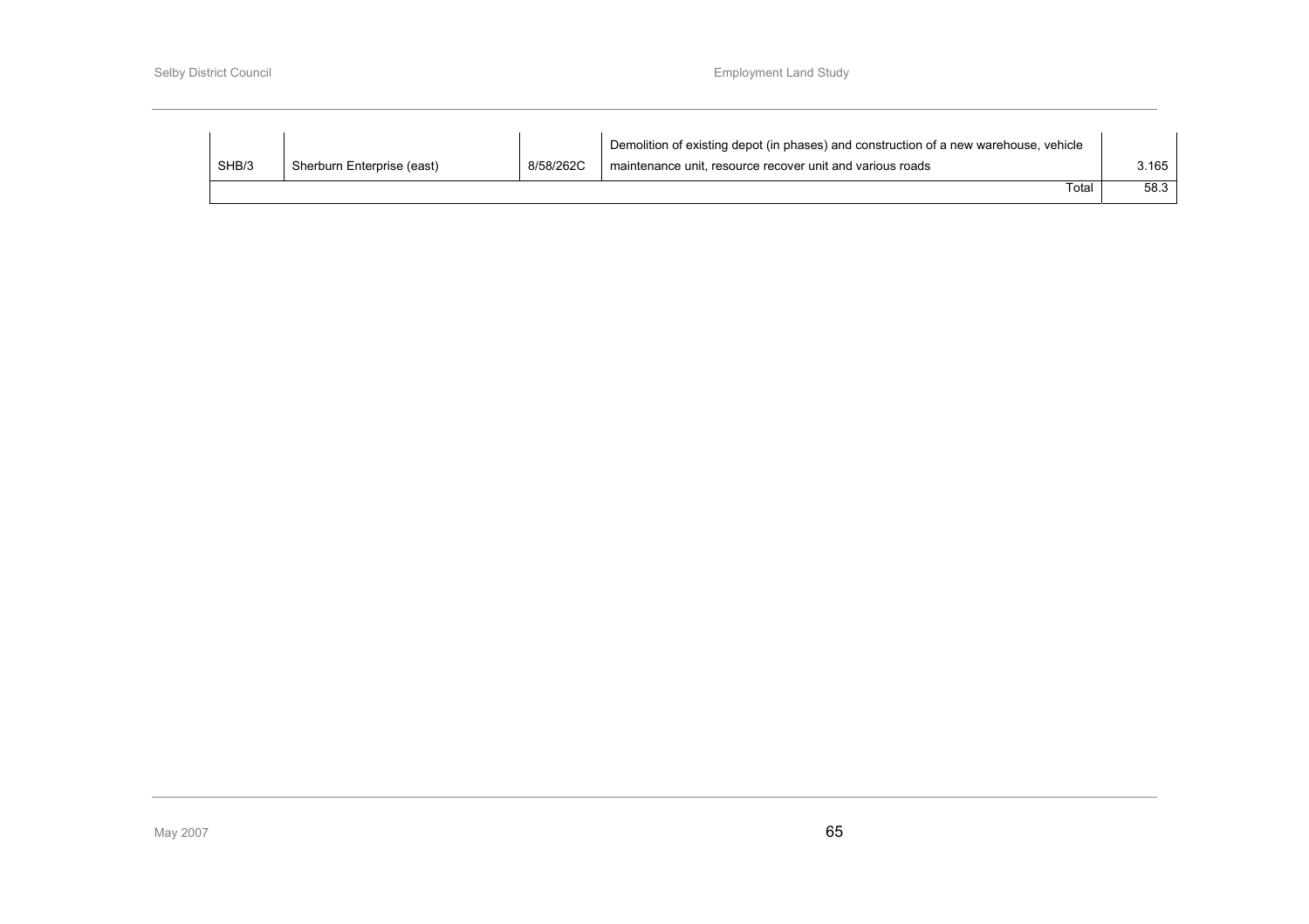| | | | | |
|---|---|---|---|---|
| SHB/3 | Sherburn Enterprise (east) | 8/58/262C | Demolition of existing depot (in phases) and construction of a new warehouse, vehicle maintenance unit, resource recover unit and various roads | 3.165 |
| | | | Total | 58.3 |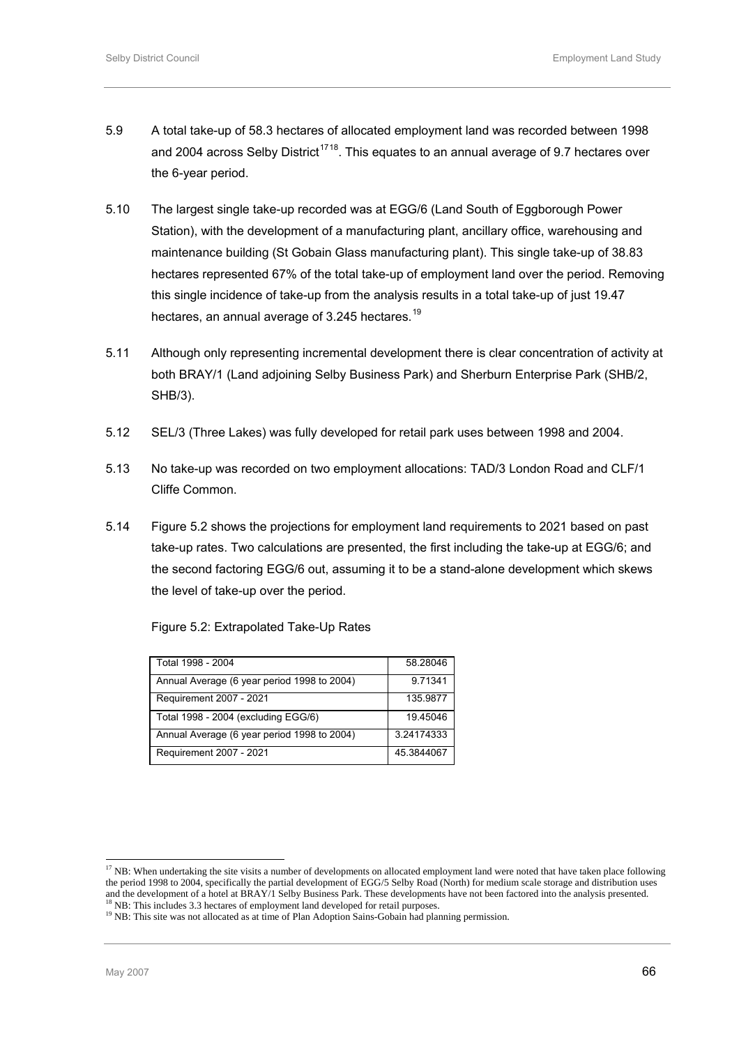5.9 A total take-up of 58.3 hectares of allocated employment land was recorded between 1998 and 2004 across Selby District[17][18]. This equates to an annual average of 9.7 hectares over the 6-year period.

5.10 The largest single take-up recorded was at EGG/6 (Land South of Eggborough Power Station), with the development of a manufacturing plant, ancillary office, warehousing and maintenance building (St Gobain Glass manufacturing plant). This single take-up of 38.83 hectares represented 67% of the total take-up of employment land over the period. Removing this single incidence of take-up from the analysis results in a total take-up of just 19.47 hectares, an annual average of 3.245 hectares.[19]

5.11 Although only representing incremental development there is clear concentration of activity at both BRAY/1 (Land adjoining Selby Business Park) and Sherburn Enterprise Park (SHB/2, SHB/3).

5.12 SEL/3 (Three Lakes) was fully developed for retail park uses between 1998 and 2004.

5.13 No take-up was recorded on two employment allocations: TAD/3 London Road and CLF/1 Cliffe Common.

5.14 Figure 5.2 shows the projections for employment land requirements to 2021 based on past take-up rates. Two calculations are presented, the first including the take-up at EGG/6; and the second factoring EGG/6 out, assuming it to be a stand-alone development which skews the level of take-up over the period.

Figure 5.2: Extrapolated Take-Up Rates

| | |
|---|---|
| Total 1998 - 2004 | 58.28046 |
| Annual Average (6 year period 1998 to 2004) | 9.71341 |
| Requirement 2007 - 2021 | 135.9877 |
| Total 1998 - 2004 (excluding EGG/6) | 19.45046 |
| Annual Average (6 year period 1998 to 2004) | 3.24174333 |
| Requirement 2007 - 2021 | 45.3844067 |

---

[17] NB: When undertaking the site visits a number of developments on allocated employment land were noted that have taken place following the period 1998 to 2004, specifically the partial development of EGG/5 Selby Road (North) for medium scale storage and distribution uses and the development of a hotel at BRAY/1 Selby Business Park. These developments have not been factored into the analysis presented.

[18] NB: This includes 3.3 hectares of employment land developed for retail purposes.

[19] NB: This site was not allocated as at time of Plan Adoption Sains-Gobain had planning permission.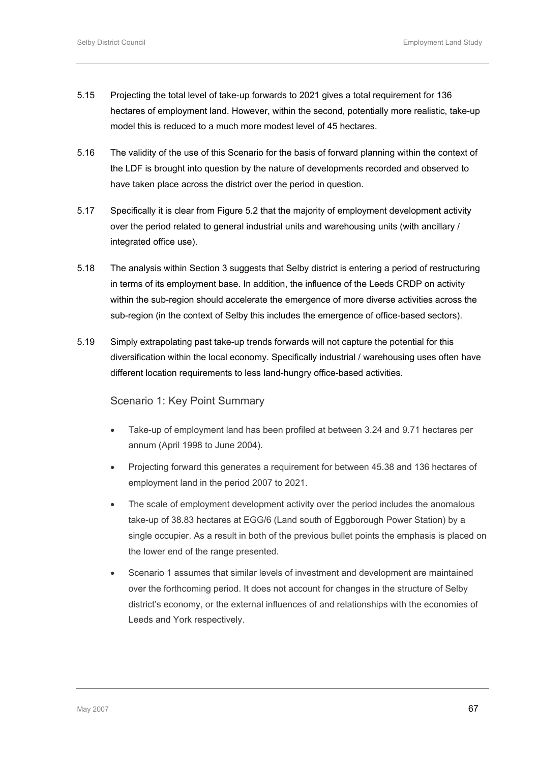5.15 Projecting the total level of take-up forwards to 2021 gives a total requirement for 136 hectares of employment land. However, within the second, potentially more realistic, take-up model this is reduced to a much more modest level of 45 hectares.

5.16 The validity of the use of this Scenario for the basis of forward planning within the context of the LDF is brought into question by the nature of developments recorded and observed to have taken place across the district over the period in question.

5.17 Specifically it is clear from Figure 5.2 that the majority of employment development activity over the period related to general industrial units and warehousing units (with ancillary / integrated office use).

5.18 The analysis within Section 3 suggests that Selby district is entering a period of restructuring in terms of its employment base. In addition, the influence of the Leeds CRDP on activity within the sub-region should accelerate the emergence of more diverse activities across the sub-region (in the context of Selby this includes the emergence of office-based sectors).

5.19 Simply extrapolating past take-up trends forwards will not capture the potential for this diversification within the local economy. Specifically industrial / warehousing uses often have different location requirements to less land-hungry office-based activities.

### Scenario 1: Key Point Summary

- Take-up of employment land has been profiled at between 3.24 and 9.71 hectares per annum (April 1998 to June 2004).
- Projecting forward this generates a requirement for between 45.38 and 136 hectares of employment land in the period 2007 to 2021.
- The scale of employment development activity over the period includes the anomalous take-up of 38.83 hectares at EGG/6 (Land south of Eggborough Power Station) by a single occupier. As a result in both of the previous bullet points the emphasis is placed on the lower end of the range presented.
- Scenario 1 assumes that similar levels of investment and development are maintained over the forthcoming period. It does not account for changes in the structure of Selby district's economy, or the external influences of and relationships with the economies of Leeds and York respectively.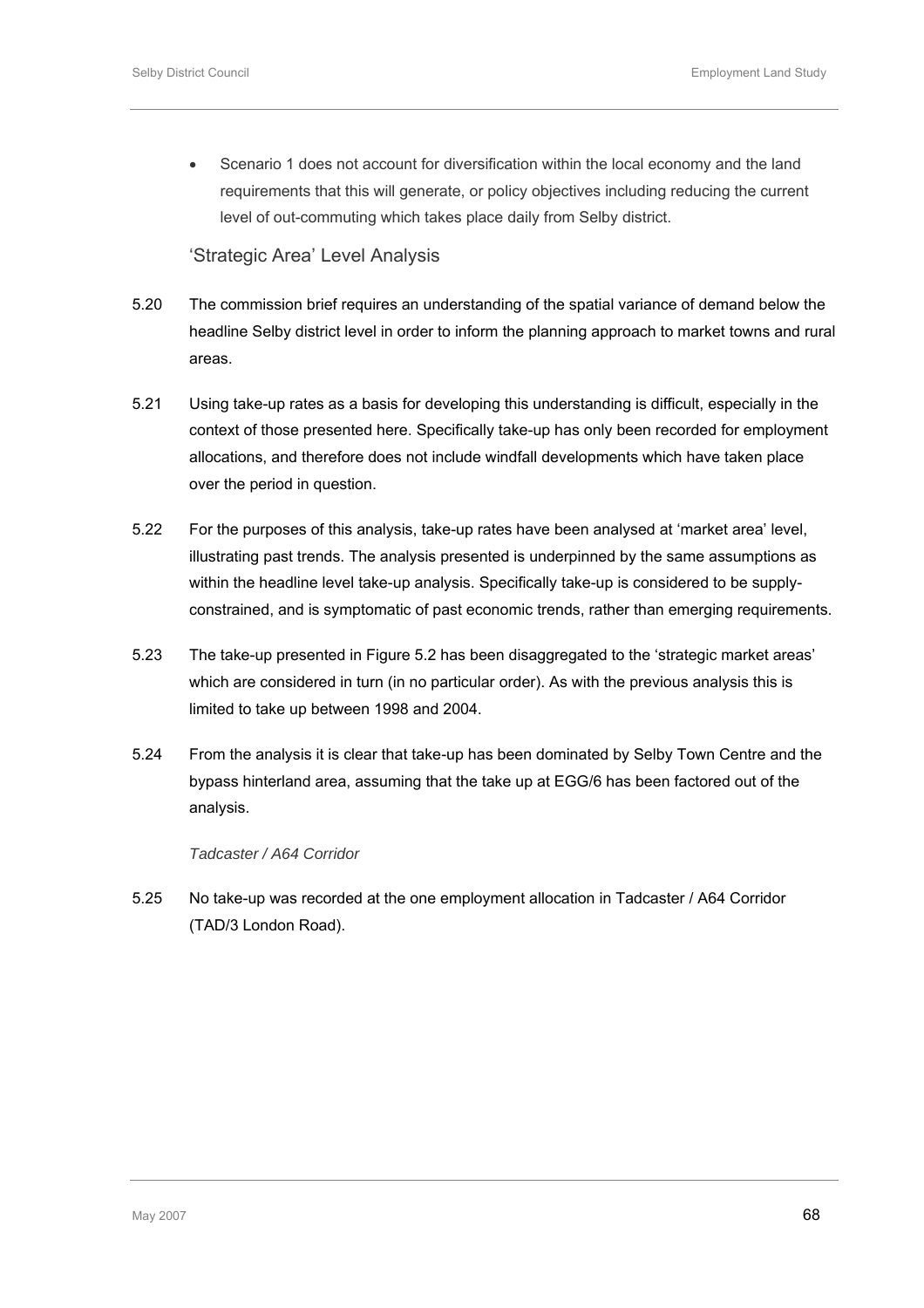- Scenario 1 does not account for diversification within the local economy and the land requirements that this will generate, or policy objectives including reducing the current level of out-commuting which takes place daily from Selby district.

### 'Strategic Area' Level Analysis

5.20 The commission brief requires an understanding of the spatial variance of demand below the headline Selby district level in order to inform the planning approach to market towns and rural areas.

5.21 Using take-up rates as a basis for developing this understanding is difficult, especially in the context of those presented here. Specifically take-up has only been recorded for employment allocations, and therefore does not include windfall developments which have taken place over the period in question.

5.22 For the purposes of this analysis, take-up rates have been analysed at 'market area' level, illustrating past trends. The analysis presented is underpinned by the same assumptions as within the headline level take-up analysis. Specifically take-up is considered to be supply-constrained, and is symptomatic of past economic trends, rather than emerging requirements.

5.23 The take-up presented in Figure 5.2 has been disaggregated to the 'strategic market areas' which are considered in turn (in no particular order). As with the previous analysis this is limited to take up between 1998 and 2004.

5.24 From the analysis it is clear that take-up has been dominated by Selby Town Centre and the bypass hinterland area, assuming that the take up at EGG/6 has been factored out of the analysis.

*Tadcaster / A64 Corridor*

5.25 No take-up was recorded at the one employment allocation in Tadcaster / A64 Corridor (TAD/3 London Road).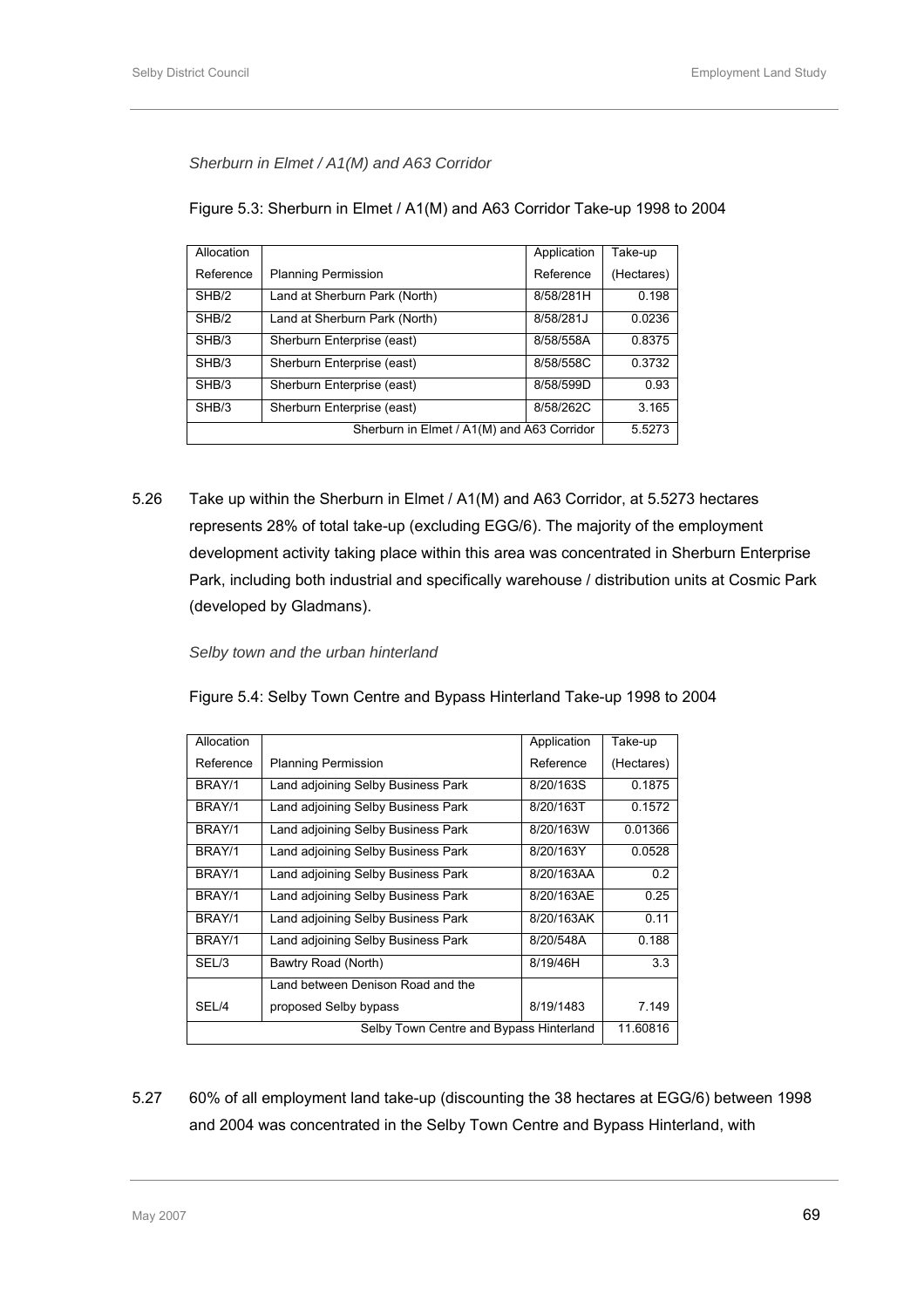*Sherburn in Elmet / A1(M) and A63 Corridor*

Figure 5.3: Sherburn in Elmet / A1(M) and A63 Corridor Take-up 1998 to 2004

| Allocation Reference | Planning Permission | Application Reference | Take-up (Hectares) |
|---|---|---|---|
| SHB/2 | Land at Sherburn Park (North) | 8/58/281H | 0.198 |
| SHB/2 | Land at Sherburn Park (North) | 8/58/281J | 0.0236 |
| SHB/3 | Sherburn Enterprise (east) | 8/58/558A | 0.8375 |
| SHB/3 | Sherburn Enterprise (east) | 8/58/558C | 0.3732 |
| SHB/3 | Sherburn Enterprise (east) | 8/58/599D | 0.93 |
| SHB/3 | Sherburn Enterprise (east) | 8/58/262C | 3.165 |
| Sherburn in Elmet / A1(M) and A63 Corridor | | | 5.5273 |

5.26 Take up within the Sherburn in Elmet / A1(M) and A63 Corridor, at 5.5273 hectares represents 28% of total take-up (excluding EGG/6). The majority of the employment development activity taking place within this area was concentrated in Sherburn Enterprise Park, including both industrial and specifically warehouse / distribution units at Cosmic Park (developed by Gladmans).

*Selby town and the urban hinterland*

Figure 5.4: Selby Town Centre and Bypass Hinterland Take-up 1998 to 2004

| Allocation Reference | Planning Permission | Application Reference | Take-up (Hectares) |
|---|---|---|---|
| BRAY/1 | Land adjoining Selby Business Park | 8/20/163S | 0.1875 |
| BRAY/1 | Land adjoining Selby Business Park | 8/20/163T | 0.1572 |
| BRAY/1 | Land adjoining Selby Business Park | 8/20/163W | 0.01366 |
| BRAY/1 | Land adjoining Selby Business Park | 8/20/163Y | 0.0528 |
| BRAY/1 | Land adjoining Selby Business Park | 8/20/163AA | 0.2 |
| BRAY/1 | Land adjoining Selby Business Park | 8/20/163AE | 0.25 |
| BRAY/1 | Land adjoining Selby Business Park | 8/20/163AK | 0.11 |
| BRAY/1 | Land adjoining Selby Business Park | 8/20/548A | 0.188 |
| SEL/3 | Bawtry Road (North) | 8/19/46H | 3.3 |
| SEL/4 | Land between Denison Road and the proposed Selby bypass | 8/19/1483 | 7.149 |
| Selby Town Centre and Bypass Hinterland | | | 11.60816 |

5.27 60% of all employment land take-up (discounting the 38 hectares at EGG/6) between 1998 and 2004 was concentrated in the Selby Town Centre and Bypass Hinterland, with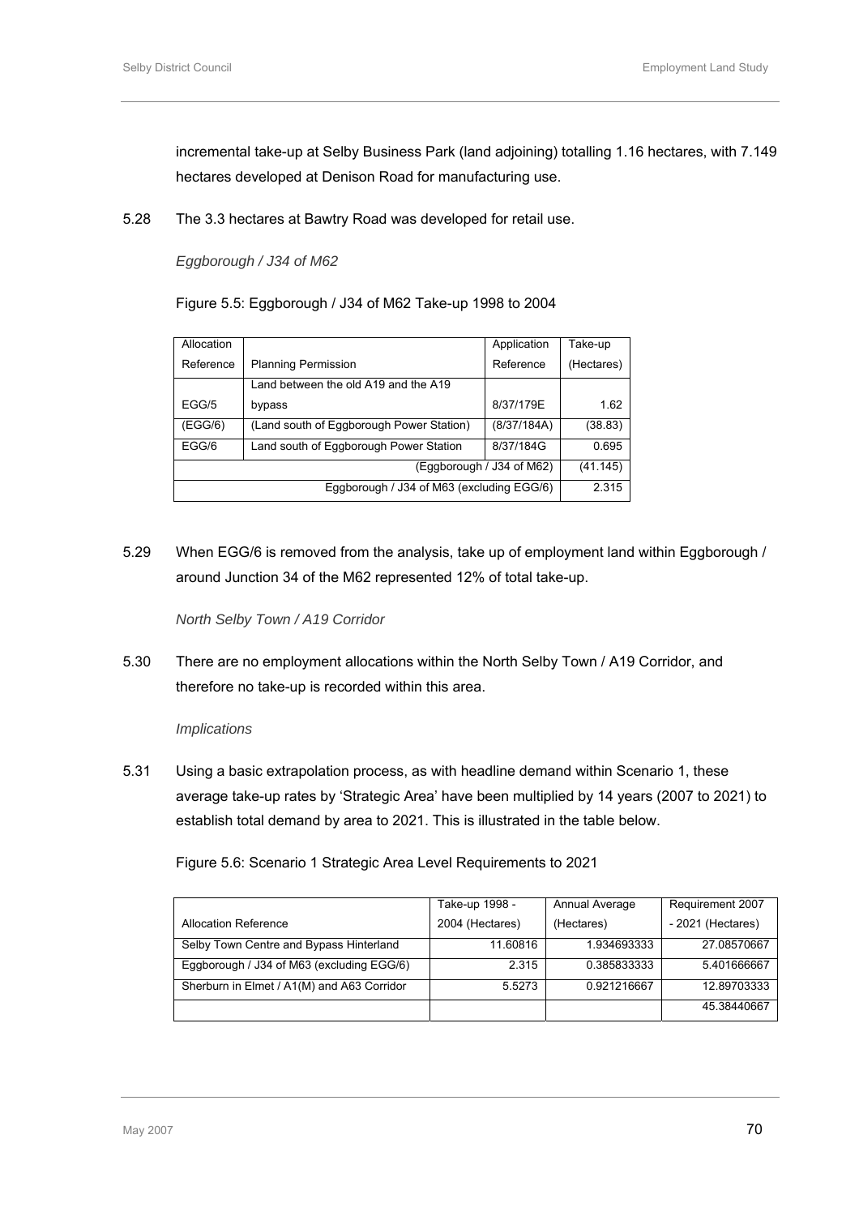incremental take-up at Selby Business Park (land adjoining) totalling 1.16 hectares, with 7.149 hectares developed at Denison Road for manufacturing use.

5.28 The 3.3 hectares at Bawtry Road was developed for retail use.

*Eggborough / J34 of M62*

Figure 5.5: Eggborough / J34 of M62 Take-up 1998 to 2004

| Allocation Reference | Planning Permission | Application Reference | Take-up (Hectares) |
|---|---|---|---|
| EGG/5 | Land between the old A19 and the A19 bypass | 8/37/179E | 1.62 |
| (EGG/6) | (Land south of Eggborough Power Station) | (8/37/184A) | (38.83) |
| EGG/6 | Land south of Eggborough Power Station | 8/37/184G | 0.695 |
| | | (Eggborough / J34 of M62) | (41.145) |
| | | Eggborough / J34 of M63 (excluding EGG/6) | 2.315 |

5.29 When EGG/6 is removed from the analysis, take up of employment land within Eggborough / around Junction 34 of the M62 represented 12% of total take-up.

*North Selby Town / A19 Corridor*

5.30 There are no employment allocations within the North Selby Town / A19 Corridor, and therefore no take-up is recorded within this area.

*Implications*

5.31 Using a basic extrapolation process, as with headline demand within Scenario 1, these average take-up rates by 'Strategic Area' have been multiplied by 14 years (2007 to 2021) to establish total demand by area to 2021. This is illustrated in the table below.

Figure 5.6: Scenario 1 Strategic Area Level Requirements to 2021

| Allocation Reference | Take-up 1998 - 2004 (Hectares) | Annual Average (Hectares) | Requirement 2007 - 2021 (Hectares) |
|---|---|---|---|
| Selby Town Centre and Bypass Hinterland | 11.60816 | 1.934693333 | 27.08570667 |
| Eggborough / J34 of M63 (excluding EGG/6) | 2.315 | 0.385833333 | 5.401666667 |
| Sherburn in Elmet / A1(M) and A63 Corridor | 5.5273 | 0.921216667 | 12.89703333 |
| | | | 45.38440667 |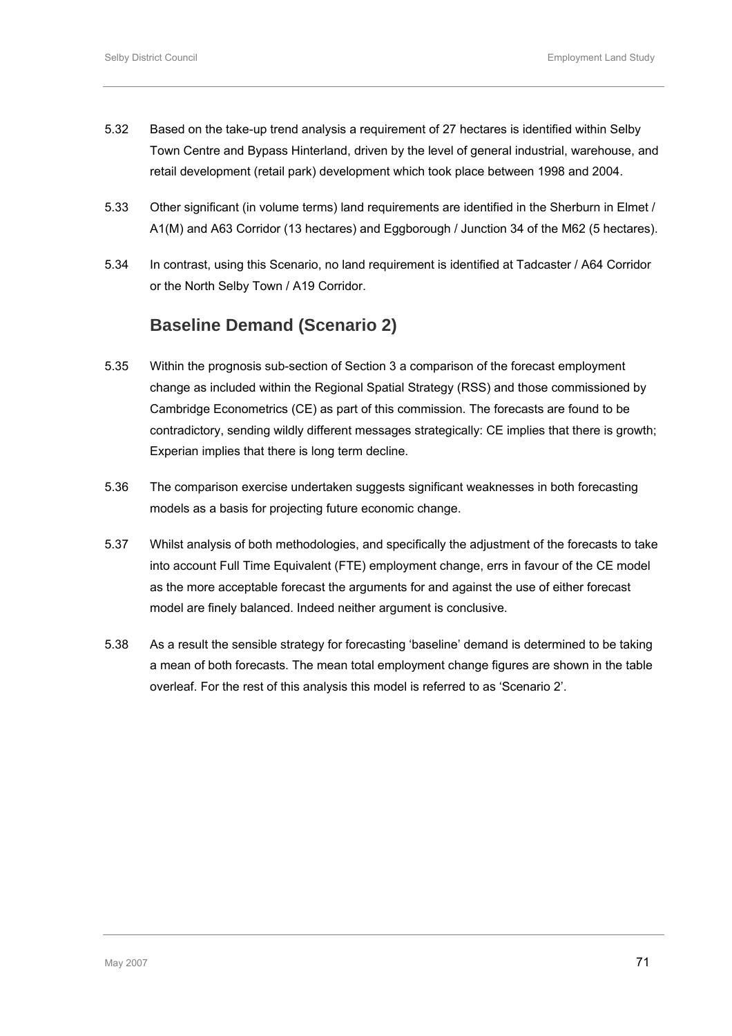5.32 Based on the take-up trend analysis a requirement of 27 hectares is identified within Selby Town Centre and Bypass Hinterland, driven by the level of general industrial, warehouse, and retail development (retail park) development which took place between 1998 and 2004.

5.33 Other significant (in volume terms) land requirements are identified in the Sherburn in Elmet / A1(M) and A63 Corridor (13 hectares) and Eggborough / Junction 34 of the M62 (5 hectares).

5.34 In contrast, using this Scenario, no land requirement is identified at Tadcaster / A64 Corridor or the North Selby Town / A19 Corridor.

## Baseline Demand (Scenario 2)

5.35 Within the prognosis sub-section of Section 3 a comparison of the forecast employment change as included within the Regional Spatial Strategy (RSS) and those commissioned by Cambridge Econometrics (CE) as part of this commission. The forecasts are found to be contradictory, sending wildly different messages strategically: CE implies that there is growth; Experian implies that there is long term decline.

5.36 The comparison exercise undertaken suggests significant weaknesses in both forecasting models as a basis for projecting future economic change.

5.37 Whilst analysis of both methodologies, and specifically the adjustment of the forecasts to take into account Full Time Equivalent (FTE) employment change, errs in favour of the CE model as the more acceptable forecast the arguments for and against the use of either forecast model are finely balanced. Indeed neither argument is conclusive.

5.38 As a result the sensible strategy for forecasting 'baseline' demand is determined to be taking a mean of both forecasts. The mean total employment change figures are shown in the table overleaf. For the rest of this analysis this model is referred to as 'Scenario 2'.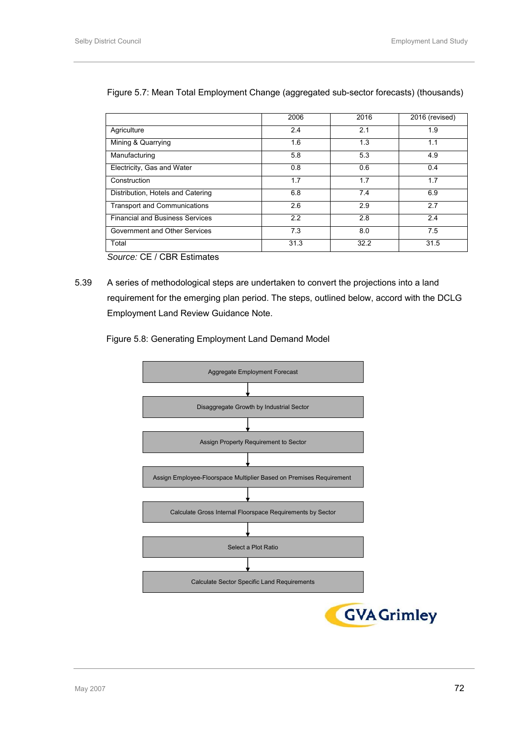Figure 5.7: Mean Total Employment Change (aggregated sub-sector forecasts) (thousands)

| | 2006 | 2016 | 2016 (revised) |
|---|---|---|---|
| Agriculture | 2.4 | 2.1 | 1.9 |
| Mining & Quarrying | 1.6 | 1.3 | 1.1 |
| Manufacturing | 5.8 | 5.3 | 4.9 |
| Electricity, Gas and Water | 0.8 | 0.6 | 0.4 |
| Construction | 1.7 | 1.7 | 1.7 |
| Distribution, Hotels and Catering | 6.8 | 7.4 | 6.9 |
| Transport and Communications | 2.6 | 2.9 | 2.7 |
| Financial and Business Services | 2.2 | 2.8 | 2.4 |
| Government and Other Services | 7.3 | 8.0 | 7.5 |
| Total | 31.3 | 32.2 | 31.5 |

*Source:* CE / CBR Estimates

5.39 A series of methodological steps are undertaken to convert the projections into a land requirement for the emerging plan period. The steps, outlined below, accord with the DCLG Employment Land Review Guidance Note.

Figure 5.8: Generating Employment Land Demand Model

Aggregate Employment Forecast

↓

Disaggregate Growth by Industrial Sector

↓

Assign Property Requirement to Sector

↓

Assign Employee-Floorspace Multiplier Based on Premises Requirement

↓

Calculate Gross Internal Floorspace Requirements by Sector

↓

Select a Plot Ratio

↓

Calculate Sector Specific Land Requirements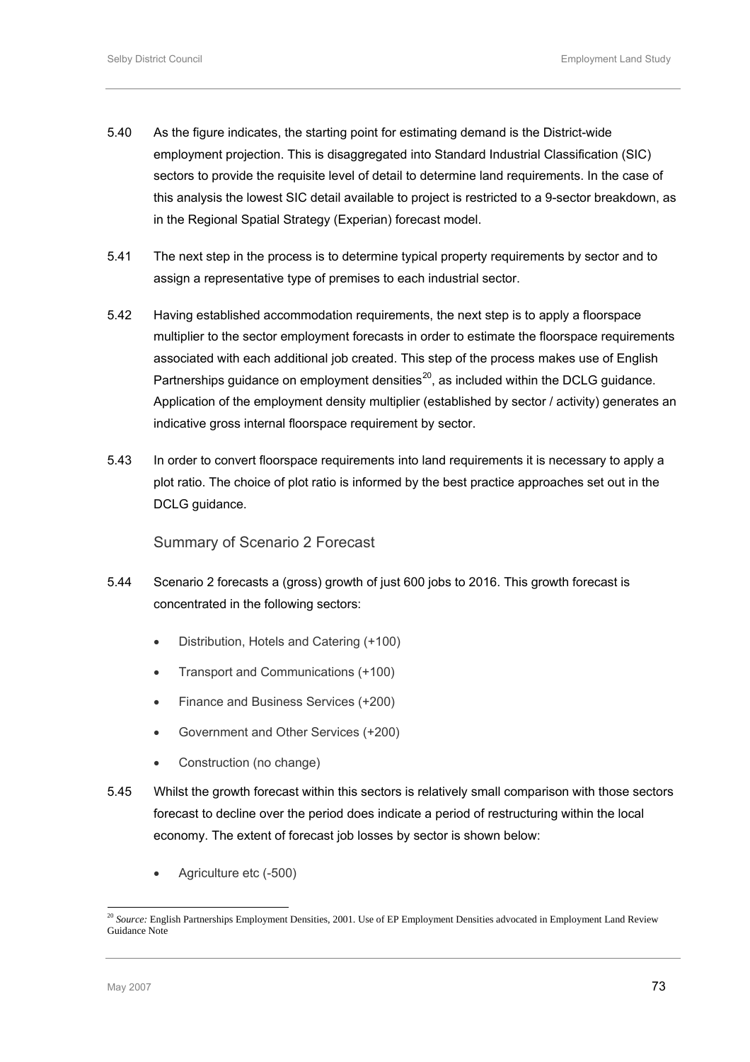5.40 As the figure indicates, the starting point for estimating demand is the District-wide employment projection. This is disaggregated into Standard Industrial Classification (SIC) sectors to provide the requisite level of detail to determine land requirements. In the case of this analysis the lowest SIC detail available to project is restricted to a 9-sector breakdown, as in the Regional Spatial Strategy (Experian) forecast model.

5.41 The next step in the process is to determine typical property requirements by sector and to assign a representative type of premises to each industrial sector.

5.42 Having established accommodation requirements, the next step is to apply a floorspace multiplier to the sector employment forecasts in order to estimate the floorspace requirements associated with each additional job created. This step of the process makes use of English Partnerships guidance on employment densities[20], as included within the DCLG guidance. Application of the employment density multiplier (established by sector / activity) generates an indicative gross internal floorspace requirement by sector.

5.43 In order to convert floorspace requirements into land requirements it is necessary to apply a plot ratio. The choice of plot ratio is informed by the best practice approaches set out in the DCLG guidance.

### Summary of Scenario 2 Forecast

5.44 Scenario 2 forecasts a (gross) growth of just 600 jobs to 2016. This growth forecast is concentrated in the following sectors:

- Distribution, Hotels and Catering (+100)
- Transport and Communications (+100)
- Finance and Business Services (+200)
- Government and Other Services (+200)
- Construction (no change)

5.45 Whilst the growth forecast within this sectors is relatively small comparison with those sectors forecast to decline over the period does indicate a period of restructuring within the local economy. The extent of forecast job losses by sector is shown below:

- Agriculture etc (-500)

---

[20] *Source:* English Partnerships Employment Densities, 2001. Use of EP Employment Densities advocated in Employment Land Review Guidance Note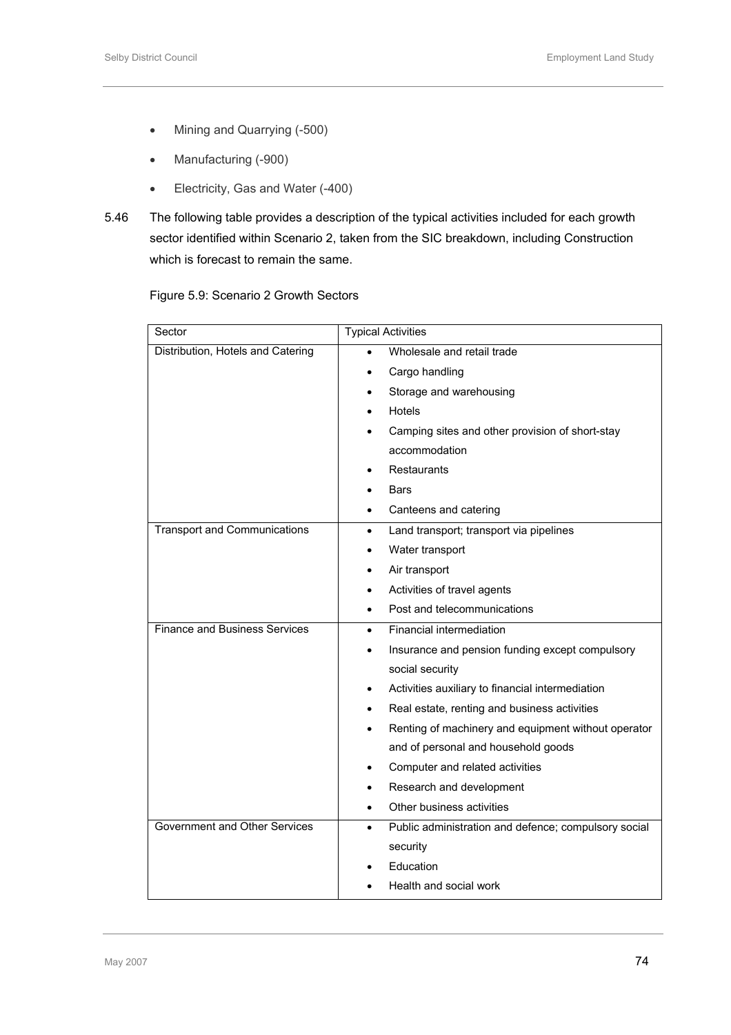- Mining and Quarrying (-500)
- Manufacturing (-900)
- Electricity, Gas and Water (-400)

5.46 The following table provides a description of the typical activities included for each growth sector identified within Scenario 2, taken from the SIC breakdown, including Construction which is forecast to remain the same.

Figure 5.9: Scenario 2 Growth Sectors

| Sector | Typical Activities |
|---|---|
| Distribution, Hotels and Catering | • Wholesale and retail trade<br>• Cargo handling<br>• Storage and warehousing<br>• Hotels<br>• Camping sites and other provision of short-stay accommodation<br>• Restaurants<br>• Bars<br>• Canteens and catering |
| Transport and Communications | • Land transport; transport via pipelines<br>• Water transport<br>• Air transport<br>• Activities of travel agents<br>• Post and telecommunications |
| Finance and Business Services | • Financial intermediation<br>• Insurance and pension funding except compulsory social security<br>• Activities auxiliary to financial intermediation<br>• Real estate, renting and business activities<br>• Renting of machinery and equipment without operator and of personal and household goods<br>• Computer and related activities<br>• Research and development<br>• Other business activities |
| Government and Other Services | • Public administration and defence; compulsory social security<br>• Education<br>• Health and social work |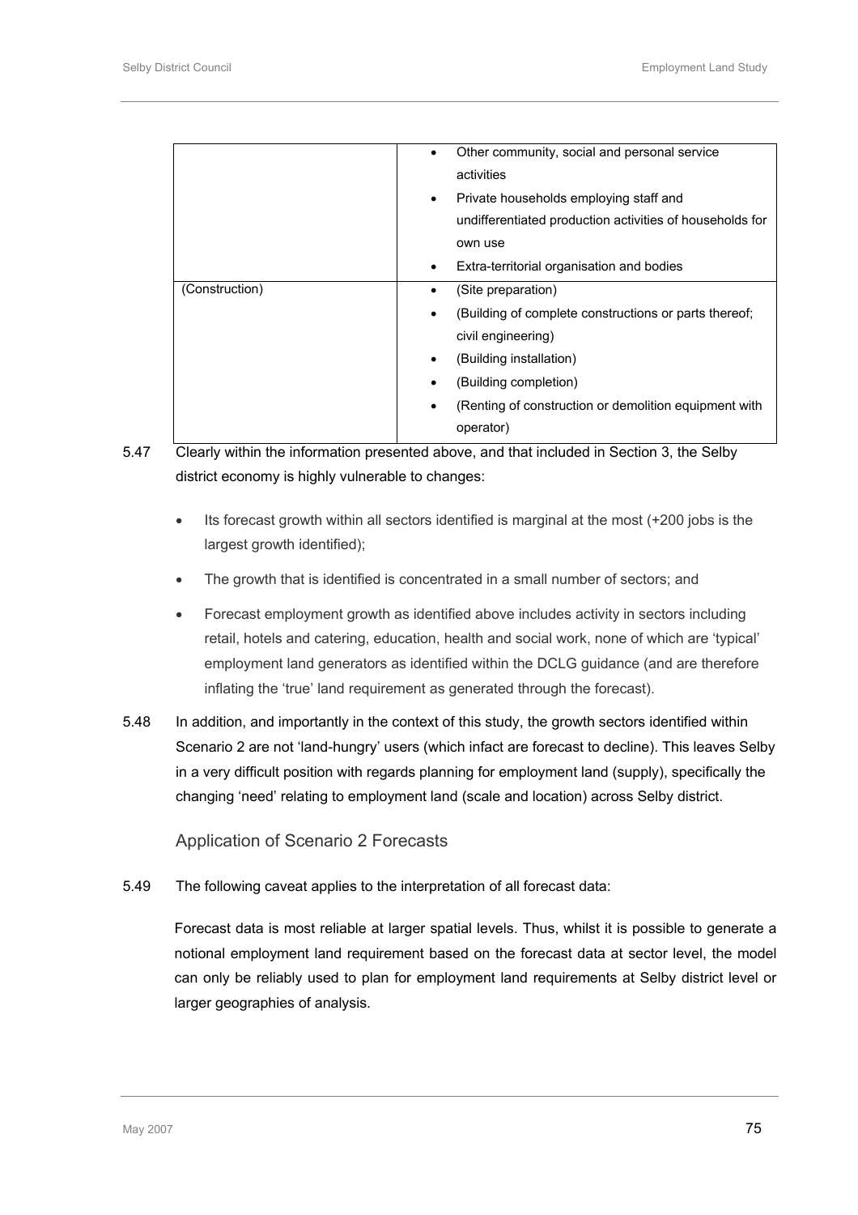| | |
|---|---|
| | • Other community, social and personal service activities<br>• Private households employing staff and undifferentiated production activities of households for own use<br>• Extra-territorial organisation and bodies |
| (Construction) | • (Site preparation)<br>• (Building of complete constructions or parts thereof; civil engineering)<br>• (Building installation)<br>• (Building completion)<br>• (Renting of construction or demolition equipment with operator) |

5.47 Clearly within the information presented above, and that included in Section 3, the Selby district economy is highly vulnerable to changes:

- Its forecast growth within all sectors identified is marginal at the most (+200 jobs is the largest growth identified);
- The growth that is identified is concentrated in a small number of sectors; and
- Forecast employment growth as identified above includes activity in sectors including retail, hotels and catering, education, health and social work, none of which are 'typical' employment land generators as identified within the DCLG guidance (and are therefore inflating the 'true' land requirement as generated through the forecast).

5.48 In addition, and importantly in the context of this study, the growth sectors identified within Scenario 2 are not 'land-hungry' users (which infact are forecast to decline). This leaves Selby in a very difficult position with regards planning for employment land (supply), specifically the changing 'need' relating to employment land (scale and location) across Selby district.

### Application of Scenario 2 Forecasts

5.49 The following caveat applies to the interpretation of all forecast data:

Forecast data is most reliable at larger spatial levels. Thus, whilst it is possible to generate a notional employment land requirement based on the forecast data at sector level, the model can only be reliably used to plan for employment land requirements at Selby district level or larger geographies of analysis.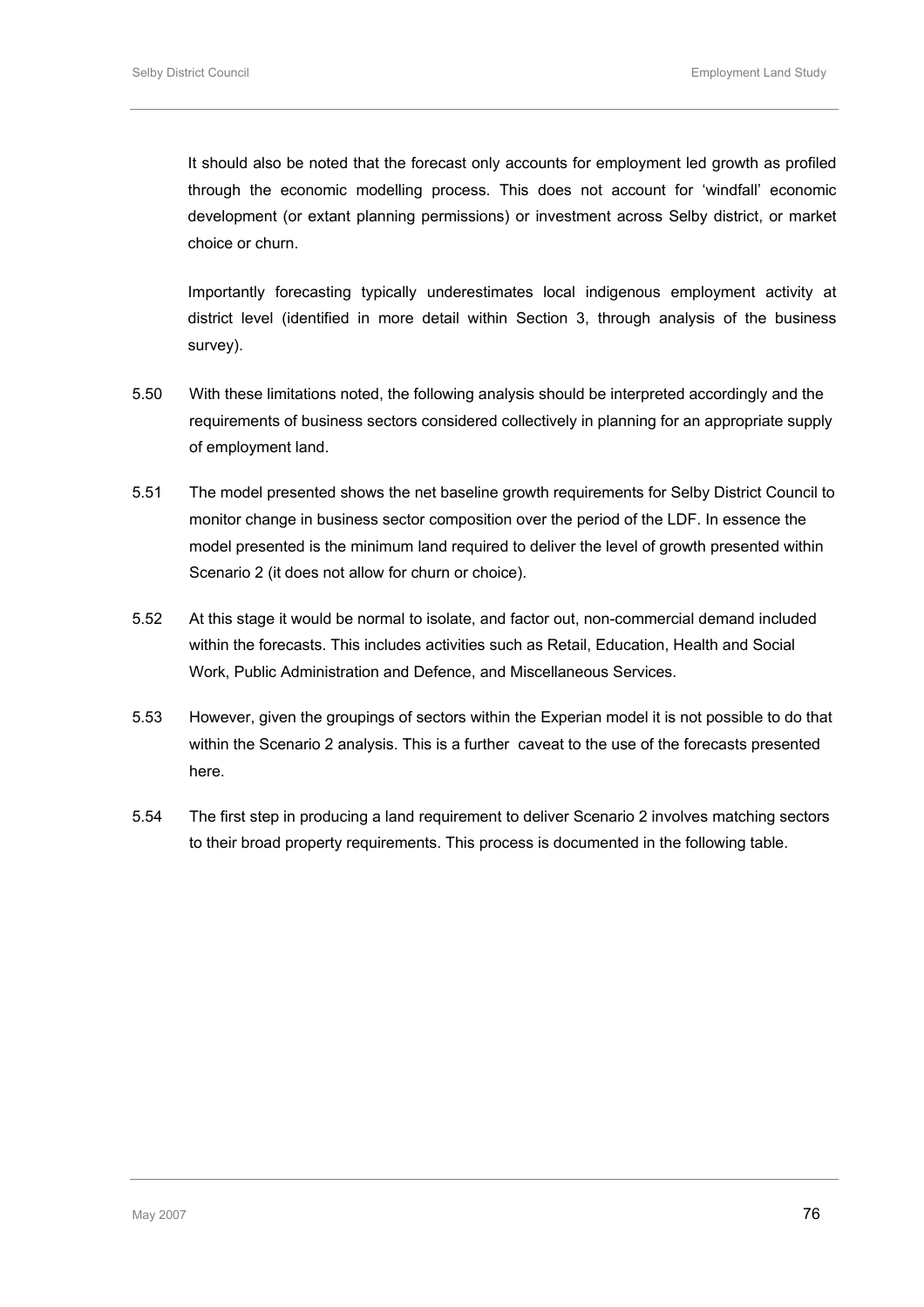It should also be noted that the forecast only accounts for employment led growth as profiled through the economic modelling process. This does not account for 'windfall' economic development (or extant planning permissions) or investment across Selby district, or market choice or churn.

Importantly forecasting typically underestimates local indigenous employment activity at district level (identified in more detail within Section 3, through analysis of the business survey).

5.50 With these limitations noted, the following analysis should be interpreted accordingly and the requirements of business sectors considered collectively in planning for an appropriate supply of employment land.

5.51 The model presented shows the net baseline growth requirements for Selby District Council to monitor change in business sector composition over the period of the LDF. In essence the model presented is the minimum land required to deliver the level of growth presented within Scenario 2 (it does not allow for churn or choice).

5.52 At this stage it would be normal to isolate, and factor out, non-commercial demand included within the forecasts. This includes activities such as Retail, Education, Health and Social Work, Public Administration and Defence, and Miscellaneous Services.

5.53 However, given the groupings of sectors within the Experian model it is not possible to do that within the Scenario 2 analysis. This is a further caveat to the use of the forecasts presented here.

5.54 The first step in producing a land requirement to deliver Scenario 2 involves matching sectors to their broad property requirements. This process is documented in the following table.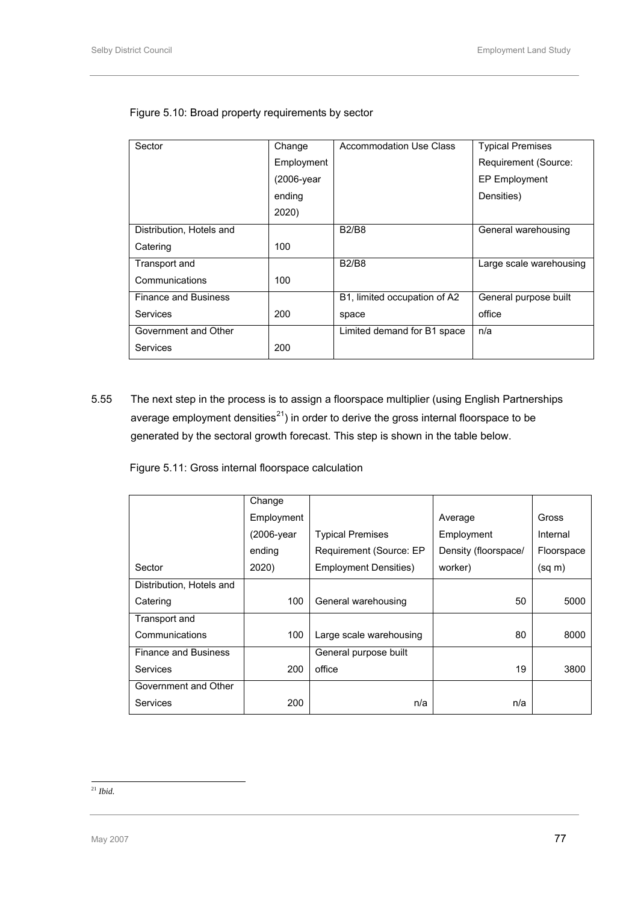Figure 5.10: Broad property requirements by sector

| Sector | Change Employment (2006-year ending 2020) | Accommodation Use Class | Typical Premises Requirement (Source: EP Employment Densities) |
|---|---|---|---|
| Distribution, Hotels and Catering | 100 | B2/B8 | General warehousing |
| Transport and Communications | 100 | B2/B8 | Large scale warehousing |
| Finance and Business Services | 200 | B1, limited occupation of A2 space | General purpose built office |
| Government and Other Services | 200 | Limited demand for B1 space | n/a |

5.55 The next step in the process is to assign a floorspace multiplier (using English Partnerships average employment densities[21]) in order to derive the gross internal floorspace to be generated by the sectoral growth forecast. This step is shown in the table below.

Figure 5.11: Gross internal floorspace calculation

| Sector | Change Employment (2006-year ending 2020) | Typical Premises Requirement (Source: EP Employment Densities) | Average Employment Density (floorspace/ worker) | Gross Internal Floorspace (sq m) |
|---|---|---|---|---|
| Distribution, Hotels and Catering | 100 | General warehousing | 50 | 5000 |
| Transport and Communications | 100 | Large scale warehousing | 80 | 8000 |
| Finance and Business Services | 200 | General purpose built office | 19 | 3800 |
| Government and Other Services | 200 | n/a | n/a | |

[21] *Ibid.*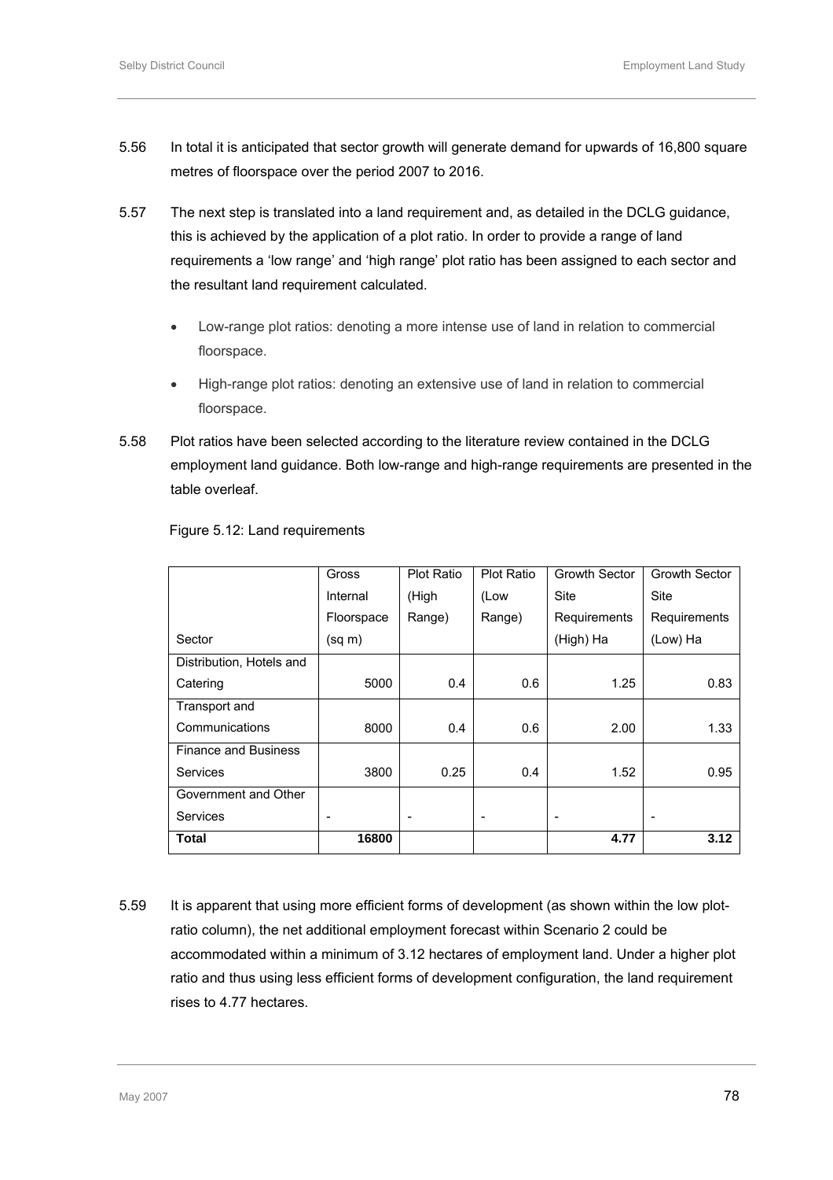5.56 In total it is anticipated that sector growth will generate demand for upwards of 16,800 square metres of floorspace over the period 2007 to 2016.

5.57 The next step is translated into a land requirement and, as detailed in the DCLG guidance, this is achieved by the application of a plot ratio. In order to provide a range of land requirements a 'low range' and 'high range' plot ratio has been assigned to each sector and the resultant land requirement calculated.

- Low-range plot ratios: denoting a more intense use of land in relation to commercial floorspace.
- High-range plot ratios: denoting an extensive use of land in relation to commercial floorspace.

5.58 Plot ratios have been selected according to the literature review contained in the DCLG employment land guidance. Both low-range and high-range requirements are presented in the table overleaf.

Figure 5.12: Land requirements

| Sector | Gross Internal Floorspace (sq m) | Plot Ratio (High Range) | Plot Ratio (Low Range) | Growth Sector Site Requirements (High) Ha | Growth Sector Site Requirements (Low) Ha |
|---|---|---|---|---|---|
| Distribution, Hotels and Catering | 5000 | 0.4 | 0.6 | 1.25 | 0.83 |
| Transport and Communications | 8000 | 0.4 | 0.6 | 2.00 | 1.33 |
| Finance and Business Services | 3800 | 0.25 | 0.4 | 1.52 | 0.95 |
| Government and Other Services | - | - | - | - | - |
| **Total** | **16800** | | | **4.77** | **3.12** |

5.59 It is apparent that using more efficient forms of development (as shown within the low plot-ratio column), the net additional employment forecast within Scenario 2 could be accommodated within a minimum of 3.12 hectares of employment land. Under a higher plot ratio and thus using less efficient forms of development configuration, the land requirement rises to 4.77 hectares.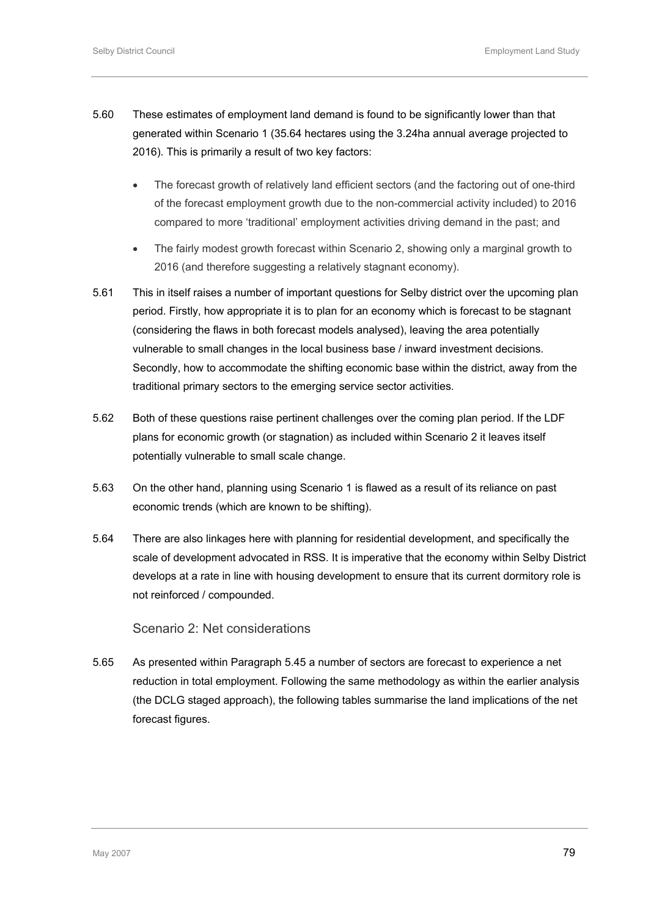5.60 These estimates of employment land demand is found to be significantly lower than that generated within Scenario 1 (35.64 hectares using the 3.24ha annual average projected to 2016). This is primarily a result of two key factors:

- The forecast growth of relatively land efficient sectors (and the factoring out of one-third of the forecast employment growth due to the non-commercial activity included) to 2016 compared to more 'traditional' employment activities driving demand in the past; and
- The fairly modest growth forecast within Scenario 2, showing only a marginal growth to 2016 (and therefore suggesting a relatively stagnant economy).

5.61 This in itself raises a number of important questions for Selby district over the upcoming plan period. Firstly, how appropriate it is to plan for an economy which is forecast to be stagnant (considering the flaws in both forecast models analysed), leaving the area potentially vulnerable to small changes in the local business base / inward investment decisions. Secondly, how to accommodate the shifting economic base within the district, away from the traditional primary sectors to the emerging service sector activities.

5.62 Both of these questions raise pertinent challenges over the coming plan period. If the LDF plans for economic growth (or stagnation) as included within Scenario 2 it leaves itself potentially vulnerable to small scale change.

5.63 On the other hand, planning using Scenario 1 is flawed as a result of its reliance on past economic trends (which are known to be shifting).

5.64 There are also linkages here with planning for residential development, and specifically the scale of development advocated in RSS. It is imperative that the economy within Selby District develops at a rate in line with housing development to ensure that its current dormitory role is not reinforced / compounded.

### Scenario 2: Net considerations

5.65 As presented within Paragraph 5.45 a number of sectors are forecast to experience a net reduction in total employment. Following the same methodology as within the earlier analysis (the DCLG staged approach), the following tables summarise the land implications of the net forecast figures.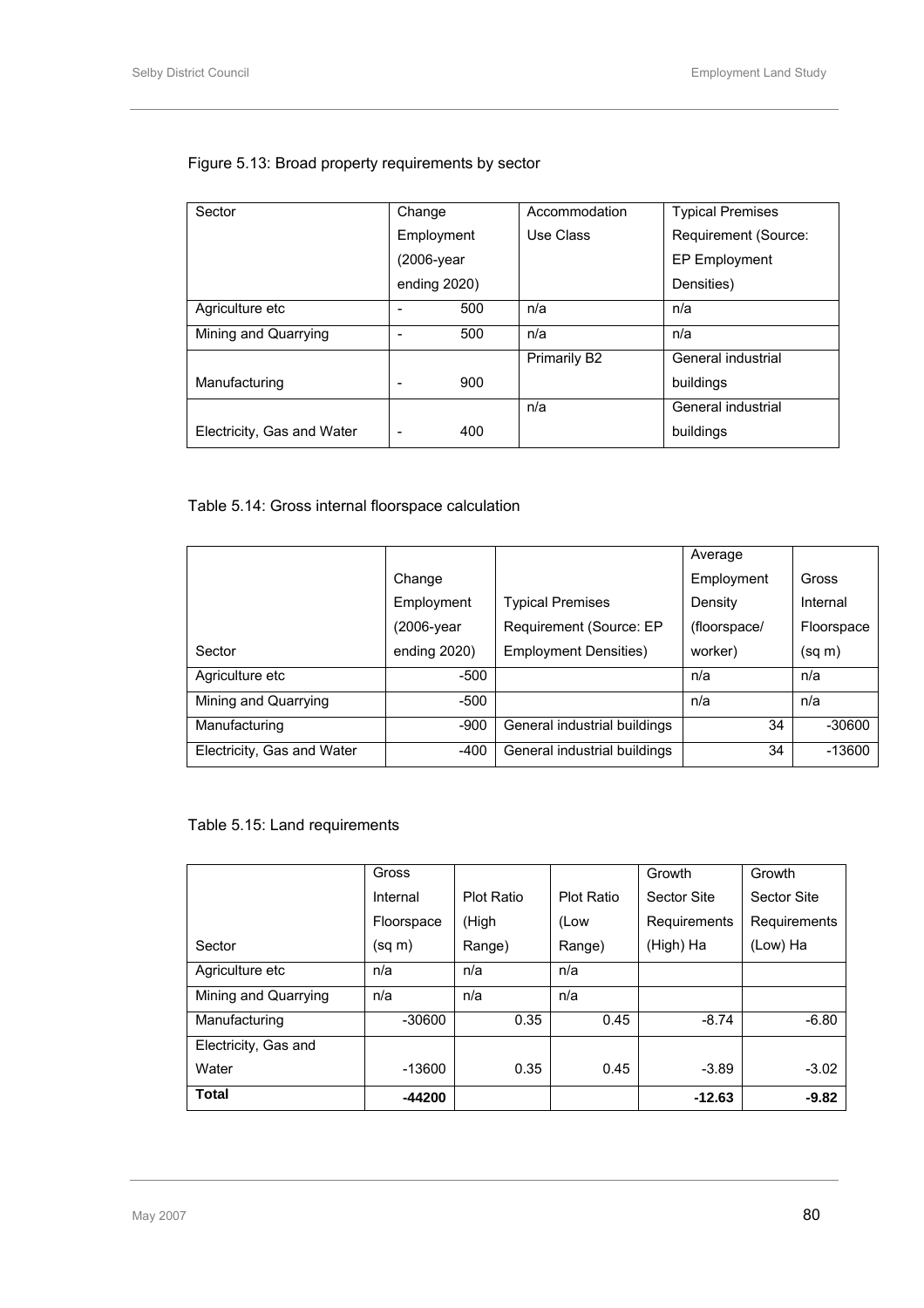Figure 5.13: Broad property requirements by sector

| Sector | Change Employment (2006-year ending 2020) | Accommodation Use Class | Typical Premises Requirement (Source: EP Employment Densities) |
|---|---|---|---|
| Agriculture etc | - 500 | n/a | n/a |
| Mining and Quarrying | - 500 | n/a | n/a |
| Manufacturing | - 900 | Primarily B2 | General industrial buildings |
| Electricity, Gas and Water | - 400 | n/a | General industrial buildings |

Table 5.14: Gross internal floorspace calculation

| Sector | Change Employment (2006-year ending 2020) | Typical Premises Requirement (Source: EP Employment Densities) | Average Employment Density (floorspace/ worker) | Gross Internal Floorspace (sq m) |
|---|---|---|---|---|
| Agriculture etc | -500 | | n/a | n/a |
| Mining and Quarrying | -500 | | n/a | n/a |
| Manufacturing | -900 | General industrial buildings | 34 | -30600 |
| Electricity, Gas and Water | -400 | General industrial buildings | 34 | -13600 |

Table 5.15: Land requirements

| Sector | Gross Internal Floorspace (sq m) | Plot Ratio (High Range) | Plot Ratio (Low Range) | Growth Sector Site Requirements (High) Ha | Growth Sector Site Requirements (Low) Ha |
|---|---|---|---|---|---|
| Agriculture etc | n/a | n/a | n/a | | |
| Mining and Quarrying | n/a | n/a | n/a | | |
| Manufacturing | -30600 | 0.35 | 0.45 | -8.74 | -6.80 |
| Electricity, Gas and Water | -13600 | 0.35 | 0.45 | -3.89 | -3.02 |
| **Total** | **-44200** | | | **-12.63** | **-9.82** |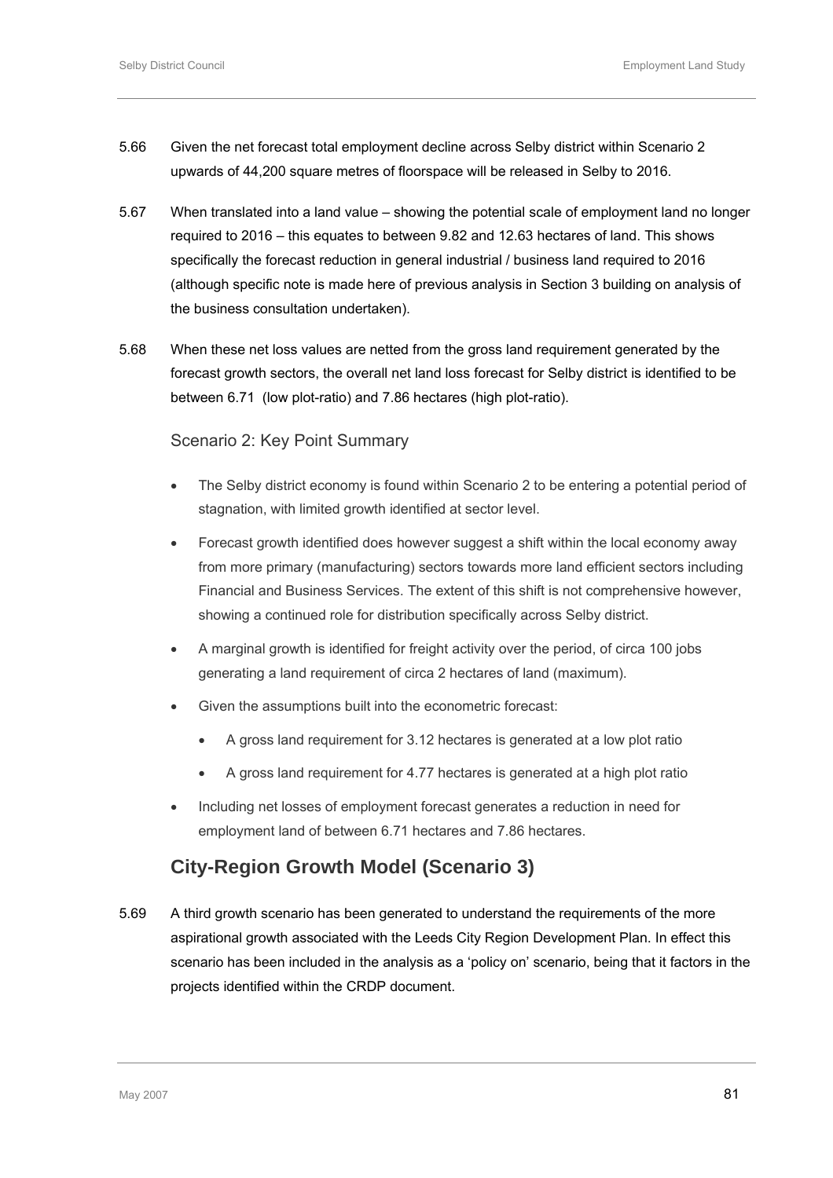5.66 Given the net forecast total employment decline across Selby district within Scenario 2 upwards of 44,200 square metres of floorspace will be released in Selby to 2016.

5.67 When translated into a land value – showing the potential scale of employment land no longer required to 2016 – this equates to between 9.82 and 12.63 hectares of land. This shows specifically the forecast reduction in general industrial / business land required to 2016 (although specific note is made here of previous analysis in Section 3 building on analysis of the business consultation undertaken).

5.68 When these net loss values are netted from the gross land requirement generated by the forecast growth sectors, the overall net land loss forecast for Selby district is identified to be between 6.71 (low plot-ratio) and 7.86 hectares (high plot-ratio).

### Scenario 2: Key Point Summary

- The Selby district economy is found within Scenario 2 to be entering a potential period of stagnation, with limited growth identified at sector level.
- Forecast growth identified does however suggest a shift within the local economy away from more primary (manufacturing) sectors towards more land efficient sectors including Financial and Business Services. The extent of this shift is not comprehensive however, showing a continued role for distribution specifically across Selby district.
- A marginal growth is identified for freight activity over the period, of circa 100 jobs generating a land requirement of circa 2 hectares of land (maximum).
- Given the assumptions built into the econometric forecast:
  - A gross land requirement for 3.12 hectares is generated at a low plot ratio
  - A gross land requirement for 4.77 hectares is generated at a high plot ratio
- Including net losses of employment forecast generates a reduction in need for employment land of between 6.71 hectares and 7.86 hectares.

## City-Region Growth Model (Scenario 3)

5.69 A third growth scenario has been generated to understand the requirements of the more aspirational growth associated with the Leeds City Region Development Plan. In effect this scenario has been included in the analysis as a 'policy on' scenario, being that it factors in the projects identified within the CRDP document.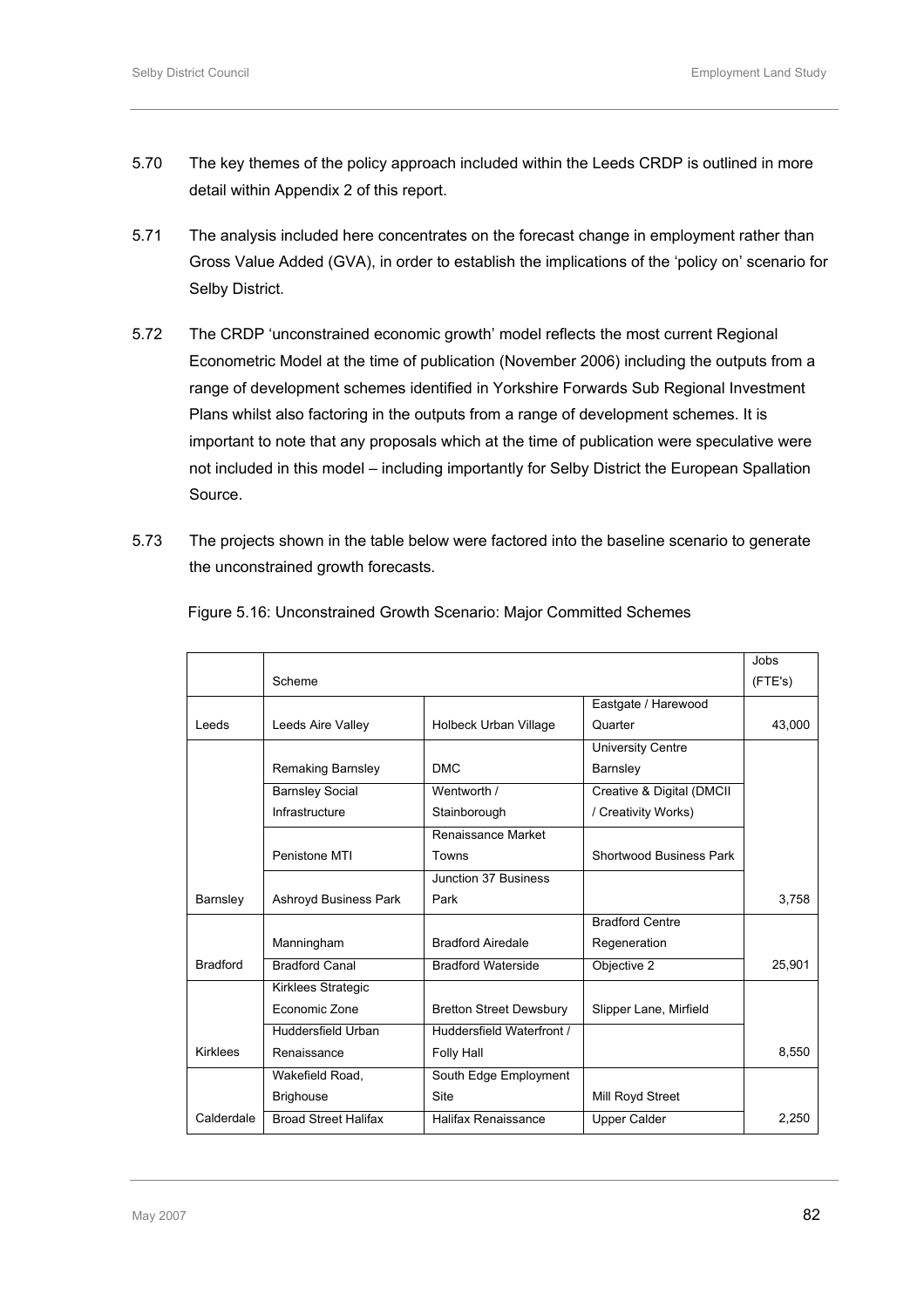5.70 The key themes of the policy approach included within the Leeds CRDP is outlined in more detail within Appendix 2 of this report.

5.71 The analysis included here concentrates on the forecast change in employment rather than Gross Value Added (GVA), in order to establish the implications of the 'policy on' scenario for Selby District.

5.72 The CRDP 'unconstrained economic growth' model reflects the most current Regional Econometric Model at the time of publication (November 2006) including the outputs from a range of development schemes identified in Yorkshire Forwards Sub Regional Investment Plans whilst also factoring in the outputs from a range of development schemes. It is important to note that any proposals which at the time of publication were speculative were not included in this model – including importantly for Selby District the European Spallation Source.

5.73 The projects shown in the table below were factored into the baseline scenario to generate the unconstrained growth forecasts.

Figure 5.16: Unconstrained Growth Scenario: Major Committed Schemes

| | Scheme | | | Jobs (FTE's) |
|---|---|---|---|---|
| Leeds | Leeds Aire Valley | Holbeck Urban Village | Eastgate / Harewood Quarter | 43,000 |
| Barnsley | Remaking Barnsley | DMC | University Centre Barnsley | 3,758 |
| | Barnsley Social Infrastructure | Wentworth / Stainborough | Creative & Digital (DMCII / Creativity Works) | |
| | Penistone MTI | Renaissance Market Towns | Shortwood Business Park | |
| | Ashroyd Business Park | Junction 37 Business Park | | |
| Bradford | Manningham | Bradford Airedale | Bradford Centre Regeneration | 25,901 |
| | Bradford Canal | Bradford Waterside | Objective 2 | |
| Kirklees | Kirklees Strategic Economic Zone | Bretton Street Dewsbury | Slipper Lane, Mirfield | 8,550 |
| | Huddersfield Urban Renaissance | Huddersfield Waterfront / Folly Hall | | |
| Calderdale | Wakefield Road, Brighouse | South Edge Employment Site | Mill Royd Street | 2,250 |
| | Broad Street Halifax | Halifax Renaissance | Upper Calder | |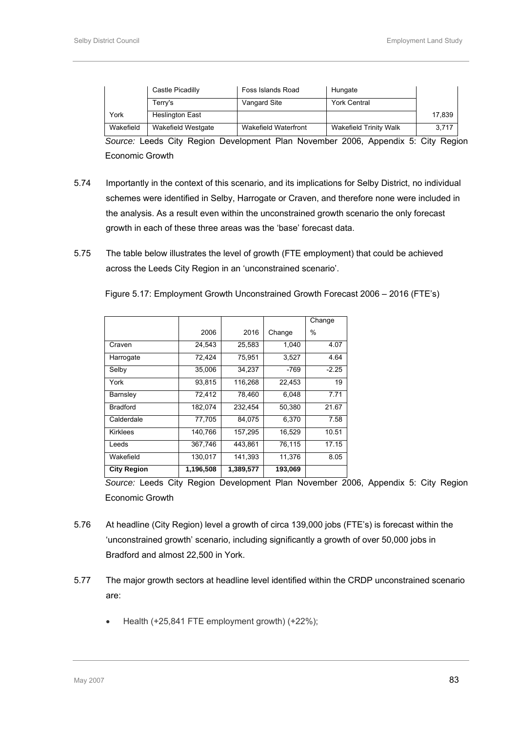| | | | | |
|---|---|---|---|---|
| | Castle Picadilly | Foss Islands Road | Hungate | |
| | Terry's | Vangard Site | York Central | |
| York | Heslington East | | | 17,839 |
| Wakefield | Wakefield Westgate | Wakefield Waterfront | Wakefield Trinity Walk | 3,717 |

*Source:* Leeds City Region Development Plan November 2006, Appendix 5: City Region Economic Growth

5.74 Importantly in the context of this scenario, and its implications for Selby District, no individual schemes were identified in Selby, Harrogate or Craven, and therefore none were included in the analysis. As a result even within the unconstrained growth scenario the only forecast growth in each of these three areas was the 'base' forecast data.

5.75 The table below illustrates the level of growth (FTE employment) that could be achieved across the Leeds City Region in an 'unconstrained scenario'.

Figure 5.17: Employment Growth Unconstrained Growth Forecast 2006 – 2016 (FTE's)

| | 2006 | 2016 | Change | Change % |
|---|---|---|---|---|
| Craven | 24,543 | 25,583 | 1,040 | 4.07 |
| Harrogate | 72,424 | 75,951 | 3,527 | 4.64 |
| Selby | 35,006 | 34,237 | -769 | -2.25 |
| York | 93,815 | 116,268 | 22,453 | 19 |
| Barnsley | 72,412 | 78,460 | 6,048 | 7.71 |
| Bradford | 182,074 | 232,454 | 50,380 | 21.67 |
| Calderdale | 77,705 | 84,075 | 6,370 | 7.58 |
| Kirklees | 140,766 | 157,295 | 16,529 | 10.51 |
| Leeds | 367,746 | 443,861 | 76,115 | 17.15 |
| Wakefield | 130,017 | 141,393 | 11,376 | 8.05 |
| **City Region** | **1,196,508** | **1,389,577** | **193,069** | |

*Source:* Leeds City Region Development Plan November 2006, Appendix 5: City Region Economic Growth

5.76 At headline (City Region) level a growth of circa 139,000 jobs (FTE's) is forecast within the 'unconstrained growth' scenario, including significantly a growth of over 50,000 jobs in Bradford and almost 22,500 in York.

5.77 The major growth sectors at headline level identified within the CRDP unconstrained scenario are:

- Health (+25,841 FTE employment growth) (+22%);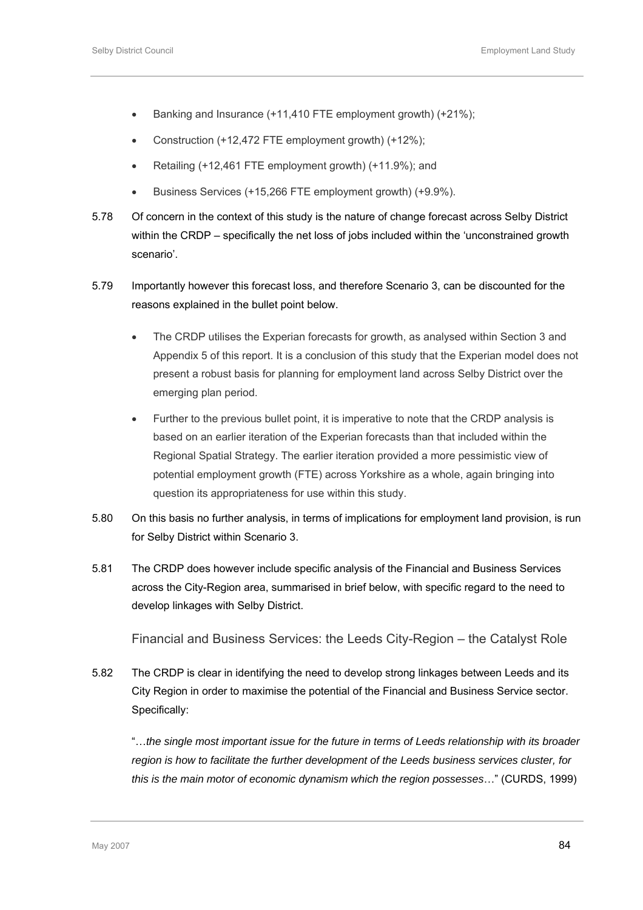- Banking and Insurance (+11,410 FTE employment growth) (+21%);
- Construction (+12,472 FTE employment growth) (+12%);
- Retailing (+12,461 FTE employment growth) (+11.9%); and
- Business Services (+15,266 FTE employment growth) (+9.9%).

5.78 Of concern in the context of this study is the nature of change forecast across Selby District within the CRDP – specifically the net loss of jobs included within the 'unconstrained growth scenario'.

5.79 Importantly however this forecast loss, and therefore Scenario 3, can be discounted for the reasons explained in the bullet point below.

- The CRDP utilises the Experian forecasts for growth, as analysed within Section 3 and Appendix 5 of this report. It is a conclusion of this study that the Experian model does not present a robust basis for planning for employment land across Selby District over the emerging plan period.
- Further to the previous bullet point, it is imperative to note that the CRDP analysis is based on an earlier iteration of the Experian forecasts than that included within the Regional Spatial Strategy. The earlier iteration provided a more pessimistic view of potential employment growth (FTE) across Yorkshire as a whole, again bringing into question its appropriateness for use within this study.

5.80 On this basis no further analysis, in terms of implications for employment land provision, is run for Selby District within Scenario 3.

5.81 The CRDP does however include specific analysis of the Financial and Business Services across the City-Region area, summarised in brief below, with specific regard to the need to develop linkages with Selby District.

### Financial and Business Services: the Leeds City-Region – the Catalyst Role

5.82 The CRDP is clear in identifying the need to develop strong linkages between Leeds and its City Region in order to maximise the potential of the Financial and Business Service sector. Specifically:

"…*the single most important issue for the future in terms of Leeds relationship with its broader region is how to facilitate the further development of the Leeds business services cluster, for this is the main motor of economic dynamism which the region possesses*…" (CURDS, 1999)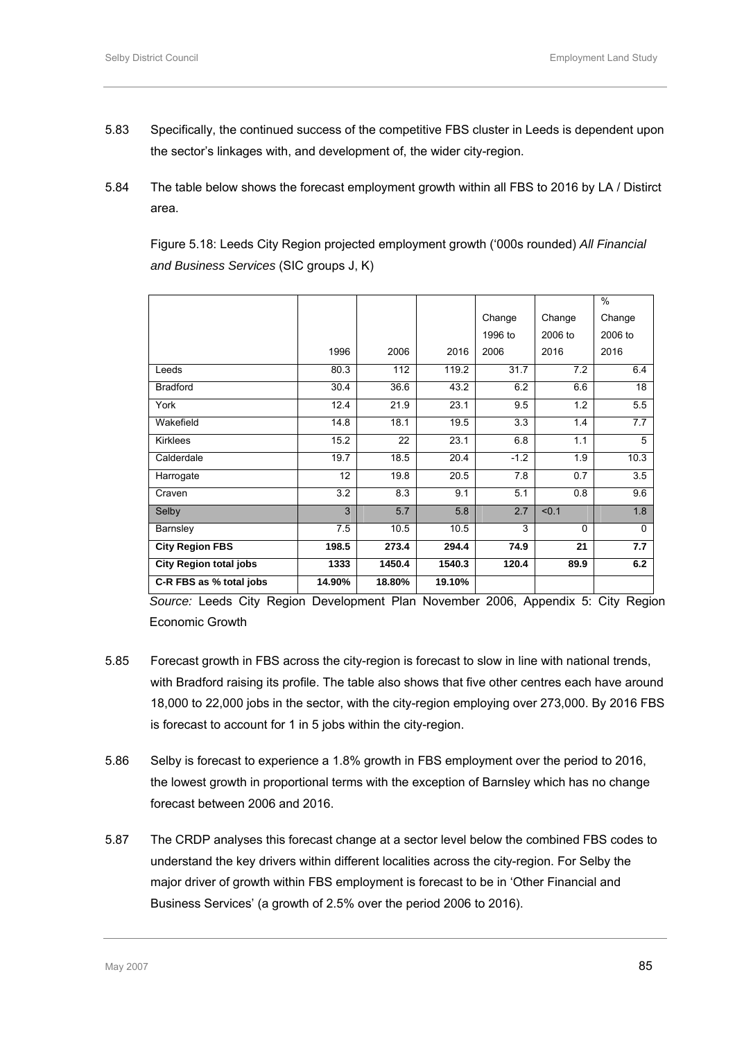5.83 Specifically, the continued success of the competitive FBS cluster in Leeds is dependent upon the sector's linkages with, and development of, the wider city-region.

5.84 The table below shows the forecast employment growth within all FBS to 2016 by LA / Distirct area.

Figure 5.18: Leeds City Region projected employment growth ('000s rounded) *All Financial and Business Services* (SIC groups J, K)

| | 1996 | 2006 | 2016 | Change 1996 to 2006 | Change 2006 to 2016 | % Change 2006 to 2016 |
|---|---|---|---|---|---|---|
| Leeds | 80.3 | 112 | 119.2 | 31.7 | 7.2 | 6.4 |
| Bradford | 30.4 | 36.6 | 43.2 | 6.2 | 6.6 | 18 |
| York | 12.4 | 21.9 | 23.1 | 9.5 | 1.2 | 5.5 |
| Wakefield | 14.8 | 18.1 | 19.5 | 3.3 | 1.4 | 7.7 |
| Kirklees | 15.2 | 22 | 23.1 | 6.8 | 1.1 | 5 |
| Calderdale | 19.7 | 18.5 | 20.4 | -1.2 | 1.9 | 10.3 |
| Harrogate | 12 | 19.8 | 20.5 | 7.8 | 0.7 | 3.5 |
| Craven | 3.2 | 8.3 | 9.1 | 5.1 | 0.8 | 9.6 |
| Selby | 3 | 5.7 | 5.8 | 2.7 | <0.1 | 1.8 |
| Barnsley | 7.5 | 10.5 | 10.5 | 3 | 0 | 0 |
| **City Region FBS** | **198.5** | **273.4** | **294.4** | **74.9** | **21** | **7.7** |
| **City Region total jobs** | **1333** | **1450.4** | **1540.3** | **120.4** | **89.9** | **6.2** |
| **C-R FBS as % total jobs** | **14.90%** | **18.80%** | **19.10%** | | | |

*Source:* Leeds City Region Development Plan November 2006, Appendix 5: City Region Economic Growth

5.85 Forecast growth in FBS across the city-region is forecast to slow in line with national trends, with Bradford raising its profile. The table also shows that five other centres each have around 18,000 to 22,000 jobs in the sector, with the city-region employing over 273,000. By 2016 FBS is forecast to account for 1 in 5 jobs within the city-region.

5.86 Selby is forecast to experience a 1.8% growth in FBS employment over the period to 2016, the lowest growth in proportional terms with the exception of Barnsley which has no change forecast between 2006 and 2016.

5.87 The CRDP analyses this forecast change at a sector level below the combined FBS codes to understand the key drivers within different localities across the city-region. For Selby the major driver of growth within FBS employment is forecast to be in 'Other Financial and Business Services' (a growth of 2.5% over the period 2006 to 2016).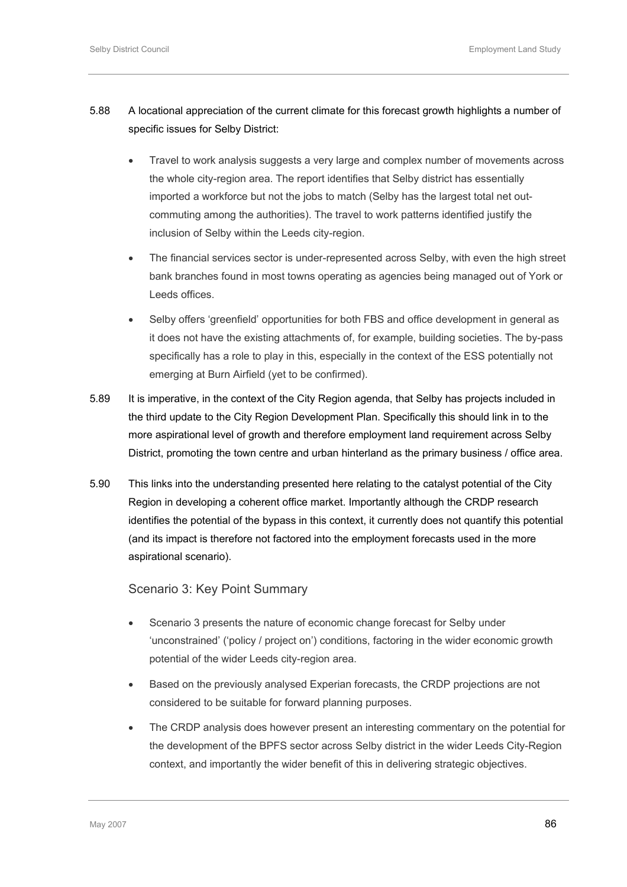5.88 A locational appreciation of the current climate for this forecast growth highlights a number of specific issues for Selby District:

- Travel to work analysis suggests a very large and complex number of movements across the whole city-region area. The report identifies that Selby district has essentially imported a workforce but not the jobs to match (Selby has the largest total net out-commuting among the authorities). The travel to work patterns identified justify the inclusion of Selby within the Leeds city-region.
- The financial services sector is under-represented across Selby, with even the high street bank branches found in most towns operating as agencies being managed out of York or Leeds offices.
- Selby offers 'greenfield' opportunities for both FBS and office development in general as it does not have the existing attachments of, for example, building societies. The by-pass specifically has a role to play in this, especially in the context of the ESS potentially not emerging at Burn Airfield (yet to be confirmed).

5.89 It is imperative, in the context of the City Region agenda, that Selby has projects included in the third update to the City Region Development Plan. Specifically this should link in to the more aspirational level of growth and therefore employment land requirement across Selby District, promoting the town centre and urban hinterland as the primary business / office area.

5.90 This links into the understanding presented here relating to the catalyst potential of the City Region in developing a coherent office market. Importantly although the CRDP research identifies the potential of the bypass in this context, it currently does not quantify this potential (and its impact is therefore not factored into the employment forecasts used in the more aspirational scenario).

### Scenario 3: Key Point Summary

- Scenario 3 presents the nature of economic change forecast for Selby under 'unconstrained' ('policy / project on') conditions, factoring in the wider economic growth potential of the wider Leeds city-region area.
- Based on the previously analysed Experian forecasts, the CRDP projections are not considered to be suitable for forward planning purposes.
- The CRDP analysis does however present an interesting commentary on the potential for the development of the BPFS sector across Selby district in the wider Leeds City-Region context, and importantly the wider benefit of this in delivering strategic objectives.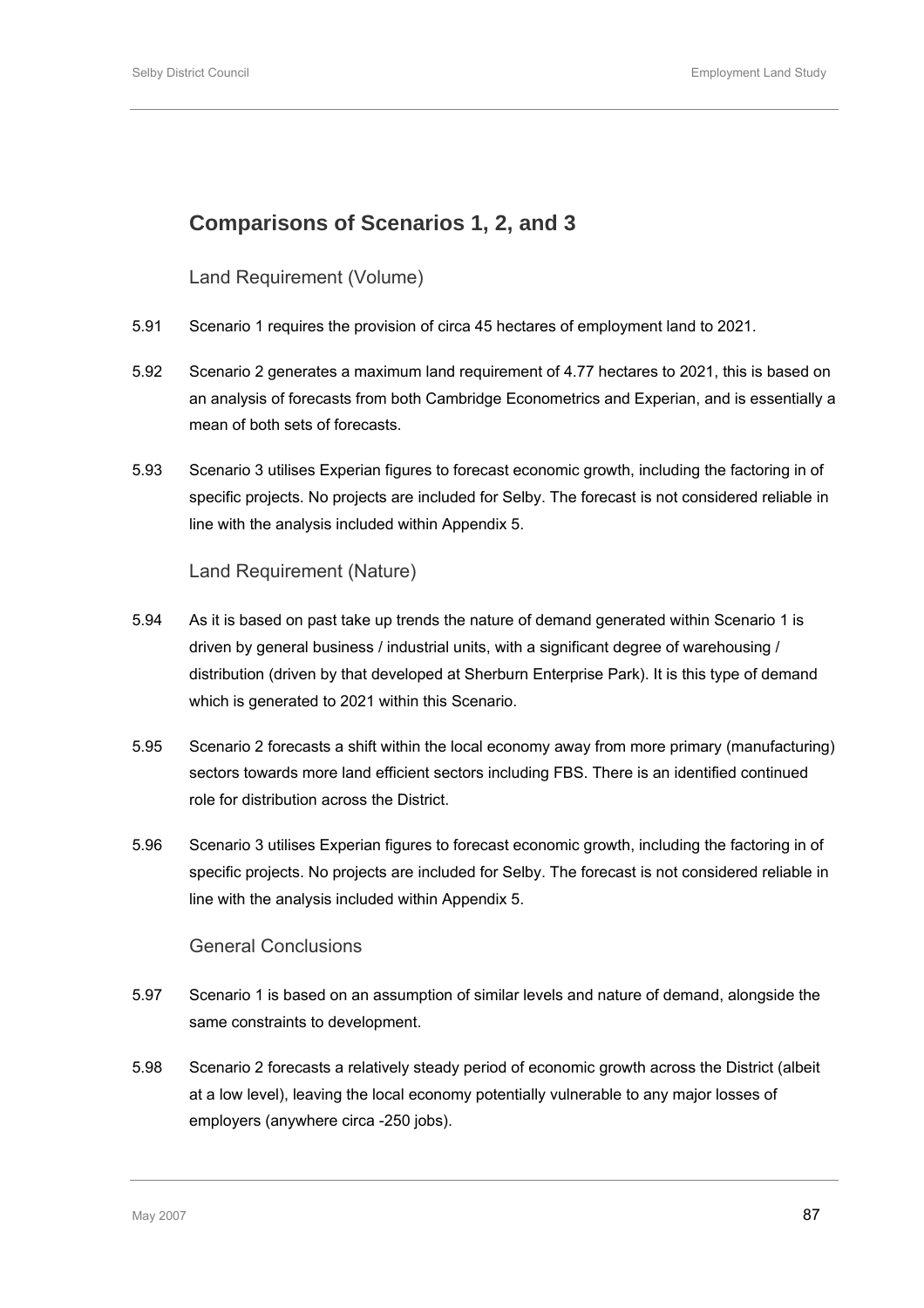## Comparisons of Scenarios 1, 2, and 3

### Land Requirement (Volume)

5.91 Scenario 1 requires the provision of circa 45 hectares of employment land to 2021.

5.92 Scenario 2 generates a maximum land requirement of 4.77 hectares to 2021, this is based on an analysis of forecasts from both Cambridge Econometrics and Experian, and is essentially a mean of both sets of forecasts.

5.93 Scenario 3 utilises Experian figures to forecast economic growth, including the factoring in of specific projects. No projects are included for Selby. The forecast is not considered reliable in line with the analysis included within Appendix 5.

### Land Requirement (Nature)

5.94 As it is based on past take up trends the nature of demand generated within Scenario 1 is driven by general business / industrial units, with a significant degree of warehousing / distribution (driven by that developed at Sherburn Enterprise Park). It is this type of demand which is generated to 2021 within this Scenario.

5.95 Scenario 2 forecasts a shift within the local economy away from more primary (manufacturing) sectors towards more land efficient sectors including FBS. There is an identified continued role for distribution across the District.

5.96 Scenario 3 utilises Experian figures to forecast economic growth, including the factoring in of specific projects. No projects are included for Selby. The forecast is not considered reliable in line with the analysis included within Appendix 5.

### General Conclusions

5.97 Scenario 1 is based on an assumption of similar levels and nature of demand, alongside the same constraints to development.

5.98 Scenario 2 forecasts a relatively steady period of economic growth across the District (albeit at a low level), leaving the local economy potentially vulnerable to any major losses of employers (anywhere circa -250 jobs).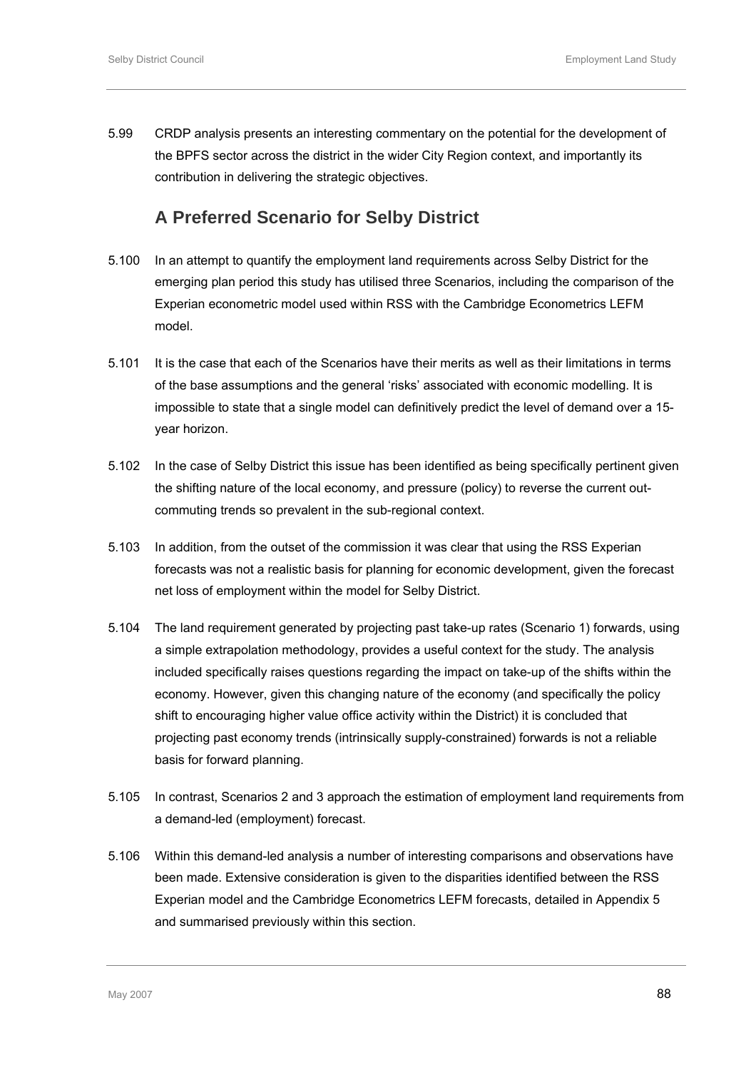5.99 CRDP analysis presents an interesting commentary on the potential for the development of the BPFS sector across the district in the wider City Region context, and importantly its contribution in delivering the strategic objectives.

## A Preferred Scenario for Selby District

5.100 In an attempt to quantify the employment land requirements across Selby District for the emerging plan period this study has utilised three Scenarios, including the comparison of the Experian econometric model used within RSS with the Cambridge Econometrics LEFM model.

5.101 It is the case that each of the Scenarios have their merits as well as their limitations in terms of the base assumptions and the general 'risks' associated with economic modelling. It is impossible to state that a single model can definitively predict the level of demand over a 15-year horizon.

5.102 In the case of Selby District this issue has been identified as being specifically pertinent given the shifting nature of the local economy, and pressure (policy) to reverse the current out-commuting trends so prevalent in the sub-regional context.

5.103 In addition, from the outset of the commission it was clear that using the RSS Experian forecasts was not a realistic basis for planning for economic development, given the forecast net loss of employment within the model for Selby District.

5.104 The land requirement generated by projecting past take-up rates (Scenario 1) forwards, using a simple extrapolation methodology, provides a useful context for the study. The analysis included specifically raises questions regarding the impact on take-up of the shifts within the economy. However, given this changing nature of the economy (and specifically the policy shift to encouraging higher value office activity within the District) it is concluded that projecting past economy trends (intrinsically supply-constrained) forwards is not a reliable basis for forward planning.

5.105 In contrast, Scenarios 2 and 3 approach the estimation of employment land requirements from a demand-led (employment) forecast.

5.106 Within this demand-led analysis a number of interesting comparisons and observations have been made. Extensive consideration is given to the disparities identified between the RSS Experian model and the Cambridge Econometrics LEFM forecasts, detailed in Appendix 5 and summarised previously within this section.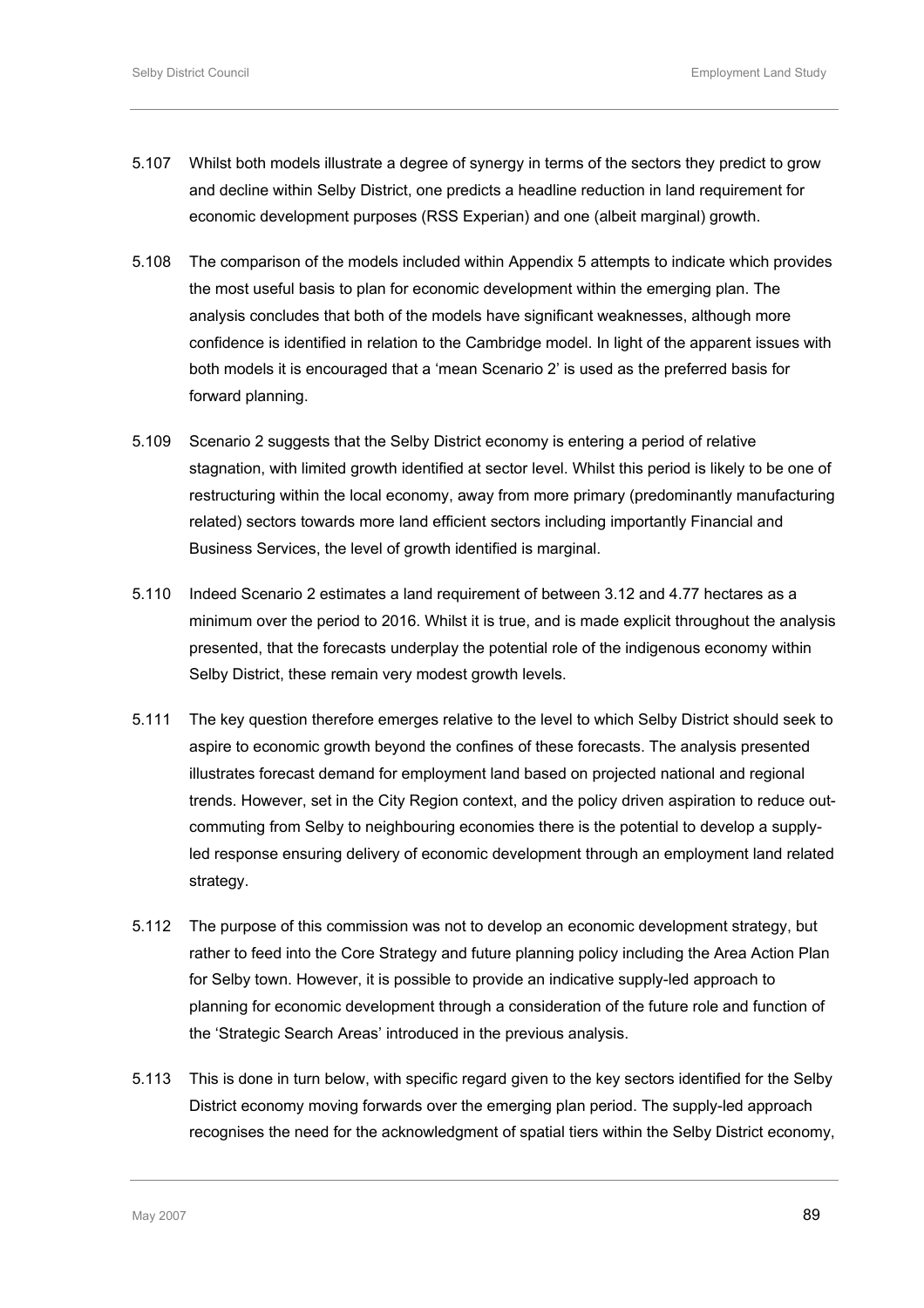5.107 Whilst both models illustrate a degree of synergy in terms of the sectors they predict to grow and decline within Selby District, one predicts a headline reduction in land requirement for economic development purposes (RSS Experian) and one (albeit marginal) growth.

5.108 The comparison of the models included within Appendix 5 attempts to indicate which provides the most useful basis to plan for economic development within the emerging plan. The analysis concludes that both of the models have significant weaknesses, although more confidence is identified in relation to the Cambridge model. In light of the apparent issues with both models it is encouraged that a 'mean Scenario 2' is used as the preferred basis for forward planning.

5.109 Scenario 2 suggests that the Selby District economy is entering a period of relative stagnation, with limited growth identified at sector level. Whilst this period is likely to be one of restructuring within the local economy, away from more primary (predominantly manufacturing related) sectors towards more land efficient sectors including importantly Financial and Business Services, the level of growth identified is marginal.

5.110 Indeed Scenario 2 estimates a land requirement of between 3.12 and 4.77 hectares as a minimum over the period to 2016. Whilst it is true, and is made explicit throughout the analysis presented, that the forecasts underplay the potential role of the indigenous economy within Selby District, these remain very modest growth levels.

5.111 The key question therefore emerges relative to the level to which Selby District should seek to aspire to economic growth beyond the confines of these forecasts. The analysis presented illustrates forecast demand for employment land based on projected national and regional trends. However, set in the City Region context, and the policy driven aspiration to reduce out-commuting from Selby to neighbouring economies there is the potential to develop a supply-led response ensuring delivery of economic development through an employment land related strategy.

5.112 The purpose of this commission was not to develop an economic development strategy, but rather to feed into the Core Strategy and future planning policy including the Area Action Plan for Selby town. However, it is possible to provide an indicative supply-led approach to planning for economic development through a consideration of the future role and function of the 'Strategic Search Areas' introduced in the previous analysis.

5.113 This is done in turn below, with specific regard given to the key sectors identified for the Selby District economy moving forwards over the emerging plan period. The supply-led approach recognises the need for the acknowledgment of spatial tiers within the Selby District economy,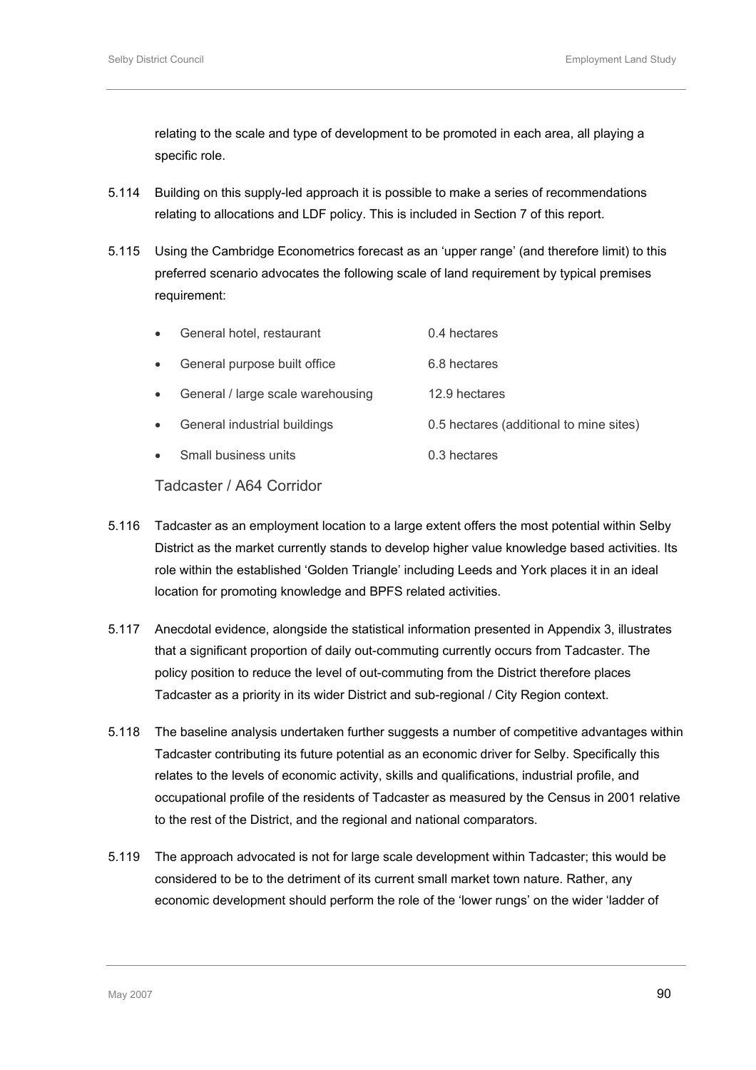relating to the scale and type of development to be promoted in each area, all playing a specific role.

5.114 Building on this supply-led approach it is possible to make a series of recommendations relating to allocations and LDF policy. This is included in Section 7 of this report.

5.115 Using the Cambridge Econometrics forecast as an 'upper range' (and therefore limit) to this preferred scenario advocates the following scale of land requirement by typical premises requirement:

- General hotel, restaurant — 0.4 hectares
- General purpose built office — 6.8 hectares
- General / large scale warehousing — 12.9 hectares
- General industrial buildings — 0.5 hectares (additional to mine sites)
- Small business units — 0.3 hectares

### Tadcaster / A64 Corridor

5.116 Tadcaster as an employment location to a large extent offers the most potential within Selby District as the market currently stands to develop higher value knowledge based activities. Its role within the established 'Golden Triangle' including Leeds and York places it in an ideal location for promoting knowledge and BPFS related activities.

5.117 Anecdotal evidence, alongside the statistical information presented in Appendix 3, illustrates that a significant proportion of daily out-commuting currently occurs from Tadcaster. The policy position to reduce the level of out-commuting from the District therefore places Tadcaster as a priority in its wider District and sub-regional / City Region context.

5.118 The baseline analysis undertaken further suggests a number of competitive advantages within Tadcaster contributing its future potential as an economic driver for Selby. Specifically this relates to the levels of economic activity, skills and qualifications, industrial profile, and occupational profile of the residents of Tadcaster as measured by the Census in 2001 relative to the rest of the District, and the regional and national comparators.

5.119 The approach advocated is not for large scale development within Tadcaster; this would be considered to be to the detriment of its current small market town nature. Rather, any economic development should perform the role of the 'lower rungs' on the wider 'ladder of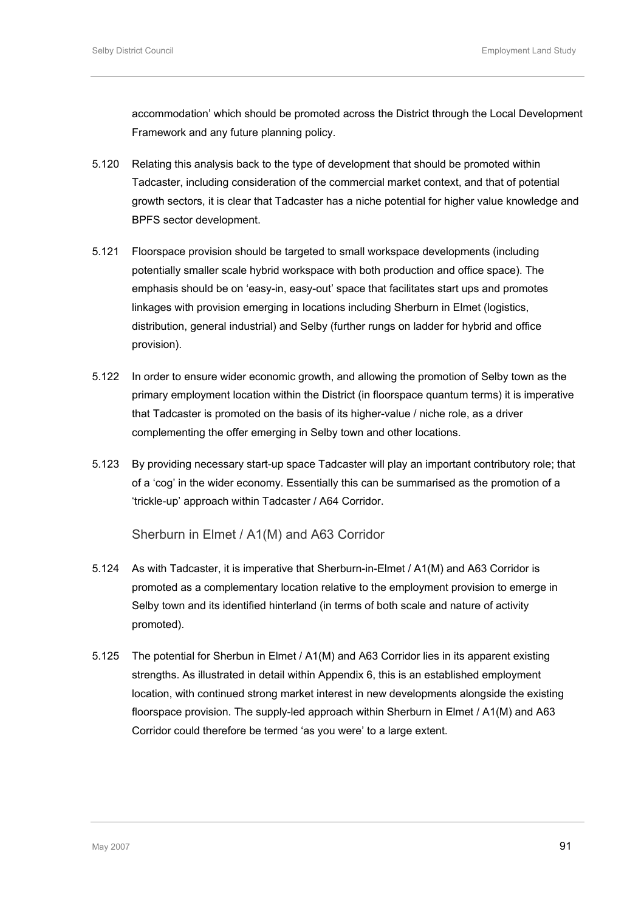accommodation' which should be promoted across the District through the Local Development Framework and any future planning policy.

5.120 Relating this analysis back to the type of development that should be promoted within Tadcaster, including consideration of the commercial market context, and that of potential growth sectors, it is clear that Tadcaster has a niche potential for higher value knowledge and BPFS sector development.

5.121 Floorspace provision should be targeted to small workspace developments (including potentially smaller scale hybrid workspace with both production and office space). The emphasis should be on 'easy-in, easy-out' space that facilitates start ups and promotes linkages with provision emerging in locations including Sherburn in Elmet (logistics, distribution, general industrial) and Selby (further rungs on ladder for hybrid and office provision).

5.122 In order to ensure wider economic growth, and allowing the promotion of Selby town as the primary employment location within the District (in floorspace quantum terms) it is imperative that Tadcaster is promoted on the basis of its higher-value / niche role, as a driver complementing the offer emerging in Selby town and other locations.

5.123 By providing necessary start-up space Tadcaster will play an important contributory role; that of a 'cog' in the wider economy. Essentially this can be summarised as the promotion of a 'trickle-up' approach within Tadcaster / A64 Corridor.

### Sherburn in Elmet / A1(M) and A63 Corridor

5.124 As with Tadcaster, it is imperative that Sherburn-in-Elmet / A1(M) and A63 Corridor is promoted as a complementary location relative to the employment provision to emerge in Selby town and its identified hinterland (in terms of both scale and nature of activity promoted).

5.125 The potential for Sherbun in Elmet / A1(M) and A63 Corridor lies in its apparent existing strengths. As illustrated in detail within Appendix 6, this is an established employment location, with continued strong market interest in new developments alongside the existing floorspace provision. The supply-led approach within Sherburn in Elmet / A1(M) and A63 Corridor could therefore be termed 'as you were' to a large extent.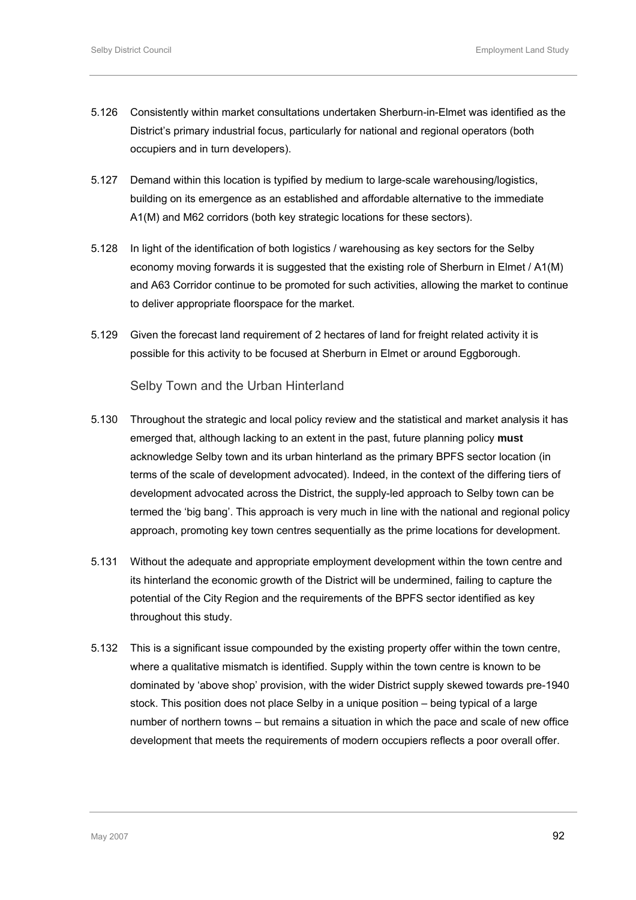5.126 Consistently within market consultations undertaken Sherburn-in-Elmet was identified as the District's primary industrial focus, particularly for national and regional operators (both occupiers and in turn developers).

5.127 Demand within this location is typified by medium to large-scale warehousing/logistics, building on its emergence as an established and affordable alternative to the immediate A1(M) and M62 corridors (both key strategic locations for these sectors).

5.128 In light of the identification of both logistics / warehousing as key sectors for the Selby economy moving forwards it is suggested that the existing role of Sherburn in Elmet / A1(M) and A63 Corridor continue to be promoted for such activities, allowing the market to continue to deliver appropriate floorspace for the market.

5.129 Given the forecast land requirement of 2 hectares of land for freight related activity it is possible for this activity to be focused at Sherburn in Elmet or around Eggborough.

### Selby Town and the Urban Hinterland

5.130 Throughout the strategic and local policy review and the statistical and market analysis it has emerged that, although lacking to an extent in the past, future planning policy **must** acknowledge Selby town and its urban hinterland as the primary BPFS sector location (in terms of the scale of development advocated). Indeed, in the context of the differing tiers of development advocated across the District, the supply-led approach to Selby town can be termed the 'big bang'. This approach is very much in line with the national and regional policy approach, promoting key town centres sequentially as the prime locations for development.

5.131 Without the adequate and appropriate employment development within the town centre and its hinterland the economic growth of the District will be undermined, failing to capture the potential of the City Region and the requirements of the BPFS sector identified as key throughout this study.

5.132 This is a significant issue compounded by the existing property offer within the town centre, where a qualitative mismatch is identified. Supply within the town centre is known to be dominated by 'above shop' provision, with the wider District supply skewed towards pre-1940 stock. This position does not place Selby in a unique position – being typical of a large number of northern towns – but remains a situation in which the pace and scale of new office development that meets the requirements of modern occupiers reflects a poor overall offer.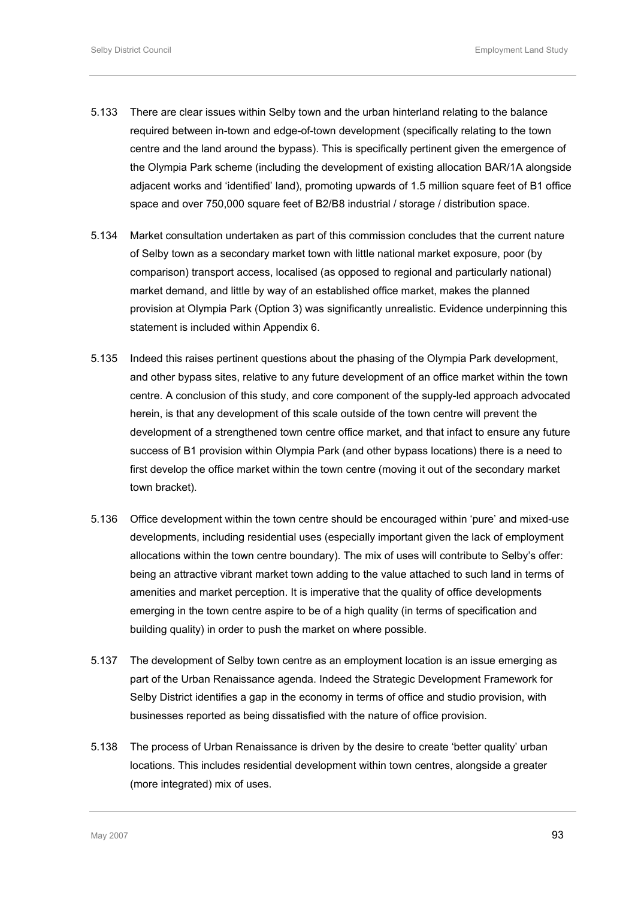5.133 There are clear issues within Selby town and the urban hinterland relating to the balance required between in-town and edge-of-town development (specifically relating to the town centre and the land around the bypass). This is specifically pertinent given the emergence of the Olympia Park scheme (including the development of existing allocation BAR/1A alongside adjacent works and 'identified' land), promoting upwards of 1.5 million square feet of B1 office space and over 750,000 square feet of B2/B8 industrial / storage / distribution space.

5.134 Market consultation undertaken as part of this commission concludes that the current nature of Selby town as a secondary market town with little national market exposure, poor (by comparison) transport access, localised (as opposed to regional and particularly national) market demand, and little by way of an established office market, makes the planned provision at Olympia Park (Option 3) was significantly unrealistic. Evidence underpinning this statement is included within Appendix 6.

5.135 Indeed this raises pertinent questions about the phasing of the Olympia Park development, and other bypass sites, relative to any future development of an office market within the town centre. A conclusion of this study, and core component of the supply-led approach advocated herein, is that any development of this scale outside of the town centre will prevent the development of a strengthened town centre office market, and that infact to ensure any future success of B1 provision within Olympia Park (and other bypass locations) there is a need to first develop the office market within the town centre (moving it out of the secondary market town bracket).

5.136 Office development within the town centre should be encouraged within 'pure' and mixed-use developments, including residential uses (especially important given the lack of employment allocations within the town centre boundary). The mix of uses will contribute to Selby's offer: being an attractive vibrant market town adding to the value attached to such land in terms of amenities and market perception. It is imperative that the quality of office developments emerging in the town centre aspire to be of a high quality (in terms of specification and building quality) in order to push the market on where possible.

5.137 The development of Selby town centre as an employment location is an issue emerging as part of the Urban Renaissance agenda. Indeed the Strategic Development Framework for Selby District identifies a gap in the economy in terms of office and studio provision, with businesses reported as being dissatisfied with the nature of office provision.

5.138 The process of Urban Renaissance is driven by the desire to create 'better quality' urban locations. This includes residential development within town centres, alongside a greater (more integrated) mix of uses.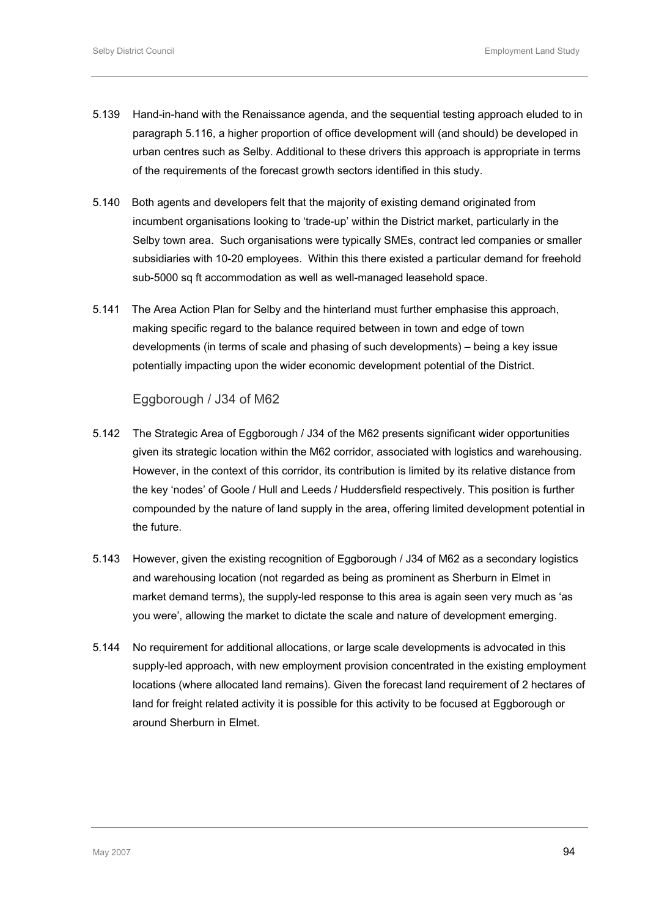5.139 Hand-in-hand with the Renaissance agenda, and the sequential testing approach eluded to in paragraph 5.116, a higher proportion of office development will (and should) be developed in urban centres such as Selby. Additional to these drivers this approach is appropriate in terms of the requirements of the forecast growth sectors identified in this study.

5.140 Both agents and developers felt that the majority of existing demand originated from incumbent organisations looking to 'trade-up' within the District market, particularly in the Selby town area. Such organisations were typically SMEs, contract led companies or smaller subsidiaries with 10-20 employees. Within this there existed a particular demand for freehold sub-5000 sq ft accommodation as well as well-managed leasehold space.

5.141 The Area Action Plan for Selby and the hinterland must further emphasise this approach, making specific regard to the balance required between in town and edge of town developments (in terms of scale and phasing of such developments) – being a key issue potentially impacting upon the wider economic development potential of the District.

### Eggborough / J34 of M62

5.142 The Strategic Area of Eggborough / J34 of the M62 presents significant wider opportunities given its strategic location within the M62 corridor, associated with logistics and warehousing. However, in the context of this corridor, its contribution is limited by its relative distance from the key 'nodes' of Goole / Hull and Leeds / Huddersfield respectively. This position is further compounded by the nature of land supply in the area, offering limited development potential in the future.

5.143 However, given the existing recognition of Eggborough / J34 of M62 as a secondary logistics and warehousing location (not regarded as being as prominent as Sherburn in Elmet in market demand terms), the supply-led response to this area is again seen very much as 'as you were', allowing the market to dictate the scale and nature of development emerging.

5.144 No requirement for additional allocations, or large scale developments is advocated in this supply-led approach, with new employment provision concentrated in the existing employment locations (where allocated land remains). Given the forecast land requirement of 2 hectares of land for freight related activity it is possible for this activity to be focused at Eggborough or around Sherburn in Elmet.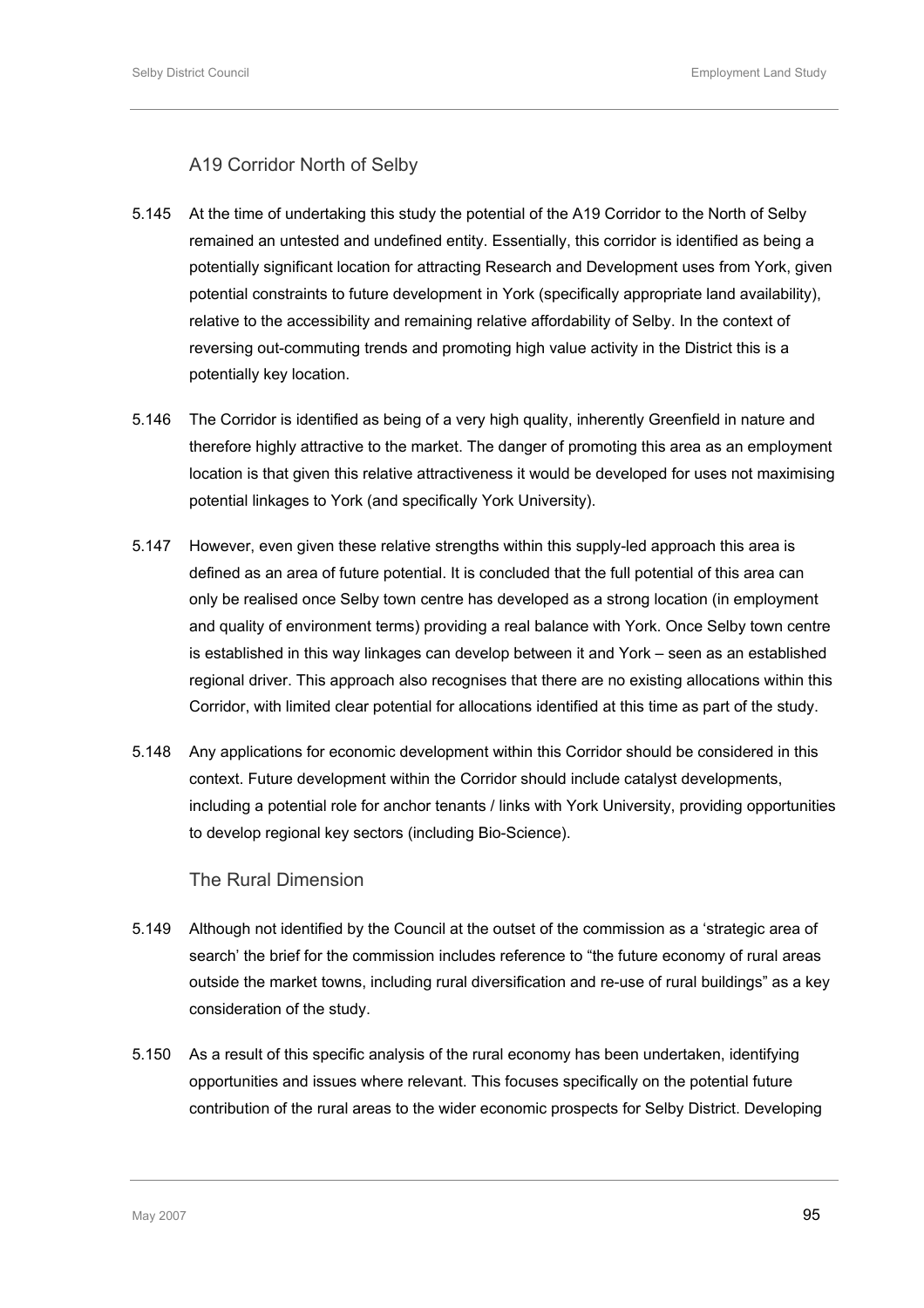### A19 Corridor North of Selby

5.145 At the time of undertaking this study the potential of the A19 Corridor to the North of Selby remained an untested and undefined entity. Essentially, this corridor is identified as being a potentially significant location for attracting Research and Development uses from York, given potential constraints to future development in York (specifically appropriate land availability), relative to the accessibility and remaining relative affordability of Selby. In the context of reversing out-commuting trends and promoting high value activity in the District this is a potentially key location.

5.146 The Corridor is identified as being of a very high quality, inherently Greenfield in nature and therefore highly attractive to the market. The danger of promoting this area as an employment location is that given this relative attractiveness it would be developed for uses not maximising potential linkages to York (and specifically York University).

5.147 However, even given these relative strengths within this supply-led approach this area is defined as an area of future potential. It is concluded that the full potential of this area can only be realised once Selby town centre has developed as a strong location (in employment and quality of environment terms) providing a real balance with York. Once Selby town centre is established in this way linkages can develop between it and York – seen as an established regional driver. This approach also recognises that there are no existing allocations within this Corridor, with limited clear potential for allocations identified at this time as part of the study.

5.148 Any applications for economic development within this Corridor should be considered in this context. Future development within the Corridor should include catalyst developments, including a potential role for anchor tenants / links with York University, providing opportunities to develop regional key sectors (including Bio-Science).

### The Rural Dimension

5.149 Although not identified by the Council at the outset of the commission as a 'strategic area of search' the brief for the commission includes reference to "the future economy of rural areas outside the market towns, including rural diversification and re-use of rural buildings" as a key consideration of the study.

5.150 As a result of this specific analysis of the rural economy has been undertaken, identifying opportunities and issues where relevant. This focuses specifically on the potential future contribution of the rural areas to the wider economic prospects for Selby District. Developing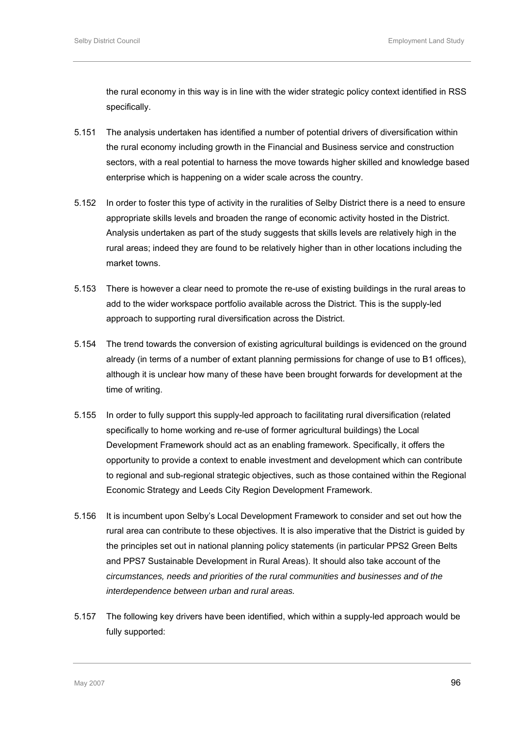the rural economy in this way is in line with the wider strategic policy context identified in RSS specifically.

5.151 The analysis undertaken has identified a number of potential drivers of diversification within the rural economy including growth in the Financial and Business service and construction sectors, with a real potential to harness the move towards higher skilled and knowledge based enterprise which is happening on a wider scale across the country.

5.152 In order to foster this type of activity in the ruralities of Selby District there is a need to ensure appropriate skills levels and broaden the range of economic activity hosted in the District. Analysis undertaken as part of the study suggests that skills levels are relatively high in the rural areas; indeed they are found to be relatively higher than in other locations including the market towns.

5.153 There is however a clear need to promote the re-use of existing buildings in the rural areas to add to the wider workspace portfolio available across the District. This is the supply-led approach to supporting rural diversification across the District.

5.154 The trend towards the conversion of existing agricultural buildings is evidenced on the ground already (in terms of a number of extant planning permissions for change of use to B1 offices), although it is unclear how many of these have been brought forwards for development at the time of writing.

5.155 In order to fully support this supply-led approach to facilitating rural diversification (related specifically to home working and re-use of former agricultural buildings) the Local Development Framework should act as an enabling framework. Specifically, it offers the opportunity to provide a context to enable investment and development which can contribute to regional and sub-regional strategic objectives, such as those contained within the Regional Economic Strategy and Leeds City Region Development Framework.

5.156 It is incumbent upon Selby's Local Development Framework to consider and set out how the rural area can contribute to these objectives. It is also imperative that the District is guided by the principles set out in national planning policy statements (in particular PPS2 Green Belts and PPS7 Sustainable Development in Rural Areas). It should also take account of the *circumstances, needs and priorities of the rural communities and businesses and of the interdependence between urban and rural areas.*

5.157 The following key drivers have been identified, which within a supply-led approach would be fully supported: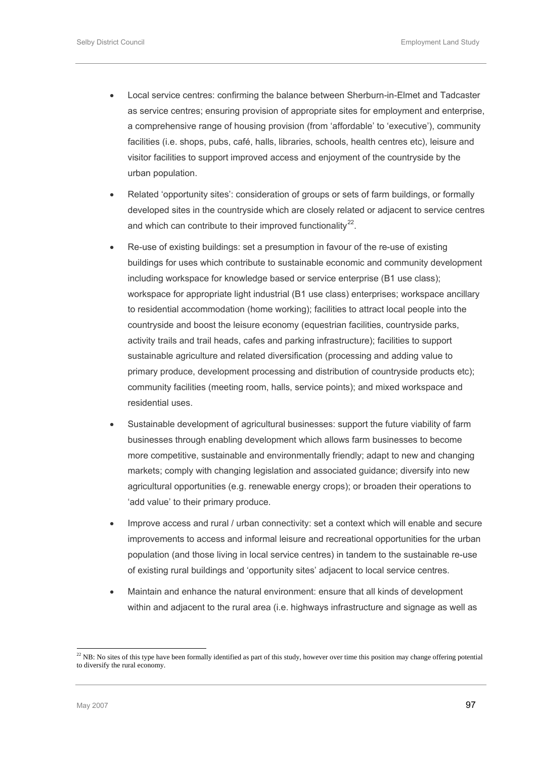- Local service centres: confirming the balance between Sherburn-in-Elmet and Tadcaster as service centres; ensuring provision of appropriate sites for employment and enterprise, a comprehensive range of housing provision (from 'affordable' to 'executive'), community facilities (i.e. shops, pubs, café, halls, libraries, schools, health centres etc), leisure and visitor facilities to support improved access and enjoyment of the countryside by the urban population.

- Related 'opportunity sites': consideration of groups or sets of farm buildings, or formally developed sites in the countryside which are closely related or adjacent to service centres and which can contribute to their improved functionality[22].

- Re-use of existing buildings: set a presumption in favour of the re-use of existing buildings for uses which contribute to sustainable economic and community development including workspace for knowledge based or service enterprise (B1 use class); workspace for appropriate light industrial (B1 use class) enterprises; workspace ancillary to residential accommodation (home working); facilities to attract local people into the countryside and boost the leisure economy (equestrian facilities, countryside parks, activity trails and trail heads, cafes and parking infrastructure); facilities to support sustainable agriculture and related diversification (processing and adding value to primary produce, development processing and distribution of countryside products etc); community facilities (meeting room, halls, service points); and mixed workspace and residential uses.

- Sustainable development of agricultural businesses: support the future viability of farm businesses through enabling development which allows farm businesses to become more competitive, sustainable and environmentally friendly; adapt to new and changing markets; comply with changing legislation and associated guidance; diversify into new agricultural opportunities (e.g. renewable energy crops); or broaden their operations to 'add value' to their primary produce.

- Improve access and rural / urban connectivity: set a context which will enable and secure improvements to access and informal leisure and recreational opportunities for the urban population (and those living in local service centres) in tandem to the sustainable re-use of existing rural buildings and 'opportunity sites' adjacent to local service centres.

- Maintain and enhance the natural environment: ensure that all kinds of development within and adjacent to the rural area (i.e. highways infrastructure and signage as well as

[22] NB: No sites of this type have been formally identified as part of this study, however over time this position may change offering potential to diversify the rural economy.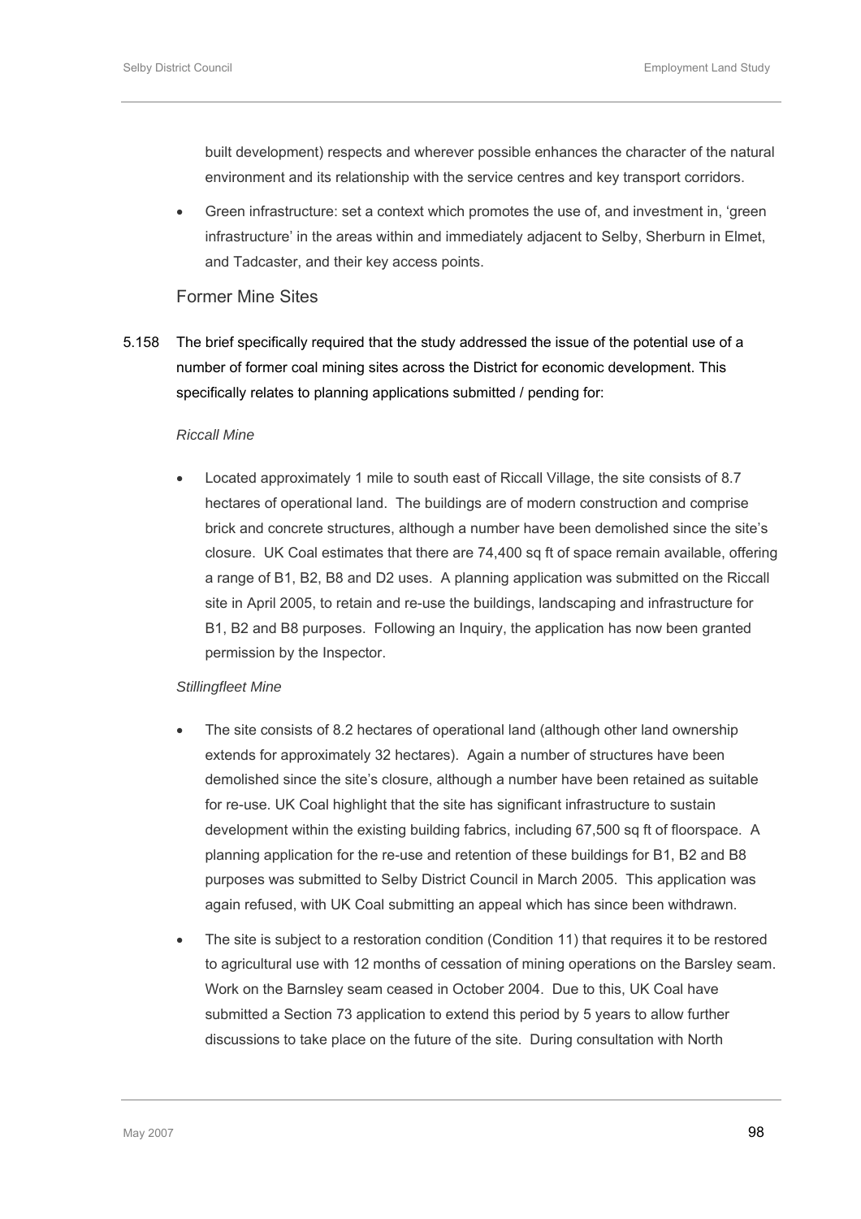built development) respects and wherever possible enhances the character of the natural environment and its relationship with the service centres and key transport corridors.

- Green infrastructure: set a context which promotes the use of, and investment in, 'green infrastructure' in the areas within and immediately adjacent to Selby, Sherburn in Elmet, and Tadcaster, and their key access points.

### Former Mine Sites

5.158 The brief specifically required that the study addressed the issue of the potential use of a number of former coal mining sites across the District for economic development. This specifically relates to planning applications submitted / pending for:

*Riccall Mine*

- Located approximately 1 mile to south east of Riccall Village, the site consists of 8.7 hectares of operational land. The buildings are of modern construction and comprise brick and concrete structures, although a number have been demolished since the site's closure. UK Coal estimates that there are 74,400 sq ft of space remain available, offering a range of B1, B2, B8 and D2 uses. A planning application was submitted on the Riccall site in April 2005, to retain and re-use the buildings, landscaping and infrastructure for B1, B2 and B8 purposes. Following an Inquiry, the application has now been granted permission by the Inspector.

*Stillingfleet Mine*

- The site consists of 8.2 hectares of operational land (although other land ownership extends for approximately 32 hectares). Again a number of structures have been demolished since the site's closure, although a number have been retained as suitable for re-use. UK Coal highlight that the site has significant infrastructure to sustain development within the existing building fabrics, including 67,500 sq ft of floorspace. A planning application for the re-use and retention of these buildings for B1, B2 and B8 purposes was submitted to Selby District Council in March 2005. This application was again refused, with UK Coal submitting an appeal which has since been withdrawn.

- The site is subject to a restoration condition (Condition 11) that requires it to be restored to agricultural use with 12 months of cessation of mining operations on the Barsley seam. Work on the Barnsley seam ceased in October 2004. Due to this, UK Coal have submitted a Section 73 application to extend this period by 5 years to allow further discussions to take place on the future of the site. During consultation with North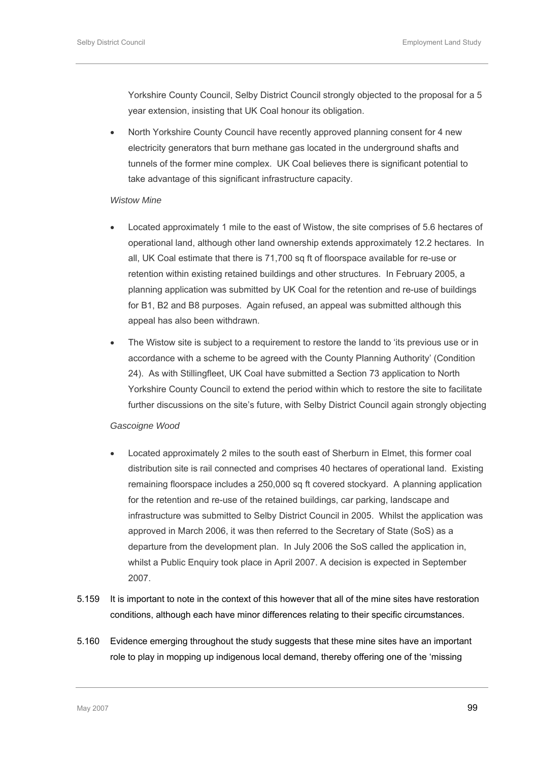Yorkshire County Council, Selby District Council strongly objected to the proposal for a 5 year extension, insisting that UK Coal honour its obligation.

- North Yorkshire County Council have recently approved planning consent for 4 new electricity generators that burn methane gas located in the underground shafts and tunnels of the former mine complex. UK Coal believes there is significant potential to take advantage of this significant infrastructure capacity.

*Wistow Mine*

- Located approximately 1 mile to the east of Wistow, the site comprises of 5.6 hectares of operational land, although other land ownership extends approximately 12.2 hectares. In all, UK Coal estimate that there is 71,700 sq ft of floorspace available for re-use or retention within existing retained buildings and other structures. In February 2005, a planning application was submitted by UK Coal for the retention and re-use of buildings for B1, B2 and B8 purposes. Again refused, an appeal was submitted although this appeal has also been withdrawn.
- The Wistow site is subject to a requirement to restore the landd to 'its previous use or in accordance with a scheme to be agreed with the County Planning Authority' (Condition 24). As with Stillingfleet, UK Coal have submitted a Section 73 application to North Yorkshire County Council to extend the period within which to restore the site to facilitate further discussions on the site's future, with Selby District Council again strongly objecting

*Gascoigne Wood*

- Located approximately 2 miles to the south east of Sherburn in Elmet, this former coal distribution site is rail connected and comprises 40 hectares of operational land. Existing remaining floorspace includes a 250,000 sq ft covered stockyard. A planning application for the retention and re-use of the retained buildings, car parking, landscape and infrastructure was submitted to Selby District Council in 2005. Whilst the application was approved in March 2006, it was then referred to the Secretary of State (SoS) as a departure from the development plan. In July 2006 the SoS called the application in, whilst a Public Enquiry took place in April 2007. A decision is expected in September 2007.

5.159 It is important to note in the context of this however that all of the mine sites have restoration conditions, although each have minor differences relating to their specific circumstances.

5.160 Evidence emerging throughout the study suggests that these mine sites have an important role to play in mopping up indigenous local demand, thereby offering one of the 'missing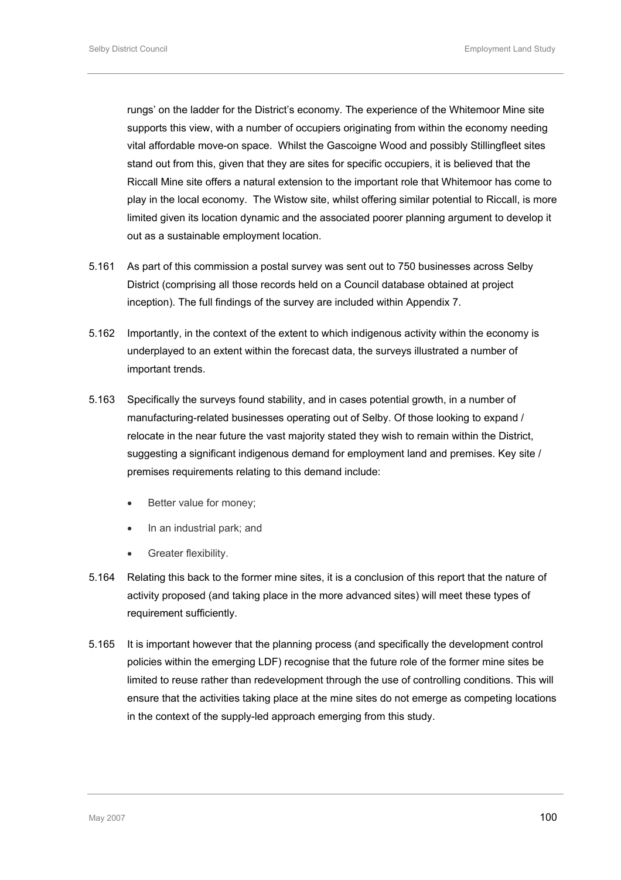rungs' on the ladder for the District's economy. The experience of the Whitemoor Mine site supports this view, with a number of occupiers originating from within the economy needing vital affordable move-on space. Whilst the Gascoigne Wood and possibly Stillingfleet sites stand out from this, given that they are sites for specific occupiers, it is believed that the Riccall Mine site offers a natural extension to the important role that Whitemoor has come to play in the local economy. The Wistow site, whilst offering similar potential to Riccall, is more limited given its location dynamic and the associated poorer planning argument to develop it out as a sustainable employment location.

5.161 As part of this commission a postal survey was sent out to 750 businesses across Selby District (comprising all those records held on a Council database obtained at project inception). The full findings of the survey are included within Appendix 7.

5.162 Importantly, in the context of the extent to which indigenous activity within the economy is underplayed to an extent within the forecast data, the surveys illustrated a number of important trends.

5.163 Specifically the surveys found stability, and in cases potential growth, in a number of manufacturing-related businesses operating out of Selby. Of those looking to expand / relocate in the near future the vast majority stated they wish to remain within the District, suggesting a significant indigenous demand for employment land and premises. Key site / premises requirements relating to this demand include:

- Better value for money;
- In an industrial park; and
- Greater flexibility.

5.164 Relating this back to the former mine sites, it is a conclusion of this report that the nature of activity proposed (and taking place in the more advanced sites) will meet these types of requirement sufficiently.

5.165 It is important however that the planning process (and specifically the development control policies within the emerging LDF) recognise that the future role of the former mine sites be limited to reuse rather than redevelopment through the use of controlling conditions. This will ensure that the activities taking place at the mine sites do not emerge as competing locations in the context of the supply-led approach emerging from this study.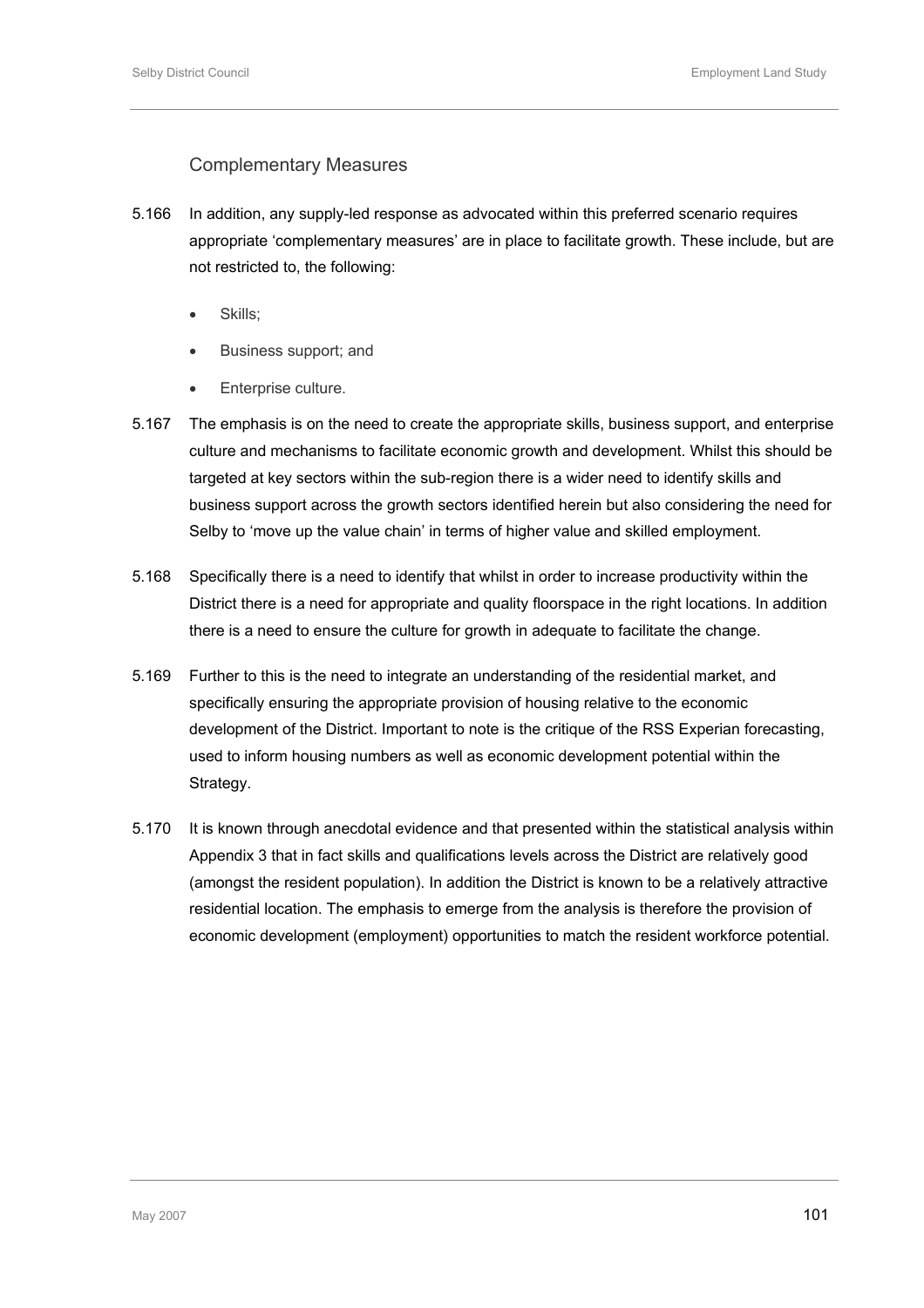### Complementary Measures

5.166 In addition, any supply-led response as advocated within this preferred scenario requires appropriate 'complementary measures' are in place to facilitate growth. These include, but are not restricted to, the following:

- Skills;
- Business support; and
- Enterprise culture.

5.167 The emphasis is on the need to create the appropriate skills, business support, and enterprise culture and mechanisms to facilitate economic growth and development. Whilst this should be targeted at key sectors within the sub-region there is a wider need to identify skills and business support across the growth sectors identified herein but also considering the need for Selby to 'move up the value chain' in terms of higher value and skilled employment.

5.168 Specifically there is a need to identify that whilst in order to increase productivity within the District there is a need for appropriate and quality floorspace in the right locations. In addition there is a need to ensure the culture for growth in adequate to facilitate the change.

5.169 Further to this is the need to integrate an understanding of the residential market, and specifically ensuring the appropriate provision of housing relative to the economic development of the District. Important to note is the critique of the RSS Experian forecasting, used to inform housing numbers as well as economic development potential within the Strategy.

5.170 It is known through anecdotal evidence and that presented within the statistical analysis within Appendix 3 that in fact skills and qualifications levels across the District are relatively good (amongst the resident population). In addition the District is known to be a relatively attractive residential location. The emphasis to emerge from the analysis is therefore the provision of economic development (employment) opportunities to match the resident workforce potential.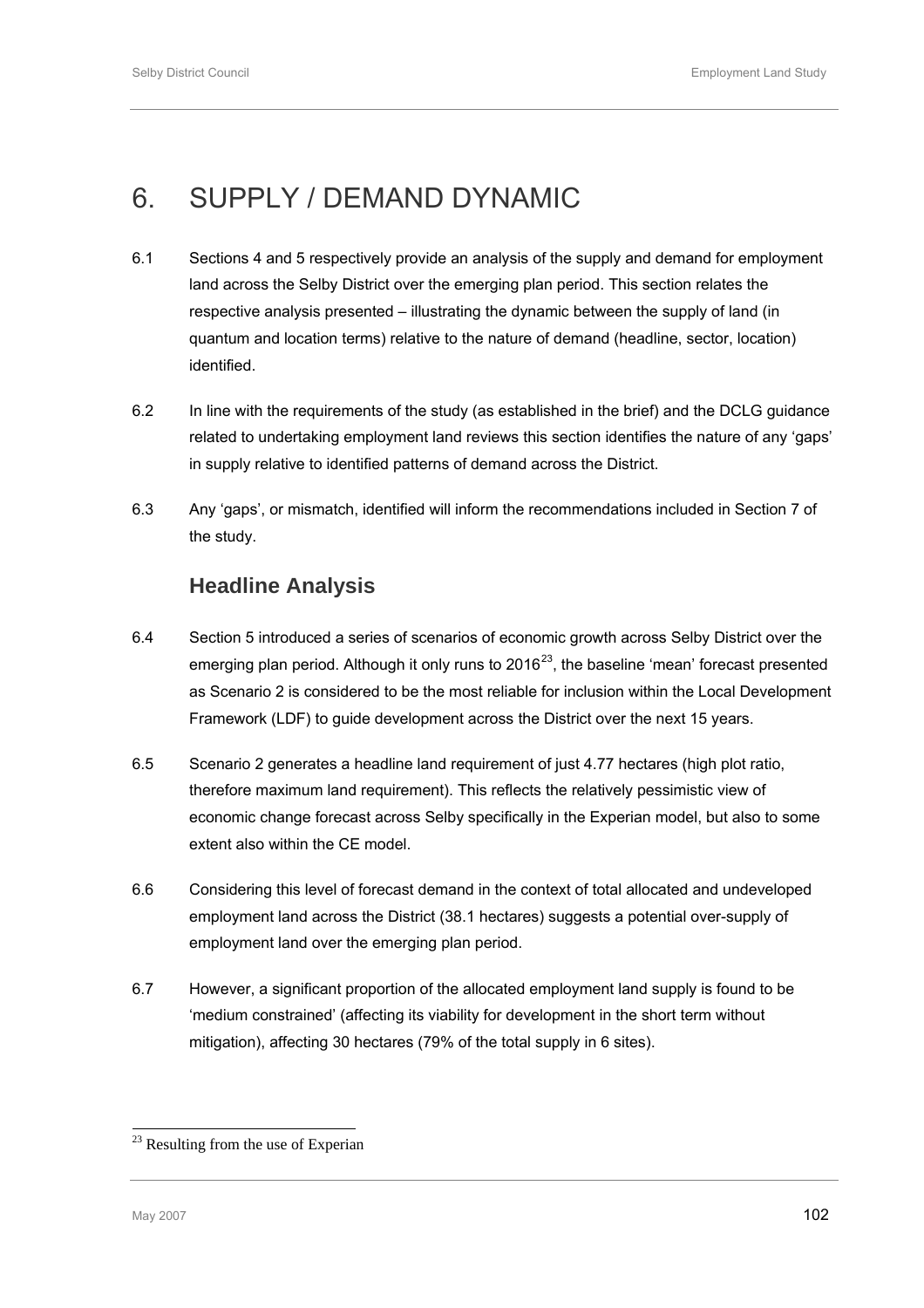# 6. SUPPLY / DEMAND DYNAMIC

6.1 Sections 4 and 5 respectively provide an analysis of the supply and demand for employment land across the Selby District over the emerging plan period. This section relates the respective analysis presented – illustrating the dynamic between the supply of land (in quantum and location terms) relative to the nature of demand (headline, sector, location) identified.

6.2 In line with the requirements of the study (as established in the brief) and the DCLG guidance related to undertaking employment land reviews this section identifies the nature of any 'gaps' in supply relative to identified patterns of demand across the District.

6.3 Any 'gaps', or mismatch, identified will inform the recommendations included in Section 7 of the study.

## Headline Analysis

6.4 Section 5 introduced a series of scenarios of economic growth across Selby District over the emerging plan period. Although it only runs to 2016[23], the baseline 'mean' forecast presented as Scenario 2 is considered to be the most reliable for inclusion within the Local Development Framework (LDF) to guide development across the District over the next 15 years.

6.5 Scenario 2 generates a headline land requirement of just 4.77 hectares (high plot ratio, therefore maximum land requirement). This reflects the relatively pessimistic view of economic change forecast across Selby specifically in the Experian model, but also to some extent also within the CE model.

6.6 Considering this level of forecast demand in the context of total allocated and undeveloped employment land across the District (38.1 hectares) suggests a potential over-supply of employment land over the emerging plan period.

6.7 However, a significant proportion of the allocated employment land supply is found to be 'medium constrained' (affecting its viability for development in the short term without mitigation), affecting 30 hectares (79% of the total supply in 6 sites).

[23] Resulting from the use of Experian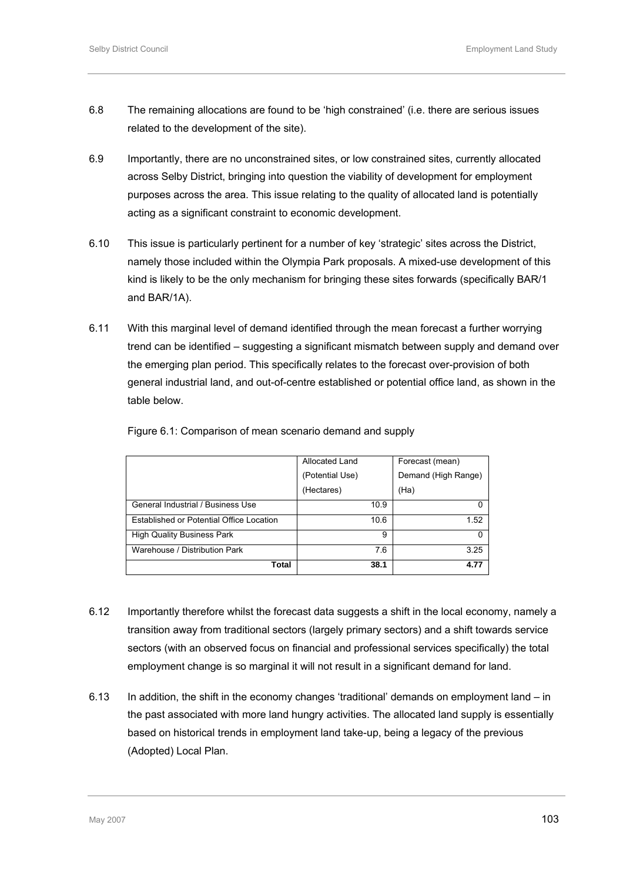6.8 The remaining allocations are found to be 'high constrained' (i.e. there are serious issues related to the development of the site).

6.9 Importantly, there are no unconstrained sites, or low constrained sites, currently allocated across Selby District, bringing into question the viability of development for employment purposes across the area. This issue relating to the quality of allocated land is potentially acting as a significant constraint to economic development.

6.10 This issue is particularly pertinent for a number of key 'strategic' sites across the District, namely those included within the Olympia Park proposals. A mixed-use development of this kind is likely to be the only mechanism for bringing these sites forwards (specifically BAR/1 and BAR/1A).

6.11 With this marginal level of demand identified through the mean forecast a further worrying trend can be identified – suggesting a significant mismatch between supply and demand over the emerging plan period. This specifically relates to the forecast over-provision of both general industrial land, and out-of-centre established or potential office land, as shown in the table below.

Figure 6.1: Comparison of mean scenario demand and supply

| | Allocated Land (Potential Use) (Hectares) | Forecast (mean) Demand (High Range) (Ha) |
|---|---|---|
| General Industrial / Business Use | 10.9 | 0 |
| Established or Potential Office Location | 10.6 | 1.52 |
| High Quality Business Park | 9 | 0 |
| Warehouse / Distribution Park | 7.6 | 3.25 |
| **Total** | **38.1** | **4.77** |

6.12 Importantly therefore whilst the forecast data suggests a shift in the local economy, namely a transition away from traditional sectors (largely primary sectors) and a shift towards service sectors (with an observed focus on financial and professional services specifically) the total employment change is so marginal it will not result in a significant demand for land.

6.13 In addition, the shift in the economy changes 'traditional' demands on employment land – in the past associated with more land hungry activities. The allocated land supply is essentially based on historical trends in employment land take-up, being a legacy of the previous (Adopted) Local Plan.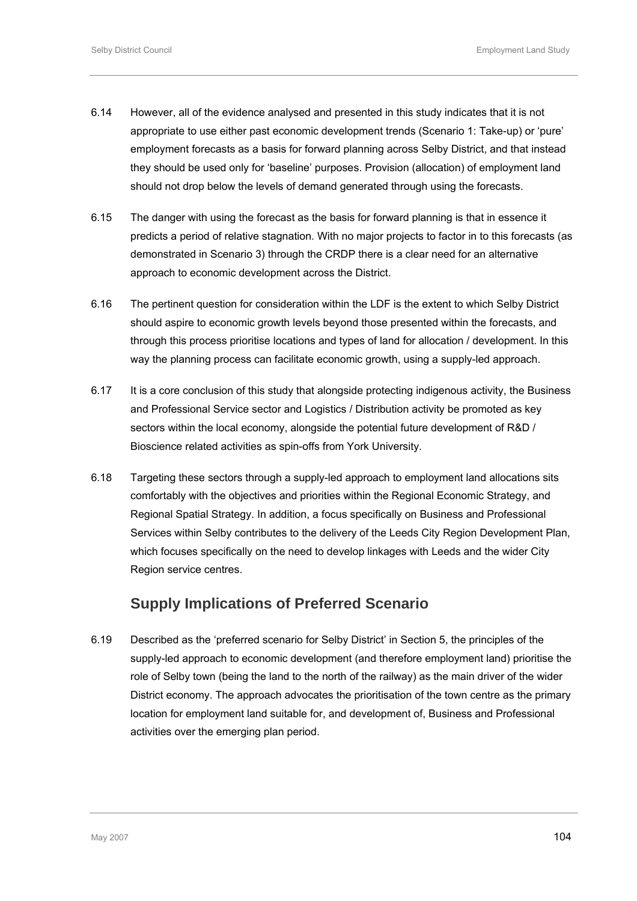6.14 However, all of the evidence analysed and presented in this study indicates that it is not appropriate to use either past economic development trends (Scenario 1: Take-up) or 'pure' employment forecasts as a basis for forward planning across Selby District, and that instead they should be used only for 'baseline' purposes. Provision (allocation) of employment land should not drop below the levels of demand generated through using the forecasts.

6.15 The danger with using the forecast as the basis for forward planning is that in essence it predicts a period of relative stagnation. With no major projects to factor in to this forecasts (as demonstrated in Scenario 3) through the CRDP there is a clear need for an alternative approach to economic development across the District.

6.16 The pertinent question for consideration within the LDF is the extent to which Selby District should aspire to economic growth levels beyond those presented within the forecasts, and through this process prioritise locations and types of land for allocation / development. In this way the planning process can facilitate economic growth, using a supply-led approach.

6.17 It is a core conclusion of this study that alongside protecting indigenous activity, the Business and Professional Service sector and Logistics / Distribution activity be promoted as key sectors within the local economy, alongside the potential future development of R&D / Bioscience related activities as spin-offs from York University.

6.18 Targeting these sectors through a supply-led approach to employment land allocations sits comfortably with the objectives and priorities within the Regional Economic Strategy, and Regional Spatial Strategy. In addition, a focus specifically on Business and Professional Services within Selby contributes to the delivery of the Leeds City Region Development Plan, which focuses specifically on the need to develop linkages with Leeds and the wider City Region service centres.

## Supply Implications of Preferred Scenario

6.19 Described as the 'preferred scenario for Selby District' in Section 5, the principles of the supply-led approach to economic development (and therefore employment land) prioritise the role of Selby town (being the land to the north of the railway) as the main driver of the wider District economy. The approach advocates the prioritisation of the town centre as the primary location for employment land suitable for, and development of, Business and Professional activities over the emerging plan period.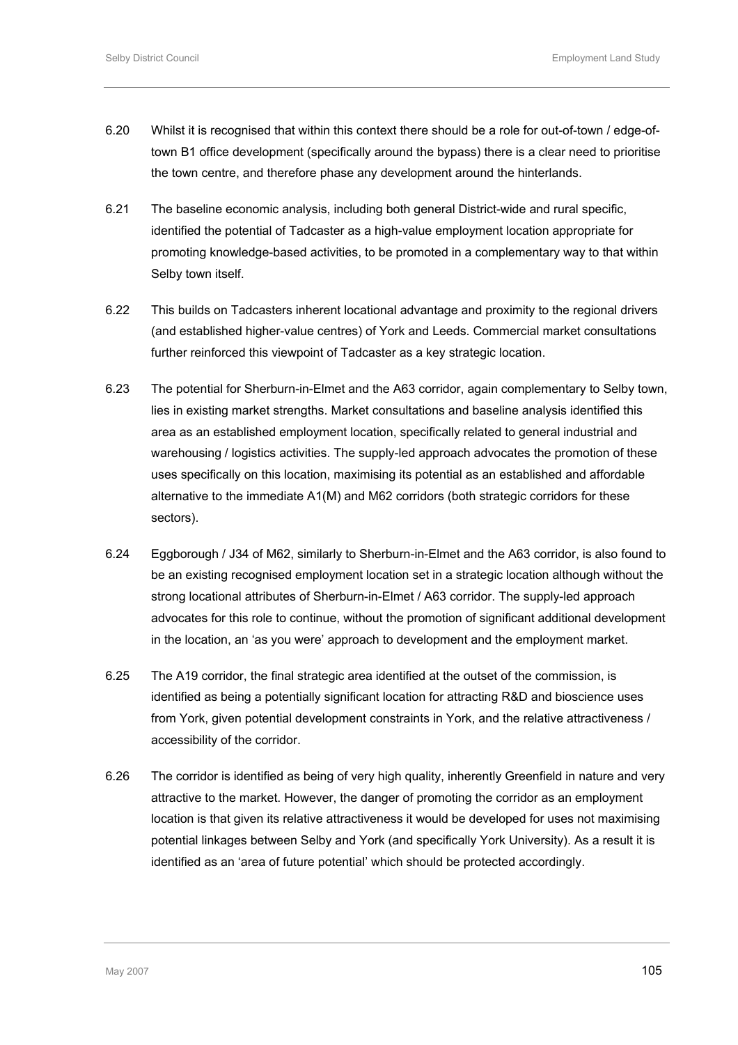6.20 Whilst it is recognised that within this context there should be a role for out-of-town / edge-of-town B1 office development (specifically around the bypass) there is a clear need to prioritise the town centre, and therefore phase any development around the hinterlands.

6.21 The baseline economic analysis, including both general District-wide and rural specific, identified the potential of Tadcaster as a high-value employment location appropriate for promoting knowledge-based activities, to be promoted in a complementary way to that within Selby town itself.

6.22 This builds on Tadcasters inherent locational advantage and proximity to the regional drivers (and established higher-value centres) of York and Leeds. Commercial market consultations further reinforced this viewpoint of Tadcaster as a key strategic location.

6.23 The potential for Sherburn-in-Elmet and the A63 corridor, again complementary to Selby town, lies in existing market strengths. Market consultations and baseline analysis identified this area as an established employment location, specifically related to general industrial and warehousing / logistics activities. The supply-led approach advocates the promotion of these uses specifically on this location, maximising its potential as an established and affordable alternative to the immediate A1(M) and M62 corridors (both strategic corridors for these sectors).

6.24 Eggborough / J34 of M62, similarly to Sherburn-in-Elmet and the A63 corridor, is also found to be an existing recognised employment location set in a strategic location although without the strong locational attributes of Sherburn-in-Elmet / A63 corridor. The supply-led approach advocates for this role to continue, without the promotion of significant additional development in the location, an 'as you were' approach to development and the employment market.

6.25 The A19 corridor, the final strategic area identified at the outset of the commission, is identified as being a potentially significant location for attracting R&D and bioscience uses from York, given potential development constraints in York, and the relative attractiveness / accessibility of the corridor.

6.26 The corridor is identified as being of very high quality, inherently Greenfield in nature and very attractive to the market. However, the danger of promoting the corridor as an employment location is that given its relative attractiveness it would be developed for uses not maximising potential linkages between Selby and York (and specifically York University). As a result it is identified as an 'area of future potential' which should be protected accordingly.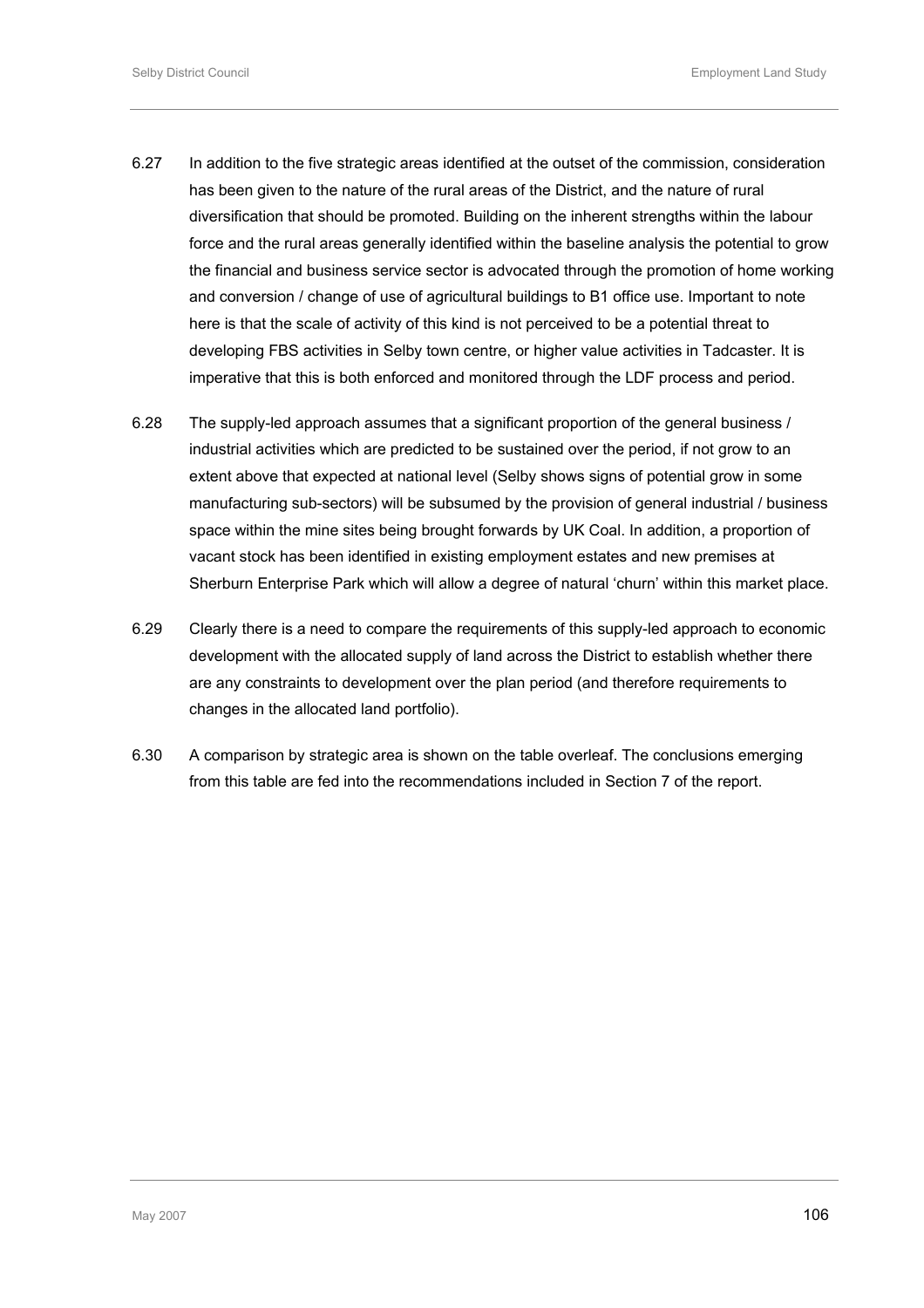6.27 In addition to the five strategic areas identified at the outset of the commission, consideration has been given to the nature of the rural areas of the District, and the nature of rural diversification that should be promoted. Building on the inherent strengths within the labour force and the rural areas generally identified within the baseline analysis the potential to grow the financial and business service sector is advocated through the promotion of home working and conversion / change of use of agricultural buildings to B1 office use. Important to note here is that the scale of activity of this kind is not perceived to be a potential threat to developing FBS activities in Selby town centre, or higher value activities in Tadcaster. It is imperative that this is both enforced and monitored through the LDF process and period.

6.28 The supply-led approach assumes that a significant proportion of the general business / industrial activities which are predicted to be sustained over the period, if not grow to an extent above that expected at national level (Selby shows signs of potential grow in some manufacturing sub-sectors) will be subsumed by the provision of general industrial / business space within the mine sites being brought forwards by UK Coal. In addition, a proportion of vacant stock has been identified in existing employment estates and new premises at Sherburn Enterprise Park which will allow a degree of natural 'churn' within this market place.

6.29 Clearly there is a need to compare the requirements of this supply-led approach to economic development with the allocated supply of land across the District to establish whether there are any constraints to development over the plan period (and therefore requirements to changes in the allocated land portfolio).

6.30 A comparison by strategic area is shown on the table overleaf. The conclusions emerging from this table are fed into the recommendations included in Section 7 of the report.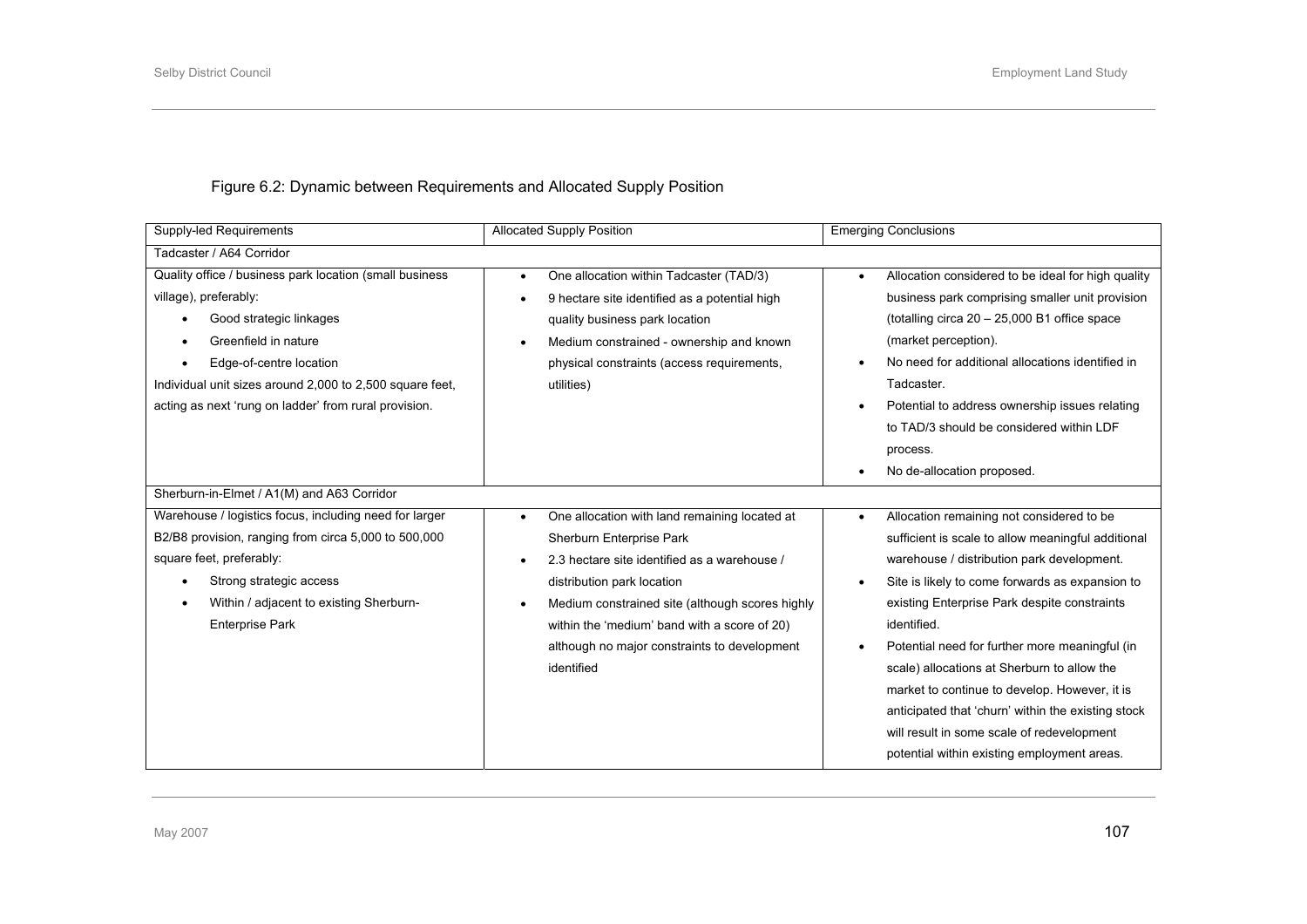Figure 6.2: Dynamic between Requirements and Allocated Supply Position

| Supply-led Requirements | Allocated Supply Position | Emerging Conclusions |
|---|---|---|
| **Tadcaster / A64 Corridor** | | |
| Quality office / business park location (small business village), preferably:<br>• Good strategic linkages<br>• Greenfield in nature<br>• Edge-of-centre location<br>Individual unit sizes around 2,000 to 2,500 square feet, acting as next 'rung on ladder' from rural provision. | • One allocation within Tadcaster (TAD/3)<br>• 9 hectare site identified as a potential high quality business park location<br>• Medium constrained - ownership and known physical constraints (access requirements, utilities) | • Allocation considered to be ideal for high quality business park comprising smaller unit provision (totalling circa 20 – 25,000 B1 office space (market perception).<br>• No need for additional allocations identified in Tadcaster.<br>• Potential to address ownership issues relating to TAD/3 should be considered within LDF process.<br>• No de-allocation proposed. |
| **Sherburn-in-Elmet / A1(M) and A63 Corridor** | | |
| Warehouse / logistics focus, including need for larger B2/B8 provision, ranging from circa 5,000 to 500,000 square feet, preferably:<br>• Strong strategic access<br>• Within / adjacent to existing Sherburn-Enterprise Park | • One allocation with land remaining located at Sherburn Enterprise Park<br>• 2.3 hectare site identified as a warehouse / distribution park location<br>• Medium constrained site (although scores highly within the 'medium' band with a score of 20) although no major constraints to development identified | • Allocation remaining not considered to be sufficient is scale to allow meaningful additional warehouse / distribution park development.<br>• Site is likely to come forwards as expansion to existing Enterprise Park despite constraints identified.<br>• Potential need for further more meaningful (in scale) allocations at Sherburn to allow the market to continue to develop. However, it is anticipated that 'churn' within the existing stock will result in some scale of redevelopment potential within existing employment areas. |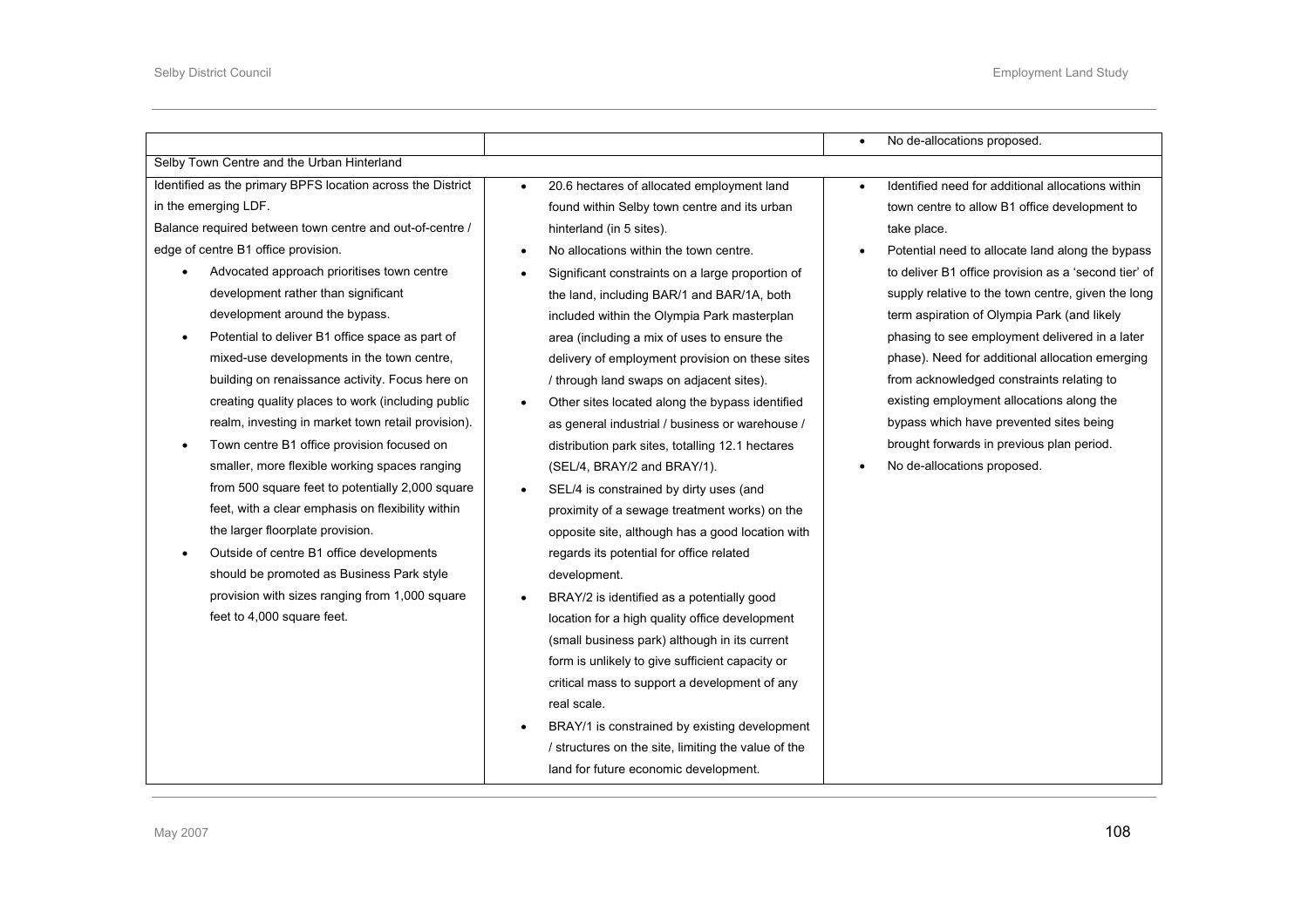| | | |
|---|---|---|
| | | • No de-allocations proposed. |
| Selby Town Centre and the Urban Hinterland | | |
| Identified as the primary BPFS location across the District in the emerging LDF.<br>Balance required between town centre and out-of-centre / edge of centre B1 office provision.<br>• Advocated approach prioritises town centre development rather than significant development around the bypass.<br>• Potential to deliver B1 office space as part of mixed-use developments in the town centre, building on renaissance activity. Focus here on creating quality places to work (including public realm, investing in market town retail provision).<br>• Town centre B1 office provision focused on smaller, more flexible working spaces ranging from 500 square feet to potentially 2,000 square feet, with a clear emphasis on flexibility within the larger floorplate provision.<br>• Outside of centre B1 office developments should be promoted as Business Park style provision with sizes ranging from 1,000 square feet to 4,000 square feet. | • 20.6 hectares of allocated employment land found within Selby town centre and its urban hinterland (in 5 sites).<br>• No allocations within the town centre.<br>• Significant constraints on a large proportion of the land, including BAR/1 and BAR/1A, both included within the Olympia Park masterplan area (including a mix of uses to ensure the delivery of employment provision on these sites / through land swaps on adjacent sites).<br>• Other sites located along the bypass identified as general industrial / business or warehouse / distribution park sites, totalling 12.1 hectares (SEL/4, BRAY/2 and BRAY/1).<br>• SEL/4 is constrained by dirty uses (and proximity of a sewage treatment works) on the opposite site, although has a good location with regards its potential for office related development.<br>• BRAY/2 is identified as a potentially good location for a high quality office development (small business park) although in its current form is unlikely to give sufficient capacity or critical mass to support a development of any real scale.<br>• BRAY/1 is constrained by existing development / structures on the site, limiting the value of the land for future economic development. | • Identified need for additional allocations within town centre to allow B1 office development to take place.<br>• Potential need to allocate land along the bypass to deliver B1 office provision as a 'second tier' of supply relative to the town centre, given the long term aspiration of Olympia Park (and likely phasing to see employment delivered in a later phase). Need for additional allocation emerging from acknowledged constraints relating to existing employment allocations along the bypass which have prevented sites being brought forwards in previous plan period.<br>• No de-allocations proposed. |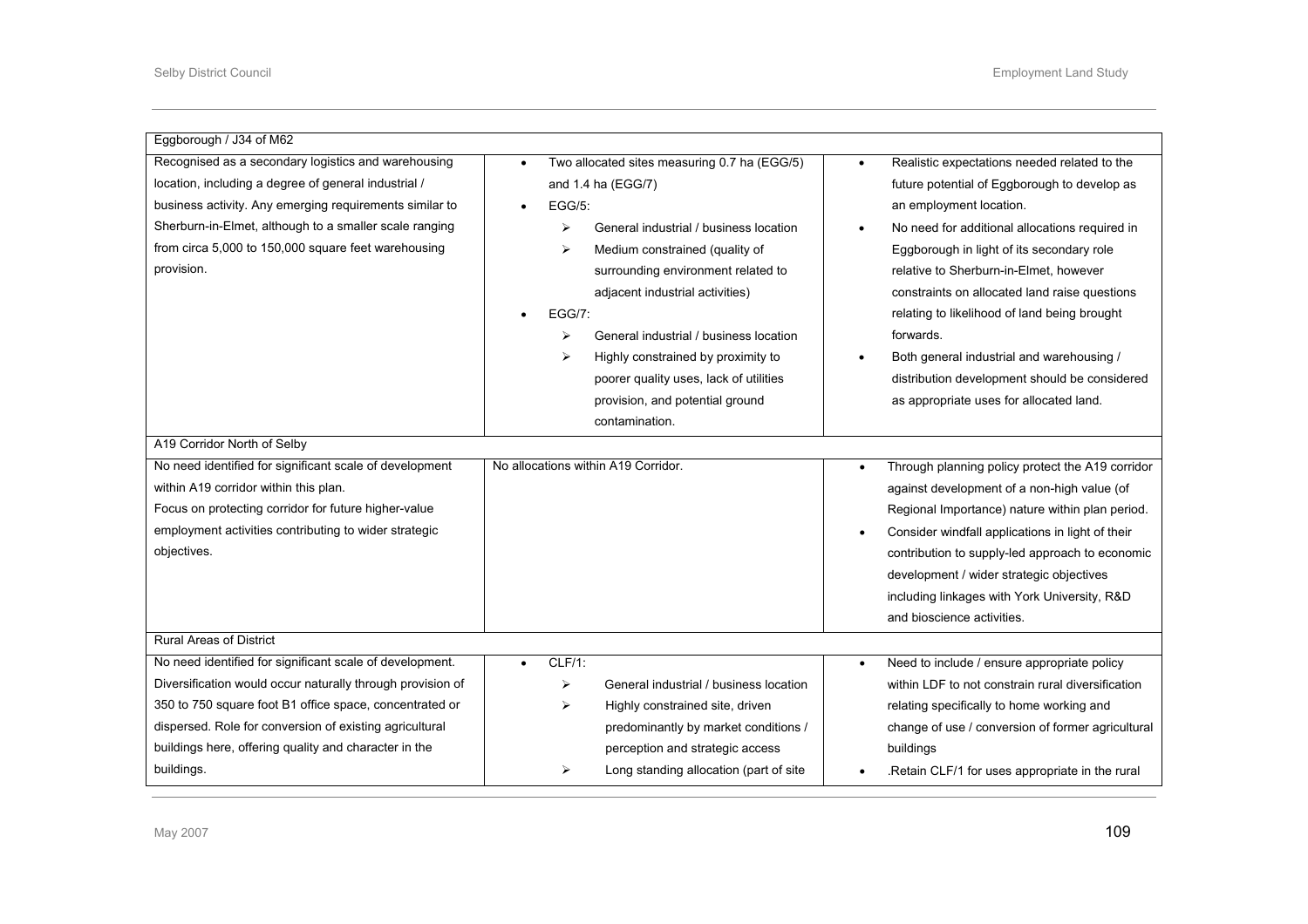| | | |
|---|---|---|
| **Eggborough / J34 of M62** | | |
| Recognised as a secondary logistics and warehousing location, including a degree of general industrial / business activity. Any emerging requirements similar to Sherburn-in-Elmet, although to a smaller scale ranging from circa 5,000 to 150,000 square feet warehousing provision. | • Two allocated sites measuring 0.7 ha (EGG/5) and 1.4 ha (EGG/7)<br>• EGG/5:<br>➢ General industrial / business location<br>➢ Medium constrained (quality of surrounding environment related to adjacent industrial activities)<br>• EGG/7:<br>➢ General industrial / business location<br>➢ Highly constrained by proximity to poorer quality uses, lack of utilities provision, and potential ground contamination. | • Realistic expectations needed related to the future potential of Eggborough to develop as an employment location.<br>• No need for additional allocations required in Eggborough in light of its secondary role relative to Sherburn-in-Elmet, however constraints on allocated land raise questions relating to likelihood of land being brought forwards.<br>• Both general industrial and warehousing / distribution development should be considered as appropriate uses for allocated land. |
| **A19 Corridor North of Selby** | | |
| No need identified for significant scale of development within A19 corridor within this plan.<br>Focus on protecting corridor for future higher-value employment activities contributing to wider strategic objectives. | No allocations within A19 Corridor. | • Through planning policy protect the A19 corridor against development of a non-high value (of Regional Importance) nature within plan period.<br>• Consider windfall applications in light of their contribution to supply-led approach to economic development / wider strategic objectives including linkages with York University, R&D and bioscience activities. |
| **Rural Areas of District** | | |
| No need identified for significant scale of development. Diversification would occur naturally through provision of 350 to 750 square foot B1 office space, concentrated or dispersed. Role for conversion of existing agricultural buildings here, offering quality and character in the buildings. | • CLF/1:<br>➢ General industrial / business location<br>➢ Highly constrained site, driven predominantly by market conditions / perception and strategic access<br>➢ Long standing allocation (part of site | • Need to include / ensure appropriate policy within LDF to not constrain rural diversification relating specifically to home working and change of use / conversion of former agricultural buildings<br>• .Retain CLF/1 for uses appropriate in the rural |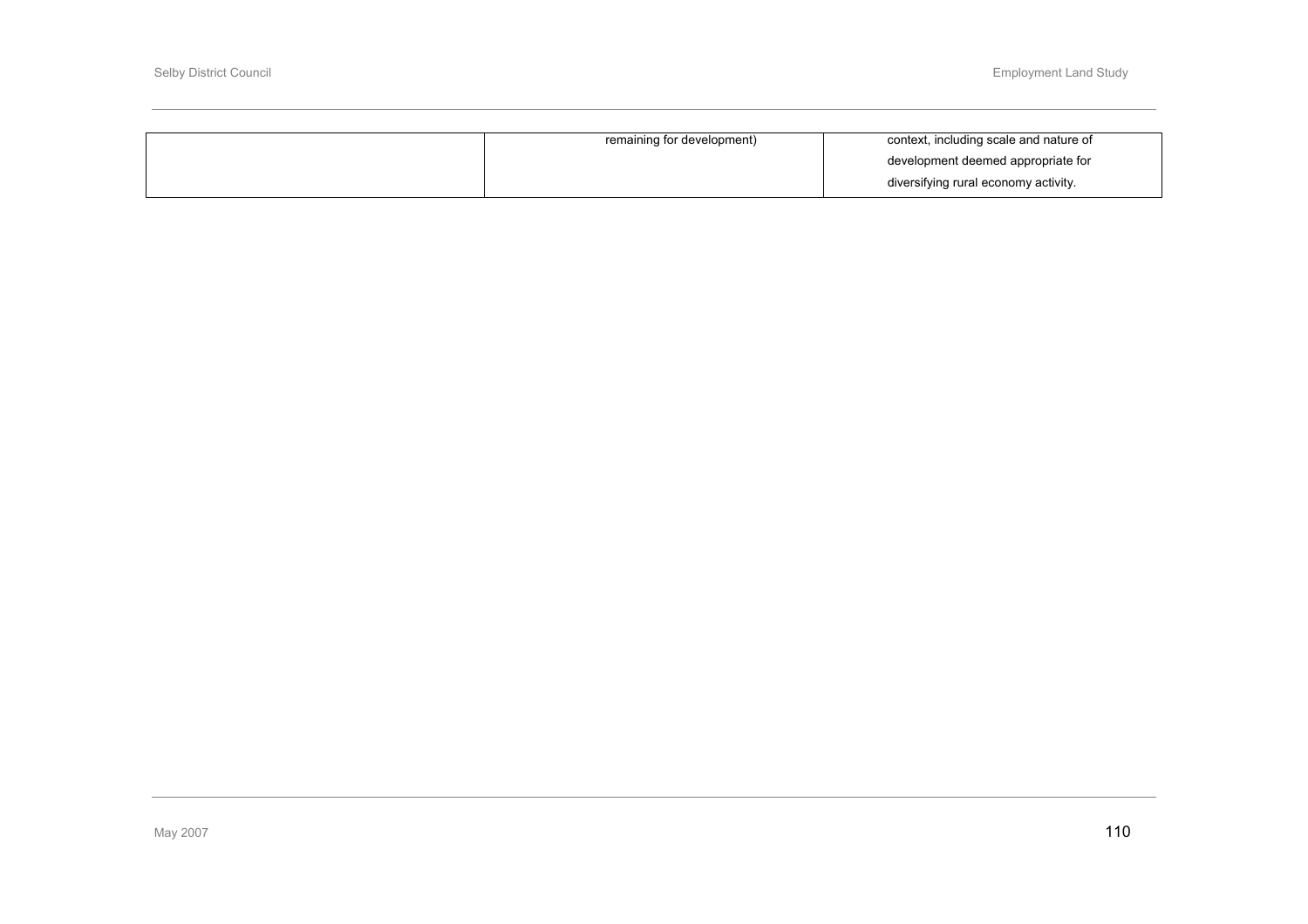|  | remaining for development) | context, including scale and nature of development deemed appropriate for diversifying rural economy activity. |
|---|---|---|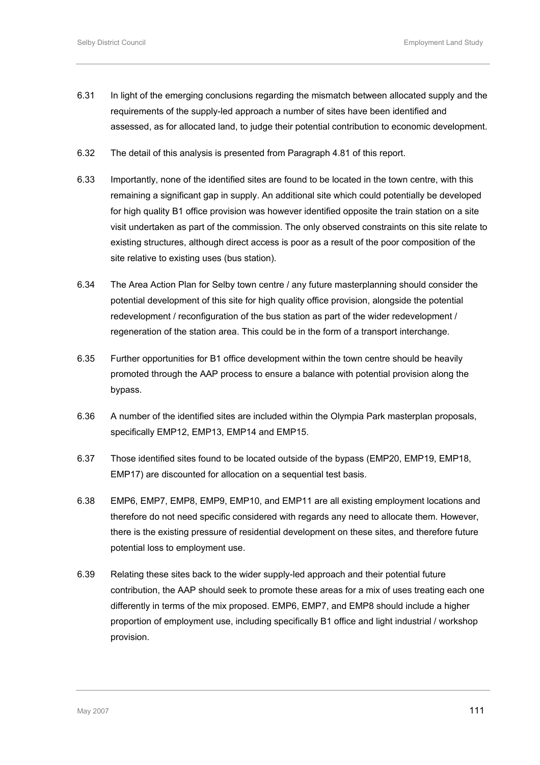6.31 In light of the emerging conclusions regarding the mismatch between allocated supply and the requirements of the supply-led approach a number of sites have been identified and assessed, as for allocated land, to judge their potential contribution to economic development.

6.32 The detail of this analysis is presented from Paragraph 4.81 of this report.

6.33 Importantly, none of the identified sites are found to be located in the town centre, with this remaining a significant gap in supply. An additional site which could potentially be developed for high quality B1 office provision was however identified opposite the train station on a site visit undertaken as part of the commission. The only observed constraints on this site relate to existing structures, although direct access is poor as a result of the poor composition of the site relative to existing uses (bus station).

6.34 The Area Action Plan for Selby town centre / any future masterplanning should consider the potential development of this site for high quality office provision, alongside the potential redevelopment / reconfiguration of the bus station as part of the wider redevelopment / regeneration of the station area. This could be in the form of a transport interchange.

6.35 Further opportunities for B1 office development within the town centre should be heavily promoted through the AAP process to ensure a balance with potential provision along the bypass.

6.36 A number of the identified sites are included within the Olympia Park masterplan proposals, specifically EMP12, EMP13, EMP14 and EMP15.

6.37 Those identified sites found to be located outside of the bypass (EMP20, EMP19, EMP18, EMP17) are discounted for allocation on a sequential test basis.

6.38 EMP6, EMP7, EMP8, EMP9, EMP10, and EMP11 are all existing employment locations and therefore do not need specific considered with regards any need to allocate them. However, there is the existing pressure of residential development on these sites, and therefore future potential loss to employment use.

6.39 Relating these sites back to the wider supply-led approach and their potential future contribution, the AAP should seek to promote these areas for a mix of uses treating each one differently in terms of the mix proposed. EMP6, EMP7, and EMP8 should include a higher proportion of employment use, including specifically B1 office and light industrial / workshop provision.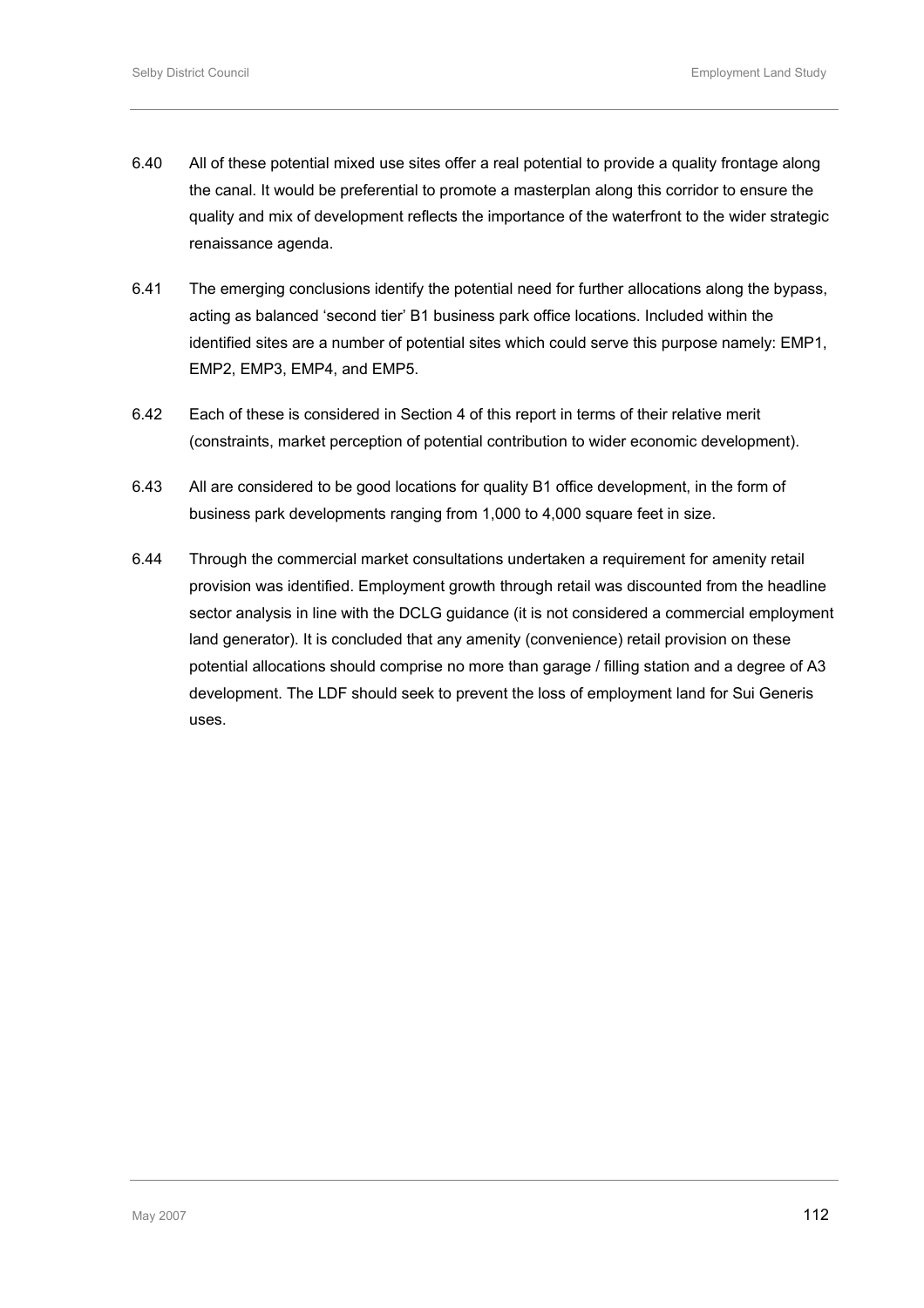6.40 All of these potential mixed use sites offer a real potential to provide a quality frontage along the canal. It would be preferential to promote a masterplan along this corridor to ensure the quality and mix of development reflects the importance of the waterfront to the wider strategic renaissance agenda.

6.41 The emerging conclusions identify the potential need for further allocations along the bypass, acting as balanced 'second tier' B1 business park office locations. Included within the identified sites are a number of potential sites which could serve this purpose namely: EMP1, EMP2, EMP3, EMP4, and EMP5.

6.42 Each of these is considered in Section 4 of this report in terms of their relative merit (constraints, market perception of potential contribution to wider economic development).

6.43 All are considered to be good locations for quality B1 office development, in the form of business park developments ranging from 1,000 to 4,000 square feet in size.

6.44 Through the commercial market consultations undertaken a requirement for amenity retail provision was identified. Employment growth through retail was discounted from the headline sector analysis in line with the DCLG guidance (it is not considered a commercial employment land generator). It is concluded that any amenity (convenience) retail provision on these potential allocations should comprise no more than garage / filling station and a degree of A3 development. The LDF should seek to prevent the loss of employment land for Sui Generis uses.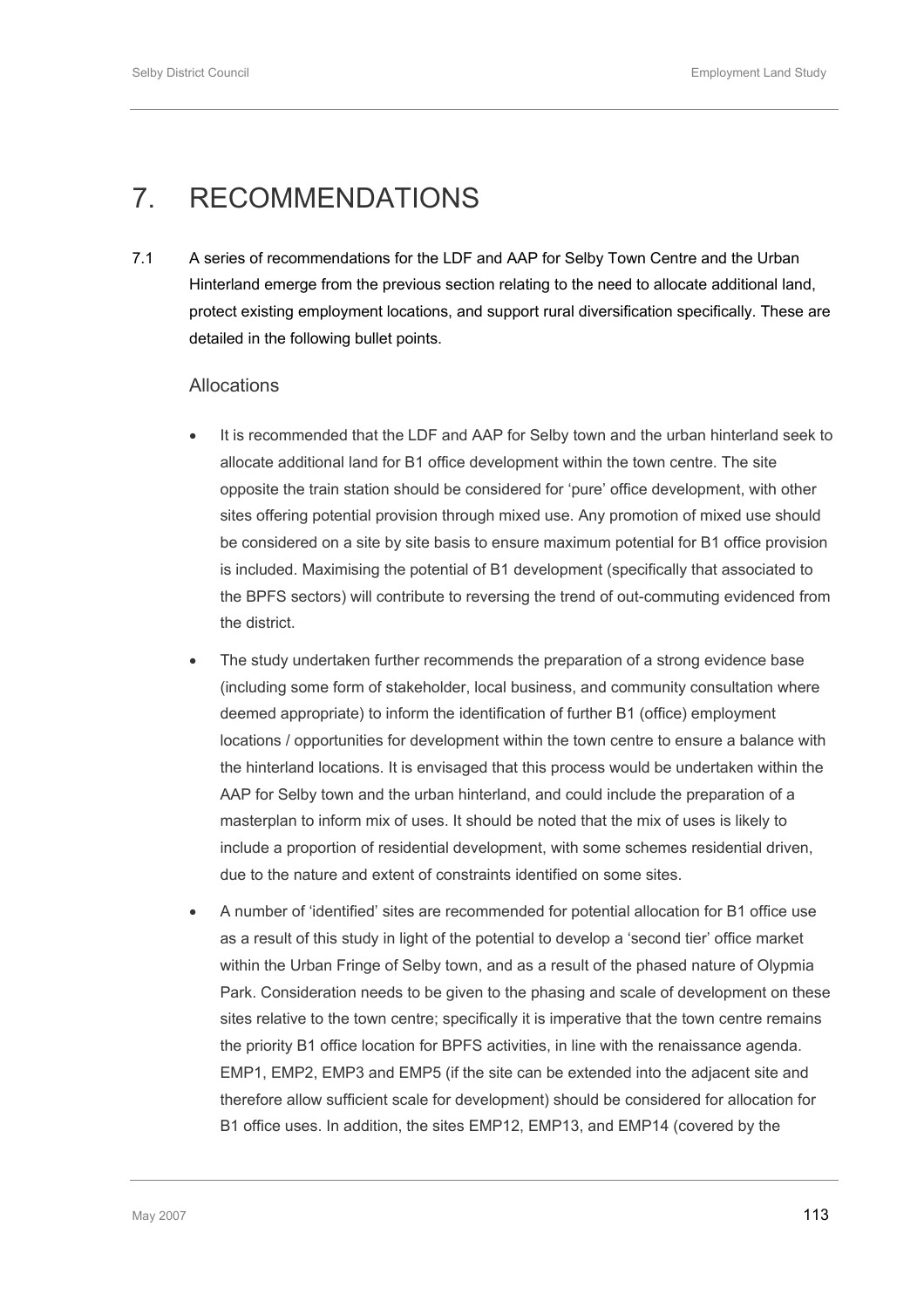# 7. RECOMMENDATIONS

7.1 A series of recommendations for the LDF and AAP for Selby Town Centre and the Urban Hinterland emerge from the previous section relating to the need to allocate additional land, protect existing employment locations, and support rural diversification specifically. These are detailed in the following bullet points.

### Allocations

- It is recommended that the LDF and AAP for Selby town and the urban hinterland seek to allocate additional land for B1 office development within the town centre. The site opposite the train station should be considered for 'pure' office development, with other sites offering potential provision through mixed use. Any promotion of mixed use should be considered on a site by site basis to ensure maximum potential for B1 office provision is included. Maximising the potential of B1 development (specifically that associated to the BPFS sectors) will contribute to reversing the trend of out-commuting evidenced from the district.
- The study undertaken further recommends the preparation of a strong evidence base (including some form of stakeholder, local business, and community consultation where deemed appropriate) to inform the identification of further B1 (office) employment locations / opportunities for development within the town centre to ensure a balance with the hinterland locations. It is envisaged that this process would be undertaken within the AAP for Selby town and the urban hinterland, and could include the preparation of a masterplan to inform mix of uses. It should be noted that the mix of uses is likely to include a proportion of residential development, with some schemes residential driven, due to the nature and extent of constraints identified on some sites.
- A number of 'identified' sites are recommended for potential allocation for B1 office use as a result of this study in light of the potential to develop a 'second tier' office market within the Urban Fringe of Selby town, and as a result of the phased nature of Olympia Park. Consideration needs to be given to the phasing and scale of development on these sites relative to the town centre; specifically it is imperative that the town centre remains the priority B1 office location for BPFS activities, in line with the renaissance agenda. EMP1, EMP2, EMP3 and EMP5 (if the site can be extended into the adjacent site and therefore allow sufficient scale for development) should be considered for allocation for B1 office uses. In addition, the sites EMP12, EMP13, and EMP14 (covered by the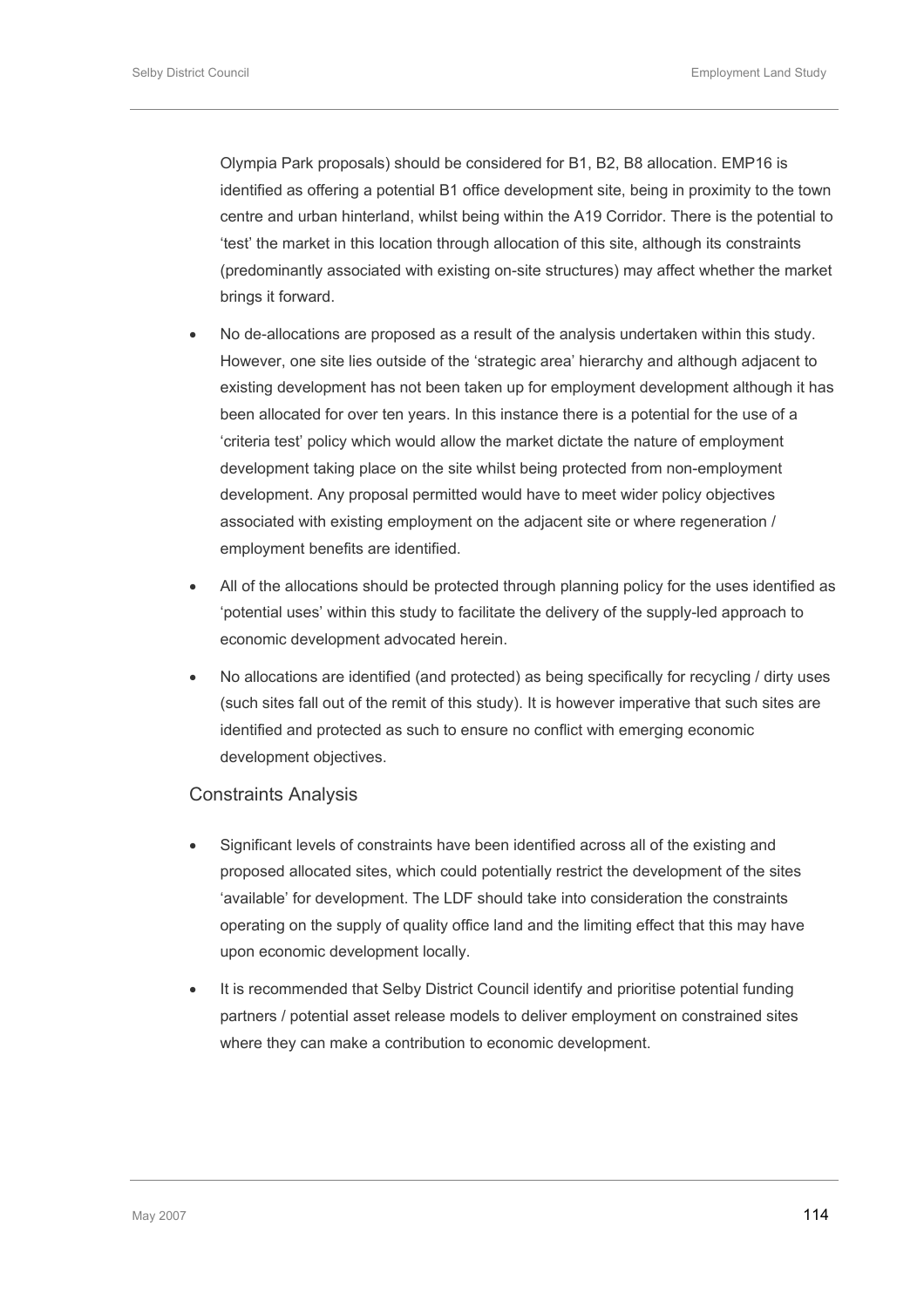Olympia Park proposals) should be considered for B1, B2, B8 allocation. EMP16 is identified as offering a potential B1 office development site, being in proximity to the town centre and urban hinterland, whilst being within the A19 Corridor. There is the potential to 'test' the market in this location through allocation of this site, although its constraints (predominantly associated with existing on-site structures) may affect whether the market brings it forward.

- No de-allocations are proposed as a result of the analysis undertaken within this study. However, one site lies outside of the 'strategic area' hierarchy and although adjacent to existing development has not been taken up for employment development although it has been allocated for over ten years. In this instance there is a potential for the use of a 'criteria test' policy which would allow the market dictate the nature of employment development taking place on the site whilst being protected from non-employment development. Any proposal permitted would have to meet wider policy objectives associated with existing employment on the adjacent site or where regeneration / employment benefits are identified.
- All of the allocations should be protected through planning policy for the uses identified as 'potential uses' within this study to facilitate the delivery of the supply-led approach to economic development advocated herein.
- No allocations are identified (and protected) as being specifically for recycling / dirty uses (such sites fall out of the remit of this study). It is however imperative that such sites are identified and protected as such to ensure no conflict with emerging economic development objectives.

## Constraints Analysis

- Significant levels of constraints have been identified across all of the existing and proposed allocated sites, which could potentially restrict the development of the sites 'available' for development. The LDF should take into consideration the constraints operating on the supply of quality office land and the limiting effect that this may have upon economic development locally.
- It is recommended that Selby District Council identify and prioritise potential funding partners / potential asset release models to deliver employment on constrained sites where they can make a contribution to economic development.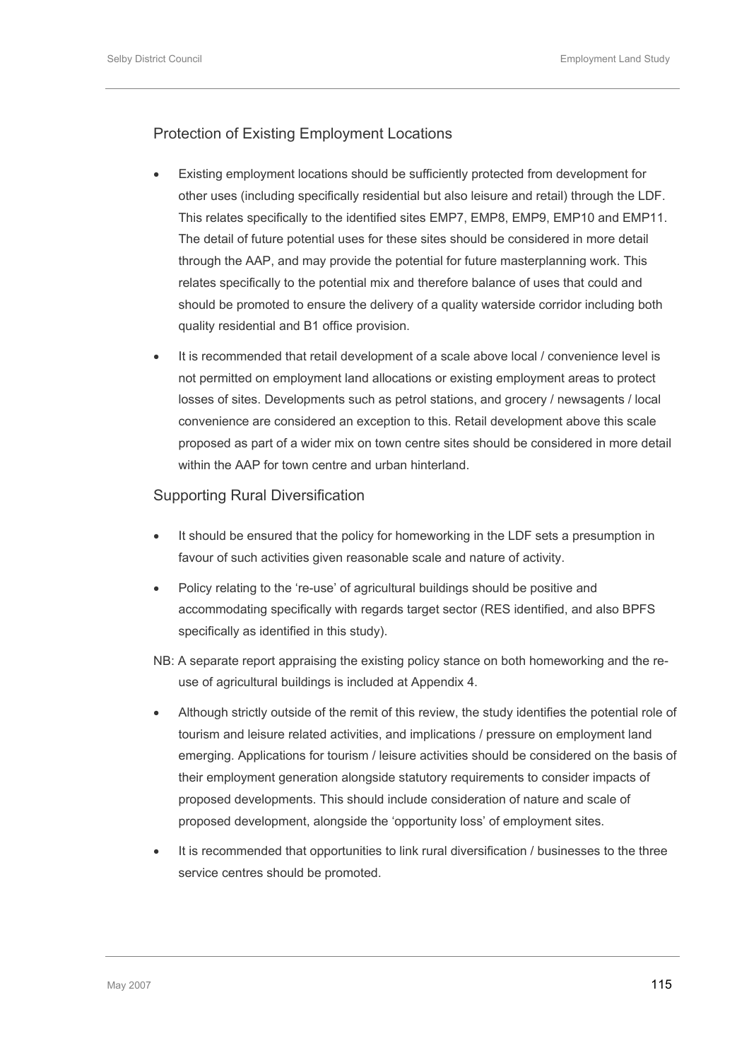## Protection of Existing Employment Locations

- Existing employment locations should be sufficiently protected from development for other uses (including specifically residential but also leisure and retail) through the LDF. This relates specifically to the identified sites EMP7, EMP8, EMP9, EMP10 and EMP11. The detail of future potential uses for these sites should be considered in more detail through the AAP, and may provide the potential for future masterplanning work. This relates specifically to the potential mix and therefore balance of uses that could and should be promoted to ensure the delivery of a quality waterside corridor including both quality residential and B1 office provision.
- It is recommended that retail development of a scale above local / convenience level is not permitted on employment land allocations or existing employment areas to protect losses of sites. Developments such as petrol stations, and grocery / newsagents / local convenience are considered an exception to this. Retail development above this scale proposed as part of a wider mix on town centre sites should be considered in more detail within the AAP for town centre and urban hinterland.

## Supporting Rural Diversification

- It should be ensured that the policy for homeworking in the LDF sets a presumption in favour of such activities given reasonable scale and nature of activity.
- Policy relating to the 're-use' of agricultural buildings should be positive and accommodating specifically with regards target sector (RES identified, and also BPFS specifically as identified in this study).

NB: A separate report appraising the existing policy stance on both homeworking and the re-use of agricultural buildings is included at Appendix 4.

- Although strictly outside of the remit of this review, the study identifies the potential role of tourism and leisure related activities, and implications / pressure on employment land emerging. Applications for tourism / leisure activities should be considered on the basis of their employment generation alongside statutory requirements to consider impacts of proposed developments. This should include consideration of nature and scale of proposed development, alongside the 'opportunity loss' of employment sites.
- It is recommended that opportunities to link rural diversification / businesses to the three service centres should be promoted.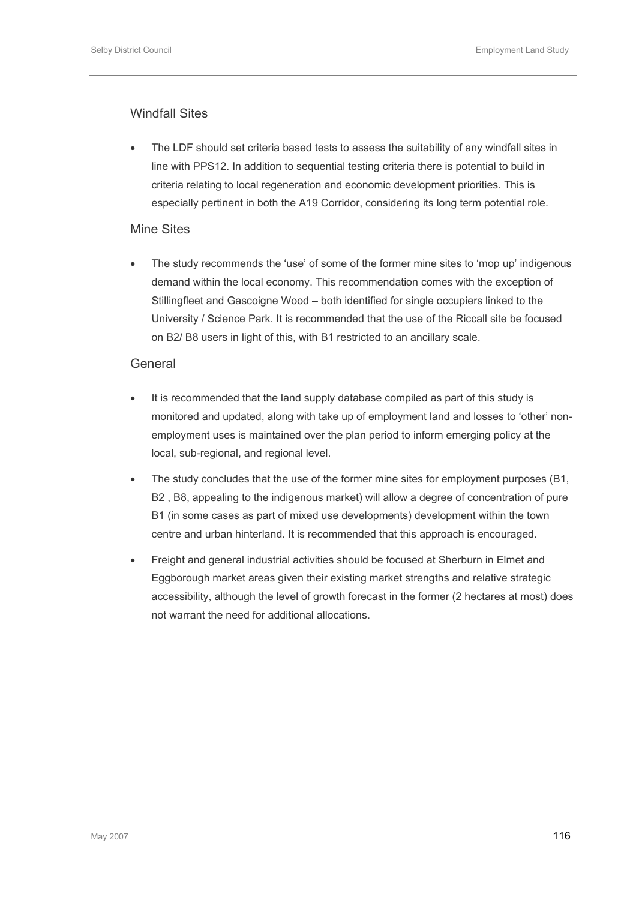### Windfall Sites

- The LDF should set criteria based tests to assess the suitability of any windfall sites in line with PPS12. In addition to sequential testing criteria there is potential to build in criteria relating to local regeneration and economic development priorities. This is especially pertinent in both the A19 Corridor, considering its long term potential role.

### Mine Sites

- The study recommends the 'use' of some of the former mine sites to 'mop up' indigenous demand within the local economy. This recommendation comes with the exception of Stillingfleet and Gascoigne Wood – both identified for single occupiers linked to the University / Science Park. It is recommended that the use of the Riccall site be focused on B2/ B8 users in light of this, with B1 restricted to an ancillary scale.

### General

- It is recommended that the land supply database compiled as part of this study is monitored and updated, along with take up of employment land and losses to 'other' non-employment uses is maintained over the plan period to inform emerging policy at the local, sub-regional, and regional level.
- The study concludes that the use of the former mine sites for employment purposes (B1, B2 , B8, appealing to the indigenous market) will allow a degree of concentration of pure B1 (in some cases as part of mixed use developments) development within the town centre and urban hinterland. It is recommended that this approach is encouraged.
- Freight and general industrial activities should be focused at Sherburn in Elmet and Eggborough market areas given their existing market strengths and relative strategic accessibility, although the level of growth forecast in the former (2 hectares at most) does not warrant the need for additional allocations.